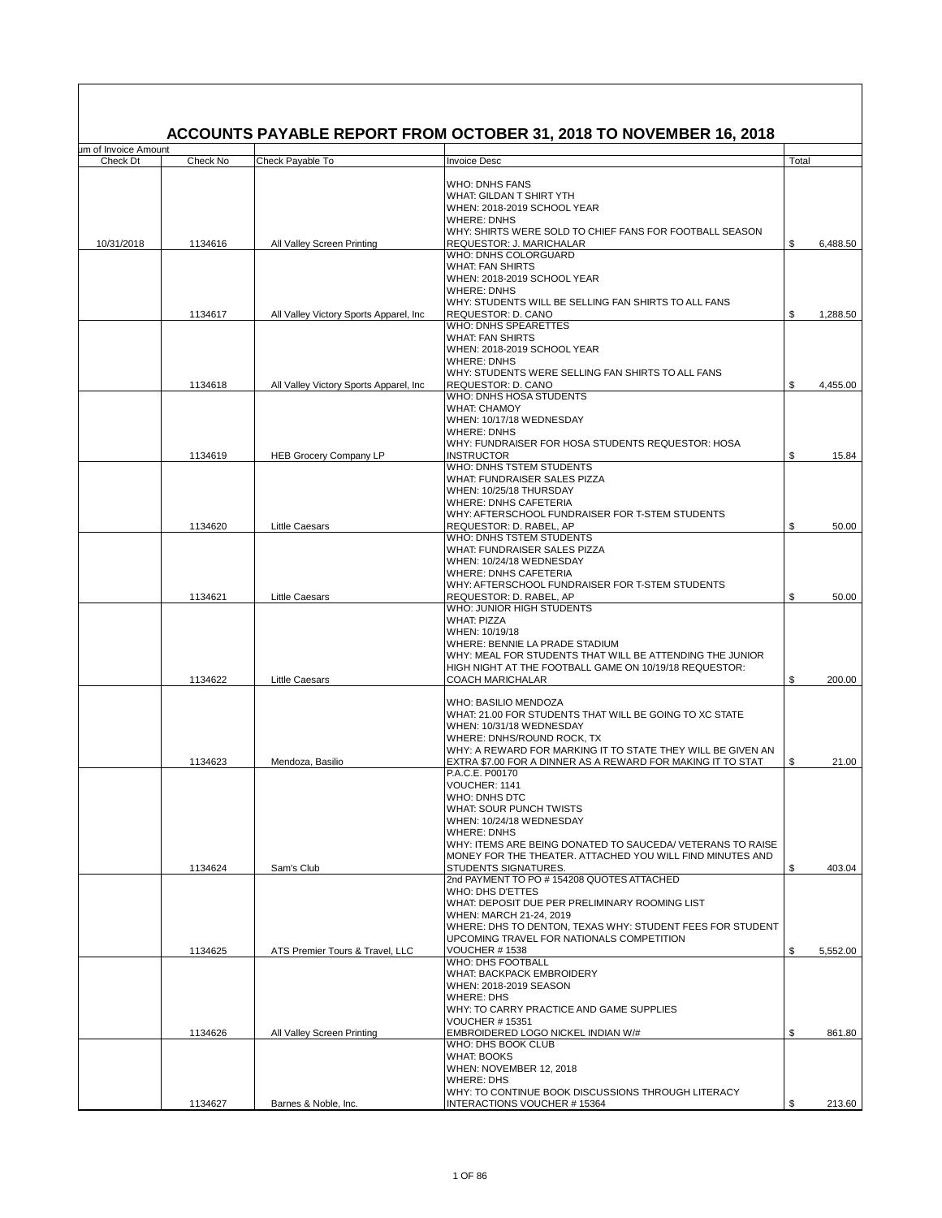# ACCOUNTS PAYABLE REPORT FROM OCTOBER 31, 2018 TO NOVEMBER 16, 2018

| um of Invoice Amount | | | | |
|---|---|---|---|---|
| Check Dt | Check No | Check Payable To | Invoice Desc | Total |
| 10/31/2018 | 1134616 | All Valley Screen Printing | WHO: DNHS FANS<br>WHAT: GILDAN T SHIRT YTH<br>WHEN: 2018-2019 SCHOOL YEAR<br>WHERE: DNHS<br>WHY: SHIRTS WERE SOLD TO CHIEF FANS FOR FOOTBALL SEASON<br>REQUESTOR: J. MARICHALAR | $ 6,488.50 |
| | 1134617 | All Valley Victory Sports Apparel, Inc | WHO: DNHS COLORGUARD<br>WHAT: FAN SHIRTS<br>WHEN: 2018-2019 SCHOOL YEAR<br>WHERE: DNHS<br>WHY: STUDENTS WILL BE SELLING FAN SHIRTS TO ALL FANS<br>REQUESTOR: D. CANO | $ 1,288.50 |
| | 1134618 | All Valley Victory Sports Apparel, Inc | WHO: DNHS SPEARETTES<br>WHAT: FAN SHIRTS<br>WHEN: 2018-2019 SCHOOL YEAR<br>WHERE: DNHS<br>WHY: STUDENTS WERE SELLING FAN SHIRTS TO ALL FANS<br>REQUESTOR: D. CANO | $ 4,455.00 |
| | 1134619 | HEB Grocery Company LP | WHO: DNHS HOSA STUDENTS<br>WHAT: CHAMOY<br>WHEN: 10/17/18 WEDNESDAY<br>WHERE: DNHS<br>WHY: FUNDRAISER FOR HOSA STUDENTS REQUESTOR: HOSA INSTRUCTOR | $ 15.84 |
| | 1134620 | Little Caesars | WHO: DNHS TSTEM STUDENTS<br>WHAT: FUNDRAISER SALES PIZZA<br>WHEN: 10/25/18 THURSDAY<br>WHERE: DNHS CAFETERIA<br>WHY: AFTERSCHOOL FUNDRAISER FOR T-STEM STUDENTS<br>REQUESTOR: D. RABEL, AP | $ 50.00 |
| | 1134621 | Little Caesars | WHO: DNHS TSTEM STUDENTS<br>WHAT: FUNDRAISER SALES PIZZA<br>WHEN: 10/24/18 WEDNESDAY<br>WHERE: DNHS CAFETERIA<br>WHY: AFTERSCHOOL FUNDRAISER FOR T-STEM STUDENTS<br>REQUESTOR: D. RABEL, AP | $ 50.00 |
| | 1134622 | Little Caesars | WHO: JUNIOR HIGH STUDENTS<br>WHAT: PIZZA<br>WHEN: 10/19/18<br>WHERE: BENNIE LA PRADE STADIUM<br>WHY: MEAL FOR STUDENTS THAT WILL BE ATTENDING THE JUNIOR HIGH NIGHT AT THE FOOTBALL GAME ON 10/19/18 REQUESTOR: COACH MARICHALAR | $ 200.00 |
| | 1134623 | Mendoza, Basilio | WHO: BASILIO MENDOZA<br>WHAT: 21.00 FOR STUDENTS THAT WILL BE GOING TO XC STATE<br>WHEN: 10/31/18 WEDNESDAY<br>WHERE: DNHS/ROUND ROCK, TX<br>WHY: A REWARD FOR MARKING IT TO STATE THEY WILL BE GIVEN AN EXTRA $7.00 FOR A DINNER AS A REWARD FOR MAKING IT TO STAT | $ 21.00 |
| | 1134624 | Sam's Club | P.A.C.E. P00170<br>VOUCHER: 1141<br>WHO: DNHS DTC<br>WHAT: SOUR PUNCH TWISTS<br>WHEN: 10/24/18 WEDNESDAY<br>WHERE: DNHS<br>WHY: ITEMS ARE BEING DONATED TO SAUCEDA/ VETERANS TO RAISE MONEY FOR THE THEATER. ATTACHED YOU WILL FIND MINUTES AND STUDENTS SIGNATURES. | $ 403.04 |
| | 1134625 | ATS Premier Tours & Travel, LLC | 2nd PAYMENT TO PO # 154208 QUOTES ATTACHED<br>WHO: DHS D'ETTES<br>WHAT: DEPOSIT DUE PER PRELIMINARY ROOMING LIST<br>WHEN: MARCH 21-24, 2019<br>WHERE: DHS TO DENTON, TEXAS WHY: STUDENT FEES FOR STUDENT UPCOMING TRAVEL FOR NATIONALS COMPETITION<br>VOUCHER # 1538 | $ 5,552.00 |
| | 1134626 | All Valley Screen Printing | WHO: DHS FOOTBALL<br>WHAT: BACKPACK EMBROIDERY<br>WHEN: 2018-2019 SEASON<br>WHERE: DHS<br>WHY: TO CARRY PRACTICE AND GAME SUPPLIES<br>VOUCHER # 15351<br>EMBROIDERED LOGO NICKEL INDIAN W/# | $ 861.80 |
| | 1134627 | Barnes & Noble, Inc. | WHO: DHS BOOK CLUB<br>WHAT: BOOKS<br>WHEN: NOVEMBER 12, 2018<br>WHERE: DHS<br>WHY: TO CONTINUE BOOK DISCUSSIONS THROUGH LITERACY INTERACTIONS VOUCHER # 15364 | $ 213.60 |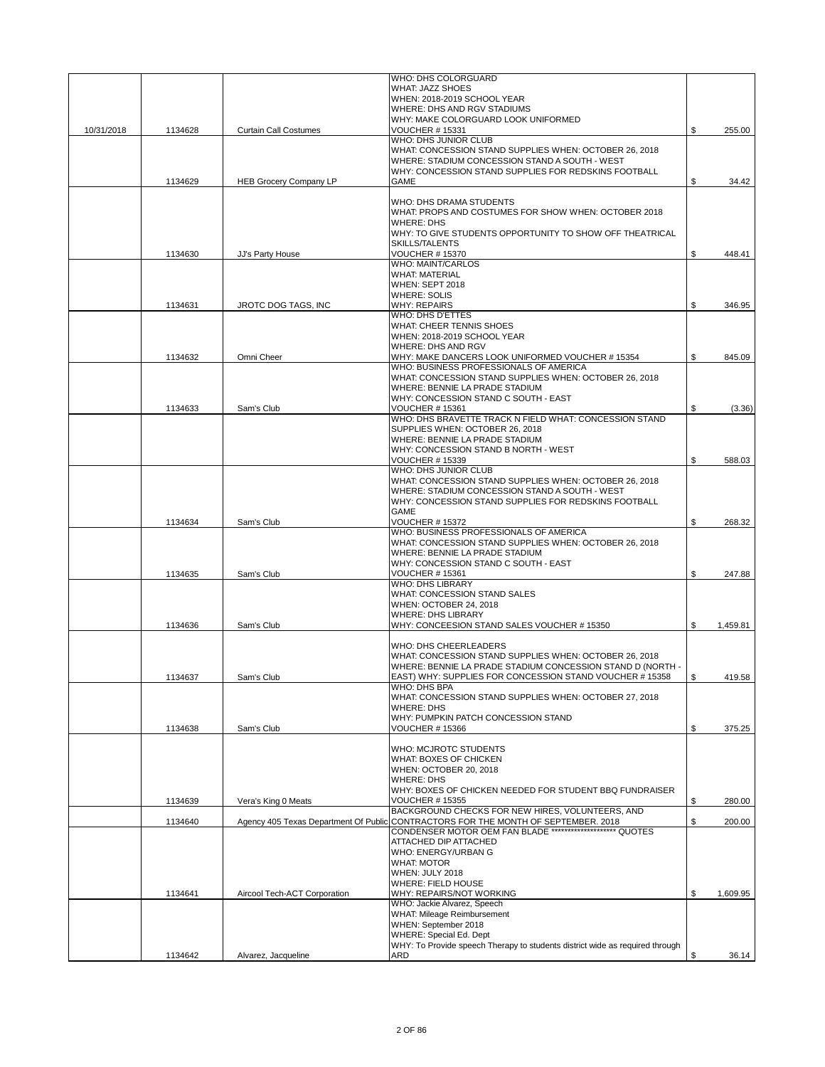| | | | | |
|---|---|---|---|---|
| 10/31/2018 | 1134628 | Curtain Call Costumes | WHO: DHS COLORGUARD<br>WHAT: JAZZ SHOES<br>WHEN: 2018-2019 SCHOOL YEAR<br>WHERE: DHS AND RGV STADIUMS<br>WHY: MAKE COLORGUARD LOOK UNIFORMED<br>VOUCHER # 15331 | $ 255.00 |
| | 1134629 | HEB Grocery Company LP | WHO: DHS JUNIOR CLUB<br>WHAT: CONCESSION STAND SUPPLIES WHEN: OCTOBER 26, 2018<br>WHERE: STADIUM CONCESSION STAND A SOUTH - WEST<br>WHY: CONCESSION STAND SUPPLIES FOR REDSKINS FOOTBALL GAME | $ 34.42 |
| | 1134630 | JJ's Party House | WHO: DHS DRAMA STUDENTS<br>WHAT: PROPS AND COSTUMES FOR SHOW WHEN: OCTOBER 2018<br>WHERE: DHS<br>WHY: TO GIVE STUDENTS OPPORTUNITY TO SHOW OFF THEATRICAL SKILLS/TALENTS<br>VOUCHER # 15370 | $ 448.41 |
| | 1134631 | JROTC DOG TAGS, INC | WHO: MAINT/CARLOS<br>WHAT: MATERIAL<br>WHEN: SEPT 2018<br>WHERE: SOLIS<br>WHY: REPAIRS | $ 346.95 |
| | 1134632 | Omni Cheer | WHO: DHS D'ETTES<br>WHAT: CHEER TENNIS SHOES<br>WHEN: 2018-2019 SCHOOL YEAR<br>WHERE: DHS AND RGV<br>WHY: MAKE DANCERS LOOK UNIFORMED VOUCHER # 15354 | $ 845.09 |
| | 1134633 | Sam's Club | WHO: BUSINESS PROFESSIONALS OF AMERICA<br>WHAT: CONCESSION STAND SUPPLIES WHEN: OCTOBER 26, 2018<br>WHERE: BENNIE LA PRADE STADIUM<br>WHY: CONCESSION STAND C SOUTH - EAST<br>VOUCHER # 15361 | $ (3.36) |
| | | | WHO: DHS BRAVETTE TRACK N FIELD WHAT: CONCESSION STAND SUPPLIES WHEN: OCTOBER 26, 2018<br>WHERE: BENNIE LA PRADE STADIUM<br>WHY: CONCESSION STAND B NORTH - WEST<br>VOUCHER # 15339 | $ 588.03 |
| | 1134634 | Sam's Club | WHO: DHS JUNIOR CLUB<br>WHAT: CONCESSION STAND SUPPLIES WHEN: OCTOBER 26, 2018<br>WHERE: STADIUM CONCESSION STAND A SOUTH - WEST<br>WHY: CONCESSION STAND SUPPLIES FOR REDSKINS FOOTBALL GAME<br>VOUCHER # 15372 | $ 268.32 |
| | 1134635 | Sam's Club | WHO: BUSINESS PROFESSIONALS OF AMERICA<br>WHAT: CONCESSION STAND SUPPLIES WHEN: OCTOBER 26, 2018<br>WHERE: BENNIE LA PRADE STADIUM<br>WHY: CONCESSION STAND C SOUTH - EAST<br>VOUCHER # 15361 | $ 247.88 |
| | 1134636 | Sam's Club | WHO: DHS LIBRARY<br>WHAT: CONCESSION STAND SALES<br>WHEN: OCTOBER 24, 2018<br>WHERE: DHS LIBRARY<br>WHY: CONCEESION STAND SALES VOUCHER # 15350 | $ 1,459.81 |
| | 1134637 | Sam's Club | WHO: DHS CHEERLEADERS<br>WHAT: CONCESSION STAND SUPPLIES WHEN: OCTOBER 26, 2018<br>WHERE: BENNIE LA PRADE STADIUM CONCESSION STAND D (NORTH - EAST) WHY: SUPPLIES FOR CONCESSION STAND VOUCHER # 15358 | $ 419.58 |
| | 1134638 | Sam's Club | WHO: DHS BPA<br>WHAT: CONCESSION STAND SUPPLIES WHEN: OCTOBER 27, 2018<br>WHERE: DHS<br>WHY: PUMPKIN PATCH CONCESSION STAND<br>VOUCHER # 15366 | $ 375.25 |
| | 1134639 | Vera's King 0 Meats | WHO: MCJROTC STUDENTS<br>WHAT: BOXES OF CHICKEN<br>WHEN: OCTOBER 20, 2018<br>WHERE: DHS<br>WHY: BOXES OF CHICKEN NEEDED FOR STUDENT BBQ FUNDRAISER<br>VOUCHER # 15355 | $ 280.00 |
| | 1134640 | Agency 405 Texas Department Of Public | BACKGROUND CHECKS FOR NEW HIRES, VOLUNTEERS, AND CONTRACTORS FOR THE MONTH OF SEPTEMBER. 2018 | $ 200.00 |
| | 1134641 | Aircool Tech-ACT Corporation | CONDENSER MOTOR OEM FAN BLADE ******************** QUOTES ATTACHED DIP ATTACHED<br>WHO: ENERGY/URBAN G<br>WHAT: MOTOR<br>WHEN: JULY 2018<br>WHERE: FIELD HOUSE<br>WHY: REPAIRS/NOT WORKING | $ 1,609.95 |
| | 1134642 | Alvarez, Jacqueline | WHO: Jackie Alvarez, Speech<br>WHAT: Mileage Reimbursement<br>WHEN: September 2018<br>WHERE: Special Ed. Dept<br>WHY: To Provide speech Therapy to students district wide as required through ARD | $ 36.14 |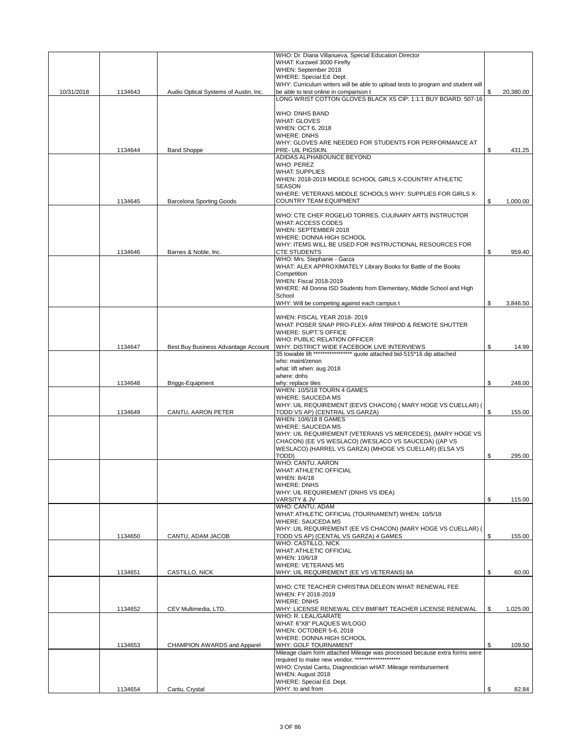| | | | | | |
|---|---|---|---|---|---|
| 10/31/2018 | 1134643 | Audio Optical Systems of Austin, Inc. | WHO: Dr. Diana Villanueva, Special Education Director<br>WHAT: Kurzweil 3000 Firefly<br>WHEN: September 2018<br>WHERE: Special Ed. Dept.<br>WHY: Curriculum writers will be able to upload tests to program and student will be able to test online in comparison t | $ | 20,380.00 |
| | 1134644 | Band Shoppe | LONG WRIST COTTON GLOVES BLACK XS CIP: 1:1:1 BUY BOARD: 507-16<br><br>WHO: DNHS BAND<br>WHAT: GLOVES<br>WHEN: OCT 6, 2018<br>WHERE: DNHS<br>WHY: GLOVES ARE NEEDED FOR STUDENTS FOR PERFORMANCE AT PRE- UIL PIGSKIN. | $ | 431.25 |
| | 1134645 | Barcelona Sporting Goods | ADIDAS ALPHABOUNCE BEYOND<br>WHO: PEREZ<br>WHAT: SUPPLIES<br>WHEN: 2018-2019 MIDDLE SCHOOL GIRLS X-COUNTRY ATHLETIC SEASON<br>WHERE: VETERANS MIDDLE SCHOOLS WHY: SUPPLIES FOR GIRLS X-COUNTRY TEAM EQUIPMENT | $ | 1,000.00 |
| | 1134646 | Barnes & Noble, Inc. | WHO: CTE CHEF ROGELIO TORRES, CULINARY ARTS INSTRUCTOR<br>WHAT: ACCESS CODES<br>WHEN: SEPTEMBER 2018<br>WHERE: DONNA HIGH SCHOOL<br>WHY: ITEMS WILL BE USED FOR INSTRUCTIONAL RESOURCES FOR CTE STUDENTS | $ | 959.40 |
| | | | WHO: Mrs. Stephanie - Garza<br>WHAT: ALEX APPROXIMATELY Library Books for Battle of the Books Competition<br>WHEN: Fiscal 2018-2019<br>WHERE: All Donna ISD Students from Elementary, Middle School and High School<br>WHY: Will be competing against each campus t | $ | 3,846.50 |
| | 1134647 | Best Buy Business Advantage Account | WHEN: FISCAL YEAR 2018- 2019<br>WHAT: POSER SNAP PRO-FLEX- ARM TRIPOD & REMOTE SHUTTER<br>WHERE: SUPT.'S OFFICE<br>WHO: PUBLIC RELATION OFFICER<br>WHY: DISTRICT WIDE FACEBOOK LIVE INTERVIEWS | $ | 14.99 |
| | 1134648 | Briggs-Equipment | 35 towable lift ***************** quote attached bid-515*16 dip attached<br>who: maint/zenon<br>what: lift when: aug 2018<br>where: dnhs<br>why: replace tiles | $ | 248.00 |
| | 1134649 | CANTU, AARON PETER | WHEN: 10/5/18 TOURN 4 GAMES<br>WHERE: SAUCEDA MS<br>WHY: UIL REQUIREMENT (EEVS CHACON) ( MARY HOGE VS CUELLAR) ( TODD VS AP) (CENTRAL VS GARZA) | $ | 155.00 |
| | | | WHEN: 10/6/18 8 GAMES<br>WHERE: SAUCEDA MS<br>WHY: UIL REQUIREMENT (VETERANS VS MERCEDES), (MARY HOGE VS CHACON) (EE VS WESLACO) (WESLACO VS SAUCEDA) ((AP VS WESLACO) (HARREL VS GARZA) (MHOGE VS CUELLAR) (ELSA VS TODD) | $ | 295.00 |
| | | | WHO: CANTU, AARON<br>WHAT: ATHLETIC OFFICIAL<br>WHEN: 8/4/18<br>WHERE: DNHS<br>WHY: UIL REQUIREMENT (DNHS VS IDEA)<br>VARSITY & JV | $ | 115.00 |
| | 1134650 | CANTU, ADAM JACOB | WHO: CANTU, ADAM<br>WHAT: ATHLETIC OFFICIAL (TOURNAMENT) WHEN: 10/5/18<br>WHERE: SAUCEDA MS<br>WHY: UIL REQUIREMENT (EE VS CHACON) (MARY HOGE VS CUELLAR) ( TODD VS AP) (CENTAL VS GARZA) 4 GAMES | $ | 155.00 |
| | 1134651 | CASTILLO, NICK | WHO: CASTILLO, NICK<br>WHAT: ATHLETIC OFFICIAL<br>WHEN: 10/6/18<br>WHERE: VETERANS MS<br>WHY: UIL REQUIREMENT (EE VS VETERANS) 8A | $ | 60.00 |
| | 1134652 | CEV Multimedia, LTD. | WHO: CTE TEACHER CHRISTINA DELEON WHAT: RENEWAL FEE<br>WHEN: FY 2018-2019<br>WHERE: DNHS<br>WHY: LICENSE RENEWAL CEV BMFIMT TEACHER LICENSE RENEWAL | $ | 1,025.00 |
| | 1134653 | CHAMPION AWARDS and Apparel | WHO: R. LEAL/GARATE<br>WHAT: 6"X8" PLAQUES W/LOGO<br>WHEN: OCTOBER 5-6, 2018<br>WHERE: DONNA HIGH SCHOOL<br>WHY: GOLF TOURNAMENT | $ | 109.50 |
| | 1134654 | Cantu, Crystal | Mileage claim form attached Mileage was processed because extra forms were required to make new vendor. ********************<br>WHO: Crystal Cantu, Diagnostician wHAT: Mileage reimbursement<br>WHEN: August 2018<br>WHERE: Special Ed. Dept.<br>WHY: to and from | $ | 82.84 |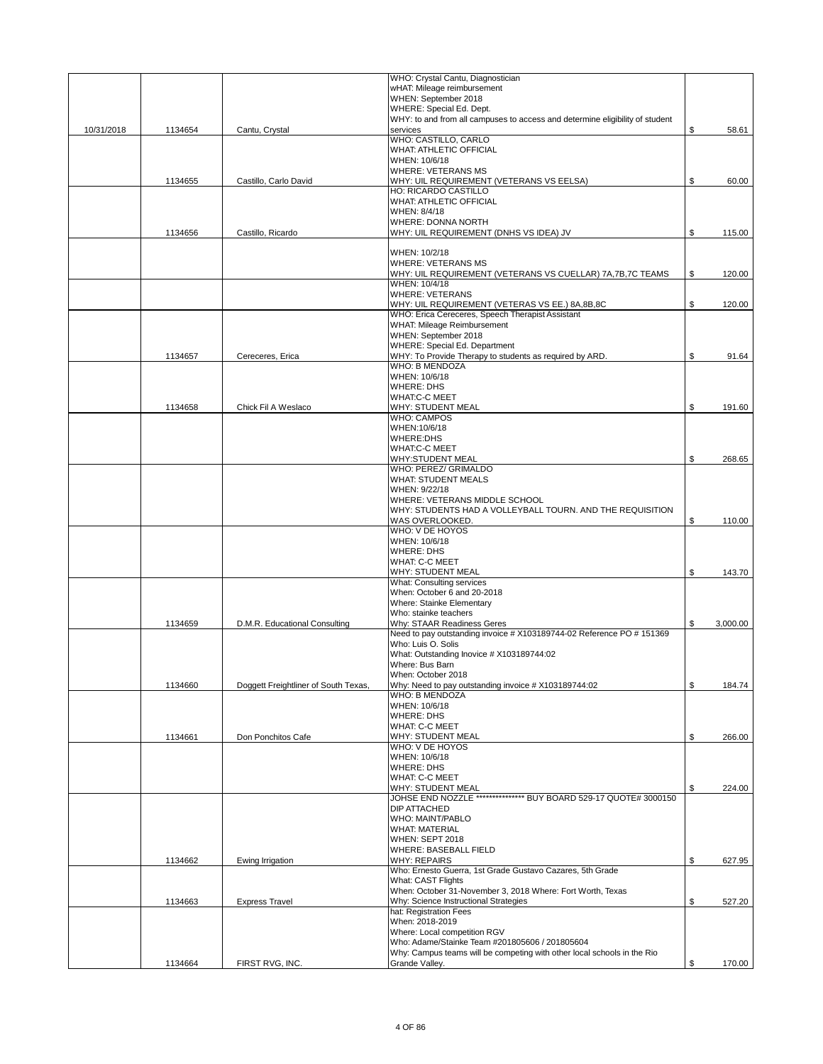| | | | | |
|---|---|---|---|---|
| 10/31/2018 | 1134654 | Cantu, Crystal | WHO: Crystal Cantu, Diagnostician<br>wHAT: Mileage reimbursement<br>WHEN: September 2018<br>WHERE: Special Ed. Dept.<br>WHY: to and from all campuses to access and determine eligibility of student services | $ 58.61 |
| | 1134655 | Castillo, Carlo David | WHO: CASTILLO, CARLO<br>WHAT: ATHLETIC OFFICIAL<br>WHEN: 10/6/18<br>WHERE: VETERANS MS<br>WHY: UIL REQUIREMENT (VETERANS VS EELSA) | $ 60.00 |
| | 1134656 | Castillo, Ricardo | HO: RICARDO CASTILLO<br>WHAT: ATHLETIC OFFICIAL<br>WHEN: 8/4/18<br>WHERE: DONNA NORTH<br>WHY: UIL REQUIREMENT (DNHS VS IDEA) JV | $ 115.00 |
| | | | WHEN: 10/2/18<br>WHERE: VETERANS MS<br>WHY: UIL REQUIREMENT (VETERANS VS CUELLAR) 7A,7B,7C TEAMS | $ 120.00 |
| | | | WHEN: 10/4/18<br>WHERE: VETERANS<br>WHY: UIL REQUIREMENT (VETERAS VS EE.) 8A,8B,8C | $ 120.00 |
| | 1134657 | Cereceres, Erica | WHO: Erica Cereceres, Speech Therapist Assistant<br>WHAT: Mileage Reimbursement<br>WHEN: September 2018<br>WHERE: Special Ed. Department<br>WHY: To Provide Therapy to students as required by ARD. | $ 91.64 |
| | 1134658 | Chick Fil A Weslaco | WHO: B MENDOZA<br>WHEN: 10/6/18<br>WHERE: DHS<br>WHAT:C-C MEET<br>WHY: STUDENT MEAL | $ 191.60 |
| | | | WHO: CAMPOS<br>WHEN:10/6/18<br>WHERE:DHS<br>WHAT:C-C MEET<br>WHY:STUDENT MEAL | $ 268.65 |
| | | | WHO: PEREZ/ GRIMALDO<br>WHAT: STUDENT MEALS<br>WHEN: 9/22/18<br>WHERE: VETERANS MIDDLE SCHOOL<br>WHY: STUDENTS HAD A VOLLEYBALL TOURN. AND THE REQUISITION WAS OVERLOOKED. | $ 110.00 |
| | | | WHO: V DE HOYOS<br>WHEN: 10/6/18<br>WHERE: DHS<br>WHAT: C-C MEET<br>WHY: STUDENT MEAL | $ 143.70 |
| | 1134659 | D.M.R. Educational Consulting | What: Consulting services<br>When: October 6 and 20-2018<br>Where: Stainke Elementary<br>Who: stainke teachers<br>Why: STAAR Readiness Geres | $ 3,000.00 |
| | 1134660 | Doggett Freightliner of South Texas, | Need to pay outstanding invoice # X103189744-02 Reference PO # 151369<br>Who: Luis O. Solis<br>What: Outstanding Inovice # X103189744:02<br>Where: Bus Barn<br>When: October 2018<br>Why: Need to pay outstanding invoice # X103189744:02 | $ 184.74 |
| | 1134661 | Don Ponchitos Cafe | WHO: B MENDOZA<br>WHEN: 10/6/18<br>WHERE: DHS<br>WHAT: C-C MEET<br>WHY: STUDENT MEAL | $ 266.00 |
| | | | WHO: V DE HOYOS<br>WHEN: 10/6/18<br>WHERE: DHS<br>WHAT: C-C MEET<br>WHY: STUDENT MEAL | $ 224.00 |
| | 1134662 | Ewing Irrigation | JOHSE END NOZZLE *************** BUY BOARD 529-17 QUOTE# 3000150 DIP ATTACHED<br>WHO: MAINT/PABLO<br>WHAT: MATERIAL<br>WHEN: SEPT 2018<br>WHERE: BASEBALL FIELD<br>WHY: REPAIRS | $ 627.95 |
| | 1134663 | Express Travel | Who: Ernesto Guerra, 1st Grade Gustavo Cazares, 5th Grade<br>What: CAST Flights<br>When: October 31-November 3, 2018 Where: Fort Worth, Texas<br>Why: Science Instructional Strategies | $ 527.20 |
| | 1134664 | FIRST RVG, INC. | hat: Registration Fees<br>When: 2018-2019<br>Where: Local competition RGV<br>Who: Adame/Stainke Team #201805606 / 201805604<br>Why: Campus teams will be competing with other local schools in the Rio Grande Valley. | $ 170.00 |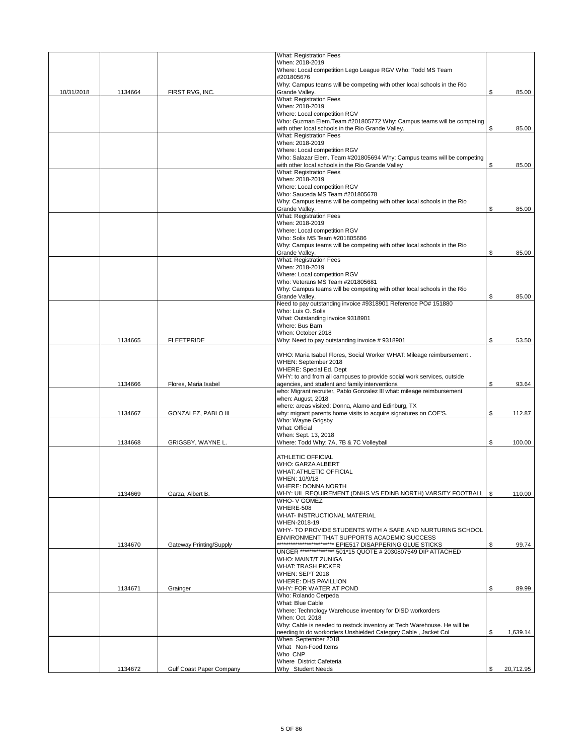| | | | | |
|---|---|---|---|---|
| 10/31/2018 | 1134664 | FIRST RVG, INC. | What: Registration Fees<br>When: 2018-2019<br>Where: Local competition Lego League RGV Who: Todd MS Team #201805676<br>Why: Campus teams will be competing with other local schools in the Rio Grande Valley. | $ 85.00 |
| | | | What: Registration Fees<br>When: 2018-2019<br>Where: Local competition RGV<br>Who: Guzman Elem.Team #201805772 Why: Campus teams will be competing with other local schools in the Rio Grande Valley. | $ 85.00 |
| | | | What: Registration Fees<br>When: 2018-2019<br>Where: Local competition RGV<br>Who: Salazar Elem. Team #201805694 Why: Campus teams will be competing with other local schools in the Rio Grande Valley | $ 85.00 |
| | | | What: Registration Fees<br>When: 2018-2019<br>Where: Local competition RGV<br>Who: Sauceda MS Team #201805678<br>Why: Campus teams will be competing with other local schools in the Rio Grande Valley. | $ 85.00 |
| | | | What: Registration Fees<br>When: 2018-2019<br>Where: Local competition RGV<br>Who: Solis MS Team #201805686<br>Why: Campus teams will be competing with other local schools in the Rio Grande Valley. | $ 85.00 |
| | | | What: Registration Fees<br>When: 2018-2019<br>Where: Local competition RGV<br>Who: Veterans MS Team #201805681<br>Why: Campus teams will be competing with other local schools in the Rio Grande Valley. | $ 85.00 |
| | 1134665 | FLEETPRIDE | Need to pay outstanding invoice #9318901 Reference PO# 151880<br>Who: Luis O. Solis<br>What: Outstanding invoice 9318901<br>Where: Bus Barn<br>When: October 2018<br>Why: Need to pay outstanding invoice # 9318901 | $ 53.50 |
| | 1134666 | Flores, Maria Isabel | WHO: Maria Isabel Flores, Social Worker WHAT: Mileage reimbursement .<br>WHEN: September 2018<br>WHERE: Special Ed. Dept<br>WHY: to and from all campuses to provide social work services, outside agencies, and student and family interventions | $ 93.64 |
| | 1134667 | GONZALEZ, PABLO III | who: Migrant recruiter, Pablo Gonzalez III what: mileage reimbursement<br>when: August, 2018<br>where: areas visited: Donna, Alamo and Edinburg, TX<br>why: migrant parents home visits to acquire signatures on COE'S. | $ 112.87 |
| | 1134668 | GRIGSBY, WAYNE L. | Who: Wayne Grigsby<br>What: Official<br>When: Sept. 13, 2018<br>Where: Todd Why: 7A, 7B & 7C Volleyball | $ 100.00 |
| | 1134669 | Garza, Albert B. | ATHLETIC OFFICIAL<br>WHO: GARZA ALBERT<br>WHAT: ATHLETIC OFFICIAL<br>WHEN: 10/9/18<br>WHERE: DONNA NORTH<br>WHY: UIL REQUIREMENT (DNHS VS EDINB NORTH) VARSITY FOOTBALL | $ 110.00 |
| | 1134670 | Gateway Printing/Supply | WHO- V GOMEZ<br>WHERE-508<br>WHAT- INSTRUCTIONAL MATERIAL<br>WHEN-2018-19<br>WHY- TO PROVIDE STUDENTS WITH A SAFE AND NURTURING SCHOOL ENVIRONMENT THAT SUPPORTS ACADEMIC SUCCESS<br>************************* EPIE517 DISAPPERING GLUE STICKS | $ 99.74 |
| | 1134671 | Grainger | UNGER *************** 501*15 QUOTE # 2030807549 DIP ATTACHED<br>WHO: MAINT/T ZUNIGA<br>WHAT: TRASH PICKER<br>WHEN: SEPT 2018<br>WHERE: DHS PAVILLION<br>WHY: FOR WATER AT POND | $ 89.99 |
| | | | Who: Rolando Cerpeda<br>What: Blue Cable<br>Where: Technology Warehouse inventory for DISD workorders<br>When: Oct. 2018<br>Why: Cable is needed to restock inventory at Tech Warehouse. He will be needing to do workorders Unshielded Category Cable , Jacket Col | $ 1,639.14 |
| | 1134672 | Gulf Coast Paper Company | When September 2018<br>What Non-Food Items<br>Who CNP<br>Where District Cafeteria<br>Why Student Needs | $ 20,712.95 |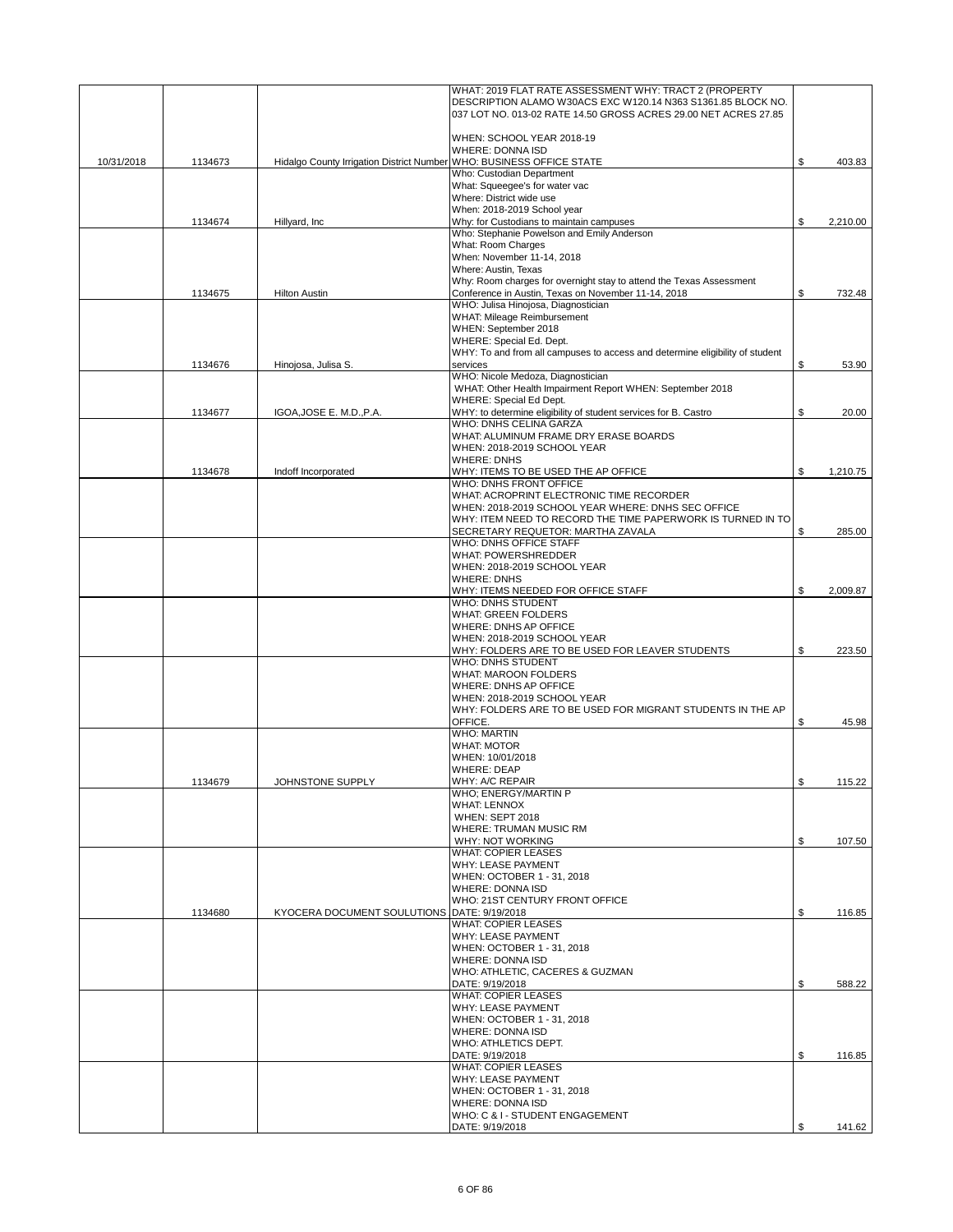| | | | | |
|---|---|---|---|---|
| 10/31/2018 | 1134673 | Hidalgo County Irrigation District Number | WHAT: 2019 FLAT RATE ASSESSMENT WHY: TRACT 2 (PROPERTY DESCRIPTION ALAMO W30ACS EXC W120.14 N363 S1361.85 BLOCK NO. 037 LOT NO. 013-02 RATE 14.50 GROSS ACRES 29.00 NET ACRES 27.85<br><br>WHEN: SCHOOL YEAR 2018-19<br>WHERE: DONNA ISD<br>WHO: BUSINESS OFFICE STATE | $ 403.83 |
| | 1134674 | Hillyard, Inc | Who: Custodian Department<br>What: Squeegee's for water vac<br>Where: District wide use<br>When: 2018-2019 School year<br>Why: for Custodians to maintain campuses | $ 2,210.00 |
| | 1134675 | Hilton Austin | Who: Stephanie Powelson and Emily Anderson<br>What: Room Charges<br>When: November 11-14, 2018<br>Where: Austin, Texas<br>Why: Room charges for overnight stay to attend the Texas Assessment Conference in Austin, Texas on November 11-14, 2018 | $ 732.48 |
| | 1134676 | Hinojosa, Julisa S. | WHO: Julisa Hinojosa, Diagnostician<br>WHAT: Mileage Reimbursement<br>WHEN: September 2018<br>WHERE: Special Ed. Dept.<br>WHY: To and from all campuses to access and determine eligibility of student services | $ 53.90 |
| | 1134677 | IGOA,JOSE E. M.D.,P.A. | WHO: Nicole Medoza, Diagnostician<br>WHAT: Other Health Impairment Report WHEN: September 2018<br>WHERE: Special Ed Dept.<br>WHY: to determine eligibility of student services for B. Castro | $ 20.00 |
| | 1134678 | Indoff Incorporated | WHO: DNHS CELINA GARZA<br>WHAT: ALUMINUM FRAME DRY ERASE BOARDS<br>WHEN: 2018-2019 SCHOOL YEAR<br>WHERE: DNHS<br>WHY: ITEMS TO BE USED THE AP OFFICE | $ 1,210.75 |
| | | | WHO: DNHS FRONT OFFICE<br>WHAT: ACROPRINT ELECTRONIC TIME RECORDER<br>WHEN: 2018-2019 SCHOOL YEAR WHERE: DNHS SEC OFFICE<br>WHY: ITEM NEED TO RECORD THE TIME PAPERWORK IS TURNED IN TO SECRETARY REQUETOR: MARTHA ZAVALA | $ 285.00 |
| | | | WHO: DNHS OFFICE STAFF<br>WHAT: POWERSHREDDER<br>WHEN: 2018-2019 SCHOOL YEAR<br>WHERE: DNHS<br>WHY: ITEMS NEEDED FOR OFFICE STAFF | $ 2,009.87 |
| | | | WHO: DNHS STUDENT<br>WHAT: GREEN FOLDERS<br>WHERE: DNHS AP OFFICE<br>WHEN: 2018-2019 SCHOOL YEAR<br>WHY: FOLDERS ARE TO BE USED FOR LEAVER STUDENTS | $ 223.50 |
| | | | WHO: DNHS STUDENT<br>WHAT: MAROON FOLDERS<br>WHERE: DNHS AP OFFICE<br>WHEN: 2018-2019 SCHOOL YEAR<br>WHY: FOLDERS ARE TO BE USED FOR MIGRANT STUDENTS IN THE AP OFFICE. | $ 45.98 |
| | 1134679 | JOHNSTONE SUPPLY | WHO: MARTIN<br>WHAT: MOTOR<br>WHEN: 10/01/2018<br>WHERE: DEAP<br>WHY: A/C REPAIR | $ 115.22 |
| | | | WHO; ENERGY/MARTIN P<br>WHAT: LENNOX<br>WHEN: SEPT 2018<br>WHERE: TRUMAN MUSIC RM<br>WHY: NOT WORKING | $ 107.50 |
| | 1134680 | KYOCERA DOCUMENT SOULUTIONS | WHAT: COPIER LEASES<br>WHY: LEASE PAYMENT<br>WHEN: OCTOBER 1 - 31, 2018<br>WHERE: DONNA ISD<br>WHO: 21ST CENTURY FRONT OFFICE<br>DATE: 9/19/2018 | $ 116.85 |
| | | | WHAT: COPIER LEASES<br>WHY: LEASE PAYMENT<br>WHEN: OCTOBER 1 - 31, 2018<br>WHERE: DONNA ISD<br>WHO: ATHLETIC, CACERES & GUZMAN<br>DATE: 9/19/2018 | $ 588.22 |
| | | | WHAT: COPIER LEASES<br>WHY: LEASE PAYMENT<br>WHEN: OCTOBER 1 - 31, 2018<br>WHERE: DONNA ISD<br>WHO: ATHLETICS DEPT.<br>DATE: 9/19/2018 | $ 116.85 |
| | | | WHAT: COPIER LEASES<br>WHY: LEASE PAYMENT<br>WHEN: OCTOBER 1 - 31, 2018<br>WHERE: DONNA ISD<br>WHO: C & I - STUDENT ENGAGEMENT<br>DATE: 9/19/2018 | $ 141.62 |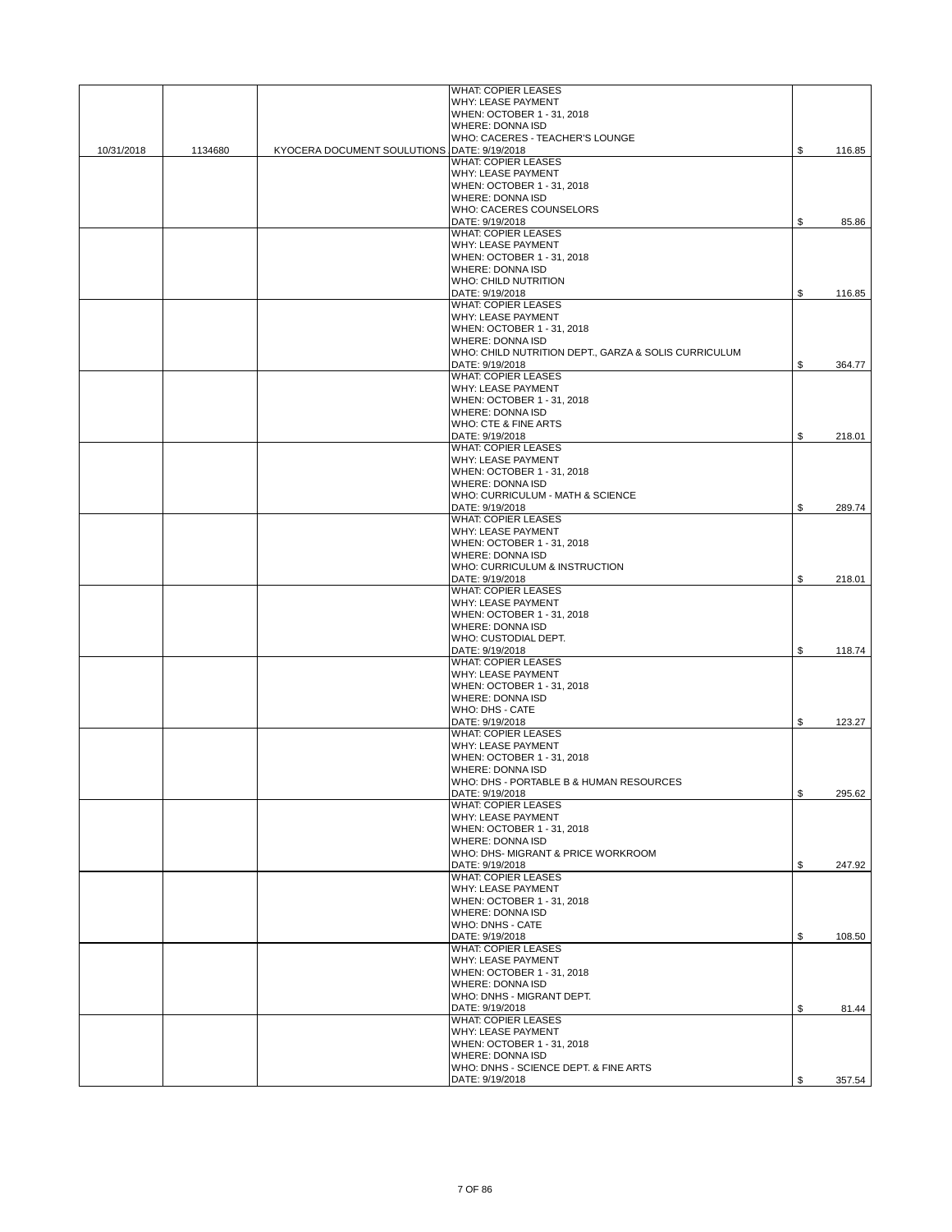| | | | | |
|---|---|---|---|---|
| 10/31/2018 | 1134680 | KYOCERA DOCUMENT SOULUTIONS | WHAT: COPIER LEASES<br>WHY: LEASE PAYMENT<br>WHEN: OCTOBER 1 - 31, 2018<br>WHERE: DONNA ISD<br>WHO: CACERES - TEACHER'S LOUNGE<br>DATE: 9/19/2018 | $ 116.85 |
| | | | WHAT: COPIER LEASES<br>WHY: LEASE PAYMENT<br>WHEN: OCTOBER 1 - 31, 2018<br>WHERE: DONNA ISD<br>WHO: CACERES COUNSELORS<br>DATE: 9/19/2018 | $ 85.86 |
| | | | WHAT: COPIER LEASES<br>WHY: LEASE PAYMENT<br>WHEN: OCTOBER 1 - 31, 2018<br>WHERE: DONNA ISD<br>WHO: CHILD NUTRITION<br>DATE: 9/19/2018 | $ 116.85 |
| | | | WHAT: COPIER LEASES<br>WHY: LEASE PAYMENT<br>WHEN: OCTOBER 1 - 31, 2018<br>WHERE: DONNA ISD<br>WHO: CHILD NUTRITION DEPT., GARZA & SOLIS CURRICULUM<br>DATE: 9/19/2018 | $ 364.77 |
| | | | WHAT: COPIER LEASES<br>WHY: LEASE PAYMENT<br>WHEN: OCTOBER 1 - 31, 2018<br>WHERE: DONNA ISD<br>WHO: CTE & FINE ARTS<br>DATE: 9/19/2018 | $ 218.01 |
| | | | WHAT: COPIER LEASES<br>WHY: LEASE PAYMENT<br>WHEN: OCTOBER 1 - 31, 2018<br>WHERE: DONNA ISD<br>WHO: CURRICULUM - MATH & SCIENCE<br>DATE: 9/19/2018 | $ 289.74 |
| | | | WHAT: COPIER LEASES<br>WHY: LEASE PAYMENT<br>WHEN: OCTOBER 1 - 31, 2018<br>WHERE: DONNA ISD<br>WHO: CURRICULUM & INSTRUCTION<br>DATE: 9/19/2018 | $ 218.01 |
| | | | WHAT: COPIER LEASES<br>WHY: LEASE PAYMENT<br>WHEN: OCTOBER 1 - 31, 2018<br>WHERE: DONNA ISD<br>WHO: CUSTODIAL DEPT.<br>DATE: 9/19/2018 | $ 118.74 |
| | | | WHAT: COPIER LEASES<br>WHY: LEASE PAYMENT<br>WHEN: OCTOBER 1 - 31, 2018<br>WHERE: DONNA ISD<br>WHO: DHS - CATE<br>DATE: 9/19/2018 | $ 123.27 |
| | | | WHAT: COPIER LEASES<br>WHY: LEASE PAYMENT<br>WHEN: OCTOBER 1 - 31, 2018<br>WHERE: DONNA ISD<br>WHO: DHS - PORTABLE B & HUMAN RESOURCES<br>DATE: 9/19/2018 | $ 295.62 |
| | | | WHAT: COPIER LEASES<br>WHY: LEASE PAYMENT<br>WHEN: OCTOBER 1 - 31, 2018<br>WHERE: DONNA ISD<br>WHO: DHS- MIGRANT & PRICE WORKROOM<br>DATE: 9/19/2018 | $ 247.92 |
| | | | WHAT: COPIER LEASES<br>WHY: LEASE PAYMENT<br>WHEN: OCTOBER 1 - 31, 2018<br>WHERE: DONNA ISD<br>WHO: DNHS - CATE<br>DATE: 9/19/2018 | $ 108.50 |
| | | | WHAT: COPIER LEASES<br>WHY: LEASE PAYMENT<br>WHEN: OCTOBER 1 - 31, 2018<br>WHERE: DONNA ISD<br>WHO: DNHS - MIGRANT DEPT.<br>DATE: 9/19/2018 | $ 81.44 |
| | | | WHAT: COPIER LEASES<br>WHY: LEASE PAYMENT<br>WHEN: OCTOBER 1 - 31, 2018<br>WHERE: DONNA ISD<br>WHO: DNHS - SCIENCE DEPT. & FINE ARTS<br>DATE: 9/19/2018 | $ 357.54 |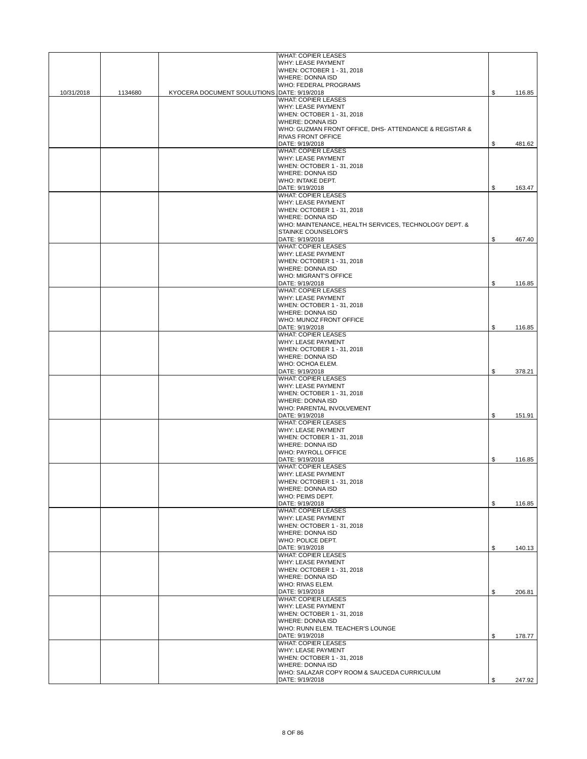| | | | | |
|---|---|---|---|---|
| 10/31/2018 | 1134680 | KYOCERA DOCUMENT SOULUTIONS | WHAT: COPIER LEASES<br>WHY: LEASE PAYMENT<br>WHEN: OCTOBER 1 - 31, 2018<br>WHERE: DONNA ISD<br>WHO: FEDERAL PROGRAMS<br>DATE: 9/19/2018 | $ 116.85 |
| | | | WHAT: COPIER LEASES<br>WHY: LEASE PAYMENT<br>WHEN: OCTOBER 1 - 31, 2018<br>WHERE: DONNA ISD<br>WHO: GUZMAN FRONT OFFICE, DHS- ATTENDANCE & REGISTAR & RIVAS FRONT OFFICE<br>DATE: 9/19/2018 | $ 481.62 |
| | | | WHAT: COPIER LEASES<br>WHY: LEASE PAYMENT<br>WHEN: OCTOBER 1 - 31, 2018<br>WHERE: DONNA ISD<br>WHO: INTAKE DEPT.<br>DATE: 9/19/2018 | $ 163.47 |
| | | | WHAT: COPIER LEASES<br>WHY: LEASE PAYMENT<br>WHEN: OCTOBER 1 - 31, 2018<br>WHERE: DONNA ISD<br>WHO: MAINTENANCE, HEALTH SERVICES, TECHNOLOGY DEPT. & STAINKE COUNSELOR'S<br>DATE: 9/19/2018 | $ 467.40 |
| | | | WHAT: COPIER LEASES<br>WHY: LEASE PAYMENT<br>WHEN: OCTOBER 1 - 31, 2018<br>WHERE: DONNA ISD<br>WHO: MIGRANT'S OFFICE<br>DATE: 9/19/2018 | $ 116.85 |
| | | | WHAT: COPIER LEASES<br>WHY: LEASE PAYMENT<br>WHEN: OCTOBER 1 - 31, 2018<br>WHERE: DONNA ISD<br>WHO: MUNOZ FRONT OFFICE<br>DATE: 9/19/2018 | $ 116.85 |
| | | | WHAT: COPIER LEASES<br>WHY: LEASE PAYMENT<br>WHEN: OCTOBER 1 - 31, 2018<br>WHERE: DONNA ISD<br>WHO: OCHOA ELEM.<br>DATE: 9/19/2018 | $ 378.21 |
| | | | WHAT: COPIER LEASES<br>WHY: LEASE PAYMENT<br>WHEN: OCTOBER 1 - 31, 2018<br>WHERE: DONNA ISD<br>WHO: PARENTAL INVOLVEMENT<br>DATE: 9/19/2018 | $ 151.91 |
| | | | WHAT: COPIER LEASES<br>WHY: LEASE PAYMENT<br>WHEN: OCTOBER 1 - 31, 2018<br>WHERE: DONNA ISD<br>WHO: PAYROLL OFFICE<br>DATE: 9/19/2018 | $ 116.85 |
| | | | WHAT: COPIER LEASES<br>WHY: LEASE PAYMENT<br>WHEN: OCTOBER 1 - 31, 2018<br>WHERE: DONNA ISD<br>WHO: PEIMS DEPT.<br>DATE: 9/19/2018 | $ 116.85 |
| | | | WHAT: COPIER LEASES<br>WHY: LEASE PAYMENT<br>WHEN: OCTOBER 1 - 31, 2018<br>WHERE: DONNA ISD<br>WHO: POLICE DEPT.<br>DATE: 9/19/2018 | $ 140.13 |
| | | | WHAT: COPIER LEASES<br>WHY: LEASE PAYMENT<br>WHEN: OCTOBER 1 - 31, 2018<br>WHERE: DONNA ISD<br>WHO: RIVAS ELEM.<br>DATE: 9/19/2018 | $ 206.81 |
| | | | WHAT: COPIER LEASES<br>WHY: LEASE PAYMENT<br>WHEN: OCTOBER 1 - 31, 2018<br>WHERE: DONNA ISD<br>WHO: RUNN ELEM. TEACHER'S LOUNGE<br>DATE: 9/19/2018 | $ 178.77 |
| | | | WHAT: COPIER LEASES<br>WHY: LEASE PAYMENT<br>WHEN: OCTOBER 1 - 31, 2018<br>WHERE: DONNA ISD<br>WHO: SALAZAR COPY ROOM & SAUCEDA CURRICULUM<br>DATE: 9/19/2018 | $ 247.92 |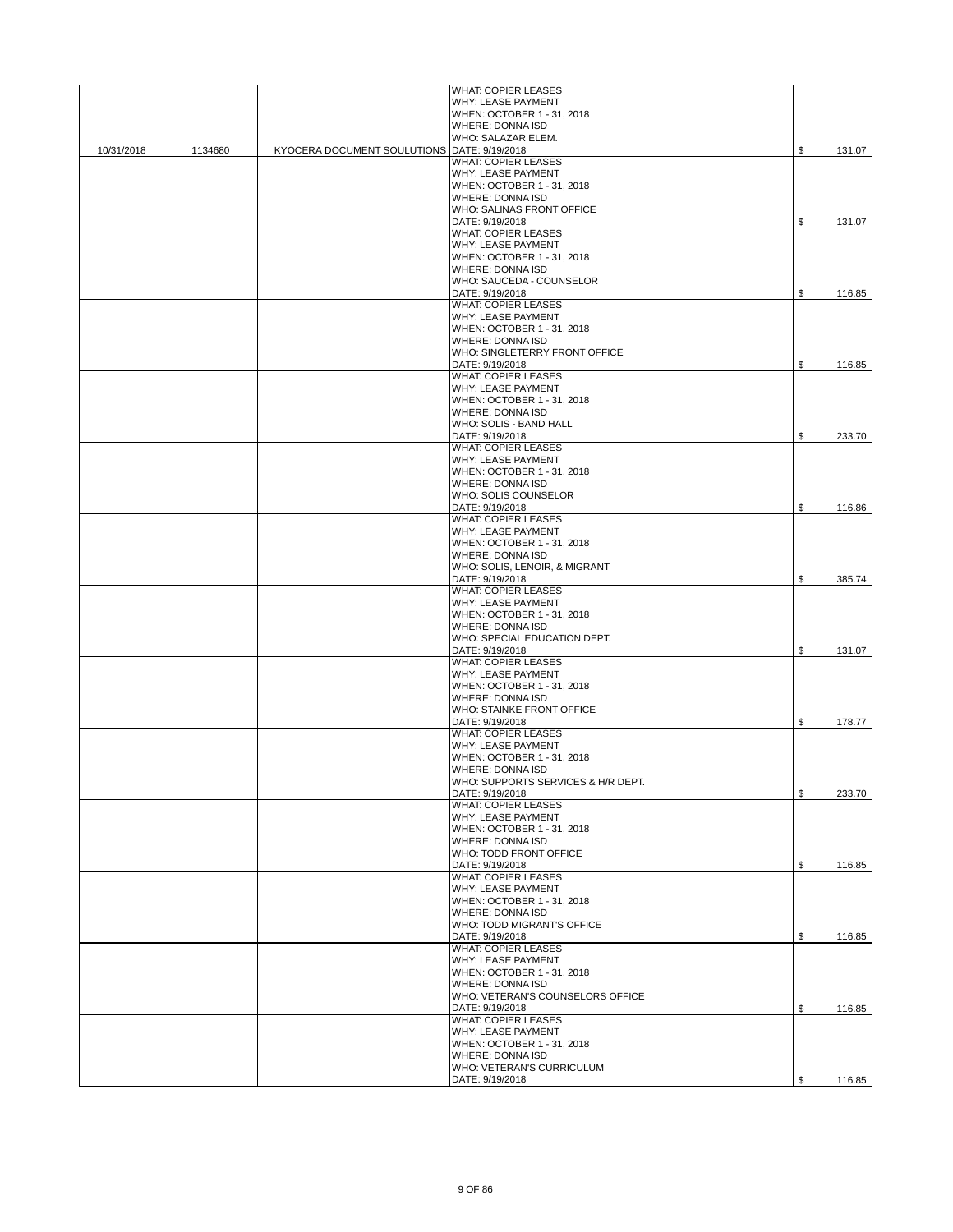| | | | | |
|---|---|---|---|---|
| 10/31/2018 | 1134680 | KYOCERA DOCUMENT SOULUTIONS | WHAT: COPIER LEASES<br>WHY: LEASE PAYMENT<br>WHEN: OCTOBER 1 - 31, 2018<br>WHERE: DONNA ISD<br>WHO: SALAZAR ELEM.<br>DATE: 9/19/2018 | $ 131.07 |
| | | | WHAT: COPIER LEASES<br>WHY: LEASE PAYMENT<br>WHEN: OCTOBER 1 - 31, 2018<br>WHERE: DONNA ISD<br>WHO: SALINAS FRONT OFFICE<br>DATE: 9/19/2018 | $ 131.07 |
| | | | WHAT: COPIER LEASES<br>WHY: LEASE PAYMENT<br>WHEN: OCTOBER 1 - 31, 2018<br>WHERE: DONNA ISD<br>WHO: SAUCEDA - COUNSELOR<br>DATE: 9/19/2018 | $ 116.85 |
| | | | WHAT: COPIER LEASES<br>WHY: LEASE PAYMENT<br>WHEN: OCTOBER 1 - 31, 2018<br>WHERE: DONNA ISD<br>WHO: SINGLETERRY FRONT OFFICE<br>DATE: 9/19/2018 | $ 116.85 |
| | | | WHAT: COPIER LEASES<br>WHY: LEASE PAYMENT<br>WHEN: OCTOBER 1 - 31, 2018<br>WHERE: DONNA ISD<br>WHO: SOLIS - BAND HALL<br>DATE: 9/19/2018 | $ 233.70 |
| | | | WHAT: COPIER LEASES<br>WHY: LEASE PAYMENT<br>WHEN: OCTOBER 1 - 31, 2018<br>WHERE: DONNA ISD<br>WHO: SOLIS COUNSELOR<br>DATE: 9/19/2018 | $ 116.86 |
| | | | WHAT: COPIER LEASES<br>WHY: LEASE PAYMENT<br>WHEN: OCTOBER 1 - 31, 2018<br>WHERE: DONNA ISD<br>WHO: SOLIS, LENOIR, & MIGRANT<br>DATE: 9/19/2018 | $ 385.74 |
| | | | WHAT: COPIER LEASES<br>WHY: LEASE PAYMENT<br>WHEN: OCTOBER 1 - 31, 2018<br>WHERE: DONNA ISD<br>WHO: SPECIAL EDUCATION DEPT.<br>DATE: 9/19/2018 | $ 131.07 |
| | | | WHAT: COPIER LEASES<br>WHY: LEASE PAYMENT<br>WHEN: OCTOBER 1 - 31, 2018<br>WHERE: DONNA ISD<br>WHO: STAINKE FRONT OFFICE<br>DATE: 9/19/2018 | $ 178.77 |
| | | | WHAT: COPIER LEASES<br>WHY: LEASE PAYMENT<br>WHEN: OCTOBER 1 - 31, 2018<br>WHERE: DONNA ISD<br>WHO: SUPPORTS SERVICES & H/R DEPT.<br>DATE: 9/19/2018 | $ 233.70 |
| | | | WHAT: COPIER LEASES<br>WHY: LEASE PAYMENT<br>WHEN: OCTOBER 1 - 31, 2018<br>WHERE: DONNA ISD<br>WHO: TODD FRONT OFFICE<br>DATE: 9/19/2018 | $ 116.85 |
| | | | WHAT: COPIER LEASES<br>WHY: LEASE PAYMENT<br>WHEN: OCTOBER 1 - 31, 2018<br>WHERE: DONNA ISD<br>WHO: TODD MIGRANT'S OFFICE<br>DATE: 9/19/2018 | $ 116.85 |
| | | | WHAT: COPIER LEASES<br>WHY: LEASE PAYMENT<br>WHEN: OCTOBER 1 - 31, 2018<br>WHERE: DONNA ISD<br>WHO: VETERAN'S COUNSELORS OFFICE<br>DATE: 9/19/2018 | $ 116.85 |
| | | | WHAT: COPIER LEASES<br>WHY: LEASE PAYMENT<br>WHEN: OCTOBER 1 - 31, 2018<br>WHERE: DONNA ISD<br>WHO: VETERAN'S CURRICULUM<br>DATE: 9/19/2018 | $ 116.85 |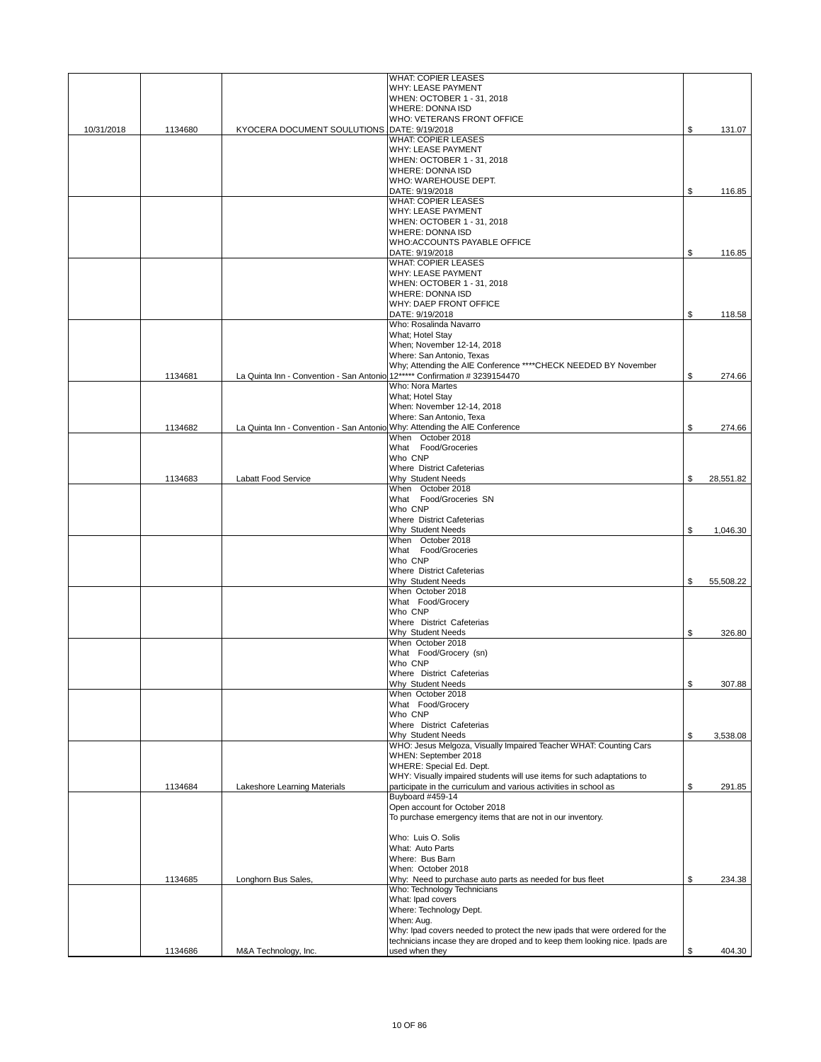| | | | | |
|---|---|---|---|---|
| 10/31/2018 | 1134680 | KYOCERA DOCUMENT SOULUTIONS | WHAT: COPIER LEASES<br>WHY: LEASE PAYMENT<br>WHEN: OCTOBER 1 - 31, 2018<br>WHERE: DONNA ISD<br>WHO: VETERANS FRONT OFFICE<br>DATE: 9/19/2018 | $ 131.07 |
| | | | WHAT: COPIER LEASES<br>WHY: LEASE PAYMENT<br>WHEN: OCTOBER 1 - 31, 2018<br>WHERE: DONNA ISD<br>WHO: WAREHOUSE DEPT.<br>DATE: 9/19/2018 | $ 116.85 |
| | | | WHAT: COPIER LEASES<br>WHY: LEASE PAYMENT<br>WHEN: OCTOBER 1 - 31, 2018<br>WHERE: DONNA ISD<br>WHO:ACCOUNTS PAYABLE OFFICE<br>DATE: 9/19/2018 | $ 116.85 |
| | | | WHAT: COPIER LEASES<br>WHY: LEASE PAYMENT<br>WHEN: OCTOBER 1 - 31, 2018<br>WHERE: DONNA ISD<br>WHY: DAEP FRONT OFFICE<br>DATE: 9/19/2018 | $ 118.58 |
| | 1134681 | La Quinta Inn - Convention - San Antonio | Who: Rosalinda Navarro<br>What; Hotel Stay<br>When; November 12-14, 2018<br>Where: San Antonio, Texas<br>Why; Attending the AIE Conference ****CHECK NEEDED BY November 12***** Confirmation # 3239154470 | $ 274.66 |
| | 1134682 | La Quinta Inn - Convention - San Antonio | Who: Nora Martes<br>What; Hotel Stay<br>When: November 12-14, 2018<br>Where: San Antonio, Texa<br>Why: Attending the AIE Conference | $ 274.66 |
| | 1134683 | Labatt Food Service | When October 2018<br>What Food/Groceries<br>Who CNP<br>Where District Cafeterias<br>Why Student Needs | $ 28,551.82 |
| | | | When October 2018<br>What Food/Groceries SN<br>Who CNP<br>Where District Cafeterias<br>Why Student Needs | $ 1,046.30 |
| | | | When October 2018<br>What Food/Groceries<br>Who CNP<br>Where District Cafeterias<br>Why Student Needs | $ 55,508.22 |
| | | | When October 2018<br>What Food/Grocery<br>Who CNP<br>Where District Cafeterias<br>Why Student Needs | $ 326.80 |
| | | | When October 2018<br>What Food/Grocery (sn)<br>Who CNP<br>Where District Cafeterias<br>Why Student Needs | $ 307.88 |
| | | | When October 2018<br>What Food/Grocery<br>Who CNP<br>Where District Cafeterias<br>Why Student Needs | $ 3,538.08 |
| | 1134684 | Lakeshore Learning Materials | WHO: Jesus Melgoza, Visually Impaired Teacher WHAT: Counting Cars<br>WHEN: September 2018<br>WHERE: Special Ed. Dept.<br>WHY: Visually impaired students will use items for such adaptations to participate in the curriculum and various activities in school as | $ 291.85 |
| | 1134685 | Longhorn Bus Sales, | Buyboard #459-14<br>Open account for October 2018<br>To purchase emergency items that are not in our inventory.<br><br>Who: Luis O. Solis<br>What: Auto Parts<br>Where: Bus Barn<br>When: October 2018<br>Why: Need to purchase auto parts as needed for bus fleet | $ 234.38 |
| | 1134686 | M&A Technology, Inc. | Who: Technology Technicians<br>What: Ipad covers<br>Where: Technology Dept.<br>When: Aug.<br>Why: Ipad covers needed to protect the new ipads that were ordered for the technicians incase they are droped and to keep them looking nice. Ipads are used when they | $ 404.30 |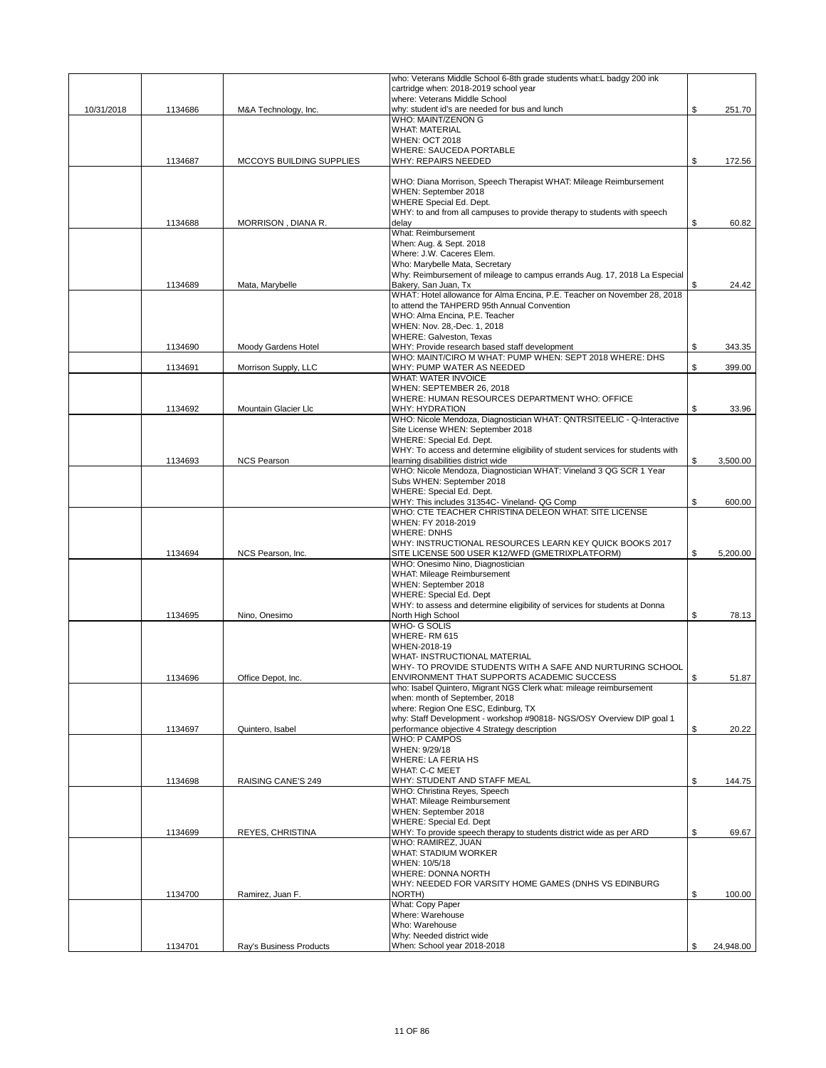| | | | | | |
|---|---|---|---|---|---|
| 10/31/2018 | 1134686 | M&A Technology, Inc. | who: Veterans Middle School 6-8th grade students what:L badgy 200 ink cartridge when: 2018-2019 school year where: Veterans Middle School why: student id's are needed for bus and lunch | $ | 251.70 |
| | 1134687 | MCCOYS BUILDING SUPPLIES | WHO: MAINT/ZENON G WHAT: MATERIAL WHEN: OCT 2018 WHERE: SAUCEDA PORTABLE WHY: REPAIRS NEEDED | $ | 172.56 |
| | 1134688 | MORRISON , DIANA R. | WHO: Diana Morrison, Speech Therapist WHAT: Mileage Reimbursement WHEN: September 2018 WHERE Special Ed. Dept. WHY: to and from all campuses to provide therapy to students with speech delay | $ | 60.82 |
| | 1134689 | Mata, Marybelle | What: Reimbursement When: Aug. & Sept. 2018 Where: J.W. Caceres Elem. Who: Marybelle Mata, Secretary Why: Reimbursement of mileage to campus errands Aug. 17, 2018 La Especial Bakery, San Juan, Tx | $ | 24.42 |
| | 1134690 | Moody Gardens Hotel | WHAT: Hotel allowance for Alma Encina, P.E. Teacher on November 28, 2018 to attend the TAHPERD 95th Annual Convention WHO: Alma Encina, P.E. Teacher WHEN: Nov. 28,-Dec. 1, 2018 WHERE: Galveston, Texas WHY: Provide research based staff development | $ | 343.35 |
| | 1134691 | Morrison Supply, LLC | WHO: MAINT/CIRO M WHAT: PUMP WHEN: SEPT 2018 WHERE: DHS WHY: PUMP WATER AS NEEDED | $ | 399.00 |
| | 1134692 | Mountain Glacier Llc | WHAT: WATER INVOICE WHEN: SEPTEMBER 26, 2018 WHERE: HUMAN RESOURCES DEPARTMENT WHO: OFFICE WHY: HYDRATION | $ | 33.96 |
| | 1134693 | NCS Pearson | WHO: Nicole Mendoza, Diagnostician WHAT: QNTRSITEELIC - Q-Interactive Site License WHEN: September 2018 WHERE: Special Ed. Dept. WHY: To access and determine eligibility of student services for students with learning disabilities district wide | $ | 3,500.00 |
| | | | WHO: Nicole Mendoza, Diagnostician WHAT: Vineland 3 QG SCR 1 Year Subs WHEN: September 2018 WHERE: Special Ed. Dept. WHY: This includes 31354C- Vineland- QG Comp | $ | 600.00 |
| | 1134694 | NCS Pearson, Inc. | WHO: CTE TEACHER CHRISTINA DELEON WHAT: SITE LICENSE WHEN: FY 2018-2019 WHERE: DNHS WHY: INSTRUCTIONAL RESOURCES LEARN KEY QUICK BOOKS 2017 SITE LICENSE 500 USER K12/WFD (GMETRIXPLATFORM) | $ | 5,200.00 |
| | 1134695 | Nino, Onesimo | WHO: Onesimo Nino, Diagnostician WHAT: Mileage Reimbursement WHEN: September 2018 WHERE: Special Ed. Dept WHY: to assess and determine eligibility of services for students at Donna North High School | $ | 78.13 |
| | 1134696 | Office Depot, Inc. | WHO- G SOLIS WHERE- RM 615 WHEN-2018-19 WHAT- INSTRUCTIONAL MATERIAL WHY- TO PROVIDE STUDENTS WITH A SAFE AND NURTURING SCHOOL ENVIRONMENT THAT SUPPORTS ACADEMIC SUCCESS | $ | 51.87 |
| | 1134697 | Quintero, Isabel | who: Isabel Quintero, Migrant NGS Clerk what: mileage reimbursement when: month of September, 2018 where: Region One ESC, Edinburg, TX why: Staff Development - workshop #90818- NGS/OSY Overview DIP goal 1 performance objective 4 Strategy description | $ | 20.22 |
| | 1134698 | RAISING CANE'S 249 | WHO: P CAMPOS WHEN: 9/29/18 WHERE: LA FERIA HS WHAT: C-C MEET WHY: STUDENT AND STAFF MEAL | $ | 144.75 |
| | 1134699 | REYES, CHRISTINA | WHO: Christina Reyes, Speech WHAT: Mileage Reimbursement WHEN: September 2018 WHERE: Special Ed. Dept WHY: To provide speech therapy to students district wide as per ARD | $ | 69.67 |
| | 1134700 | Ramirez, Juan F. | WHO: RAMIREZ, JUAN WHAT: STADIUM WORKER WHEN: 10/5/18 WHERE: DONNA NORTH WHY: NEEDED FOR VARSITY HOME GAMES (DNHS VS EDINBURG NORTH) | $ | 100.00 |
| | 1134701 | Ray's Business Products | What: Copy Paper Where: Warehouse Who: Warehouse Why: Needed district wide When: School year 2018-2018 | $ | 24,948.00 |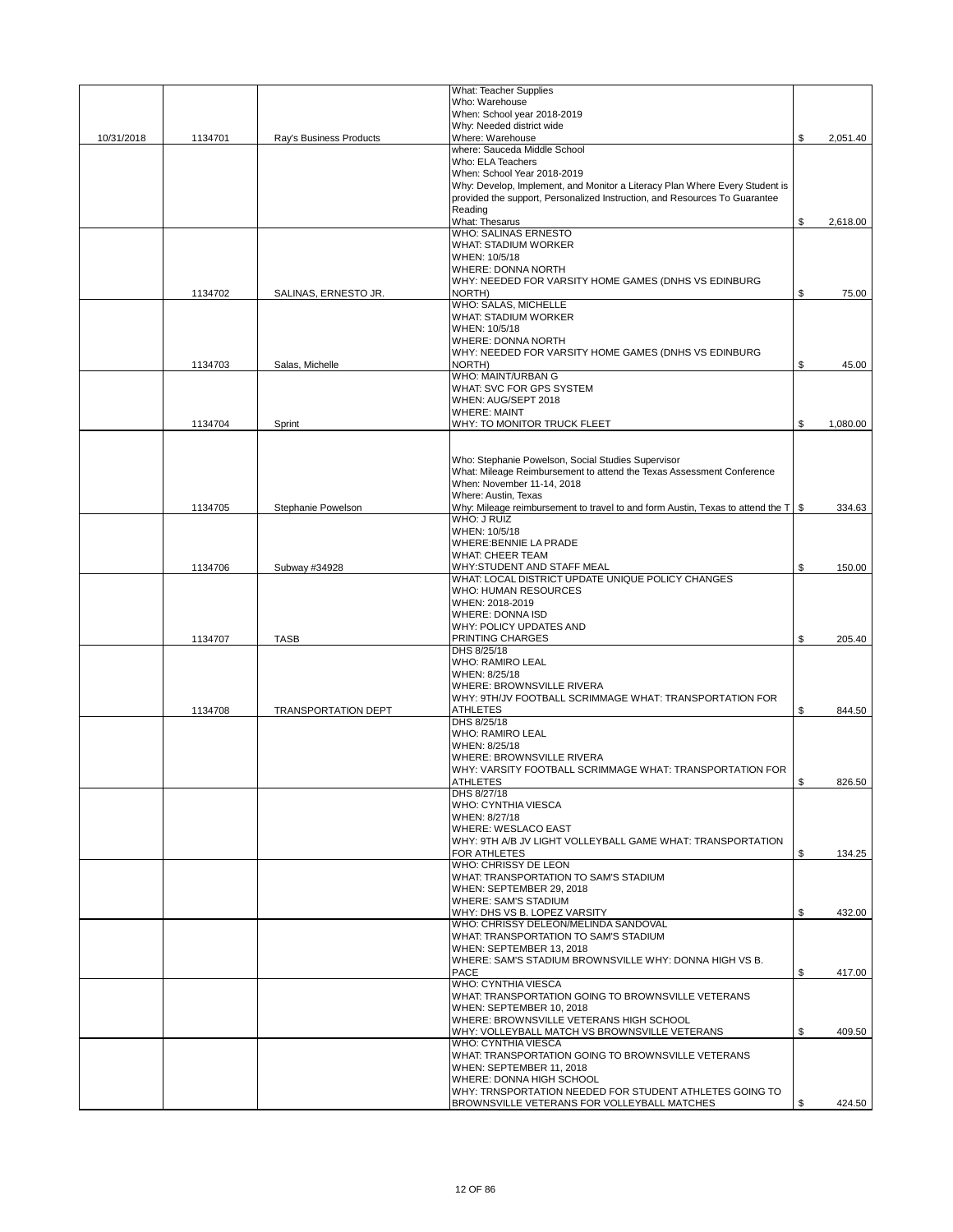| Date | Check # | Vendor | Description | Amount |
|---|---|---|---|---|
| 10/31/2018 | 1134701 | Ray's Business Products | What: Teacher Supplies<br>Who: Warehouse<br>When: School year 2018-2019<br>Why: Needed district wide<br>Where: Warehouse | $ 2,051.40 |
| | | | where: Sauceda Middle School<br>Who: ELA Teachers<br>When: School Year 2018-2019<br>Why: Develop, Implement, and Monitor a Literacy Plan Where Every Student is provided the support, Personalized Instruction, and Resources To Guarantee Reading<br>What: Thesarus | $ 2,618.00 |
| | 1134702 | SALINAS, ERNESTO JR. | WHO: SALINAS ERNESTO<br>WHAT: STADIUM WORKER<br>WHEN: 10/5/18<br>WHERE: DONNA NORTH<br>WHY: NEEDED FOR VARSITY HOME GAMES (DNHS VS EDINBURG NORTH) | $ 75.00 |
| | 1134703 | Salas, Michelle | WHO: SALAS, MICHELLE<br>WHAT: STADIUM WORKER<br>WHEN: 10/5/18<br>WHERE: DONNA NORTH<br>WHY: NEEDED FOR VARSITY HOME GAMES (DNHS VS EDINBURG NORTH) | $ 45.00 |
| | 1134704 | Sprint | WHO: MAINT/URBAN G<br>WHAT: SVC FOR GPS SYSTEM<br>WHEN: AUG/SEPT 2018<br>WHERE: MAINT<br>WHY: TO MONITOR TRUCK FLEET | $ 1,080.00 |
| | 1134705 | Stephanie Powelson | Who: Stephanie Powelson, Social Studies Supervisor<br>What: Mileage Reimbursement to attend the Texas Assessment Conference<br>When: November 11-14, 2018<br>Where: Austin, Texas<br>Why: Mileage reimbursement to travel to and form Austin, Texas to attend the T | $ 334.63 |
| | 1134706 | Subway #34928 | WHO: J RUIZ<br>WHEN: 10/5/18<br>WHERE:BENNIE LA PRADE<br>WHAT: CHEER TEAM<br>WHY:STUDENT AND STAFF MEAL | $ 150.00 |
| | 1134707 | TASB | WHAT: LOCAL DISTRICT UPDATE UNIQUE POLICY CHANGES<br>WHO: HUMAN RESOURCES<br>WHEN: 2018-2019<br>WHERE: DONNA ISD<br>WHY: POLICY UPDATES AND PRINTING CHARGES | $ 205.40 |
| | 1134708 | TRANSPORTATION DEPT | DHS 8/25/18<br>WHO: RAMIRO LEAL<br>WHEN: 8/25/18<br>WHERE: BROWNSVILLE RIVERA<br>WHY: 9TH/JV FOOTBALL SCRIMMAGE WHAT: TRANSPORTATION FOR ATHLETES | $ 844.50 |
| | | | DHS 8/25/18<br>WHO: RAMIRO LEAL<br>WHEN: 8/25/18<br>WHERE: BROWNSVILLE RIVERA<br>WHY: VARSITY FOOTBALL SCRIMMAGE WHAT: TRANSPORTATION FOR ATHLETES | $ 826.50 |
| | | | DHS 8/27/18<br>WHO: CYNTHIA VIESCA<br>WHEN: 8/27/18<br>WHERE: WESLACO EAST<br>WHY: 9TH A/B JV LIGHT VOLLEYBALL GAME WHAT: TRANSPORTATION FOR ATHLETES | $ 134.25 |
| | | | WHO: CHRISSY DE LEON<br>WHAT: TRANSPORTATION TO SAM'S STADIUM<br>WHEN: SEPTEMBER 29, 2018<br>WHERE: SAM'S STADIUM<br>WHY: DHS VS B. LOPEZ VARSITY | $ 432.00 |
| | | | WHO: CHRISSY DELEON/MELINDA SANDOVAL<br>WHAT: TRANSPORTATION TO SAM'S STADIUM<br>WHEN: SEPTEMBER 13, 2018<br>WHERE: SAM'S STADIUM BROWNSVILLE WHY: DONNA HIGH VS B. PACE | $ 417.00 |
| | | | WHO: CYNTHIA VIESCA<br>WHAT: TRANSPORTATION GOING TO BROWNSVILLE VETERANS<br>WHEN: SEPTEMBER 10, 2018<br>WHERE: BROWNSVILLE VETERANS HIGH SCHOOL<br>WHY: VOLLEYBALL MATCH VS BROWNSVILLE VETERANS | $ 409.50 |
| | | | WHO: CYNTHIA VIESCA<br>WHAT: TRANSPORTATION GOING TO BROWNSVILLE VETERANS<br>WHEN: SEPTEMBER 11, 2018<br>WHERE: DONNA HIGH SCHOOL<br>WHY: TRNSPORTATION NEEDED FOR STUDENT ATHLETES GOING TO BROWNSVILLE VETERANS FOR VOLLEYBALL MATCHES | $ 424.50 |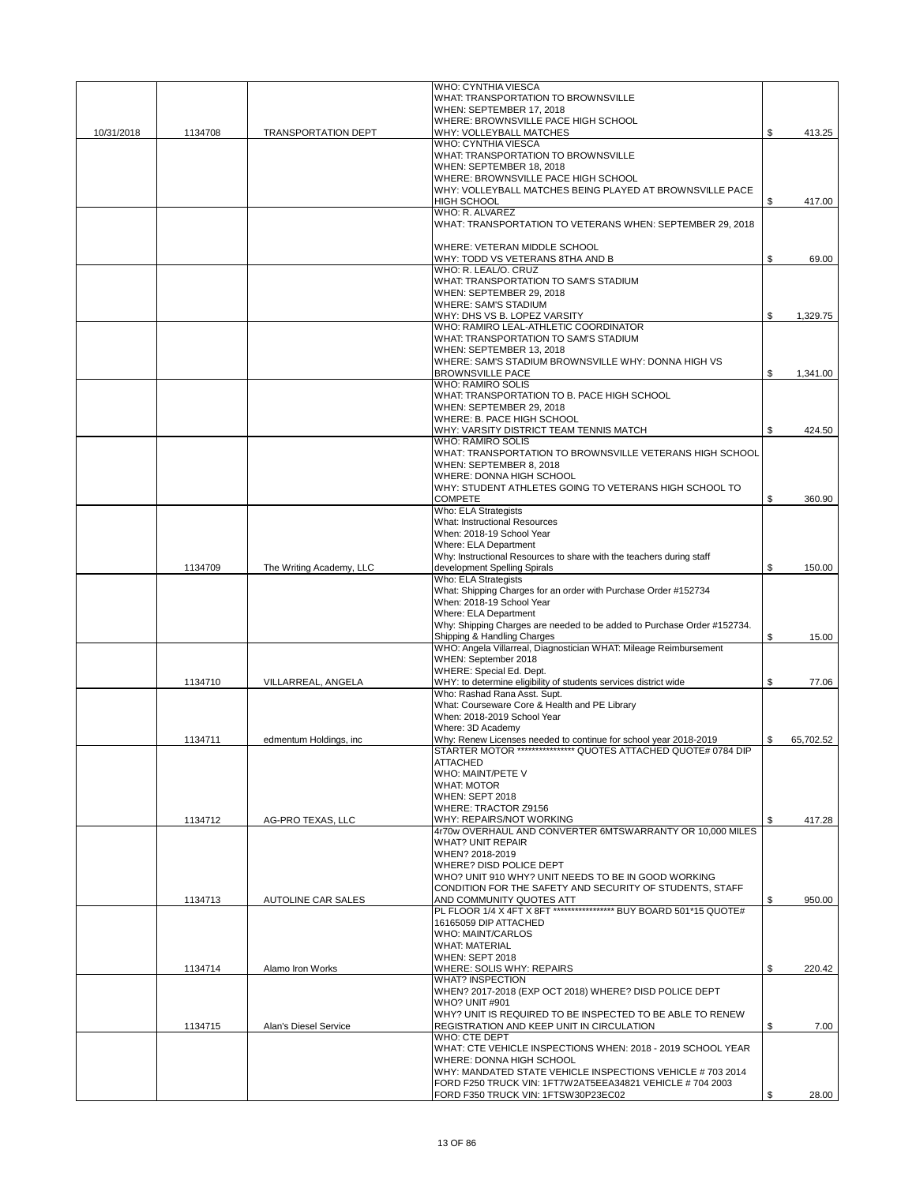| | | | | | |
|---|---|---|---|---|---|
| 10/31/2018 | 1134708 | TRANSPORTATION DEPT | WHO: CYNTHIA VIESCA<br>WHAT: TRANSPORTATION TO BROWNSVILLE<br>WHEN: SEPTEMBER 17, 2018<br>WHERE: BROWNSVILLE PACE HIGH SCHOOL<br>WHY: VOLLEYBALL MATCHES | $ | 413.25 |
| | | | WHO: CYNTHIA VIESCA<br>WHAT: TRANSPORTATION TO BROWNSVILLE<br>WHEN: SEPTEMBER 18, 2018<br>WHERE: BROWNSVILLE PACE HIGH SCHOOL<br>WHY: VOLLEYBALL MATCHES BEING PLAYED AT BROWNSVILLE PACE HIGH SCHOOL | $ | 417.00 |
| | | | WHO: R. ALVAREZ<br>WHAT: TRANSPORTATION TO VETERANS WHEN: SEPTEMBER 29, 2018<br><br>WHERE: VETERAN MIDDLE SCHOOL<br>WHY: TODD VS VETERANS 8THA AND B | $ | 69.00 |
| | | | WHO: R. LEAL/O. CRUZ<br>WHAT: TRANSPORTATION TO SAM'S STADIUM<br>WHEN: SEPTEMBER 29, 2018<br>WHERE: SAM'S STADIUM<br>WHY: DHS VS B. LOPEZ VARSITY | $ | 1,329.75 |
| | | | WHO: RAMIRO LEAL-ATHLETIC COORDINATOR<br>WHAT: TRANSPORTATION TO SAM'S STADIUM<br>WHEN: SEPTEMBER 13, 2018<br>WHERE: SAM'S STADIUM BROWNSVILLE WHY: DONNA HIGH VS BROWNSVILLE PACE | $ | 1,341.00 |
| | | | WHO: RAMIRO SOLIS<br>WHAT: TRANSPORTATION TO B. PACE HIGH SCHOOL<br>WHEN: SEPTEMBER 29, 2018<br>WHERE: B. PACE HIGH SCHOOL<br>WHY: VARSITY DISTRICT TEAM TENNIS MATCH | $ | 424.50 |
| | | | WHO: RAMIRO SOLIS<br>WHAT: TRANSPORTATION TO BROWNSVILLE VETERANS HIGH SCHOOL<br>WHEN: SEPTEMBER 8, 2018<br>WHERE: DONNA HIGH SCHOOL<br>WHY: STUDENT ATHLETES GOING TO VETERANS HIGH SCHOOL TO COMPETE | $ | 360.90 |
| | 1134709 | The Writing Academy, LLC | Who: ELA Strategists<br>What: Instructional Resources<br>When: 2018-19 School Year<br>Where: ELA Department<br>Why: Instructional Resources to share with the teachers during staff development Spelling Spirals | $ | 150.00 |
| | | | Who: ELA Strategists<br>What: Shipping Charges for an order with Purchase Order #152734<br>When: 2018-19 School Year<br>Where: ELA Department<br>Why: Shipping Charges are needed to be added to Purchase Order #152734. Shipping & Handling Charges | $ | 15.00 |
| | 1134710 | VILLARREAL, ANGELA | WHO: Angela Villarreal, Diagnostician WHAT: Mileage Reimbursement<br>WHEN: September 2018<br>WHERE: Special Ed. Dept.<br>WHY: to determine eligibility of students services district wide | $ | 77.06 |
| | 1134711 | edmentum Holdings, inc | Who: Rashad Rana Asst. Supt.<br>What: Courseware Core & Health and PE Library<br>When: 2018-2019 School Year<br>Where: 3D Academy<br>Why: Renew Licenses needed to continue for school year 2018-2019 | $ | 65,702.52 |
| | 1134712 | AG-PRO TEXAS, LLC | STARTER MOTOR **************** QUOTES ATTACHED QUOTE# 0784 DIP ATTACHED<br>WHO: MAINT/PETE V<br>WHAT: MOTOR<br>WHEN: SEPT 2018<br>WHERE: TRACTOR Z9156<br>WHY: REPAIRS/NOT WORKING | $ | 417.28 |
| | 1134713 | AUTOLINE CAR SALES | 4r70w OVERHAUL AND CONVERTER 6MTSWARRANTY OR 10,000 MILES<br>WHAT? UNIT REPAIR<br>WHEN? 2018-2019<br>WHERE? DISD POLICE DEPT<br>WHO? UNIT 910 WHY? UNIT NEEDS TO BE IN GOOD WORKING CONDITION FOR THE SAFETY AND SECURITY OF STUDENTS, STAFF AND COMMUNITY QUOTES ATT | $ | 950.00 |
| | 1134714 | Alamo Iron Works | PL FLOOR 1/4 X 4FT X 8FT ***************** BUY BOARD 501*15 QUOTE# 16165059 DIP ATTACHED<br>WHO: MAINT/CARLOS<br>WHAT: MATERIAL<br>WHEN: SEPT 2018<br>WHERE: SOLIS WHY: REPAIRS | $ | 220.42 |
| | 1134715 | Alan's Diesel Service | WHAT? INSPECTION<br>WHEN? 2017-2018 (EXP OCT 2018) WHERE? DISD POLICE DEPT<br>WHO? UNIT #901<br>WHY? UNIT IS REQUIRED TO BE INSPECTED TO BE ABLE TO RENEW REGISTRATION AND KEEP UNIT IN CIRCULATION | $ | 7.00 |
| | | | WHO: CTE DEPT<br>WHAT: CTE VEHICLE INSPECTIONS WHEN: 2018 - 2019 SCHOOL YEAR<br>WHERE: DONNA HIGH SCHOOL<br>WHY: MANDATED STATE VEHICLE INSPECTIONS VEHICLE # 703 2014 FORD F250 TRUCK VIN: 1FT7W2AT5EEA34821 VEHICLE # 704 2003 FORD F350 TRUCK VIN: 1FTSW30P23EC02 | $ | 28.00 |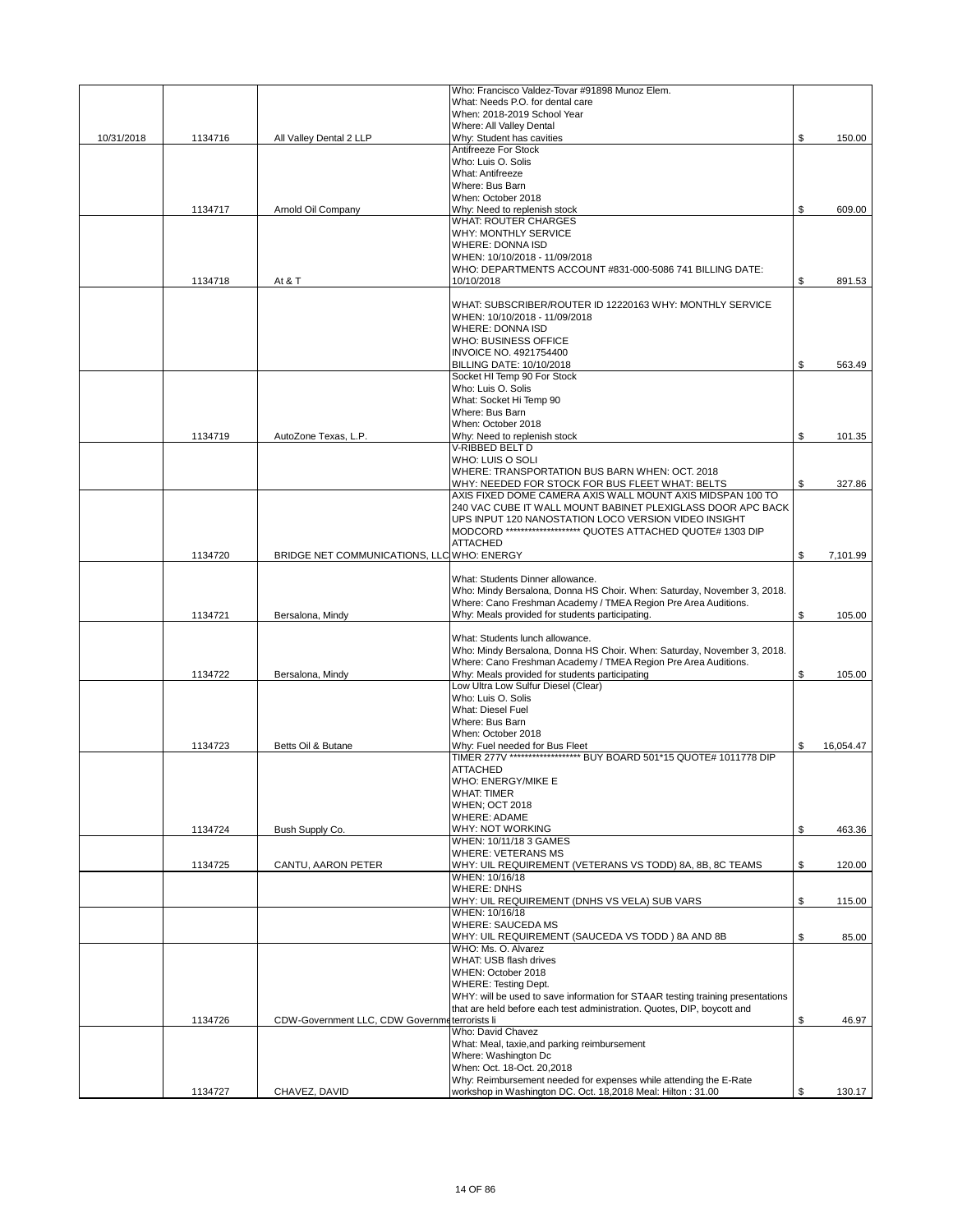| | | | | |
|---|---|---|---|---|
| 10/31/2018 | 1134716 | All Valley Dental 2 LLP | Who: Francisco Valdez-Tovar #91898 Munoz Elem.<br>What: Needs P.O. for dental care<br>When: 2018-2019 School Year<br>Where: All Valley Dental<br>Why: Student has cavities | $ 150.00 |
| | 1134717 | Arnold Oil Company | Antifreeze For Stock<br>Who: Luis O. Solis<br>What: Antifreeze<br>Where: Bus Barn<br>When: October 2018<br>Why: Need to replenish stock | $ 609.00 |
| | 1134718 | At & T | WHAT: ROUTER CHARGES<br>WHY: MONTHLY SERVICE<br>WHERE: DONNA ISD<br>WHEN: 10/10/2018 - 11/09/2018<br>WHO: DEPARTMENTS ACCOUNT #831-000-5086 741 BILLING DATE: 10/10/2018 | $ 891.53 |
| | | | WHAT: SUBSCRIBER/ROUTER ID 12220163 WHY: MONTHLY SERVICE<br>WHEN: 10/10/2018 - 11/09/2018<br>WHERE: DONNA ISD<br>WHO: BUSINESS OFFICE<br>INVOICE NO. 4921754400<br>BILLING DATE: 10/10/2018 | $ 563.49 |
| | 1134719 | AutoZone Texas, L.P. | Socket HI Temp 90 For Stock<br>Who: Luis O. Solis<br>What: Socket Hi Temp 90<br>Where: Bus Barn<br>When: October 2018<br>Why: Need to replenish stock | $ 101.35 |
| | | | V-RIBBED BELT D<br>WHO: LUIS O SOLI<br>WHERE: TRANSPORTATION BUS BARN WHEN: OCT. 2018<br>WHY: NEEDED FOR STOCK FOR BUS FLEET WHAT: BELTS | $ 327.86 |
| | 1134720 | BRIDGE NET COMMUNICATIONS, LLC | AXIS FIXED DOME CAMERA AXIS WALL MOUNT AXIS MIDSPAN 100 TO 240 VAC CUBE IT WALL MOUNT BABINET PLEXIGLASS DOOR APC BACK UPS INPUT 120 NANOSTATION LOCO VERSION VIDEO INSIGHT MODCORD ******************** QUOTES ATTACHED QUOTE# 1303 DIP ATTACHED<br>WHO: ENERGY | $ 7,101.99 |
| | 1134721 | Bersalona, Mindy | What: Students Dinner allowance.<br>Who: Mindy Bersalona, Donna HS Choir. When: Saturday, November 3, 2018.<br>Where: Cano Freshman Academy / TMEA Region Pre Area Auditions.<br>Why: Meals provided for students participating. | $ 105.00 |
| | 1134722 | Bersalona, Mindy | What: Students lunch allowance.<br>Who: Mindy Bersalona, Donna HS Choir. When: Saturday, November 3, 2018.<br>Where: Cano Freshman Academy / TMEA Region Pre Area Auditions.<br>Why: Meals provided for students participating | $ 105.00 |
| | 1134723 | Betts Oil & Butane | Low Ultra Low Sulfur Diesel (Clear)<br>Who: Luis O. Solis<br>What: Diesel Fuel<br>Where: Bus Barn<br>When: October 2018<br>Why: Fuel needed for Bus Fleet | $ 16,054.47 |
| | 1134724 | Bush Supply Co. | TIMER 277V ****************** BUY BOARD 501*15 QUOTE# 1011778 DIP ATTACHED<br>WHO: ENERGY/MIKE E<br>WHAT: TIMER<br>WHEN; OCT 2018<br>WHERE: ADAME<br>WHY: NOT WORKING | $ 463.36 |
| | 1134725 | CANTU, AARON PETER | WHEN: 10/11/18 3 GAMES<br>WHERE: VETERANS MS<br>WHY: UIL REQUIREMENT (VETERANS VS TODD) 8A, 8B, 8C TEAMS | $ 120.00 |
| | | | WHEN: 10/16/18<br>WHERE: DNHS<br>WHY: UIL REQUIREMENT (DNHS VS VELA) SUB VARS | $ 115.00 |
| | | | WHEN: 10/16/18<br>WHERE: SAUCEDA MS<br>WHY: UIL REQUIREMENT (SAUCEDA VS TODD ) 8A AND 8B | $ 85.00 |
| | 1134726 | CDW-Government LLC, CDW Governme | WHO: Ms. O. Alvarez<br>WHAT: USB flash drives<br>WHEN: October 2018<br>WHERE: Testing Dept.<br>WHY: will be used to save information for STAAR testing training presentations that are held before each test administration. Quotes, DIP, boycott and terrorists li | $ 46.97 |
| | 1134727 | CHAVEZ, DAVID | Who: David Chavez<br>What: Meal, taxie,and parking reimbursement<br>Where: Washington Dc<br>When: Oct. 18-Oct. 20,2018<br>Why: Reimbursement needed for expenses while attending the E-Rate workshop in Washington DC. Oct. 18,2018 Meal: Hilton : 31.00 | $ 130.17 |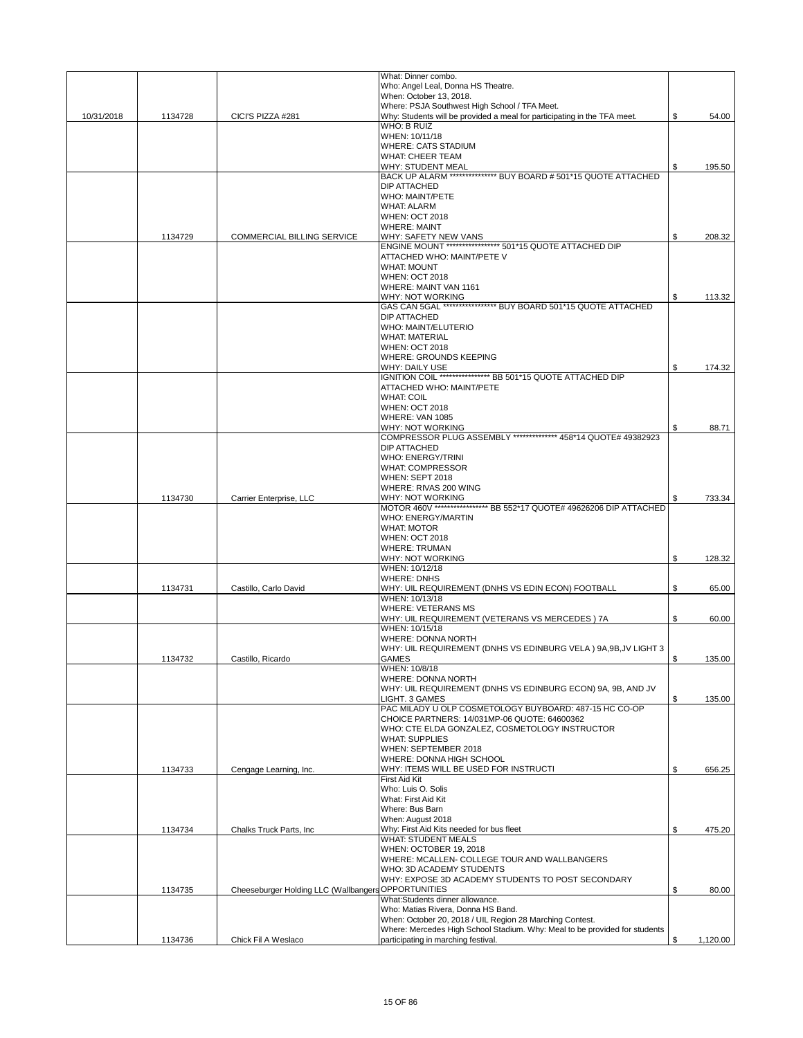| Date | Check # | Vendor | Description | | Amount |
|---|---|---|---|---|---|
| 10/31/2018 | 1134728 | CICI'S PIZZA #281 | What: Dinner combo. Who: Angel Leal, Donna HS Theatre. When: October 13, 2018. Where: PSJA Southwest High School / TFA Meet. Why: Students will be provided a meal for participating in the TFA meet. | $ | 54.00 |
| | | | WHO: B RUIZ WHEN: 10/11/18 WHERE: CATS STADIUM WHAT: CHEER TEAM WHY: STUDENT MEAL | $ | 195.50 |
| | 1134729 | COMMERCIAL BILLING SERVICE | BACK UP ALARM *************** BUY BOARD # 501*15 QUOTE ATTACHED DIP ATTACHED WHO: MAINT/PETE WHAT: ALARM WHEN: OCT 2018 WHERE: MAINT WHY: SAFETY NEW VANS | $ | 208.32 |
| | | | ENGINE MOUNT ***************** 501*15 QUOTE ATTACHED DIP ATTACHED WHO: MAINT/PETE V WHAT: MOUNT WHEN: OCT 2018 WHERE: MAINT VAN 1161 WHY: NOT WORKING | $ | 113.32 |
| | | | GAS CAN 5GAL ***************** BUY BOARD 501*15 QUOTE ATTACHED DIP ATTACHED WHO: MAINT/ELUTERIO WHAT: MATERIAL WHEN: OCT 2018 WHERE: GROUNDS KEEPING WHY: DAILY USE | $ | 174.32 |
| | | | IGNITION COIL **************** BB 501*15 QUOTE ATTACHED DIP ATTACHED WHO: MAINT/PETE WHAT: COIL WHEN: OCT 2018 WHERE: VAN 1085 WHY: NOT WORKING | $ | 88.71 |
| | 1134730 | Carrier Enterprise, LLC | COMPRESSOR PLUG ASSEMBLY ************** 458*14 QUOTE# 49382923 DIP ATTACHED WHO: ENERGY/TRINI WHAT: COMPRESSOR WHEN: SEPT 2018 WHERE: RIVAS 200 WING WHY: NOT WORKING | $ | 733.34 |
| | | | MOTOR 460V ***************** BB 552*17 QUOTE# 49626206 DIP ATTACHED WHO: ENERGY/MARTIN WHAT: MOTOR WHEN: OCT 2018 WHERE: TRUMAN WHY: NOT WORKING | $ | 128.32 |
| | 1134731 | Castillo, Carlo David | WHEN: 10/12/18 WHERE: DNHS WHY: UIL REQUIREMENT (DNHS VS EDIN ECON) FOOTBALL | $ | 65.00 |
| | | | WHEN: 10/13/18 WHERE: VETERANS MS WHY: UIL REQUIREMENT (VETERANS VS MERCEDES ) 7A | $ | 60.00 |
| | 1134732 | Castillo, Ricardo | WHEN: 10/15/18 WHERE: DONNA NORTH WHY: UIL REQUIREMENT (DNHS VS EDINBURG VELA ) 9A,9B,JV LIGHT 3 GAMES | $ | 135.00 |
| | | | WHEN: 10/8/18 WHERE: DONNA NORTH WHY: UIL REQUIREMENT (DNHS VS EDINBURG ECON) 9A, 9B, AND JV LIGHT. 3 GAMES | $ | 135.00 |
| | 1134733 | Cengage Learning, Inc. | PAC MILADY U OLP COSMETOLOGY BUYBOARD: 487-15 HC CO-OP CHOICE PARTNERS: 14/031MP-06 QUOTE: 64600362 WHO: CTE ELDA GONZALEZ, COSMETOLOGY INSTRUCTOR WHAT: SUPPLIES WHEN: SEPTEMBER 2018 WHERE: DONNA HIGH SCHOOL WHY: ITEMS WILL BE USED FOR INSTRUCTI | $ | 656.25 |
| | 1134734 | Chalks Truck Parts, Inc | First Aid Kit Who: Luis O. Solis What: First Aid Kit Where: Bus Barn When: August 2018 Why: First Aid Kits needed for bus fleet | $ | 475.20 |
| | 1134735 | Cheeseburger Holding LLC (Wallbangers | WHAT: STUDENT MEALS WHEN: OCTOBER 19, 2018 WHERE: MCALLEN- COLLEGE TOUR AND WALLBANGERS WHO: 3D ACADEMY STUDENTS WHY: EXPOSE 3D ACADEMY STUDENTS TO POST SECONDARY OPPORTUNITIES | $ | 80.00 |
| | 1134736 | Chick Fil A Weslaco | What:Students dinner allowance. Who: Matias Rivera, Donna HS Band. When: October 20, 2018 / UIL Region 28 Marching Contest. Where: Mercedes High School Stadium. Why: Meal to be provided for students participating in marching festival. | $ | 1,120.00 |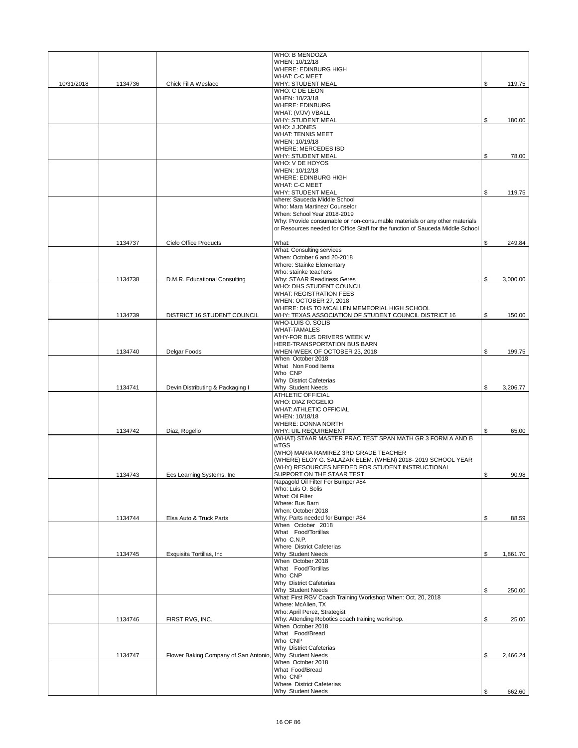| | | | | |
|---|---|---|---|---|
| | | | WHO: B MENDOZA<br>WHEN: 10/12/18<br>WHERE: EDINBURG HIGH<br>WHAT: C-C MEET<br>WHY: STUDENT MEAL | $ 119.75 |
| 10/31/2018 | 1134736 | Chick Fil A Weslaco | | |
| | | | WHO: C DE LEON<br>WHEN: 10/23/18<br>WHERE: EDINBURG<br>WHAT: (V/JV) VBALL<br>WHY: STUDENT MEAL | $ 180.00 |
| | | | WHO: J JONES<br>WHAT: TENNIS MEET<br>WHEN: 10/19/18<br>WHERE: MERCEDES ISD<br>WHY: STUDENT MEAL | $ 78.00 |
| | | | WHO: V DE HOYOS<br>WHEN: 10/12/18<br>WHERE: EDINBURG HIGH<br>WHAT: C-C MEET<br>WHY: STUDENT MEAL | $ 119.75 |
| | 1134737 | Cielo Office Products | where: Sauceda Middle School<br>Who: Mara Martinez/ Counselor<br>When: School Year 2018-2019<br>Why: Provide consumable or non-consumable materials or any other materials or Resources needed for Office Staff for the function of Sauceda Middle School<br>What: | $ 249.84 |
| | 1134738 | D.M.R. Educational Consulting | What: Consulting services<br>When: October 6 and 20-2018<br>Where: Stainke Elementary<br>Who: stainke teachers<br>Why: STAAR Readiness Geres | $ 3,000.00 |
| | 1134739 | DISTRICT 16 STUDENT COUNCIL | WHO: DHS STUDENT COUNCIL<br>WHAT: REGISTRATION FEES<br>WHEN: OCTOBER 27, 2018<br>WHERE: DHS TO MCALLEN MEMEORIAL HIGH SCHOOL<br>WHY: TEXAS ASSOCIATION OF STUDENT COUNCIL DISTRICT 16 | $ 150.00 |
| | 1134740 | Delgar Foods | WHO-LUIS O. SOLIS<br>WHAT-TAMALES<br>WHY-FOR BUS DRIVERS WEEK W<br>HERE-TRANSPORTATION BUS BARN<br>WHEN-WEEK OF OCTOBER 23, 2018 | $ 199.75 |
| | 1134741 | Devin Distributing & Packaging I | When October 2018<br>What Non Food Items<br>Who CNP<br>Why District Cafeterias<br>Why Student Needs | $ 3,206.77 |
| | 1134742 | Diaz, Rogelio | ATHLETIC OFFICIAL<br>WHO: DIAZ ROGELIO<br>WHAT: ATHLETIC OFFICIAL<br>WHEN: 10/18/18<br>WHERE: DONNA NORTH<br>WHY: UIL REQUIREMENT | $ 65.00 |
| | 1134743 | Ecs Learning Systems, Inc | (WHAT) STAAR MASTER PRAC TEST SPAN MATH GR 3 FORM A AND B wTGS<br>(WHO) MARIA RAMIREZ 3RD GRADE TEACHER<br>(WHERE) ELOY G. SALAZAR ELEM. (WHEN) 2018- 2019 SCHOOL YEAR<br>(WHY) RESOURCES NEEDED FOR STUDENT INSTRUCTIONAL SUPPORT ON THE STAAR TEST | $ 90.98 |
| | 1134744 | Elsa Auto & Truck Parts | Napagold Oil Filter For Bumper #84<br>Who: Luis O. Solis<br>What: Oil Filter<br>Where: Bus Barn<br>When: October 2018<br>Why: Parts needed for Bumper #84 | $ 88.59 |
| | 1134745 | Exquisita Tortillas, Inc | When October 2018<br>What Food/Tortillas<br>Who C.N.P.<br>Where District Cafeterias<br>Why Student Needs | $ 1,861.70 |
| | | | When October 2018<br>What Food/Tortillas<br>Who CNP<br>Why District Cafeterias<br>Why Student Needs | $ 250.00 |
| | 1134746 | FIRST RVG, INC. | What: First RGV Coach Training Workshop When: Oct. 20, 2018<br>Where: McAllen, TX<br>Who: April Perez, Strategist<br>Why: Attending Robotics coach training workshop. | $ 25.00 |
| | 1134747 | Flower Baking Company of San Antonio, | When October 2018<br>What Food/Bread<br>Who CNP<br>Why District Cafeterias<br>Why Student Needs | $ 2,466.24 |
| | | | When October 2018<br>What Food/Bread<br>Who CNP<br>Where District Cafeterias<br>Why Student Needs | $ 662.60 |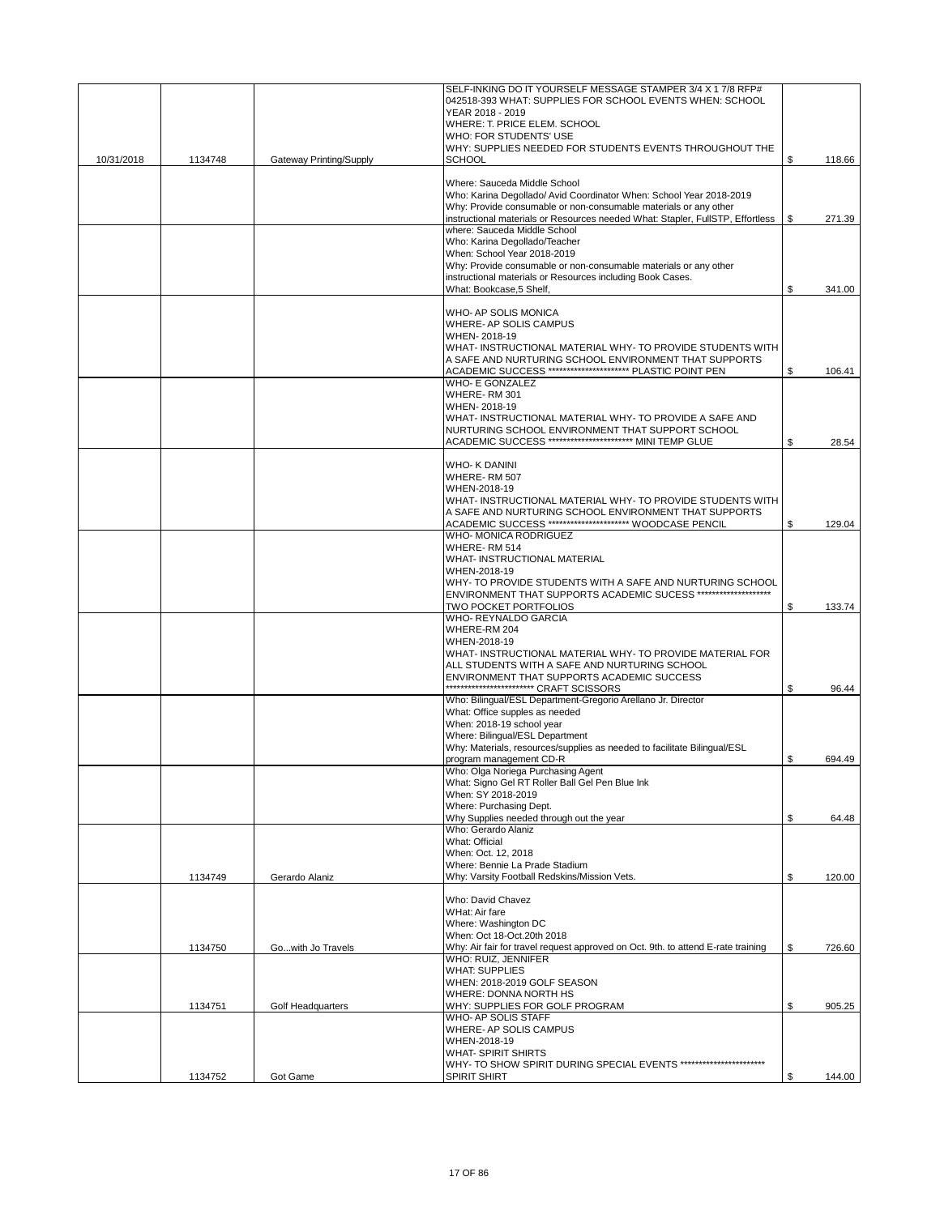| | | | | |
|---|---|---|---|---|
| 10/31/2018 | 1134748 | Gateway Printing/Supply | SELF-INKING DO IT YOURSELF MESSAGE STAMPER 3/4 X 1 7/8 RFP# 042518-393 WHAT: SUPPLIES FOR SCHOOL EVENTS WHEN: SCHOOL YEAR 2018 - 2019<br>WHERE: T. PRICE ELEM. SCHOOL<br>WHO: FOR STUDENTS' USE<br>WHY: SUPPLIES NEEDED FOR STUDENTS EVENTS THROUGHOUT THE SCHOOL | $ 118.66 |
| | | | Where: Sauceda Middle School<br>Who: Karina Degollado/ Avid Coordinator When: School Year 2018-2019<br>Why: Provide consumable or non-consumable materials or any other instructional materials or Resources needed What: Stapler, FullSTP, Effortless | $ 271.39 |
| | | | where: Sauceda Middle School<br>Who: Karina Degollado/Teacher<br>When: School Year 2018-2019<br>Why: Provide consumable or non-consumable materials or any other instructional materials or Resources including Book Cases.<br>What: Bookcase,5 Shelf, | $ 341.00 |
| | | | WHO- AP SOLIS MONICA<br>WHERE- AP SOLIS CAMPUS<br>WHEN- 2018-19<br>WHAT- INSTRUCTIONAL MATERIAL WHY- TO PROVIDE STUDENTS WITH A SAFE AND NURTURING SCHOOL ENVIRONMENT THAT SUPPORTS ACADEMIC SUCCESS ********************** PLASTIC POINT PEN | $ 106.41 |
| | | | WHO- E GONZALEZ<br>WHERE- RM 301<br>WHEN- 2018-19<br>WHAT- INSTRUCTIONAL MATERIAL WHY- TO PROVIDE A SAFE AND NURTURING SCHOOL ENVIRONMENT THAT SUPPORT SCHOOL ACADEMIC SUCCESS *********************** MINI TEMP GLUE | $ 28.54 |
| | | | WHO- K DANINI<br>WHERE- RM 507<br>WHEN-2018-19<br>WHAT- INSTRUCTIONAL MATERIAL WHY- TO PROVIDE STUDENTS WITH A SAFE AND NURTURING SCHOOL ENVIRONMENT THAT SUPPORTS ACADEMIC SUCCESS ********************** WOODCASE PENCIL | $ 129.04 |
| | | | WHO- MONICA RODRIGUEZ<br>WHERE- RM 514<br>WHAT- INSTRUCTIONAL MATERIAL<br>WHEN-2018-19<br>WHY- TO PROVIDE STUDENTS WITH A SAFE AND NURTURING SCHOOL ENVIRONMENT THAT SUPPORTS ACADEMIC SUCESS ******************** TWO POCKET PORTFOLIOS | $ 133.74 |
| | | | WHO- REYNALDO GARCIA<br>WHERE-RM 204<br>WHEN-2018-19<br>WHAT- INSTRUCTIONAL MATERIAL WHY- TO PROVIDE MATERIAL FOR ALL STUDENTS WITH A SAFE AND NURTURING SCHOOL ENVIRONMENT THAT SUPPORTS ACADEMIC SUCCESS<br>************************ CRAFT SCISSORS | $ 96.44 |
| | | | Who: Bilingual/ESL Department-Gregorio Arellano Jr. Director<br>What: Office supples as needed<br>When: 2018-19 school year<br>Where: Bilingual/ESL Department<br>Why: Materials, resources/supplies as needed to facilitate Bilingual/ESL program management CD-R | $ 694.49 |
| | | | Who: Olga Noriega Purchasing Agent<br>What: Signo Gel RT Roller Ball Gel Pen Blue Ink<br>When: SY 2018-2019<br>Where: Purchasing Dept.<br>Why Supplies needed through out the year | $ 64.48 |
| | 1134749 | Gerardo Alaniz | Who: Gerardo Alaniz<br>What: Official<br>When: Oct. 12, 2018<br>Where: Bennie La Prade Stadium<br>Why: Varsity Football Redskins/Mission Vets. | $ 120.00 |
| | 1134750 | Go...with Jo Travels | Who: David Chavez<br>WHat: Air fare<br>Where: Washington DC<br>When: Oct 18-Oct.20th 2018<br>Why: Air fair for travel request approved on Oct. 9th. to attend E-rate training | $ 726.60 |
| | 1134751 | Golf Headquarters | WHO: RUIZ, JENNIFER<br>WHAT: SUPPLIES<br>WHEN: 2018-2019 GOLF SEASON<br>WHERE: DONNA NORTH HS<br>WHY: SUPPLIES FOR GOLF PROGRAM | $ 905.25 |
| | 1134752 | Got Game | WHO- AP SOLIS STAFF<br>WHERE- AP SOLIS CAMPUS<br>WHEN-2018-19<br>WHAT- SPIRIT SHIRTS<br>WHY- TO SHOW SPIRIT DURING SPECIAL EVENTS *********************** SPIRIT SHIRT | $ 144.00 |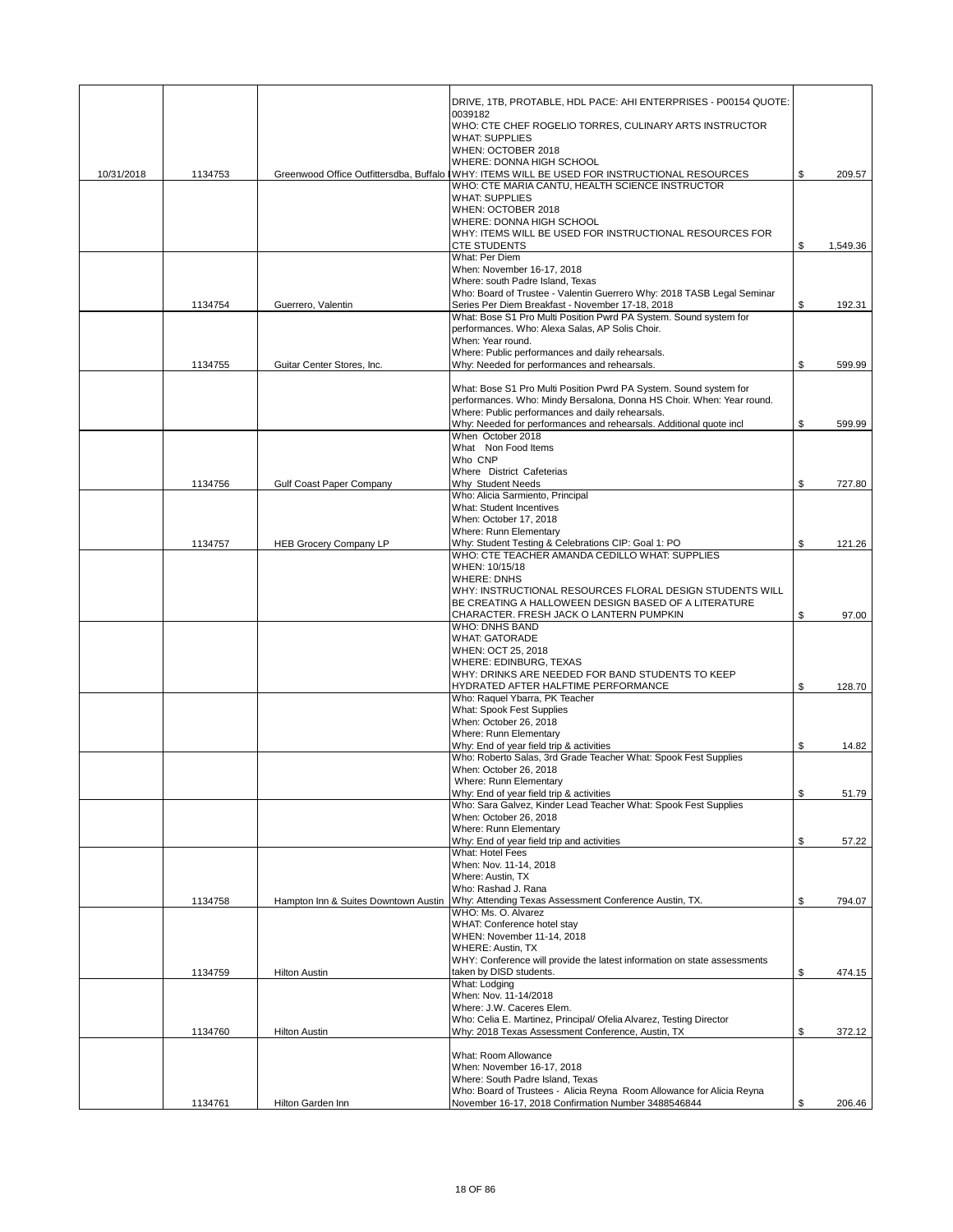| | | | | |
|---|---|---|---|---|
| | | | DRIVE, 1TB, PROTABLE, HDL PACE: AHI ENTERPRISES - P00154 QUOTE: 0039182<br>WHO: CTE CHEF ROGELIO TORRES, CULINARY ARTS INSTRUCTOR<br>WHAT: SUPPLIES<br>WHEN: OCTOBER 2018<br>WHERE: DONNA HIGH SCHOOL | |
| 10/31/2018 | 1134753 | Greenwood Office Outfittersdba, Buffalo ( | WHY: ITEMS WILL BE USED FOR INSTRUCTIONAL RESOURCES | $ 209.57 |
| | | | WHO: CTE MARIA CANTU, HEALTH SCIENCE INSTRUCTOR<br>WHAT: SUPPLIES<br>WHEN: OCTOBER 2018<br>WHERE: DONNA HIGH SCHOOL<br>WHY: ITEMS WILL BE USED FOR INSTRUCTIONAL RESOURCES FOR CTE STUDENTS | $ 1,549.36 |
| | 1134754 | Guerrero, Valentin | What: Per Diem<br>When: November 16-17, 2018<br>Where: south Padre Island, Texas<br>Who: Board of Trustee - Valentin Guerrero Why: 2018 TASB Legal Seminar Series Per Diem Breakfast - November 17-18, 2018 | $ 192.31 |
| | 1134755 | Guitar Center Stores, Inc. | What: Bose S1 Pro Multi Position Pwrd PA System. Sound system for performances. Who: Alexa Salas, AP Solis Choir.<br>When: Year round.<br>Where: Public performances and daily rehearsals.<br>Why: Needed for performances and rehearsals. | $ 599.99 |
| | | | What: Bose S1 Pro Multi Position Pwrd PA System. Sound system for performances. Who: Mindy Bersalona, Donna HS Choir. When: Year round.<br>Where: Public performances and daily rehearsals.<br>Why: Needed for performances and rehearsals. Additional quote incl | $ 599.99 |
| | 1134756 | Gulf Coast Paper Company | When October 2018<br>What Non Food Items<br>Who CNP<br>Where District Cafeterias<br>Why Student Needs | $ 727.80 |
| | 1134757 | HEB Grocery Company LP | Who: Alicia Sarmiento, Principal<br>What: Student Incentives<br>When: October 17, 2018<br>Where: Runn Elementary<br>Why: Student Testing & Celebrations CIP: Goal 1: PO | $ 121.26 |
| | | | WHO: CTE TEACHER AMANDA CEDILLO WHAT: SUPPLIES<br>WHEN: 10/15/18<br>WHERE: DNHS<br>WHY: INSTRUCTIONAL RESOURCES FLORAL DESIGN STUDENTS WILL BE CREATING A HALLOWEEN DESIGN BASED OF A LITERATURE CHARACTER. FRESH JACK O LANTERN PUMPKIN | $ 97.00 |
| | | | WHO: DNHS BAND<br>WHAT: GATORADE<br>WHEN: OCT 25, 2018<br>WHERE: EDINBURG, TEXAS<br>WHY: DRINKS ARE NEEDED FOR BAND STUDENTS TO KEEP HYDRATED AFTER HALFTIME PERFORMANCE | $ 128.70 |
| | | | Who: Raquel Ybarra, PK Teacher<br>What: Spook Fest Supplies<br>When: October 26, 2018<br>Where: Runn Elementary<br>Why: End of year field trip & activities | $ 14.82 |
| | | | Who: Roberto Salas, 3rd Grade Teacher What: Spook Fest Supplies<br>When: October 26, 2018<br>Where: Runn Elementary<br>Why: End of year field trip & activities | $ 51.79 |
| | | | Who: Sara Galvez, Kinder Lead Teacher What: Spook Fest Supplies<br>When: October 26, 2018<br>Where: Runn Elementary<br>Why: End of year field trip and activities | $ 57.22 |
| | 1134758 | Hampton Inn & Suites Downtown Austin | What: Hotel Fees<br>When: Nov. 11-14, 2018<br>Where: Austin, TX<br>Who: Rashad J. Rana<br>Why: Attending Texas Assessment Conference Austin, TX. | $ 794.07 |
| | 1134759 | Hilton Austin | WHO: Ms. O. Alvarez<br>WHAT: Conference hotel stay<br>WHEN: November 11-14, 2018<br>WHERE: Austin, TX<br>WHY: Conference will provide the latest information on state assessments taken by DISD students. | $ 474.15 |
| | 1134760 | Hilton Austin | What: Lodging<br>When: Nov. 11-14/2018<br>Where: J.W. Caceres Elem.<br>Who: Celia E. Martinez, Principal/ Ofelia Alvarez, Testing Director<br>Why: 2018 Texas Assessment Conference, Austin, TX | $ 372.12 |
| | 1134761 | Hilton Garden Inn | What: Room Allowance<br>When: November 16-17, 2018<br>Where: South Padre Island, Texas<br>Who: Board of Trustees - Alicia Reyna Room Allowance for Alicia Reyna November 16-17, 2018 Confirmation Number 3488546844 | $ 206.46 |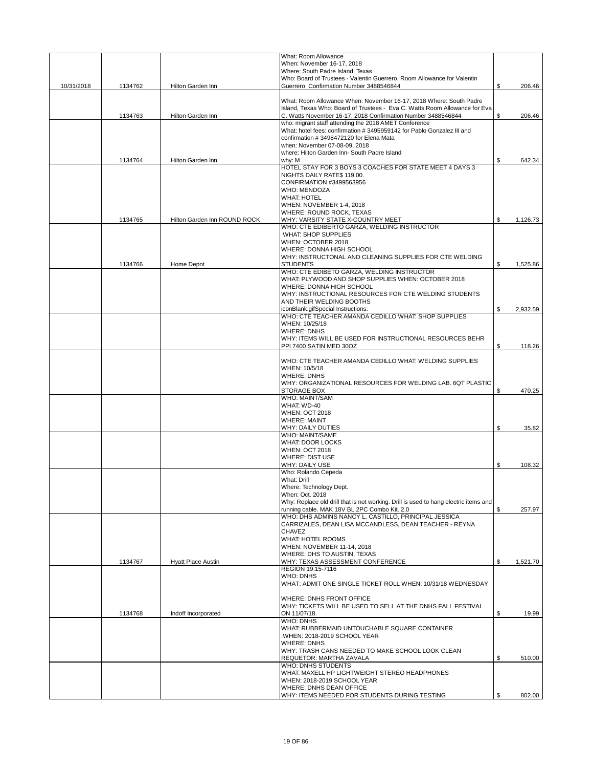| | | | | |
|---|---|---|---|---|
| 10/31/2018 | 1134762 | Hilton Garden Inn | What: Room Allowance<br>When: November 16-17, 2018<br>Where: South Padre Island, Texas<br>Who: Board of Trustees - Valentin Guerrero, Room Allowance for Valentin Guerrero  Confirmation Number 3488546844 | $ 206.46 |
| | 1134763 | Hilton Garden Inn | What: Room Allowance When: November 16-17, 2018 Where: South Padre Island, Texas Who: Board of Trustees -  Eva C. Watts Room Allowance for Eva C. Watts November 16-17, 2018 Confirmation Number 3488546844 | $ 206.46 |
| | 1134764 | Hilton Garden Inn | who: migrant staff attending the 2018 AMET Conference<br>What: hotel fees: confirmation # 3495959142 for Pablo Gonzalez III and confirmation # 3498472120 for Elena Mata<br>when: November 07-08-09, 2018<br>where: Hilton Garden Inn- South Padre Island<br>why: M | $ 642.34 |
| | 1134765 | Hilton Garden Inn ROUND ROCK | HOTEL STAY FOR 3 BOYS 3 COACHES FOR STATE MEET 4 DAYS 3 NIGHTS DAILY RATE$ 119.00.<br>CONFIRMATION #3499563956<br>WHO: MENDOZA<br>WHAT: HOTEL<br>WHEN: NOVEMBER 1-4, 2018<br>WHERE: ROUND ROCK, TEXAS<br>WHY: VARSITY STATE X-COUNTRY MEET | $ 1,126.73 |
| | 1134766 | Home Depot | WHO: CTE EDIBERTO GARZA, WELDING INSTRUCTOR<br>WHAT: SHOP SUPPLIES<br>WHEN: OCTOBER 2018<br>WHERE: DONNA HIGH SCHOOL<br>WHY: INSTRUCTONAL AND CLEANING SUPPLIES FOR CTE WELDING STUDENTS | $ 1,525.86 |
| | | | WHO: CTE EDIBETO GARZA, WELDING INSTRUCTOR<br>WHAT: PLYWOOD AND SHOP SUPPLIES WHEN: OCTOBER 2018<br>WHERE: DONNA HIGH SCHOOL<br>WHY: INSTRUCTIONAL RESOURCES FOR CTE WELDING STUDENTS AND THEIR WELDING BOOTHS<br>iconBlank.gifSpecial Instructions: | $ 2,932.59 |
| | | | WHO: CTE TEACHER AMANDA CEDILLO WHAT: SHOP SUPPLIES<br>WHEN: 10/25/18<br>WHERE: DNHS<br>WHY: ITEMS WILL BE USED FOR INSTRUCTIONAL RESOURCES BEHR PPI 7400 SATIN MED 30OZ | $ 118.26 |
| | | | WHO: CTE TEACHER AMANDA CEDILLO WHAT: WELDING SUPPLIES<br>WHEN: 10/5/18<br>WHERE: DNHS<br>WHY: ORGANIZATIONAL RESOURCES FOR WELDING LAB. 6QT PLASTIC STORAGE BOX | $ 470.25 |
| | | | WHO: MAINT/SAM<br>WHAT: WD-40<br>WHEN: OCT 2018<br>WHERE: MAINT<br>WHY: DAILY DUTIES | $ 35.82 |
| | | | WHO: MAINT/SAME<br>WHAT: DOOR LOCKS<br>WHEN: OCT 2018<br>WHERE: DIST USE<br>WHY: DAILY USE | $ 108.32 |
| | | | Who: Rolando Cepeda<br>What: Drill<br>Where: Technology Dept.<br>When: Oct. 2018<br>Why: Replace old drill that is not working. Drill is used to hang electric items and running cable. MAK 18V BL 2PC Combo Kit. 2.0 | $ 257.97 |
| | 1134767 | Hyatt Place Austin | WHO: DHS ADMINS NANCY L. CASTILLO, PRINCIPAL JESSICA CARRIZALES, DEAN LISA MCCANDLESS, DEAN TEACHER - REYNA CHAVEZ<br>WHAT: HOTEL ROOMS<br>WHEN: NOVEMBER 11-14, 2018<br>WHERE: DHS TO AUSTIN, TEXAS<br>WHY: TEXAS ASSESSMENT CONFERENCE | $ 1,521.70 |
| | 1134768 | Indoff Incorporated | REGION 19:15-7116<br>WHO: DNHS<br>WHAT: ADMIT ONE SINGLE TICKET ROLL WHEN: 10/31/18 WEDNESDAY<br><br>WHERE: DNHS FRONT OFFICE<br>WHY: TICKETS WILL BE USED TO SELL AT THE DNHS FALL FESTIVAL ON 11/07/18. | $ 19.99 |
| | | | WHO: DNHS<br>WHAT: RUBBERMAID UNTOUCHABLE SQUARE CONTAINER<br>.WHEN: 2018-2019 SCHOOL YEAR<br>WHERE: DNHS<br>WHY: TRASH CANS NEEDED TO MAKE SCHOOL LOOK CLEAN<br>REQUETOR: MARTHA ZAVALA | $ 510.00 |
| | | | WHO: DNHS STUDENTS<br>WHAT: MAXELL HP LIGHTWEIGHT STEREO HEADPHONES<br>WHEN: 2018-2019 SCHOOL YEAR<br>WHERE: DNHS DEAN OFFICE<br>WHY: ITEMS NEEDED FOR STUDENTS DURING TESTING | $ 802.00 |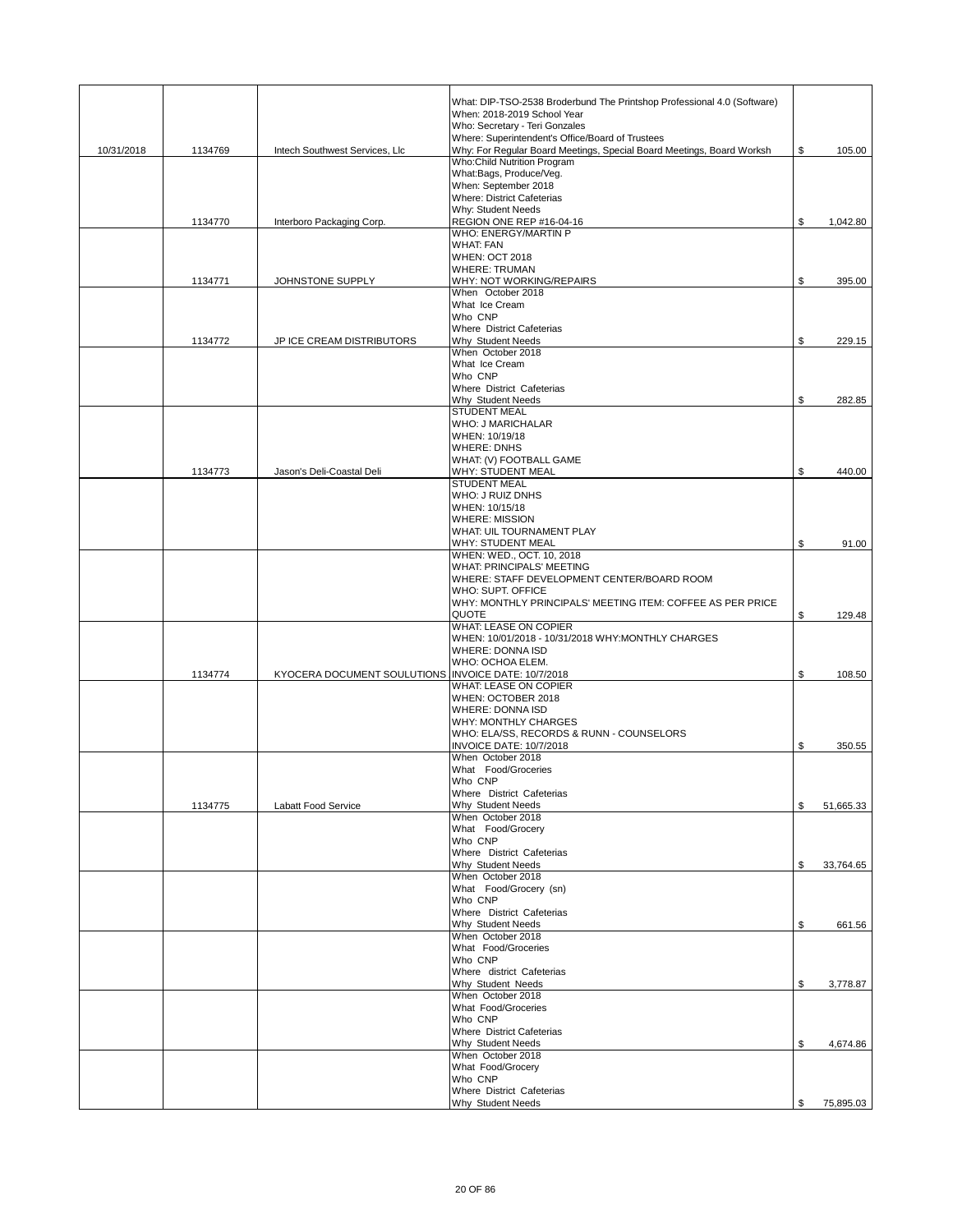| | | | | |
|---|---|---|---|---|
| 10/31/2018 | 1134769 | Intech Southwest Services, Llc | What: DIP-TSO-2538 Broderbund The Printshop Professional 4.0 (Software)<br>When: 2018-2019 School Year<br>Who: Secretary - Teri Gonzales<br>Where: Superintendent's Office/Board of Trustees<br>Why: For Regular Board Meetings, Special Board Meetings, Board Worksh | $ 105.00 |
| | 1134770 | Interboro Packaging Corp. | Who:Child Nutrition Program<br>What:Bags, Produce/Veg.<br>When: September 2018<br>Where: District Cafeterias<br>Why: Student Needs<br>REGION ONE REP #16-04-16 | $ 1,042.80 |
| | 1134771 | JOHNSTONE SUPPLY | WHO: ENERGY/MARTIN P<br>WHAT: FAN<br>WHEN: OCT 2018<br>WHERE: TRUMAN<br>WHY: NOT WORKING/REPAIRS | $ 395.00 |
| | 1134772 | JP ICE CREAM DISTRIBUTORS | When October 2018<br>What Ice Cream<br>Who CNP<br>Where District Cafeterias<br>Why Student Needs | $ 229.15 |
| | | | When October 2018<br>What Ice Cream<br>Who CNP<br>Where District Cafeterias<br>Why Student Needs | $ 282.85 |
| | 1134773 | Jason's Deli-Coastal Deli | STUDENT MEAL<br>WHO: J MARICHALAR<br>WHEN: 10/19/18<br>WHERE: DNHS<br>WHAT: (V) FOOTBALL GAME<br>WHY: STUDENT MEAL | $ 440.00 |
| | | | STUDENT MEAL<br>WHO: J RUIZ DNHS<br>WHEN: 10/15/18<br>WHERE: MISSION<br>WHAT: UIL TOURNAMENT PLAY<br>WHY: STUDENT MEAL | $ 91.00 |
| | | | WHEN: WED., OCT. 10, 2018<br>WHAT: PRINCIPALS' MEETING<br>WHERE: STAFF DEVELOPMENT CENTER/BOARD ROOM<br>WHO: SUPT. OFFICE<br>WHY: MONTHLY PRINCIPALS' MEETING ITEM: COFFEE AS PER PRICE QUOTE | $ 129.48 |
| | 1134774 | KYOCERA DOCUMENT SOULUTIONS | WHAT: LEASE ON COPIER<br>WHEN: 10/01/2018 - 10/31/2018 WHY:MONTHLY CHARGES<br>WHERE: DONNA ISD<br>WHO: OCHOA ELEM.<br>INVOICE DATE: 10/7/2018 | $ 108.50 |
| | | | WHAT: LEASE ON COPIER<br>WHEN: OCTOBER 2018<br>WHERE: DONNA ISD<br>WHY: MONTHLY CHARGES<br>WHO: ELA/SS, RECORDS & RUNN - COUNSELORS<br>INVOICE DATE: 10/7/2018 | $ 350.55 |
| | 1134775 | Labatt Food Service | When October 2018<br>What Food/Groceries<br>Who CNP<br>Where District Cafeterias<br>Why Student Needs | $ 51,665.33 |
| | | | When October 2018<br>What Food/Grocery<br>Who CNP<br>Where District Cafeterias<br>Why Student Needs | $ 33,764.65 |
| | | | When October 2018<br>What Food/Grocery (sn)<br>Who CNP<br>Where District Cafeterias<br>Why Student Needs | $ 661.56 |
| | | | When October 2018<br>What Food/Groceries<br>Who CNP<br>Where district Cafeterias<br>Why Student Needs | $ 3,778.87 |
| | | | When October 2018<br>What Food/Groceries<br>Who CNP<br>Where District Cafeterias<br>Why Student Needs | $ 4,674.86 |
| | | | When October 2018<br>What Food/Grocery<br>Who CNP<br>Where District Cafeterias<br>Why Student Needs | $ 75,895.03 |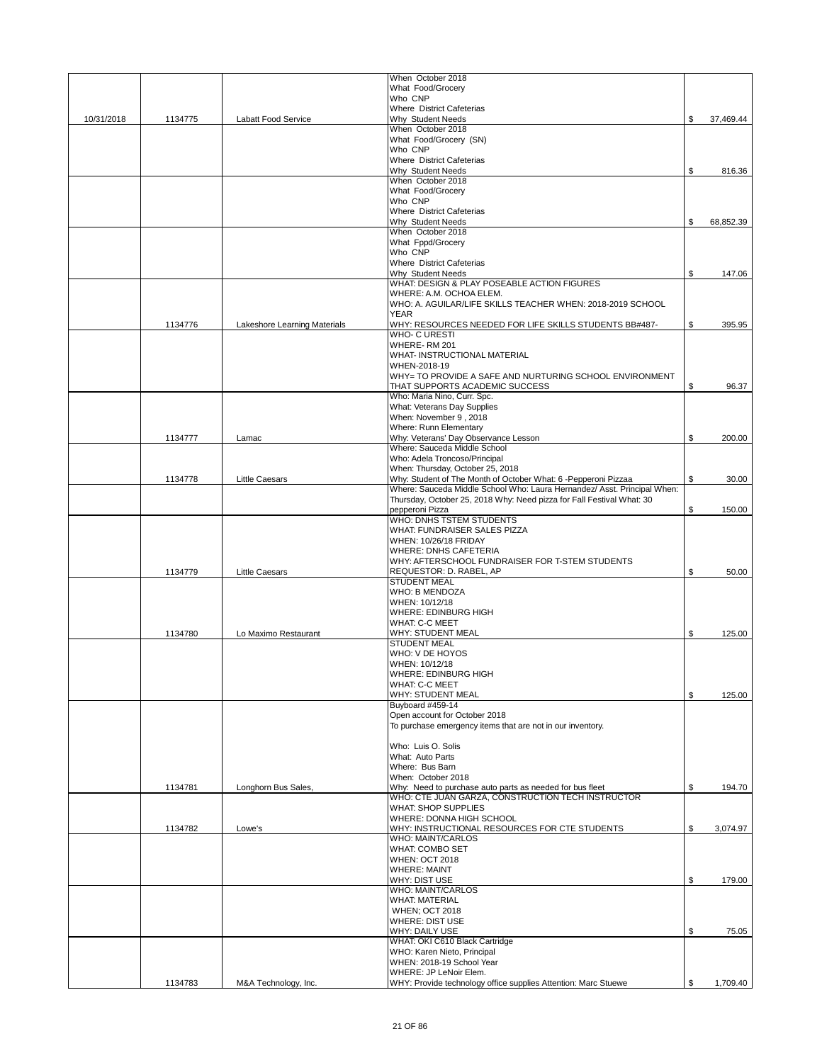| | | | | |
|---|---|---|---|---|
| 10/31/2018 | 1134775 | Labatt Food Service | When October 2018<br>What Food/Grocery<br>Who CNP<br>Where District Cafeterias<br>Why Student Needs | $ 37,469.44 |
| | | | When October 2018<br>What Food/Grocery (SN)<br>Who CNP<br>Where District Cafeterias<br>Why Student Needs | $ 816.36 |
| | | | When October 2018<br>What Food/Grocery<br>Who CNP<br>Where District Cafeterias<br>Why Student Needs | $ 68,852.39 |
| | | | When October 2018<br>What Fppd/Grocery<br>Who CNP<br>Where District Cafeterias<br>Why Student Needs | $ 147.06 |
| | 1134776 | Lakeshore Learning Materials | WHAT: DESIGN & PLAY POSEABLE ACTION FIGURES<br>WHERE: A.M. OCHOA ELEM.<br>WHO: A. AGUILAR/LIFE SKILLS TEACHER WHEN: 2018-2019 SCHOOL YEAR<br>WHY: RESOURCES NEEDED FOR LIFE SKILLS STUDENTS BB#487- | $ 395.95 |
| | | | WHO- C URESTI<br>WHERE- RM 201<br>WHAT- INSTRUCTIONAL MATERIAL<br>WHEN-2018-19<br>WHY= TO PROVIDE A SAFE AND NURTURING SCHOOL ENVIRONMENT THAT SUPPORTS ACADEMIC SUCCESS | $ 96.37 |
| | 1134777 | Lamac | Who: Maria Nino, Curr. Spc.<br>What: Veterans Day Supplies<br>When: November 9 , 2018<br>Where: Runn Elementary<br>Why: Veterans' Day Observance Lesson | $ 200.00 |
| | 1134778 | Little Caesars | Where: Sauceda Middle School<br>Who: Adela Troncoso/Principal<br>When: Thursday, October 25, 2018<br>Why: Student of The Month of October What: 6 -Pepperoni Pizzaa | $ 30.00 |
| | | | Where: Sauceda Middle School Who: Laura Hernandez/ Asst. Principal When: Thursday, October 25, 2018 Why: Need pizza for Fall Festival What: 30 pepperoni Pizza | $ 150.00 |
| | 1134779 | Little Caesars | WHO: DNHS TSTEM STUDENTS<br>WHAT: FUNDRAISER SALES PIZZA<br>WHEN: 10/26/18 FRIDAY<br>WHERE: DNHS CAFETERIA<br>WHY: AFTERSCHOOL FUNDRAISER FOR T-STEM STUDENTS<br>REQUESTOR: D. RABEL, AP | $ 50.00 |
| | 1134780 | Lo Maximo Restaurant | STUDENT MEAL<br>WHO: B MENDOZA<br>WHEN: 10/12/18<br>WHERE: EDINBURG HIGH<br>WHAT: C-C MEET<br>WHY: STUDENT MEAL | $ 125.00 |
| | | | STUDENT MEAL<br>WHO: V DE HOYOS<br>WHEN: 10/12/18<br>WHERE: EDINBURG HIGH<br>WHAT: C-C MEET<br>WHY: STUDENT MEAL | $ 125.00 |
| | 1134781 | Longhorn Bus Sales, | Buyboard #459-14<br>Open account for October 2018<br>To purchase emergency items that are not in our inventory.<br><br>Who: Luis O. Solis<br>What: Auto Parts<br>Where: Bus Barn<br>When: October 2018<br>Why: Need to purchase auto parts as needed for bus fleet | $ 194.70 |
| | 1134782 | Lowe's | WHO: CTE JUAN GARZA, CONSTRUCTION TECH INSTRUCTOR<br>WHAT: SHOP SUPPLIES<br>WHERE: DONNA HIGH SCHOOL<br>WHY: INSTRUCTIONAL RESOURCES FOR CTE STUDENTS | $ 3,074.97 |
| | | | WHO: MAINT/CARLOS<br>WHAT: COMBO SET<br>WHEN: OCT 2018<br>WHERE: MAINT<br>WHY: DIST USE | $ 179.00 |
| | | | WHO: MAINT/CARLOS<br>WHAT: MATERIAL<br>WHEN; OCT 2018<br>WHERE: DIST USE<br>WHY: DAILY USE | $ 75.05 |
| | 1134783 | M&A Technology, Inc. | WHAT: OKI C610 Black Cartridge<br>WHO: Karen Nieto, Principal<br>WHEN: 2018-19 School Year<br>WHERE: JP LeNoir Elem.<br>WHY: Provide technology office supplies Attention: Marc Stuewe | $ 1,709.40 |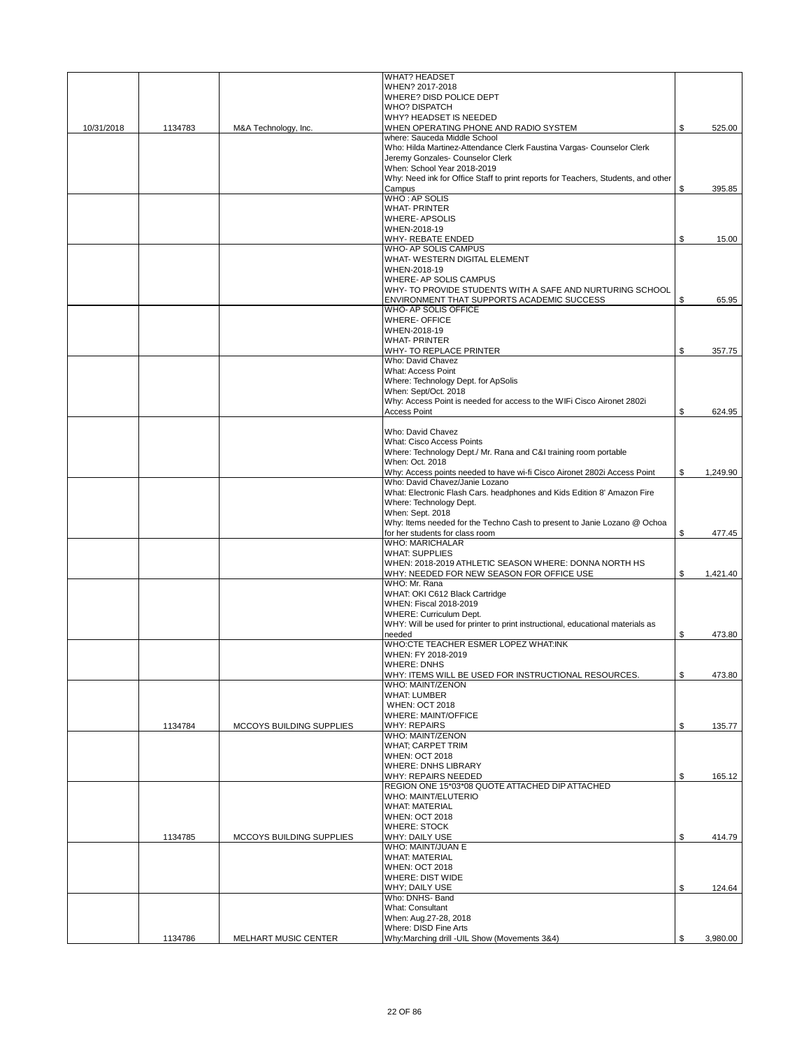| | | | | | |
|---|---|---|---|---|---|
| 10/31/2018 | 1134783 | M&A Technology, Inc. | WHAT? HEADSET<br>WHEN? 2017-2018<br>WHERE? DISD POLICE DEPT<br>WHO? DISPATCH<br>WHY? HEADSET IS NEEDED<br>WHEN OPERATING PHONE AND RADIO SYSTEM | $ | 525.00 |
| | | | where: Sauceda Middle School<br>Who: Hilda Martinez-Attendance Clerk Faustina Vargas- Counselor Clerk<br>Jeremy Gonzales- Counselor Clerk<br>When: School Year 2018-2019<br>Why: Need ink for Office Staff to print reports for Teachers, Students, and other Campus | $ | 395.85 |
| | | | WHO : AP SOLIS<br>WHAT- PRINTER<br>WHERE- APSOLIS<br>WHEN-2018-19<br>WHY- REBATE ENDED | $ | 15.00 |
| | | | WHO- AP SOLIS CAMPUS<br>WHAT- WESTERN DIGITAL ELEMENT<br>WHEN-2018-19<br>WHERE- AP SOLIS CAMPUS<br>WHY- TO PROVIDE STUDENTS WITH A SAFE AND NURTURING SCHOOL ENVIRONMENT THAT SUPPORTS ACADEMIC SUCCESS | $ | 65.95 |
| | | | WHO- AP SOLIS OFFICE<br>WHERE- OFFICE<br>WHEN-2018-19<br>WHAT- PRINTER<br>WHY- TO REPLACE PRINTER | $ | 357.75 |
| | | | Who: David Chavez<br>What: Access Point<br>Where: Technology Dept. for ApSolis<br>When: Sept/Oct. 2018<br>Why: Access Point is needed for access to the WIFi Cisco Aironet 2802i Access Point | $ | 624.95 |
| | | | Who: David Chavez<br>What: Cisco Access Points<br>Where: Technology Dept./ Mr. Rana and C&I training room portable<br>When: Oct. 2018<br>Why: Access points needed to have wi-fi Cisco Aironet 2802i Access Point | $ | 1,249.90 |
| | | | Who: David Chavez/Janie Lozano<br>What: Electronic Flash Cars. headphones and Kids Edition 8' Amazon Fire<br>Where: Technology Dept.<br>When: Sept. 2018<br>Why: Items needed for the Techno Cash to present to Janie Lozano @ Ochoa for her students for class room | $ | 477.45 |
| | | | WHO: MARICHALAR<br>WHAT: SUPPLIES<br>WHEN: 2018-2019 ATHLETIC SEASON WHERE: DONNA NORTH HS<br>WHY: NEEDED FOR NEW SEASON FOR OFFICE USE | $ | 1,421.40 |
| | | | WHO: Mr. Rana<br>WHAT: OKI C612 Black Cartridge<br>WHEN: Fiscal 2018-2019<br>WHERE: Curriculum Dept.<br>WHY: Will be used for printer to print instructional, educational materials as needed | $ | 473.80 |
| | | | WHO:CTE TEACHER ESMER LOPEZ WHAT:INK<br>WHEN: FY 2018-2019<br>WHERE: DNHS<br>WHY: ITEMS WILL BE USED FOR INSTRUCTIONAL RESOURCES. | $ | 473.80 |
| | 1134784 | MCCOYS BUILDING SUPPLIES | WHO: MAINT/ZENON<br>WHAT: LUMBER<br>WHEN: OCT 2018<br>WHERE: MAINT/OFFICE<br>WHY: REPAIRS | $ | 135.77 |
| | | | WHO: MAINT/ZENON<br>WHAT; CARPET TRIM<br>WHEN: OCT 2018<br>WHERE: DNHS LIBRARY<br>WHY: REPAIRS NEEDED | $ | 165.12 |
| | 1134785 | MCCOYS BUILDING SUPPLIES | REGION ONE 15*03*08 QUOTE ATTACHED DIP ATTACHED<br>WHO: MAINT/ELUTERIO<br>WHAT: MATERIAL<br>WHEN: OCT 2018<br>WHERE: STOCK<br>WHY: DAILY USE | $ | 414.79 |
| | | | WHO: MAINT/JUAN E<br>WHAT: MATERIAL<br>WHEN: OCT 2018<br>WHERE: DIST WIDE<br>WHY; DAILY USE | $ | 124.64 |
| | 1134786 | MELHART MUSIC CENTER | Who: DNHS- Band<br>What: Consultant<br>When: Aug.27-28, 2018<br>Where: DISD Fine Arts<br>Why:Marching drill -UIL Show (Movements 3&4) | $ | 3,980.00 |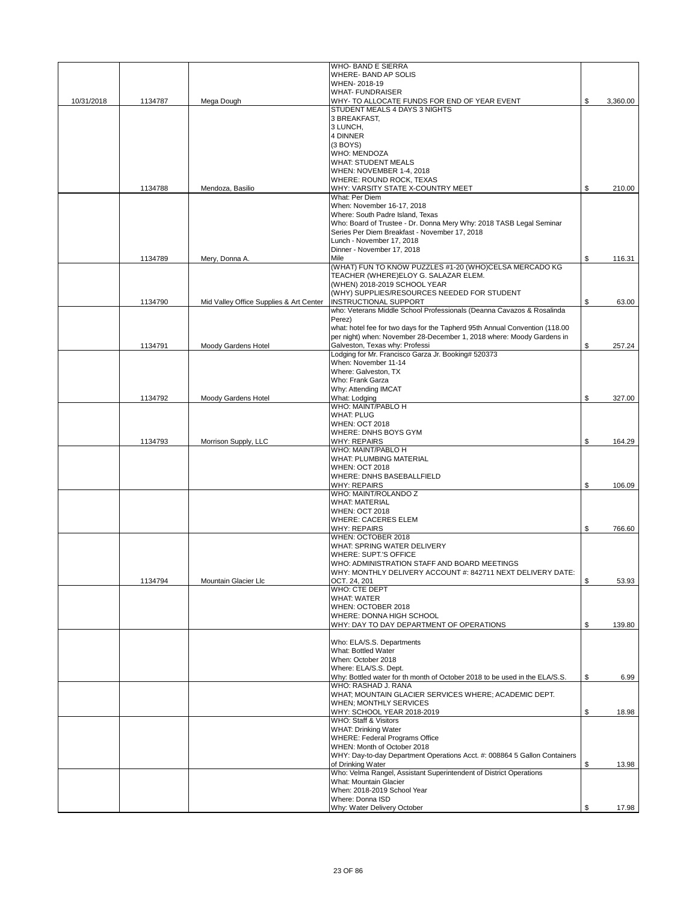| | | | | |
|---|---|---|---|---|
| 10/31/2018 | 1134787 | Mega Dough | WHO- BAND E SIERRA<br>WHERE- BAND AP SOLIS<br>WHEN- 2018-19<br>WHAT- FUNDRAISER<br>WHY- TO ALLOCATE FUNDS FOR END OF YEAR EVENT | $ 3,360.00 |
| | 1134788 | Mendoza, Basilio | STUDENT MEALS 4 DAYS 3 NIGHTS<br>3 BREAKFAST,<br>3 LUNCH,<br>4 DINNER<br>(3 BOYS)<br>WHO: MENDOZA<br>WHAT: STUDENT MEALS<br>WHEN: NOVEMBER 1-4, 2018<br>WHERE: ROUND ROCK, TEXAS<br>WHY: VARSITY STATE X-COUNTRY MEET | $ 210.00 |
| | 1134789 | Mery, Donna A. | What: Per Diem<br>When: November 16-17, 2018<br>Where: South Padre Island, Texas<br>Who: Board of Trustee - Dr. Donna Mery Why: 2018 TASB Legal Seminar Series Per Diem Breakfast - November 17, 2018<br>Lunch - November 17, 2018<br>Dinner - November 17, 2018<br>Mile | $ 116.31 |
| | 1134790 | Mid Valley Office Supplies & Art Center | (WHAT) FUN TO KNOW PUZZLES #1-20 (WHO)CELSA MERCADO KG TEACHER (WHERE)ELOY G. SALAZAR ELEM.<br>(WHEN) 2018-2019 SCHOOL YEAR<br>(WHY) SUPPLIES/RESOURCES NEEDED FOR STUDENT INSTRUCTIONAL SUPPORT | $ 63.00 |
| | 1134791 | Moody Gardens Hotel | who: Veterans Middle School Professionals (Deanna Cavazos & Rosalinda Perez)<br>what: hotel fee for two days for the Tapherd 95th Annual Convention (118.00 per night) when: November 28-December 1, 2018 where: Moody Gardens in Galveston, Texas why: Professi | $ 257.24 |
| | 1134792 | Moody Gardens Hotel | Lodging for Mr. Francisco Garza Jr. Booking# 520373<br>When: November 11-14<br>Where: Galveston, TX<br>Who: Frank Garza<br>Why: Attending IMCAT<br>What: Lodging | $ 327.00 |
| | 1134793 | Morrison Supply, LLC | WHO: MAINT/PABLO H<br>WHAT: PLUG<br>WHEN: OCT 2018<br>WHERE: DNHS BOYS GYM<br>WHY: REPAIRS | $ 164.29 |
| | | | WHO: MAINT/PABLO H<br>WHAT: PLUMBING MATERIAL<br>WHEN: OCT 2018<br>WHERE: DNHS BASEBALLFIELD<br>WHY: REPAIRS | $ 106.09 |
| | | | WHO: MAINT/ROLANDO Z<br>WHAT: MATERIAL<br>WHEN: OCT 2018<br>WHERE: CACERES ELEM<br>WHY: REPAIRS | $ 766.60 |
| | 1134794 | Mountain Glacier Llc | WHEN: OCTOBER 2018<br>WHAT: SPRING WATER DELIVERY<br>WHERE: SUPT.'S OFFICE<br>WHO: ADMINISTRATION STAFF AND BOARD MEETINGS<br>WHY: MONTHLY DELIVERY ACCOUNT #: 842711 NEXT DELIVERY DATE: OCT. 24, 201 | $ 53.93 |
| | | | WHO: CTE DEPT<br>WHAT: WATER<br>WHEN: OCTOBER 2018<br>WHERE: DONNA HIGH SCHOOL<br>WHY: DAY TO DAY DEPARTMENT OF OPERATIONS | $ 139.80 |
| | | | Who: ELA/S.S. Departments<br>What: Bottled Water<br>When: October 2018<br>Where: ELA/S.S. Dept.<br>Why: Bottled water for th month of October 2018 to be used in the ELA/S.S. | $ 6.99 |
| | | | WHO: RASHAD J. RANA<br>WHAT; MOUNTAIN GLACIER SERVICES WHERE; ACADEMIC DEPT.<br>WHEN; MONTHLY SERVICES<br>WHY: SCHOOL YEAR 2018-2019 | $ 18.98 |
| | | | WHO: Staff & Visitors<br>WHAT: Drinking Water<br>WHERE: Federal Programs Office<br>WHEN: Month of October 2018<br>WHY: Day-to-day Department Operations Acct. #: 008864 5 Gallon Containers of Drinking Water | $ 13.98 |
| | | | Who: Velma Rangel, Assistant Superintendent of District Operations<br>What: Mountain Glacier<br>When: 2018-2019 School Year<br>Where: Donna ISD<br>Why: Water Delivery October | $ 17.98 |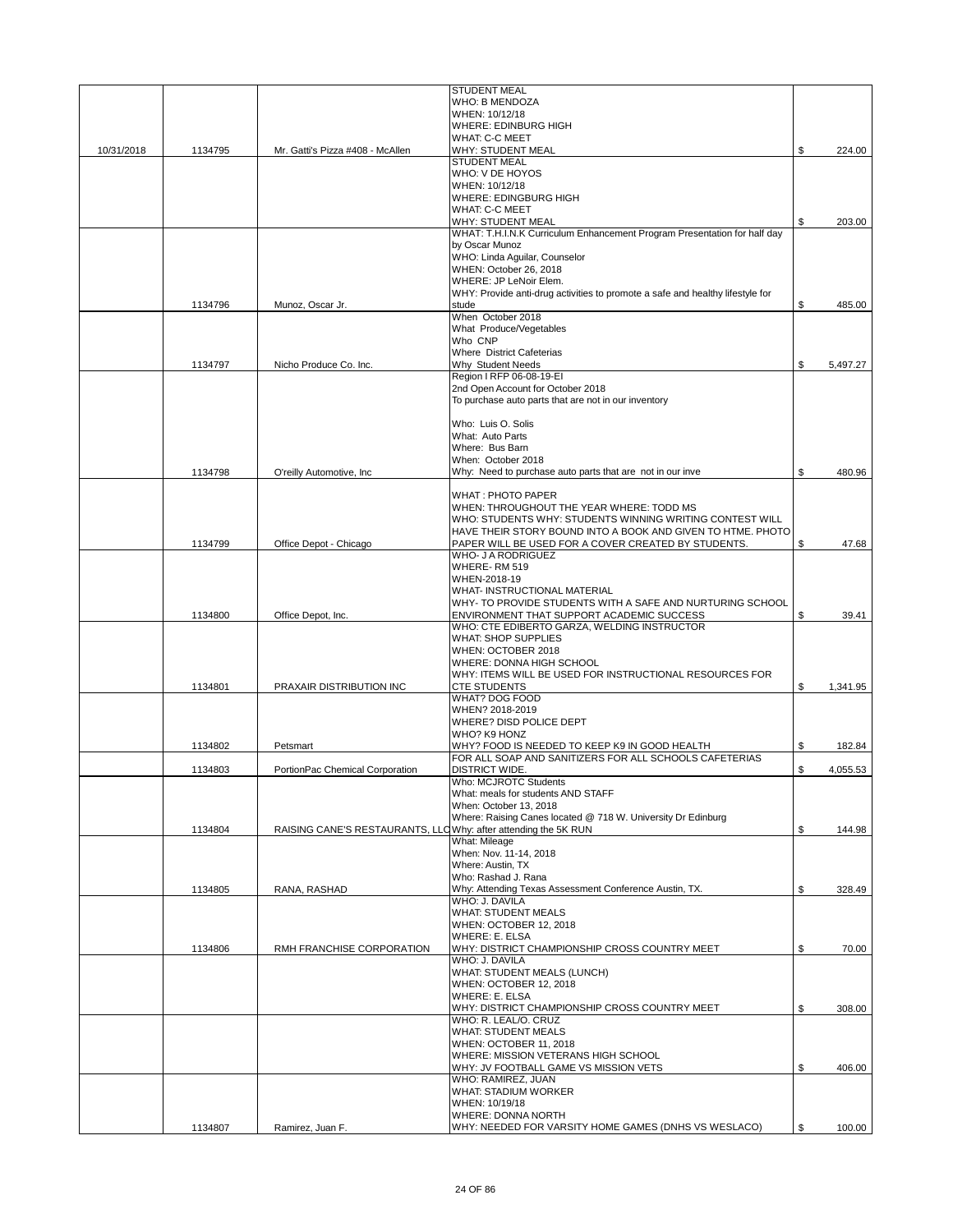| | | | | |
|---|---|---|---|---|
| 10/31/2018 | 1134795 | Mr. Gatti's Pizza #408 - McAllen | STUDENT MEAL<br>WHO: B MENDOZA<br>WHEN: 10/12/18<br>WHERE: EDINBURG HIGH<br>WHAT: C-C MEET<br>WHY: STUDENT MEAL | $ 224.00 |
| | | | STUDENT MEAL<br>WHO: V DE HOYOS<br>WHEN: 10/12/18<br>WHERE: EDINGBURG HIGH<br>WHAT: C-C MEET<br>WHY: STUDENT MEAL | $ 203.00 |
| | 1134796 | Munoz, Oscar Jr. | WHAT: T.H.I.N.K Curriculum Enhancement Program Presentation for half day by Oscar Munoz<br>WHO: Linda Aguilar, Counselor<br>WHEN: October 26, 2018<br>WHERE: JP LeNoir Elem.<br>WHY: Provide anti-drug activities to promote a safe and healthy lifestyle for stude | $ 485.00 |
| | 1134797 | Nicho Produce Co. Inc. | When October 2018<br>What Produce/Vegetables<br>Who CNP<br>Where District Cafeterias<br>Why Student Needs | $ 5,497.27 |
| | 1134798 | O'reilly Automotive, Inc | Region I RFP 06-08-19-EI<br>2nd Open Account for October 2018<br>To purchase auto parts that are not in our inventory<br><br>Who: Luis O. Solis<br>What: Auto Parts<br>Where: Bus Barn<br>When: October 2018<br>Why: Need to purchase auto parts that are not in our inve | $ 480.96 |
| | 1134799 | Office Depot - Chicago | WHAT : PHOTO PAPER<br>WHEN: THROUGHOUT THE YEAR WHERE: TODD MS<br>WHO: STUDENTS WHY: STUDENTS WINNING WRITING CONTEST WILL HAVE THEIR STORY BOUND INTO A BOOK AND GIVEN TO HTME. PHOTO PAPER WILL BE USED FOR A COVER CREATED BY STUDENTS. | $ 47.68 |
| | 1134800 | Office Depot, Inc. | WHO- J A RODRIGUEZ<br>WHERE- RM 519<br>WHEN-2018-19<br>WHAT- INSTRUCTIONAL MATERIAL<br>WHY- TO PROVIDE STUDENTS WITH A SAFE AND NURTURING SCHOOL ENVIRONMENT THAT SUPPORT ACADEMIC SUCCESS | $ 39.41 |
| | 1134801 | PRAXAIR DISTRIBUTION INC | WHO: CTE EDIBERTO GARZA, WELDING INSTRUCTOR<br>WHAT: SHOP SUPPLIES<br>WHEN: OCTOBER 2018<br>WHERE: DONNA HIGH SCHOOL<br>WHY: ITEMS WILL BE USED FOR INSTRUCTIONAL RESOURCES FOR CTE STUDENTS | $ 1,341.95 |
| | 1134802 | Petsmart | WHAT? DOG FOOD<br>WHEN? 2018-2019<br>WHERE? DISD POLICE DEPT<br>WHO? K9 HONZ<br>WHY? FOOD IS NEEDED TO KEEP K9 IN GOOD HEALTH | $ 182.84 |
| | 1134803 | PortionPac Chemical Corporation | FOR ALL SOAP AND SANITIZERS FOR ALL SCHOOLS CAFETERIAS DISTRICT WIDE. | $ 4,055.53 |
| | 1134804 | RAISING CANE'S RESTAURANTS, LLC | Who: MCJROTC Students<br>What: meals for students AND STAFF<br>When: October 13, 2018<br>Where: Raising Canes located @ 718 W. University Dr Edinburg<br>Why: after attending the 5K RUN | $ 144.98 |
| | 1134805 | RANA, RASHAD | What: Mileage<br>When: Nov. 11-14, 2018<br>Where: Austin, TX<br>Who: Rashad J. Rana<br>Why: Attending Texas Assessment Conference Austin, TX. | $ 328.49 |
| | 1134806 | RMH FRANCHISE CORPORATION | WHO: J. DAVILA<br>WHAT: STUDENT MEALS<br>WHEN: OCTOBER 12, 2018<br>WHERE: E. ELSA<br>WHY: DISTRICT CHAMPIONSHIP CROSS COUNTRY MEET | $ 70.00 |
| | | | WHO: J. DAVILA<br>WHAT: STUDENT MEALS (LUNCH)<br>WHEN: OCTOBER 12, 2018<br>WHERE: E. ELSA<br>WHY: DISTRICT CHAMPIONSHIP CROSS COUNTRY MEET | $ 308.00 |
| | | | WHO: R. LEAL/O. CRUZ<br>WHAT: STUDENT MEALS<br>WHEN: OCTOBER 11, 2018<br>WHERE: MISSION VETERANS HIGH SCHOOL<br>WHY: JV FOOTBALL GAME VS MISSION VETS | $ 406.00 |
| | 1134807 | Ramirez, Juan F. | WHO: RAMIREZ, JUAN<br>WHAT: STADIUM WORKER<br>WHEN: 10/19/18<br>WHERE: DONNA NORTH<br>WHY: NEEDED FOR VARSITY HOME GAMES (DNHS VS WESLACO) | $ 100.00 |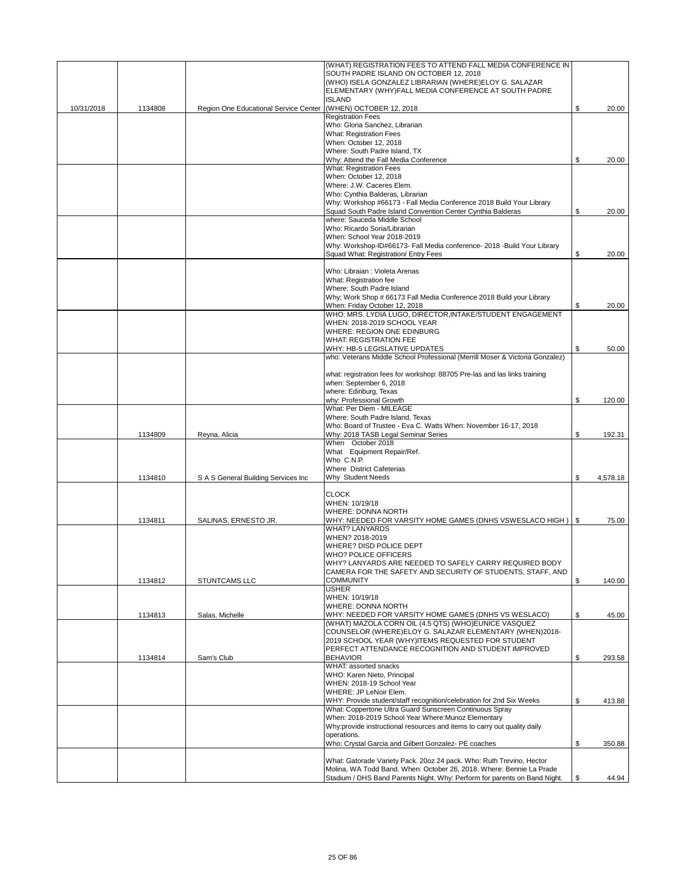| | | | | |
|---|---|---|---|---|
| 10/31/2018 | 1134808 | Region One Educational Service Center | (WHAT) REGISTRATION FEES TO ATTEND FALL MEDIA CONFERENCE IN SOUTH PADRE ISLAND ON OCTOBER 12, 2018 (WHO) ISELA GONZALEZ LIBRARIAN (WHERE)ELOY G. SALAZAR ELEMENTARY (WHY)FALL MEDIA CONFERENCE AT SOUTH PADRE ISLAND (WHEN) OCTOBER 12, 2018 | $ 20.00 |
| | | | Registration Fees Who: Gloria Sanchez, Librarian What: Registration Fees When: October 12, 2018 Where: South Padre Island, TX Why: Attend the Fall Media Conference | $ 20.00 |
| | | | What: Registration Fees When: October 12, 2018 Where: J.W. Caceres Elem. Who: Cynthia Balderas, Librarian Why: Workshop #66173 - Fall Media Conference 2018 Build Your Library Squad South Padre Island Convention Center Cynthia Balderas | $ 20.00 |
| | | | where: Sauceda Middle School Who: Ricardo Soria/Librarian When: School Year 2018-2019 Why: Workshop-ID#66173- Fall Media conference- 2018 -Build Your Library Squad What: Registration/ Entry Fees | $ 20.00 |
| | | | Who: Libraian : Violeta Arenas What: Registration fee Where: South Padre Island Why; Work Shop # 66173 Fall Media Conference 2018 Build your Library When: Friday October 12, 2018 | $ 20.00 |
| | | | WHO: MRS. LYDIA LUGO, DIRECTOR,INTAKE/STUDENT ENGAGEMENT WHEN: 2018-2019 SCHOOL YEAR WHERE: REGION ONE EDINBURG WHAT: REGISTRATION FEE WHY: HB-5 LEGISLATIVE UPDATES | $ 50.00 |
| | | | who: Veterans Middle School Professional (Merrill Moser & Victoria Gonzalez) what: registration fees for workshop: 88705 Pre-las and las links training when: September 6, 2018 where: Edinburg, Texas why: Professional Growth | $ 120.00 |
| | 1134809 | Reyna, Alicia | What: Per Diem - MILEAGE Where: South Padre Island, Texas Who: Board of Trustee - Eva C. Watts When: November 16-17, 2018 Why: 2018 TASB Legal Seminar Series | $ 192.31 |
| | 1134810 | S A S General Building Services Inc | When October 2018 What Equipment Repair/Ref. Who C.N.P. Where District Cafeterias Why Student Needs | $ 4,578.18 |
| | 1134811 | SALINAS, ERNESTO JR. | CLOCK WHEN: 10/19/18 WHERE: DONNA NORTH WHY: NEEDED FOR VARSITY HOME GAMES (DNHS VSWESLACO HIGH ) | $ 75.00 |
| | 1134812 | STUNTCAMS LLC | WHAT? LANYARDS WHEN? 2018-2019 WHERE? DISD POLICE DEPT WHO? POLICE OFFICERS WHY? LANYARDS ARE NEEDED TO SAFELY CARRY REQUIRED BODY CAMERA FOR THE SAFETY AND SECURITY OF STUDENTS, STAFF, AND COMMUNITY | $ 140.00 |
| | 1134813 | Salas, Michelle | USHER WHEN: 10/19/18 WHERE: DONNA NORTH WHY: NEEDED FOR VARSITY HOME GAMES (DNHS VS WESLACO) | $ 45.00 |
| | 1134814 | Sam's Club | (WHAT) MAZOLA CORN OIL (4.5 QTS) (WHO)EUNICE VASQUEZ COUNSELOR (WHERE)ELOY G. SALAZAR ELEMENTARY (WHEN)2018-2019 SCHOOL YEAR (WHY)ITEMS REQUESTED FOR STUDENT PERFECT ATTENDANCE RECOGNITION AND STUDENT IMPROVED BEHAVIOR | $ 293.58 |
| | | | WHAT: assorted snacks WHO: Karen Nieto, Principal WHEN: 2018-19 School Year WHERE: JP LeNoir Elem. WHY: Provide student/staff recognition/celebration for 2nd Six Weeks | $ 413.88 |
| | | | What: Coppertone Ultra Guard Sunscreen Continuous Spray When: 2018-2019 School Year Where:Munoz Elementary Why:provide instructional resources and items to carry out quality daily operations. Who: Crystal Garcia and Gilbert Gonzalez- PE coaches | $ 350.88 |
| | | | What: Gatorade Variety Pack. 20oz 24 pack. Who: Ruth Trevino, Hector Molina, WA Todd Band. When: October 26, 2018. Where: Bennie La Prade Stadium / DHS Band Parents Night. Why: Perform for parents on Band Night. | $ 44.94 |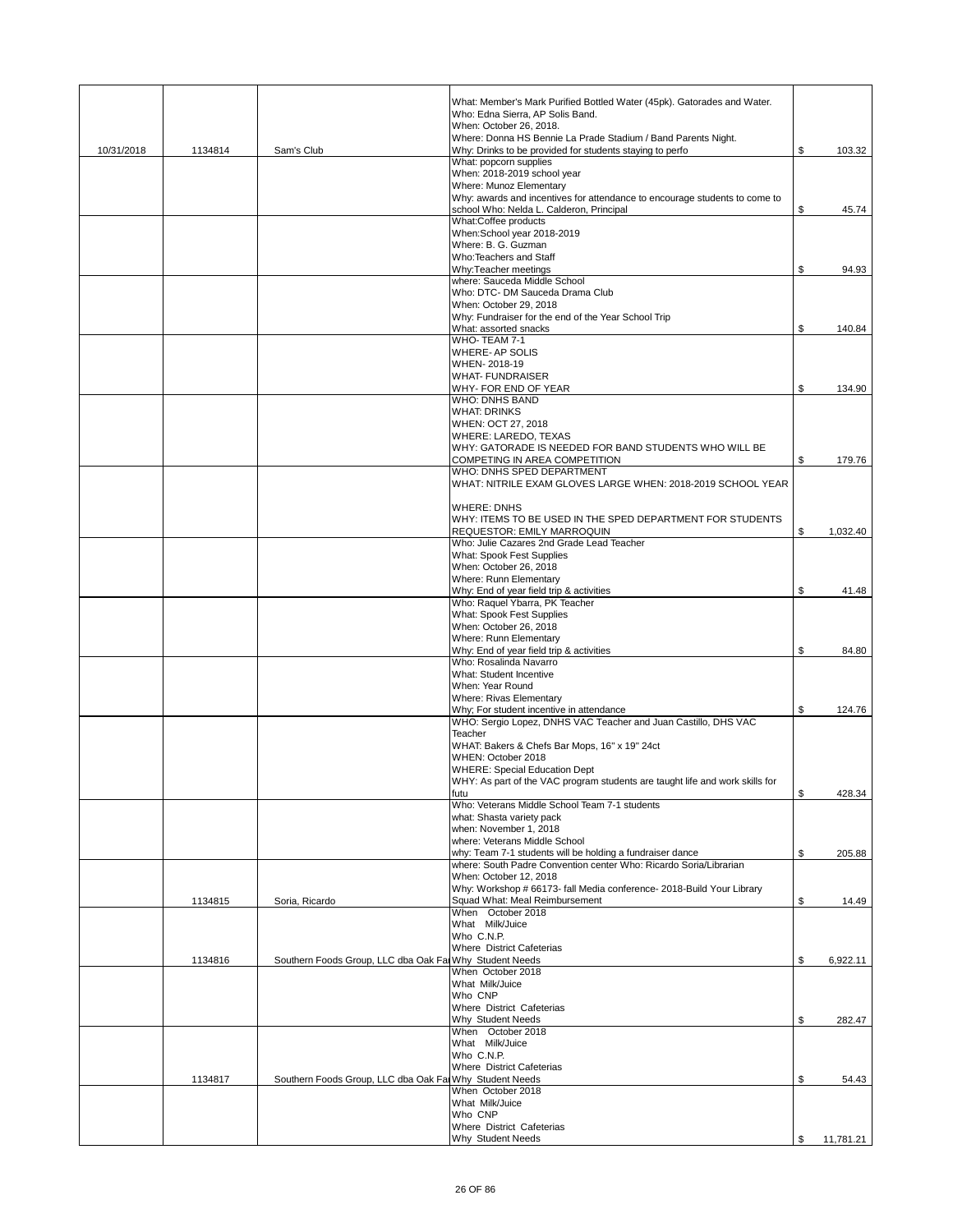| | | | | |
|---|---|---|---|---|
| 10/31/2018 | 1134814 | Sam's Club | What: Member's Mark Purified Bottled Water (45pk). Gatorades and Water.<br>Who: Edna Sierra, AP Solis Band.<br>When: October 26, 2018.<br>Where: Donna HS Bennie La Prade Stadium / Band Parents Night.<br>Why: Drinks to be provided for students staying to perfo | $ 103.32 |
| | | | What: popcorn supplies<br>When: 2018-2019 school year<br>Where: Munoz Elementary<br>Why: awards and incentives for attendance to encourage students to come to school Who: Nelda L. Calderon, Principal | $ 45.74 |
| | | | What:Coffee products<br>When:School year 2018-2019<br>Where: B. G. Guzman<br>Who:Teachers and Staff<br>Why:Teacher meetings | $ 94.93 |
| | | | where: Sauceda Middle School<br>Who: DTC- DM Sauceda Drama Club<br>When: October 29, 2018<br>Why: Fundraiser for the end of the Year School Trip<br>What: assorted snacks | $ 140.84 |
| | | | WHO- TEAM 7-1<br>WHERE- AP SOLIS<br>WHEN- 2018-19<br>WHAT- FUNDRAISER<br>WHY- FOR END OF YEAR | $ 134.90 |
| | | | WHO: DNHS BAND<br>WHAT: DRINKS<br>WHEN: OCT 27, 2018<br>WHERE: LAREDO, TEXAS<br>WHY: GATORADE IS NEEDED FOR BAND STUDENTS WHO WILL BE COMPETING IN AREA COMPETITION | $ 179.76 |
| | | | WHO: DNHS SPED DEPARTMENT<br>WHAT: NITRILE EXAM GLOVES LARGE WHEN: 2018-2019 SCHOOL YEAR<br><br>WHERE: DNHS<br>WHY: ITEMS TO BE USED IN THE SPED DEPARTMENT FOR STUDENTS<br>REQUESTOR: EMILY MARROQUIN | $ 1,032.40 |
| | | | Who: Julie Cazares 2nd Grade Lead Teacher<br>What: Spook Fest Supplies<br>When: October 26, 2018<br>Where: Runn Elementary<br>Why: End of year field trip & activities | $ 41.48 |
| | | | Who: Raquel Ybarra, PK Teacher<br>What: Spook Fest Supplies<br>When: October 26, 2018<br>Where: Runn Elementary<br>Why: End of year field trip & activities | $ 84.80 |
| | | | Who: Rosalinda Navarro<br>What: Student Incentive<br>When: Year Round<br>Where: Rivas Elementary<br>Why; For student incentive in attendance | $ 124.76 |
| | | | WHO: Sergio Lopez, DNHS VAC Teacher and Juan Castillo, DHS VAC Teacher<br>WHAT: Bakers & Chefs Bar Mops, 16" x 19" 24ct<br>WHEN: October 2018<br>WHERE: Special Education Dept<br>WHY: As part of the VAC program students are taught life and work skills for futu | $ 428.34 |
| | | | Who: Veterans Middle School Team 7-1 students<br>what: Shasta variety pack<br>when: November 1, 2018<br>where: Veterans Middle School<br>why: Team 7-1 students will be holding a fundraiser dance | $ 205.88 |
| | 1134815 | Soria, Ricardo | where: South Padre Convention center Who: Ricardo Soria/Librarian<br>When: October 12, 2018<br>Why: Workshop # 66173- fall Media conference- 2018-Build Your Library Squad What: Meal Reimbursement | $ 14.49 |
| | 1134816 | Southern Foods Group, LLC dba Oak Fa | When October 2018<br>What Milk/Juice<br>Who C.N.P.<br>Where District Cafeterias<br>Why Student Needs | $ 6,922.11 |
| | | | When October 2018<br>What Milk/Juice<br>Who CNP<br>Where District Cafeterias<br>Why Student Needs | $ 282.47 |
| | 1134817 | Southern Foods Group, LLC dba Oak Fa | When October 2018<br>What Milk/Juice<br>Who C.N.P.<br>Where District Cafeterias<br>Why Student Needs | $ 54.43 |
| | | | When October 2018<br>What Milk/Juice<br>Who CNP<br>Where District Cafeterias<br>Why Student Needs | $ 11,781.21 |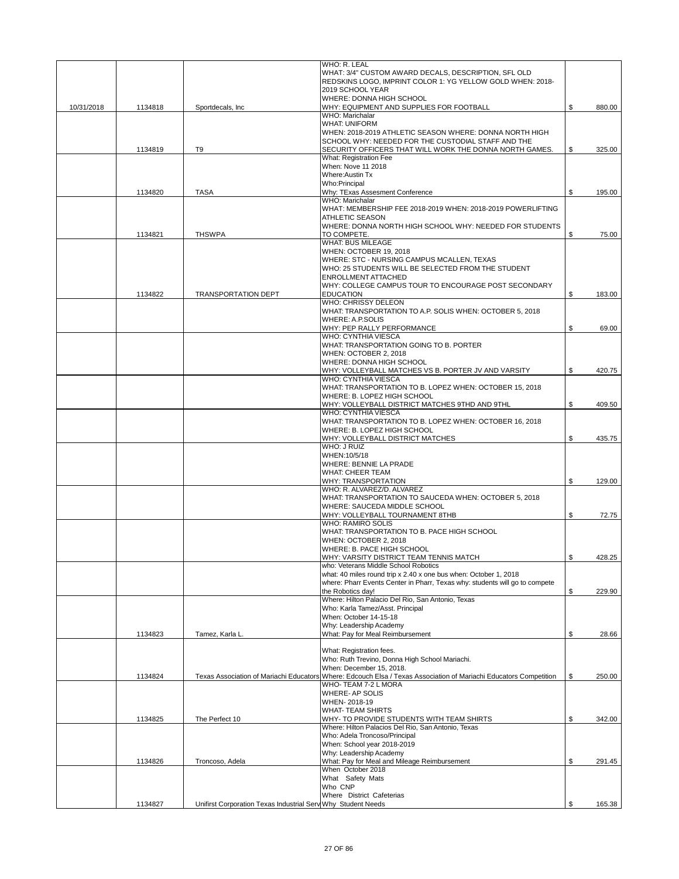| | | | | |
|---|---|---|---|---|
| 10/31/2018 | 1134818 | Sportdecals, Inc | WHO: R. LEAL<br>WHAT: 3/4" CUSTOM AWARD DECALS, DESCRIPTION, SFL OLD REDSKINS LOGO, IMPRINT COLOR 1: YG YELLOW GOLD WHEN: 2018-2019 SCHOOL YEAR<br>WHERE: DONNA HIGH SCHOOL<br>WHY: EQUIPMENT AND SUPPLIES FOR FOOTBALL | $ 880.00 |
| | 1134819 | T9 | WHO: Marichalar<br>WHAT: UNIFORM<br>WHEN: 2018-2019 ATHLETIC SEASON WHERE: DONNA NORTH HIGH SCHOOL WHY: NEEDED FOR THE CUSTODIAL STAFF AND THE SECURITY OFFICERS THAT WILL WORK THE DONNA NORTH GAMES. | $ 325.00 |
| | 1134820 | TASA | What: Registration Fee<br>When: Nove 11 2018<br>Where:Austin Tx<br>Who:Principal<br>Why: TExas Assesment Conference | $ 195.00 |
| | 1134821 | THSWPA | WHO: Marichalar<br>WHAT: MEMBERSHIP FEE 2018-2019 WHEN: 2018-2019 POWERLIFTING ATHLETIC SEASON<br>WHERE: DONNA NORTH HIGH SCHOOL WHY: NEEDED FOR STUDENTS TO COMPETE. | $ 75.00 |
| | 1134822 | TRANSPORTATION DEPT | WHAT: BUS MILEAGE<br>WHEN: OCTOBER 19, 2018<br>WHERE: STC - NURSING CAMPUS MCALLEN, TEXAS<br>WHO: 25 STUDENTS WILL BE SELECTED FROM THE STUDENT ENROLLMENT ATTACHED<br>WHY: COLLEGE CAMPUS TOUR TO ENCOURAGE POST SECONDARY EDUCATION | $ 183.00 |
| | | | WHO: CHRISSY DELEON<br>WHAT: TRANSPORTATION TO A.P. SOLIS WHEN: OCTOBER 5, 2018<br>WHERE: A.P.SOLIS<br>WHY: PEP RALLY PERFORMANCE | $ 69.00 |
| | | | WHO: CYNTHIA VIESCA<br>WHAT: TRANSPORTATION GOING TO B. PORTER<br>WHEN: OCTOBER 2, 2018<br>WHERE: DONNA HIGH SCHOOL<br>WHY: VOLLEYBALL MATCHES VS B. PORTER JV AND VARSITY | $ 420.75 |
| | | | WHO: CYNTHIA VIESCA<br>WHAT: TRANSPORTATION TO B. LOPEZ WHEN: OCTOBER 15, 2018<br>WHERE: B. LOPEZ HIGH SCHOOL<br>WHY: VOLLEYBALL DISTRICT MATCHES 9THD AND 9THL | $ 409.50 |
| | | | WHO: CYNTHIA VIESCA<br>WHAT: TRANSPORTATION TO B. LOPEZ WHEN: OCTOBER 16, 2018<br>WHERE: B. LOPEZ HIGH SCHOOL<br>WHY: VOLLEYBALL DISTRICT MATCHES | $ 435.75 |
| | | | WHO: J RUIZ<br>WHEN:10/5/18<br>WHERE: BENNIE LA PRADE<br>WHAT: CHEER TEAM<br>WHY: TRANSPORTATION | $ 129.00 |
| | | | WHO: R. ALVAREZ/D. ALVAREZ<br>WHAT: TRANSPORTATION TO SAUCEDA WHEN: OCTOBER 5, 2018<br>WHERE: SAUCEDA MIDDLE SCHOOL<br>WHY: VOLLEYBALL TOURNAMENT 8THB | $ 72.75 |
| | | | WHO: RAMIRO SOLIS<br>WHAT: TRANSPORTATION TO B. PACE HIGH SCHOOL<br>WHEN: OCTOBER 2, 2018<br>WHERE: B. PACE HIGH SCHOOL<br>WHY: VARSITY DISTRICT TEAM TENNIS MATCH | $ 428.25 |
| | | | who: Veterans Middle School Robotics<br>what: 40 miles round trip x 2.40 x one bus when: October 1, 2018<br>where: Pharr Events Center in Pharr, Texas why: students will go to compete the Robotics day! | $ 229.90 |
| | 1134823 | Tamez, Karla L. | Where: Hilton Palacio Del Rio, San Antonio, Texas<br>Who: Karla Tamez/Asst. Principal<br>When: October 14-15-18<br>Why: Leadership Academy<br>What: Pay for Meal Reimbursement | $ 28.66 |
| | 1134824 | Texas Association of Mariachi Educators | What: Registration fees.<br>Who: Ruth Trevino, Donna High School Mariachi.<br>When: December 15, 2018.<br>Where: Edcouch Elsa / Texas Association of Mariachi Educators Competition | $ 250.00 |
| | 1134825 | The Perfect 10 | WHO- TEAM 7-2 L MORA<br>WHERE- AP SOLIS<br>WHEN- 2018-19<br>WHAT- TEAM SHIRTS<br>WHY- TO PROVIDE STUDENTS WITH TEAM SHIRTS | $ 342.00 |
| | 1134826 | Troncoso, Adela | Where: Hilton Palacios Del Rio, San Antonio, Texas<br>Who: Adela Troncoso/Principal<br>When: School year 2018-2019<br>Why: Leadership Academy<br>What: Pay for Meal and Mileage Reimbursement | $ 291.45 |
| | 1134827 | Unifirst Corporation Texas Industrial Serv | When October 2018<br>What Safety Mats<br>Who CNP<br>Where District Cafeterias<br>Why Student Needs | $ 165.38 |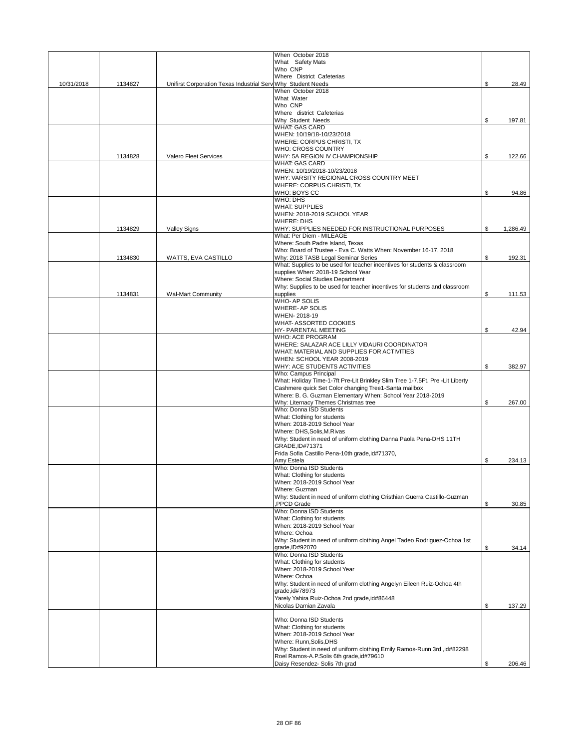| | | | | |
|---|---|---|---|---|
| 10/31/2018 | 1134827 | Unifirst Corporation Texas Industrial Serv | When October 2018<br>What Safety Mats<br>Who CNP<br>Where District Cafeterias<br>Why Student Needs | $ 28.49 |
| | | | When October 2018<br>What Water<br>Who CNP<br>Where district Cafeterias<br>Why Student Needs | $ 197.81 |
| | 1134828 | Valero Fleet Services | WHAT: GAS CARD<br>WHEN: 10/19/18-10/23/2018<br>WHERE: CORPUS CHRISTI, TX<br>WHO: CROSS COUNTRY<br>WHY: 5A REGION IV CHAMPIONSHIP | $ 122.66 |
| | | | WHAT: GAS CARD<br>WHEN: 10/19/2018-10/23/2018<br>WHY: VARSITY REGIONAL CROSS COUNTRY MEET<br>WHERE: CORPUS CHRISTI, TX<br>WHO: BOYS CC | $ 94.86 |
| | 1134829 | Valley Signs | WHO: DHS<br>WHAT: SUPPLIES<br>WHEN: 2018-2019 SCHOOL YEAR<br>WHERE: DHS<br>WHY: SUPPLIES NEEDED FOR INSTRUCTIONAL PURPOSES | $ 1,286.49 |
| | 1134830 | WATTS, EVA CASTILLO | What: Per Diem - MILEAGE<br>Where: South Padre Island, Texas<br>Who: Board of Trustee - Eva C. Watts When: November 16-17, 2018<br>Why: 2018 TASB Legal Seminar Series | $ 192.31 |
| | 1134831 | Wal-Mart Community | What: Supplies to be used for teacher incentives for students & classroom supplies When: 2018-19 School Year<br>Where: Social Studies Department<br>Why: Supplies to be used for teacher incentives for students and classroom supplies | $ 111.53 |
| | | | WHO- AP SOLIS<br>WHERE- AP SOLIS<br>WHEN- 2018-19<br>WHAT- ASSORTED COOKIES<br>HY- PARENTAL MEETING | $ 42.94 |
| | | | WHO: ACE PROGRAM<br>WHERE: SALAZAR ACE LILLY VIDAURI COORDINATOR<br>WHAT: MATERIAL AND SUPPLIES FOR ACTIVITIES<br>WHEN: SCHOOL YEAR 2008-2019<br>WHY: ACE STUDENTS ACTIVITIES | $ 382.97 |
| | | | Who: Campus Principal<br>What: Holiday Time-1-7ft Pre-Lit Brinkley Slim Tree 1-7.5Ft. Pre -Lit Liberty Cashmere quick Set Color changing Tree1-Santa mailbox<br>Where: B. G. Guzman Elementary When: School Year 2018-2019<br>Why: Liternacy Themes Christmas tree | $ 267.00 |
| | | | Who: Donna ISD Students<br>What: Clothing for students<br>When: 2018-2019 School Year<br>Where: DHS,Solis,M.Rivas<br>Why: Student in need of uniform clothing Danna Paola Pena-DHS 11TH GRADE,ID#71371<br>Frida Sofia Castillo Pena-10th grade,id#71370,<br>Amy Estela | $ 234.13 |
| | | | Who: Donna ISD Students<br>What: Clothing for students<br>When: 2018-2019 School Year<br>Where: Guzman<br>Why: Student in need of uniform clothing Cristhian Guerra Castillo-Guzman ,PPCD Grade | $ 30.85 |
| | | | Who: Donna ISD Students<br>What: Clothing for students<br>When: 2018-2019 School Year<br>Where: Ochoa<br>Why: Student in need of uniform clothing Angel Tadeo Rodriguez-Ochoa 1st grade,ID#92070 | $ 34.14 |
| | | | Who: Donna ISD Students<br>What: Clothing for students<br>When: 2018-2019 School Year<br>Where: Ochoa<br>Why: Student in need of uniform clothing Angelyn Eileen Ruiz-Ochoa 4th grade,id#78973<br>Yarely Yahira Ruiz-Ochoa 2nd grade,id#86448<br>Nicolas Damian Zavala | $ 137.29 |
| | | | Who: Donna ISD Students<br>What: Clothing for students<br>When: 2018-2019 School Year<br>Where: Runn,Solis,DHS<br>Why: Student in need of uniform clothing Emily Ramos-Runn 3rd ,id#82298<br>Roel Ramos-A.P.Solis 6th grade,id#79610<br>Daisy Resendez- Solis 7th grad | $ 206.46 |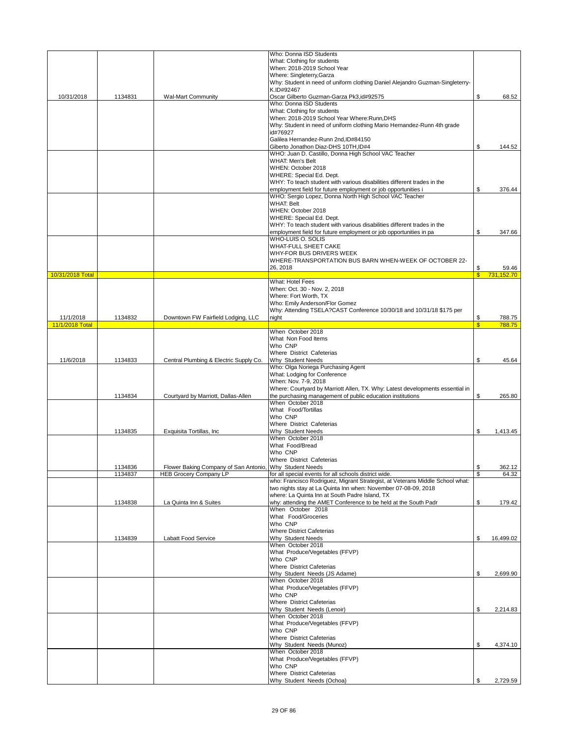| Date | Check # | Vendor | Description | Amount |
|---|---|---|---|---|
| 10/31/2018 | 1134831 | Wal-Mart Community | Who: Donna ISD Students<br>What: Clothing for students<br>When: 2018-2019 School Year<br>Where: Singleterry,Garza<br>Why: Student in need of uniform clothing Daniel Alejandro Guzman-Singleterry-K.ID#92467<br>Oscar Gilberto Guzman-Garza Pk3,id#92575 | $ 68.52 |
| | | | Who: Donna ISD Students<br>What: Clothing for students<br>When: 2018-2019 School Year Where:Runn,DHS<br>Why: Student in need of uniform clothing Mario Hernandez-Runn 4th grade id#76927<br>Galilea Hernandez-Runn 2nd,ID#84150<br>Giberto Jonathon Diaz-DHS 10TH,ID#4 | $ 144.52 |
| | | | WHO: Juan D. Castillo, Donna High School VAC Teacher<br>WHAT: Men's Belt<br>WHEN: October 2018<br>WHERE: Special Ed. Dept.<br>WHY: To teach student with various disabilities different trades in the employment field for future employment or job opportunities i | $ 376.44 |
| | | | WHO: Sergio Lopez, Donna North High School VAC Teacher<br>WHAT: Belt<br>WHEN: October 2018<br>WHERE: Special Ed. Dept.<br>WHY: To teach student with various disabilities different trades in the employment field for future employment or job opportunities in pa | $ 347.66 |
| | | | WHO-LUIS O. SOLIS<br>WHAT-FULL SHEET CAKE<br>WHY-FOR BUS DRIVERS WEEK<br>WHERE-TRANSPORTATION BUS BARN WHEN-WEEK OF OCTOBER 22-26, 2018 | $ 59.46 |
| 10/31/2018 Total | | | | $ 731,152.70 |
| 11/1/2018 | 1134832 | Downtown FW Fairfield Lodging, LLC | What: Hotel Fees<br>When: Oct. 30 - Nov. 2, 2018<br>Where: Fort Worth, TX<br>Who: Emily Anderson/Flor Gomez<br>Why: Attending TSELA?CAST Conference 10/30/18 and 10/31/18 $175 per night | $ 788.75 |
| 11/1/2018 Total | | | | $ 788.75 |
| 11/6/2018 | 1134833 | Central Plumbing & Electric Supply Co. | When October 2018<br>What Non Food Items<br>Who CNP<br>Where District Cafeterias<br>Why Student Needs | $ 45.64 |
| | 1134834 | Courtyard by Marriott, Dallas-Allen | Who: Olga Noriega Purchasing Agent<br>What: Lodging for Conference<br>When: Nov. 7-9, 2018<br>Where: Courtyard by Marriott Allen, TX. Why: Latest developments essential in the purchasing management of public education institutions | $ 265.80 |
| | 1134835 | Exquisita Tortillas, Inc | When October 2018<br>What Food/Tortillas<br>Who CNP<br>Where District Cafeterias<br>Why Student Needs | $ 1,413.45 |
| | 1134836 | Flower Baking Company of San Antonio, | When October 2018<br>What Food/Bread<br>Who CNP<br>Where District Cafeterias<br>Why Student Needs | $ 362.12 |
| | 1134837 | HEB Grocery Company LP | for all special events for all schools district wide. | $ 64.32 |
| | 1134838 | La Quinta Inn & Suites | who: Francisco Rodriguez, Migrant Strategist, at Veterans Middle School what: two nights stay at La Quinta Inn when: November 07-08-09, 2018<br>where: La Quinta Inn at South Padre Island, TX<br>why: attending the AMET Conference to be held at the South Padr | $ 179.42 |
| | 1134839 | Labatt Food Service | When October 2018<br>What Food/Groceries<br>Who CNP<br>Where District Cafeterias<br>Why Student Needs | $ 16,499.02 |
| | | | When October 2018<br>What Produce/Vegetables (FFVP)<br>Who CNP<br>Where District Cafeterias<br>Why Student Needs (JS Adame) | $ 2,699.90 |
| | | | When October 2018<br>What Produce/Vegetables (FFVP)<br>Who CNP<br>Where District Cafeterias<br>Why Student Needs (Lenoir) | $ 2,214.83 |
| | | | When October 2018<br>What Produce/Vegetables (FFVP)<br>Who CNP<br>Where District Cafeterias<br>Why Student Needs (Munoz) | $ 4,374.10 |
| | | | When October 2018<br>What Produce/Vegetables (FFVP)<br>Who CNP<br>Where District Cafeterias<br>Why Student Needs (Ochoa) | $ 2,729.59 |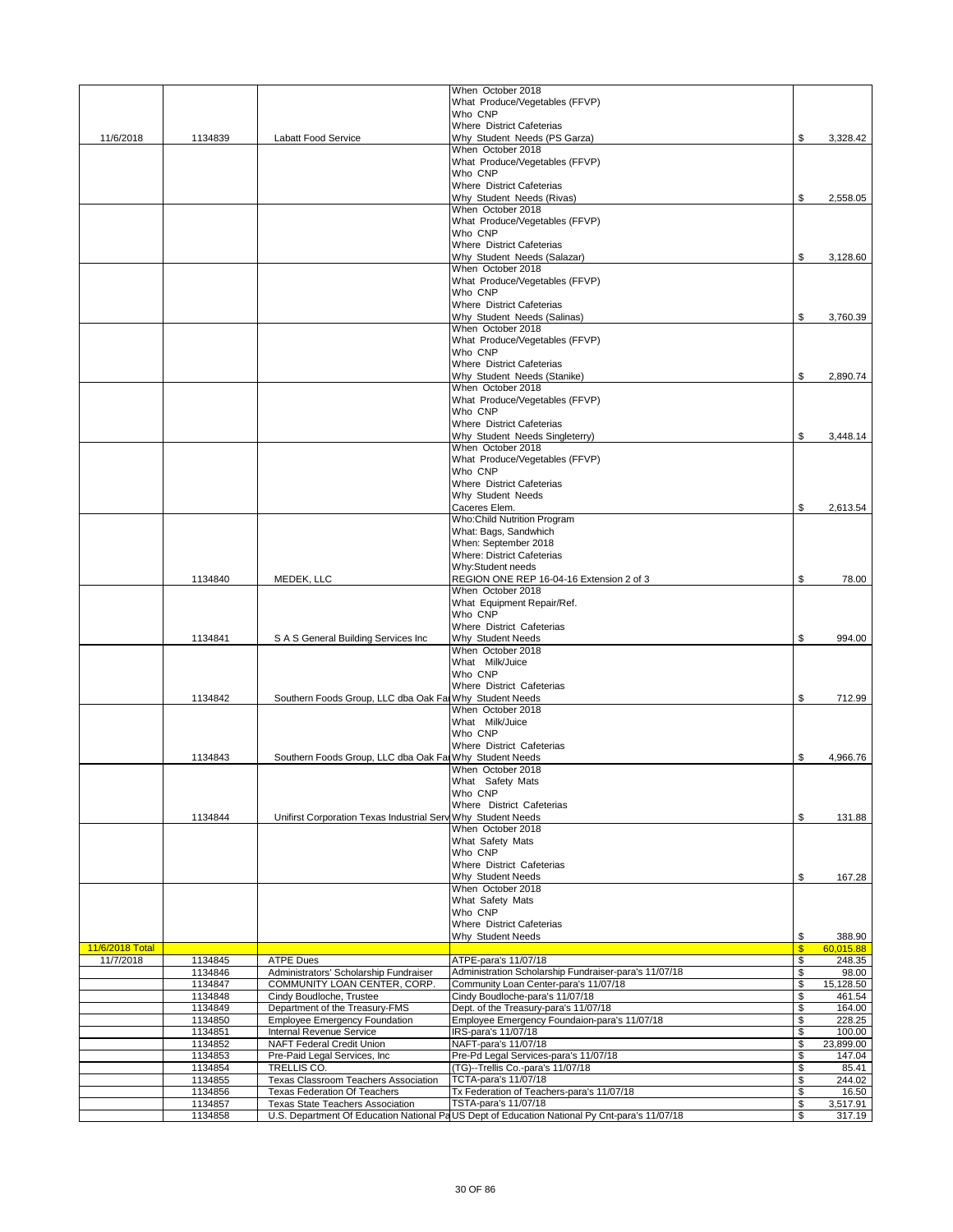| | | | | |
|---|---|---|---|---|
| 11/6/2018 | 1134839 | Labatt Food Service | When October 2018<br>What Produce/Vegetables (FFVP)<br>Who CNP<br>Where District Cafeterias<br>Why Student Needs (PS Garza) | $ 3,328.42 |
| | | | When October 2018<br>What Produce/Vegetables (FFVP)<br>Who CNP<br>Where District Cafeterias<br>Why Student Needs (Rivas) | $ 2,558.05 |
| | | | When October 2018<br>What Produce/Vegetables (FFVP)<br>Who CNP<br>Where District Cafeterias<br>Why Student Needs (Salazar) | $ 3,128.60 |
| | | | When October 2018<br>What Produce/Vegetables (FFVP)<br>Who CNP<br>Where District Cafeterias<br>Why Student Needs (Salinas) | $ 3,760.39 |
| | | | When October 2018<br>What Produce/Vegetables (FFVP)<br>Who CNP<br>Where District Cafeterias<br>Why Student Needs (Stanike) | $ 2,890.74 |
| | | | When October 2018<br>What Produce/Vegetables (FFVP)<br>Who CNP<br>Where District Cafeterias<br>Why Student Needs Singleterry) | $ 3,448.14 |
| | | | When October 2018<br>What Produce/Vegetables (FFVP)<br>Who CNP<br>Where District Cafeterias<br>Why Student Needs<br>Caceres Elem. | $ 2,613.54 |
| | 1134840 | MEDEK, LLC | Who:Child Nutrition Program<br>What: Bags, Sandwhich<br>When: September 2018<br>Where: District Cafeterias<br>Why:Student needs<br>REGION ONE REP 16-04-16 Extension 2 of 3 | $ 78.00 |
| | 1134841 | S A S General Building Services Inc | When October 2018<br>What Equipment Repair/Ref.<br>Who CNP<br>Where District Cafeterias<br>Why Student Needs | $ 994.00 |
| | 1134842 | Southern Foods Group, LLC dba Oak Fa | When October 2018<br>What Milk/Juice<br>Who CNP<br>Where District Cafeterias<br>Why Student Needs | $ 712.99 |
| | 1134843 | Southern Foods Group, LLC dba Oak Fa | When October 2018<br>What Milk/Juice<br>Who CNP<br>Where District Cafeterias<br>Why Student Needs | $ 4,966.76 |
| | 1134844 | Unifirst Corporation Texas Industrial Serv | When October 2018<br>What Safety Mats<br>Who CNP<br>Where District Cafeterias<br>Why Student Needs | $ 131.88 |
| | | | When October 2018<br>What Safety Mats<br>Who CNP<br>Where District Cafeterias<br>Why Student Needs | $ 167.28 |
| | | | When October 2018<br>What Safety Mats<br>Who CNP<br>Where District Cafeterias<br>Why Student Needs | $ 388.90 |
| 11/6/2018 Total | | | | $ 60,015.88 |
| 11/7/2018 | 1134845 | ATPE Dues | ATPE-para's 11/07/18 | $ 248.35 |
| | 1134846 | Administrators' Scholarship Fundraiser | Administration Scholarship Fundraiser-para's 11/07/18 | $ 98.00 |
| | 1134847 | COMMUNITY LOAN CENTER, CORP. | Community Loan Center-para's 11/07/18 | $ 15,128.50 |
| | 1134848 | Cindy Boudloche, Trustee | Cindy Boudloche-para's 11/07/18 | $ 461.54 |
| | 1134849 | Department of the Treasury-FMS | Dept. of the Treasury-para's 11/07/18 | $ 164.00 |
| | 1134850 | Employee Emergency Foundation | Employee Emergency Foundaion-para's 11/07/18 | $ 228.25 |
| | 1134851 | Internal Revenue Service | IRS-para's 11/07/18 | $ 100.00 |
| | 1134852 | NAFT Federal Credit Union | NAFT-para's 11/07/18 | $ 23,899.00 |
| | 1134853 | Pre-Paid Legal Services, Inc | Pre-Pd Legal Services-para's 11/07/18 | $ 147.04 |
| | 1134854 | TRELLIS CO. | (TG)--Trellis Co.-para's 11/07/18 | $ 85.41 |
| | 1134855 | Texas Classroom Teachers Association | TCTA-para's 11/07/18 | $ 244.02 |
| | 1134856 | Texas Federation Of Teachers | Tx Federation of Teachers-para's 11/07/18 | $ 16.50 |
| | 1134857 | Texas State Teachers Association | TSTA-para's 11/07/18 | $ 3,517.91 |
| | 1134858 | U.S. Department Of Education National Pa | US Dept of Education National Py Cnt-para's 11/07/18 | $ 317.19 |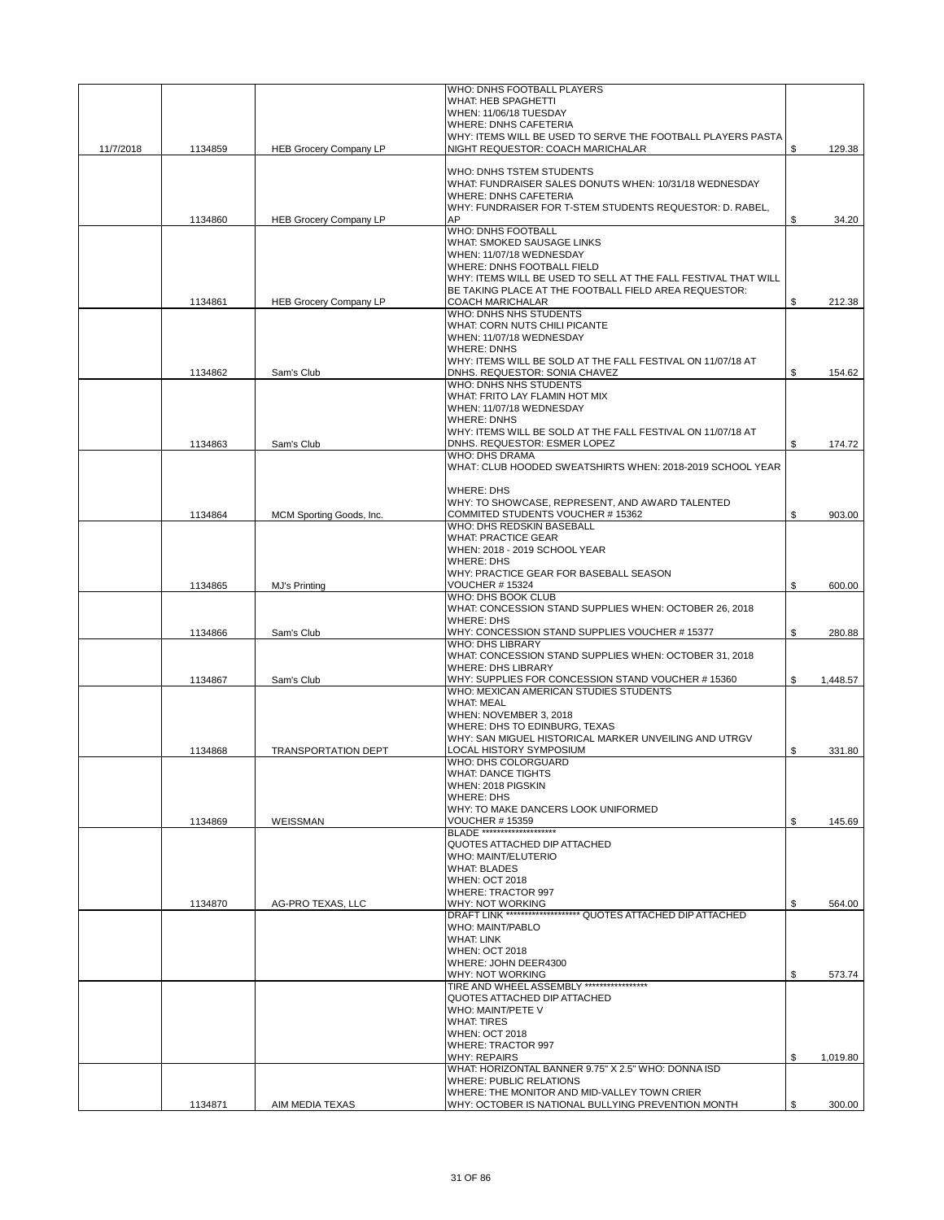| | | | | |
|---|---|---|---|---|
| 11/7/2018 | 1134859 | HEB Grocery Company LP | WHO: DNHS FOOTBALL PLAYERS<br>WHAT: HEB SPAGHETTI<br>WHEN: 11/06/18 TUESDAY<br>WHERE: DNHS CAFETERIA<br>WHY: ITEMS WILL BE USED TO SERVE THE FOOTBALL PLAYERS PASTA NIGHT REQUESTOR: COACH MARICHALAR | $ 129.38 |
| | 1134860 | HEB Grocery Company LP | WHO: DNHS TSTEM STUDENTS<br>WHAT: FUNDRAISER SALES DONUTS WHEN: 10/31/18 WEDNESDAY<br>WHERE: DNHS CAFETERIA<br>WHY: FUNDRAISER FOR T-STEM STUDENTS REQUESTOR: D. RABEL, AP | $ 34.20 |
| | 1134861 | HEB Grocery Company LP | WHO: DNHS FOOTBALL<br>WHAT: SMOKED SAUSAGE LINKS<br>WHEN: 11/07/18 WEDNESDAY<br>WHERE: DNHS FOOTBALL FIELD<br>WHY: ITEMS WILL BE USED TO SELL AT THE FALL FESTIVAL THAT WILL BE TAKING PLACE AT THE FOOTBALL FIELD AREA REQUESTOR: COACH MARICHALAR | $ 212.38 |
| | 1134862 | Sam's Club | WHO: DNHS NHS STUDENTS<br>WHAT: CORN NUTS CHILI PICANTE<br>WHEN: 11/07/18 WEDNESDAY<br>WHERE: DNHS<br>WHY: ITEMS WILL BE SOLD AT THE FALL FESTIVAL ON 11/07/18 AT DNHS. REQUESTOR: SONIA CHAVEZ | $ 154.62 |
| | 1134863 | Sam's Club | WHO: DNHS NHS STUDENTS<br>WHAT: FRITO LAY FLAMIN HOT MIX<br>WHEN: 11/07/18 WEDNESDAY<br>WHERE: DNHS<br>WHY: ITEMS WILL BE SOLD AT THE FALL FESTIVAL ON 11/07/18 AT DNHS. REQUESTOR: ESMER LOPEZ | $ 174.72 |
| | 1134864 | MCM Sporting Goods, Inc. | WHO: DHS DRAMA<br>WHAT: CLUB HOODED SWEATSHIRTS WHEN: 2018-2019 SCHOOL YEAR<br>WHERE: DHS<br>WHY: TO SHOWCASE, REPRESENT, AND AWARD TALENTED COMMITED STUDENTS VOUCHER # 15362 | $ 903.00 |
| | 1134865 | MJ's Printing | WHO: DHS REDSKIN BASEBALL<br>WHAT: PRACTICE GEAR<br>WHEN: 2018 - 2019 SCHOOL YEAR<br>WHERE: DHS<br>WHY: PRACTICE GEAR FOR BASEBALL SEASON<br>VOUCHER # 15324 | $ 600.00 |
| | 1134866 | Sam's Club | WHO: DHS BOOK CLUB<br>WHAT: CONCESSION STAND SUPPLIES WHEN: OCTOBER 26, 2018<br>WHERE: DHS<br>WHY: CONCESSION STAND SUPPLIES VOUCHER # 15377 | $ 280.88 |
| | 1134867 | Sam's Club | WHO: DHS LIBRARY<br>WHAT: CONCESSION STAND SUPPLIES WHEN: OCTOBER 31, 2018<br>WHERE: DHS LIBRARY<br>WHY: SUPPLIES FOR CONCESSION STAND VOUCHER # 15360 | $ 1,448.57 |
| | 1134868 | TRANSPORTATION DEPT | WHO: MEXICAN AMERICAN STUDIES STUDENTS<br>WHAT: MEAL<br>WHEN: NOVEMBER 3, 2018<br>WHERE: DHS TO EDINBURG, TEXAS<br>WHY: SAN MIGUEL HISTORICAL MARKER UNVEILING AND UTRGV LOCAL HISTORY SYMPOSIUM | $ 331.80 |
| | 1134869 | WEISSMAN | WHO: DHS COLORGUARD<br>WHAT: DANCE TIGHTS<br>WHEN: 2018 PIGSKIN<br>WHERE: DHS<br>WHY: TO MAKE DANCERS LOOK UNIFORMED<br>VOUCHER # 15359 | $ 145.69 |
| | 1134870 | AG-PRO TEXAS, LLC | BLADE ********************<br>QUOTES ATTACHED DIP ATTACHED<br>WHO: MAINT/ELUTERIO<br>WHAT: BLADES<br>WHEN: OCT 2018<br>WHERE: TRACTOR 997<br>WHY: NOT WORKING | $ 564.00 |
| | | | DRAFT LINK ******************** QUOTES ATTACHED DIP ATTACHED<br>WHO: MAINT/PABLO<br>WHAT: LINK<br>WHEN: OCT 2018<br>WHERE: JOHN DEER4300<br>WHY: NOT WORKING | $ 573.74 |
| | | | TIRE AND WHEEL ASSEMBLY *****************<br>QUOTES ATTACHED DIP ATTACHED<br>WHO: MAINT/PETE V<br>WHAT: TIRES<br>WHEN: OCT 2018<br>WHERE: TRACTOR 997<br>WHY: REPAIRS | $ 1,019.80 |
| | 1134871 | AIM MEDIA TEXAS | WHAT: HORIZONTAL BANNER 9.75" X 2.5" WHO: DONNA ISD<br>WHERE: PUBLIC RELATIONS<br>WHERE: THE MONITOR AND MID-VALLEY TOWN CRIER<br>WHY: OCTOBER IS NATIONAL BULLYING PREVENTION MONTH | $ 300.00 |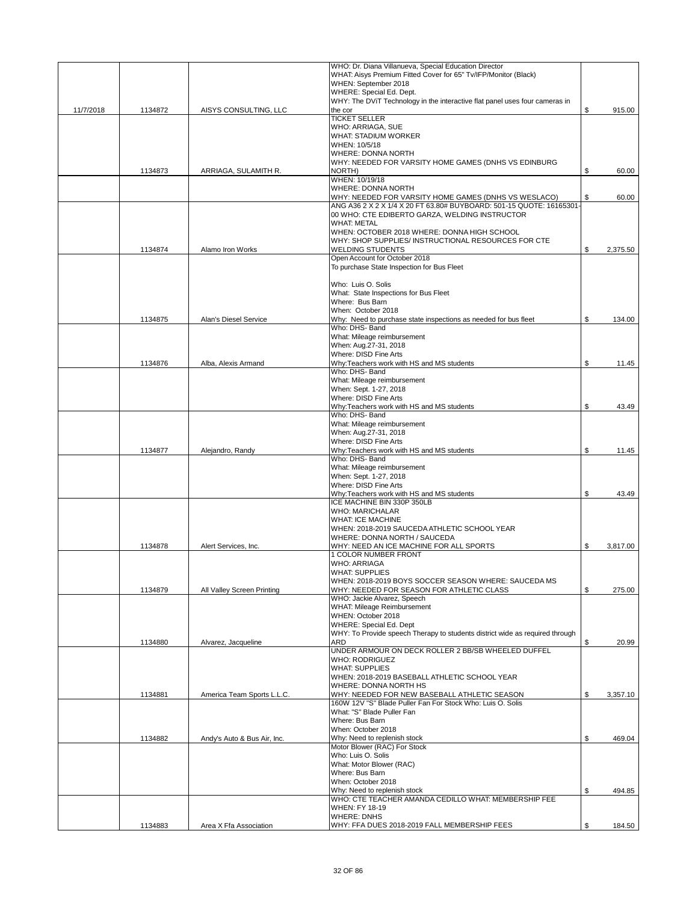| | | | | |
|---|---|---|---|---|
| 11/7/2018 | 1134872 | AISYS CONSULTING, LLC | WHO: Dr. Diana Villanueva, Special Education Director<br>WHAT: Aisys Premium Fitted Cover for 65" Tv/IFP/Monitor (Black)<br>WHEN: September 2018<br>WHERE: Special Ed. Dept.<br>WHY: The DViT Technology in the interactive flat panel uses four cameras in the cor | $ 915.00 |
| | 1134873 | ARRIAGA, SULAMITH R. | TICKET SELLER<br>WHO: ARRIAGA, SUE<br>WHAT: STADIUM WORKER<br>WHEN: 10/5/18<br>WHERE: DONNA NORTH<br>WHY: NEEDED FOR VARSITY HOME GAMES (DNHS VS EDINBURG NORTH) | $ 60.00 |
| | | | WHEN: 10/19/18<br>WHERE: DONNA NORTH<br>WHY: NEEDED FOR VARSITY HOME GAMES (DNHS VS WESLACO) | $ 60.00 |
| | 1134874 | Alamo Iron Works | ANG A36 2 X 2 X 1/4 X 20 FT 63.80# BUYBOARD: 501-15 QUOTE: 16165301-00 WHO: CTE EDIBERTO GARZA, WELDING INSTRUCTOR<br>WHAT: METAL<br>WHEN: OCTOBER 2018 WHERE: DONNA HIGH SCHOOL<br>WHY: SHOP SUPPLIES/ INSTRUCTIONAL RESOURCES FOR CTE WELDING STUDENTS | $ 2,375.50 |
| | 1134875 | Alan's Diesel Service | Open Account for October 2018<br>To purchase State Inspection for Bus Fleet<br><br>Who: Luis O. Solis<br>What: State Inspections for Bus Fleet<br>Where: Bus Barn<br>When: October 2018<br>Why: Need to purchase state inspections as needed for bus fleet | $ 134.00 |
| | 1134876 | Alba, Alexis Armand | Who: DHS- Band<br>What: Mileage reimbursement<br>When: Aug.27-31, 2018<br>Where: DISD Fine Arts<br>Why:Teachers work with HS and MS students | $ 11.45 |
| | | | Who: DHS- Band<br>What: Mileage reimbursement<br>When: Sept. 1-27, 2018<br>Where: DISD Fine Arts<br>Why:Teachers work with HS and MS students | $ 43.49 |
| | 1134877 | Alejandro, Randy | Who: DHS- Band<br>What: Mileage reimbursement<br>When: Aug.27-31, 2018<br>Where: DISD Fine Arts<br>Why:Teachers work with HS and MS students | $ 11.45 |
| | | | Who: DHS- Band<br>What: Mileage reimbursement<br>When: Sept. 1-27, 2018<br>Where: DISD Fine Arts<br>Why:Teachers work with HS and MS students | $ 43.49 |
| | 1134878 | Alert Services, Inc. | ICE MACHINE BIN 330P 350LB<br>WHO: MARICHALAR<br>WHAT: ICE MACHINE<br>WHEN: 2018-2019 SAUCEDA ATHLETIC SCHOOL YEAR<br>WHERE: DONNA NORTH / SAUCEDA<br>WHY: NEED AN ICE MACHINE FOR ALL SPORTS | $ 3,817.00 |
| | 1134879 | All Valley Screen Printing | 1 COLOR NUMBER FRONT<br>WHO: ARRIAGA<br>WHAT: SUPPLIES<br>WHEN: 2018-2019 BOYS SOCCER SEASON WHERE: SAUCEDA MS<br>WHY: NEEDED FOR SEASON FOR ATHLETIC CLASS | $ 275.00 |
| | 1134880 | Alvarez, Jacqueline | WHO: Jackie Alvarez, Speech<br>WHAT: Mileage Reimbursement<br>WHEN: October 2018<br>WHERE: Special Ed. Dept<br>WHY: To Provide speech Therapy to students district wide as required through ARD | $ 20.99 |
| | 1134881 | America Team Sports L.L.C. | UNDER ARMOUR ON DECK ROLLER 2 BB/SB WHEELED DUFFEL<br>WHO: RODRIGUEZ<br>WHAT: SUPPLIES<br>WHEN: 2018-2019 BASEBALL ATHLETIC SCHOOL YEAR<br>WHERE: DONNA NORTH HS<br>WHY: NEEDED FOR NEW BASEBALL ATHLETIC SEASON | $ 3,357.10 |
| | 1134882 | Andy's Auto & Bus Air, Inc. | 160W 12V "S" Blade Puller Fan For Stock Who: Luis O. Solis<br>What: "S" Blade Puller Fan<br>Where: Bus Barn<br>When: October 2018<br>Why: Need to replenish stock | $ 469.04 |
| | | | Motor Blower (RAC) For Stock<br>Who: Luis O. Solis<br>What: Motor Blower (RAC)<br>Where: Bus Barn<br>When: October 2018<br>Why: Need to replenish stock | $ 494.85 |
| | 1134883 | Area X Ffa Association | WHO: CTE TEACHER AMANDA CEDILLO WHAT: MEMBERSHIP FEE<br>WHEN: FY 18-19<br>WHERE: DNHS<br>WHY: FFA DUES 2018-2019 FALL MEMBERSHIP FEES | $ 184.50 |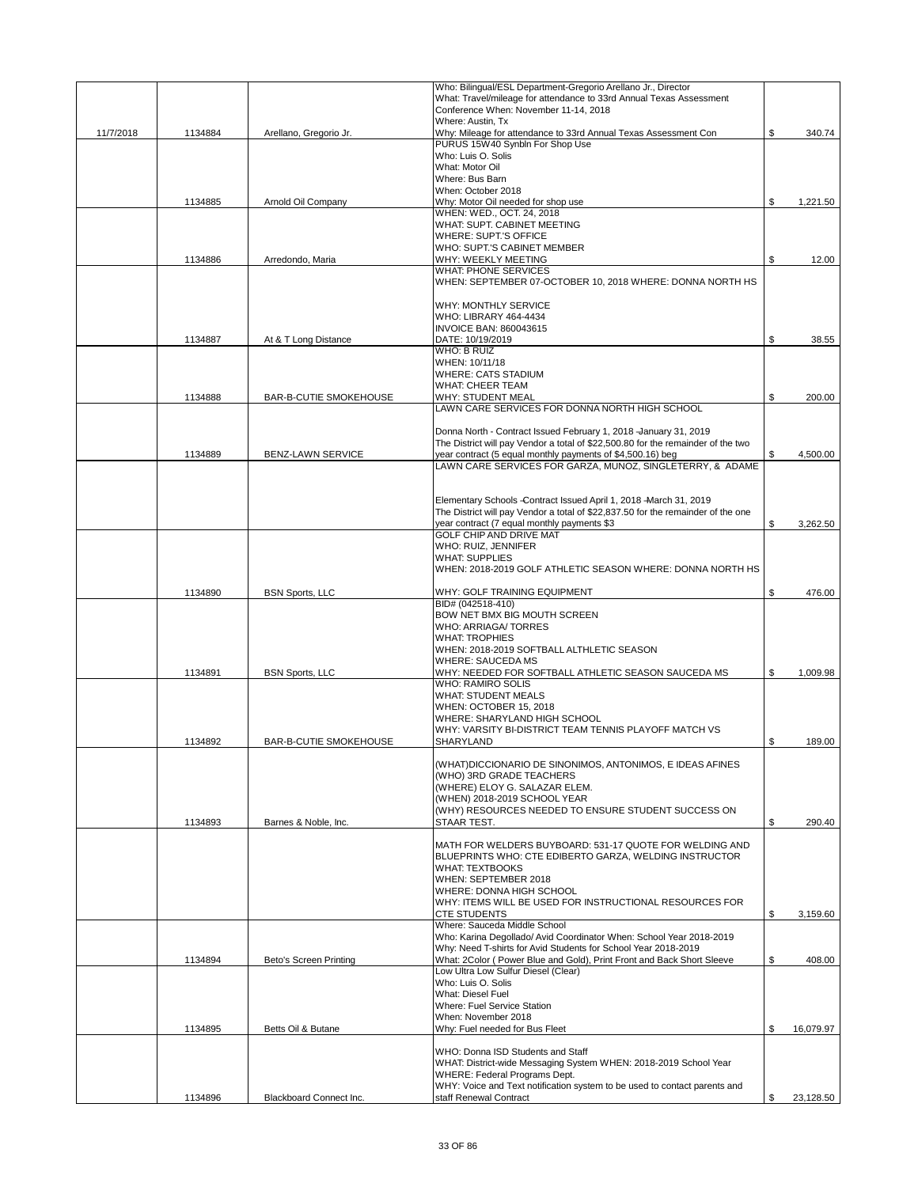| Date | Check No. | Vendor | Description | Amount |
|---|---|---|---|---|
| 11/7/2018 | 1134884 | Arellano, Gregorio Jr. | Who: Bilingual/ESL Department-Gregorio Arellano Jr., Director<br>What: Travel/mileage for attendance to 33rd Annual Texas Assessment Conference When: November 11-14, 2018<br>Where: Austin, Tx<br>Why: Mileage for attendance to 33rd Annual Texas Assessment Con | $ 340.74 |
| | 1134885 | Arnold Oil Company | PURUS 15W40 Synbln For Shop Use<br>Who: Luis O. Solis<br>What: Motor Oil<br>Where: Bus Barn<br>When: October 2018<br>Why: Motor Oil needed for shop use | $ 1,221.50 |
| | 1134886 | Arredondo, Maria | WHEN: WED., OCT. 24, 2018<br>WHAT: SUPT. CABINET MEETING<br>WHERE: SUPT.'S OFFICE<br>WHO: SUPT.'S CABINET MEMBER<br>WHY: WEEKLY MEETING | $ 12.00 |
| | 1134887 | At & T Long Distance | WHAT: PHONE SERVICES<br>WHEN: SEPTEMBER 07-OCTOBER 10, 2018 WHERE: DONNA NORTH HS<br><br>WHY: MONTHLY SERVICE<br>WHO: LIBRARY 464-4434<br>INVOICE BAN: 860043615<br>DATE: 10/19/2019 | $ 38.55 |
| | 1134888 | BAR-B-CUTIE SMOKEHOUSE | WHO: B RUIZ<br>WHEN: 10/11/18<br>WHERE: CATS STADIUM<br>WHAT: CHEER TEAM<br>WHY: STUDENT MEAL | $ 200.00 |
| | 1134889 | BENZ-LAWN SERVICE | LAWN CARE SERVICES FOR DONNA NORTH HIGH SCHOOL<br><br>Donna North - Contract Issued February 1, 2018 -January 31, 2019<br>The District will pay Vendor a total of $22,500.80 for the remainder of the two year contract (5 equal monthly payments of $4,500.16) beg | $ 4,500.00 |
| | | | LAWN CARE SERVICES FOR GARZA, MUNOZ, SINGLETERRY, & ADAME<br><br>Elementary Schools -Contract Issued April 1, 2018 -March 31, 2019<br>The District will pay Vendor a total of $22,837.50 for the remainder of the one year contract (7 equal monthly payments $3 | $ 3,262.50 |
| | 1134890 | BSN Sports, LLC | GOLF CHIP AND DRIVE MAT<br>WHO: RUIZ, JENNIFER<br>WHAT: SUPPLIES<br>WHEN: 2018-2019 GOLF ATHLETIC SEASON WHERE: DONNA NORTH HS<br><br>WHY: GOLF TRAINING EQUIPMENT | $ 476.00 |
| | 1134891 | BSN Sports, LLC | BID# (042518-410)<br>BOW NET BMX BIG MOUTH SCREEN<br>WHO: ARRIAGA/ TORRES<br>WHAT: TROPHIES<br>WHEN: 2018-2019 SOFTBALL ALTHLETIC SEASON<br>WHERE: SAUCEDA MS<br>WHY: NEEDED FOR SOFTBALL ATHLETIC SEASON SAUCEDA MS | $ 1,009.98 |
| | 1134892 | BAR-B-CUTIE SMOKEHOUSE | WHO: RAMIRO SOLIS<br>WHAT: STUDENT MEALS<br>WHEN: OCTOBER 15, 2018<br>WHERE: SHARYLAND HIGH SCHOOL<br>WHY: VARSITY BI-DISTRICT TEAM TENNIS PLAYOFF MATCH VS SHARYLAND | $ 189.00 |
| | 1134893 | Barnes & Noble, Inc. | (WHAT)DICCIONARIO DE SINONIMOS, ANTONIMOS, E IDEAS AFINES<br>(WHO) 3RD GRADE TEACHERS<br>(WHERE) ELOY G. SALAZAR ELEM.<br>(WHEN) 2018-2019 SCHOOL YEAR<br>(WHY) RESOURCES NEEDED TO ENSURE STUDENT SUCCESS ON STAAR TEST. | $ 290.40 |
| | | | MATH FOR WELDERS BUYBOARD: 531-17 QUOTE FOR WELDING AND BLUEPRINTS WHO: CTE EDIBERTO GARZA, WELDING INSTRUCTOR<br>WHAT: TEXTBOOKS<br>WHEN: SEPTEMBER 2018<br>WHERE: DONNA HIGH SCHOOL<br>WHY: ITEMS WILL BE USED FOR INSTRUCTIONAL RESOURCES FOR CTE STUDENTS | $ 3,159.60 |
| | 1134894 | Beto's Screen Printing | Where: Sauceda Middle School<br>Who: Karina Degollado/ Avid Coordinator When: School Year 2018-2019<br>Why: Need T-shirts for Avid Students for School Year 2018-2019<br>What: 2Color ( Power Blue and Gold), Print Front and Back Short Sleeve | $ 408.00 |
| | 1134895 | Betts Oil & Butane | Low Ultra Low Sulfur Diesel (Clear)<br>Who: Luis O. Solis<br>What: Diesel Fuel<br>Where: Fuel Service Station<br>When: November 2018<br>Why: Fuel needed for Bus Fleet | $ 16,079.97 |
| | 1134896 | Blackboard Connect Inc. | WHO: Donna ISD Students and Staff<br>WHAT: District-wide Messaging System WHEN: 2018-2019 School Year<br>WHERE: Federal Programs Dept.<br>WHY: Voice and Text notification system to be used to contact parents and staff Renewal Contract | $ 23,128.50 |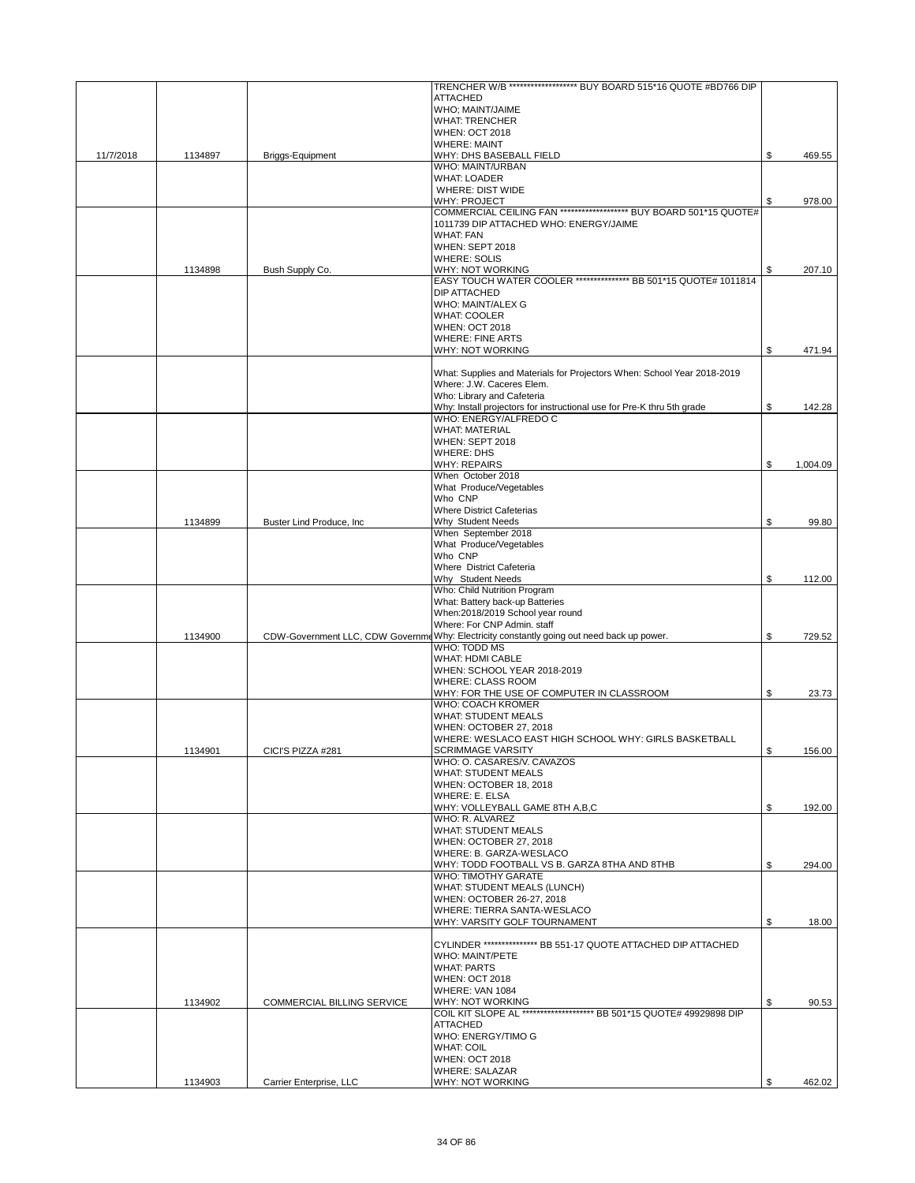| | | | | |
|---|---|---|---|---|
| 11/7/2018 | 1134897 | Briggs-Equipment | TRENCHER W/B ****************** BUY BOARD 515*16 QUOTE #BD766 DIP ATTACHED<br>WHO; MAINT/JAIME<br>WHAT: TRENCHER<br>WHEN: OCT 2018<br>WHERE: MAINT<br>WHY: DHS BASEBALL FIELD | $ 469.55 |
| | | | WHO: MAINT/URBAN<br>WHAT: LOADER<br>WHERE: DIST WIDE<br>WHY: PROJECT | $ 978.00 |
| | 1134898 | Bush Supply Co. | COMMERCIAL CEILING FAN ****************** BUY BOARD 501*15 QUOTE# 1011739 DIP ATTACHED WHO: ENERGY/JAIME<br>WHAT: FAN<br>WHEN: SEPT 2018<br>WHERE: SOLIS<br>WHY: NOT WORKING | $ 207.10 |
| | | | EASY TOUCH WATER COOLER *************** BB 501*15 QUOTE# 1011814 DIP ATTACHED<br>WHO: MAINT/ALEX G<br>WHAT: COOLER<br>WHEN: OCT 2018<br>WHERE: FINE ARTS<br>WHY: NOT WORKING | $ 471.94 |
| | | | What: Supplies and Materials for Projectors When: School Year 2018-2019<br>Where: J.W. Caceres Elem.<br>Who: Library and Cafeteria<br>Why: Install projectors for instructional use for Pre-K thru 5th grade | $ 142.28 |
| | | | WHO: ENERGY/ALFREDO C<br>WHAT: MATERIAL<br>WHEN: SEPT 2018<br>WHERE: DHS<br>WHY: REPAIRS | $ 1,004.09 |
| | 1134899 | Buster Lind Produce, Inc | When October 2018<br>What Produce/Vegetables<br>Who CNP<br>Where District Cafeterias<br>Why Student Needs | $ 99.80 |
| | | | When September 2018<br>What Produce/Vegetables<br>Who CNP<br>Where District Cafeteria<br>Why Student Needs | $ 112.00 |
| | 1134900 | CDW-Government LLC, CDW Governme | Who: Child Nutrition Program<br>What: Battery back-up Batteries<br>When:2018/2019 School year round<br>Where: For CNP Admin. staff<br>Why: Electricity constantly going out need back up power. | $ 729.52 |
| | | | WHO: TODD MS<br>WHAT: HDMI CABLE<br>WHEN: SCHOOL YEAR 2018-2019<br>WHERE: CLASS ROOM<br>WHY: FOR THE USE OF COMPUTER IN CLASSROOM | $ 23.73 |
| | 1134901 | CICI'S PIZZA #281 | WHO: COACH KROMER<br>WHAT: STUDENT MEALS<br>WHEN: OCTOBER 27, 2018<br>WHERE: WESLACO EAST HIGH SCHOOL WHY: GIRLS BASKETBALL SCRIMMAGE VARSITY | $ 156.00 |
| | | | WHO: O. CASARES/V. CAVAZOS<br>WHAT: STUDENT MEALS<br>WHEN: OCTOBER 18, 2018<br>WHERE: E. ELSA<br>WHY: VOLLEYBALL GAME 8TH A,B,C | $ 192.00 |
| | | | WHO: R. ALVAREZ<br>WHAT: STUDENT MEALS<br>WHEN: OCTOBER 27, 2018<br>WHERE: B. GARZA-WESLACO<br>WHY: TODD FOOTBALL VS B. GARZA 8THA AND 8THB | $ 294.00 |
| | | | WHO: TIMOTHY GARATE<br>WHAT: STUDENT MEALS (LUNCH)<br>WHEN: OCTOBER 26-27, 2018<br>WHERE: TIERRA SANTA-WESLACO<br>WHY: VARSITY GOLF TOURNAMENT | $ 18.00 |
| | 1134902 | COMMERCIAL BILLING SERVICE | CYLINDER *************** BB 551-17 QUOTE ATTACHED DIP ATTACHED<br>WHO: MAINT/PETE<br>WHAT: PARTS<br>WHEN: OCT 2018<br>WHERE: VAN 1084<br>WHY: NOT WORKING | $ 90.53 |
| | 1134903 | Carrier Enterprise, LLC | COIL KIT SLOPE AL ******************* BB 501*15 QUOTE# 49929898 DIP ATTACHED<br>WHO: ENERGY/TIMO G<br>WHAT: COIL<br>WHEN: OCT 2018<br>WHERE: SALAZAR<br>WHY: NOT WORKING | $ 462.02 |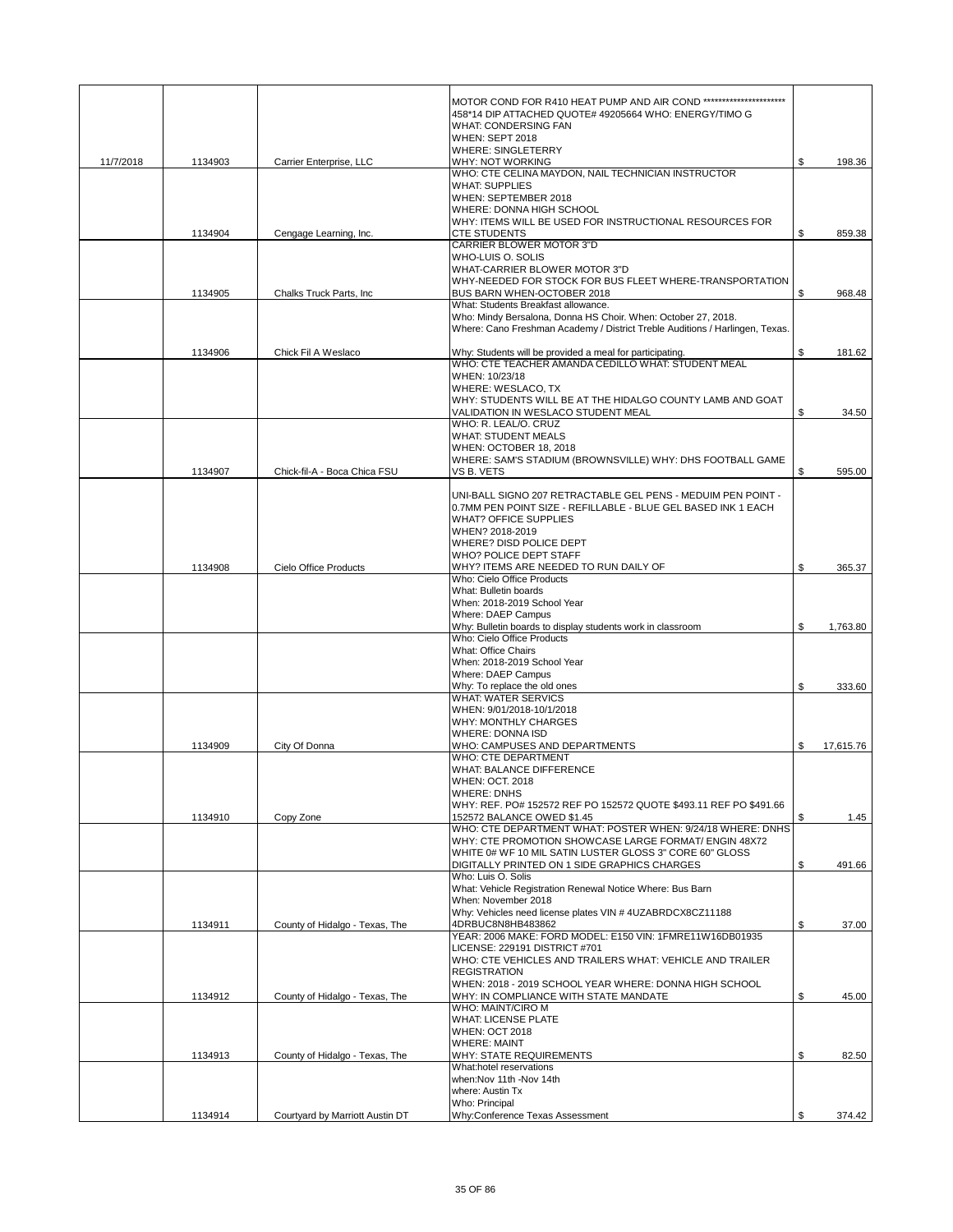| | | | | |
|---|---|---|---|---|
| 11/7/2018 | 1134903 | Carrier Enterprise, LLC | MOTOR COND FOR R410 HEAT PUMP AND AIR COND ********************** 458*14 DIP ATTACHED QUOTE# 49205664 WHO: ENERGY/TIMO G WHAT: CONDERSING FAN WHEN: SEPT 2018 WHERE: SINGLETERRY WHY: NOT WORKING | $ 198.36 |
| | 1134904 | Cengage Learning, Inc. | WHO: CTE CELINA MAYDON, NAIL TECHNICIAN INSTRUCTOR WHAT: SUPPLIES WHEN: SEPTEMBER 2018 WHERE: DONNA HIGH SCHOOL WHY: ITEMS WILL BE USED FOR INSTRUCTIONAL RESOURCES FOR CTE STUDENTS | $ 859.38 |
| | 1134905 | Chalks Truck Parts, Inc | CARRIER BLOWER MOTOR 3"D WHO-LUIS O. SOLIS WHAT-CARRIER BLOWER MOTOR 3"D WHY-NEEDED FOR STOCK FOR BUS FLEET WHERE-TRANSPORTATION BUS BARN WHEN-OCTOBER 2018 | $ 968.48 |
| | 1134906 | Chick Fil A Weslaco | What: Students Breakfast allowance. Who: Mindy Bersalona, Donna HS Choir. When: October 27, 2018. Where: Cano Freshman Academy / District Treble Auditions / Harlingen, Texas. Why: Students will be provided a meal for participating. | $ 181.62 |
| | | | WHO: CTE TEACHER AMANDA CEDILLO WHAT: STUDENT MEAL WHEN: 10/23/18 WHERE: WESLACO, TX WHY: STUDENTS WILL BE AT THE HIDALGO COUNTY LAMB AND GOAT VALIDATION IN WESLACO STUDENT MEAL | $ 34.50 |
| | 1134907 | Chick-fil-A - Boca Chica FSU | WHO: R. LEAL/O. CRUZ WHAT: STUDENT MEALS WHEN: OCTOBER 18, 2018 WHERE: SAM'S STADIUM (BROWNSVILLE) WHY: DHS FOOTBALL GAME VS B. VETS | $ 595.00 |
| | 1134908 | Cielo Office Products | UNI-BALL SIGNO 207 RETRACTABLE GEL PENS - MEDUIM PEN POINT - 0.7MM PEN POINT SIZE - REFILLABLE - BLUE GEL BASED INK 1 EACH WHAT? OFFICE SUPPLIES WHEN? 2018-2019 WHERE? DISD POLICE DEPT WHO? POLICE DEPT STAFF WHY? ITEMS ARE NEEDED TO RUN DAILY OF | $ 365.37 |
| | | | Who: Cielo Office Products What: Bulletin boards When: 2018-2019 School Year Where: DAEP Campus Why: Bulletin boards to display students work in classroom | $ 1,763.80 |
| | | | Who: Cielo Office Products What: Office Chairs When: 2018-2019 School Year Where: DAEP Campus Why: To replace the old ones | $ 333.60 |
| | 1134909 | City Of Donna | WHAT: WATER SERVICS WHEN: 9/01/2018-10/1/2018 WHY: MONTHLY CHARGES WHERE: DONNA ISD WHO: CAMPUSES AND DEPARTMENTS | $ 17,615.76 |
| | 1134910 | Copy Zone | WHO: CTE DEPARTMENT WHAT: BALANCE DIFFERENCE WHEN: OCT. 2018 WHERE: DNHS WHY: REF. PO# 152572 REF PO 152572 QUOTE $493.11 REF PO $491.66 152572 BALANCE OWED $1.45 | $ 1.45 |
| | | | WHO: CTE DEPARTMENT WHAT: POSTER WHEN: 9/24/18 WHERE: DNHS WHY: CTE PROMOTION SHOWCASE LARGE FORMAT/ ENGIN 48X72 WHITE 0# WF 10 MIL SATIN LUSTER GLOSS 3" CORE 60" GLOSS DIGITALLY PRINTED ON 1 SIDE GRAPHICS CHARGES | $ 491.66 |
| | 1134911 | County of Hidalgo - Texas, The | Who: Luis O. Solis What: Vehicle Registration Renewal Notice Where: Bus Barn When: November 2018 Why: Vehicles need license plates VIN # 4UZABRDCX8CZ11188 4DRBUC8N8HB483862 | $ 37.00 |
| | 1134912 | County of Hidalgo - Texas, The | YEAR: 2006 MAKE: FORD MODEL: E150 VIN: 1FMRE11W16DB01935 LICENSE: 229191 DISTRICT #701 WHO: CTE VEHICLES AND TRAILERS WHAT: VEHICLE AND TRAILER REGISTRATION WHEN: 2018 - 2019 SCHOOL YEAR WHERE: DONNA HIGH SCHOOL WHY: IN COMPLIANCE WITH STATE MANDATE | $ 45.00 |
| | 1134913 | County of Hidalgo - Texas, The | WHO: MAINT/CIRO M WHAT: LICENSE PLATE WHEN: OCT 2018 WHERE: MAINT WHY: STATE REQUIREMENTS | $ 82.50 |
| | 1134914 | Courtyard by Marriott Austin DT | What:hotel reservations when:Nov 11th -Nov 14th where: Austin Tx Who: Principal Why:Conference Texas Assessment | $ 374.42 |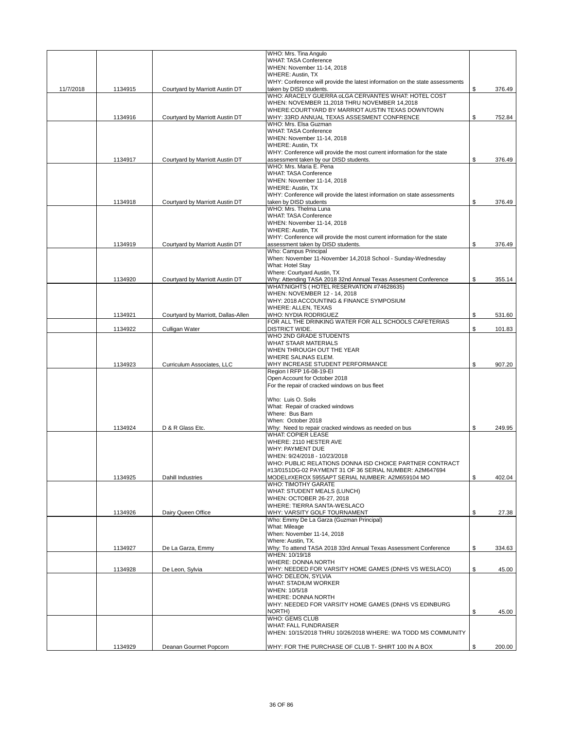| | | | | | |
|---|---|---|---|---|---|
| 11/7/2018 | 1134915 | Courtyard by Marriott Austin DT | WHO: Mrs. Tina Angulo<br>WHAT: TASA Conference<br>WHEN: November 11-14, 2018<br>WHERE: Austin, TX<br>WHY: Conference will provide the latest information on the state assessments taken by DISD students. | $ | 376.49 |
| | 1134916 | Courtyard by Marriott Austin DT | WHO: ARACELY GUERRA oLGA CERVANTES WHAT: HOTEL COST<br>WHEN: NOVEMBER 11,2018 THRU NOVEMBER 14,2018<br>WHERE:COURTYARD BY MARRIOT AUSTIN TEXAS DOWNTOWN<br>WHY: 33RD ANNUAL TEXAS ASSESMENT CONFRENCE | $ | 752.84 |
| | 1134917 | Courtyard by Marriott Austin DT | WHO: Mrs. Elsa Guzman<br>WHAT: TASA Conference<br>WHEN: November 11-14, 2018<br>WHERE: Austin, TX<br>WHY: Conference will provide the most current information for the state assessment taken by our DISD students. | $ | 376.49 |
| | 1134918 | Courtyard by Marriott Austin DT | WHO: Mrs. Maria E. Pena<br>WHAT: TASA Conference<br>WHEN: November 11-14, 2018<br>WHERE: Austin, TX<br>WHY: Conference will provide the latest information on state assessments taken by DISD students | $ | 376.49 |
| | 1134919 | Courtyard by Marriott Austin DT | WHO: Mrs. Thelma Luna<br>WHAT: TASA Conference<br>WHEN: November 11-14, 2018<br>WHERE: Austin, TX<br>WHY: Conference will provide the most current information for the state assessment taken by DISD students. | $ | 376.49 |
| | 1134920 | Courtyard by Marriott Austin DT | Who: Campus Principal<br>When: November 11-November 14,2018 School - Sunday-Wednesday<br>What: Hotel Stay<br>Where: Courtyard Austin, TX<br>Why: Attending TASA 2018 32nd Annual Texas Assesment Conference | $ | 355.14 |
| | 1134921 | Courtyard by Marriott, Dallas-Allen | WHAT:NIGHTS ( HOTEL RESERVATION #74628635)<br>WHEN: NOVEMBER 12 - 14, 2018<br>WHY: 2018 ACCOUNTING & FINANCE SYMPOSIUM<br>WHERE: ALLEN, TEXAS<br>WHO: NYDIA RODRIGUEZ | $ | 531.60 |
| | 1134922 | Culligan Water | FOR ALL THE DRINKING WATER FOR ALL SCHOOLS CAFETERIAS DISTRICT WIDE. | $ | 101.83 |
| | 1134923 | Curriculum Associates, LLC | WHO 2ND GRADE STUDENTS<br>WHAT STAAR MATERIALS<br>WHEN THROUGH OUT THE YEAR<br>WHERE SALINAS ELEM.<br>WHY INCREASE STUDENT PERFORMANCE | $ | 907.20 |
| | 1134924 | D & R Glass Etc. | Region I RFP 16-08-19-EI<br>Open Account for October 2018<br>For the repair of cracked windows on bus fleet<br><br>Who: Luis O. Solis<br>What: Repair of cracked windows<br>Where: Bus Barn<br>When: October 2018<br>Why: Need to repair cracked windows as needed on bus | $ | 249.95 |
| | 1134925 | Dahill Industries | WHAT: COPIER LEASE<br>WHERE: 2110 HESTER AVE<br>WHY: PAYMENT DUE<br>WHEN: 9/24/2018 - 10/23/2018<br>WHO: PUBLIC RELATIONS DONNA ISD CHOICE PARTNER CONTRACT #13/0151DG-02 PAYMENT 31 OF 36 SERIAL NUMBER: A2M647694 MODEL#XEROX 5955APT SERIAL NUMBER: A2M659104 MO | $ | 402.04 |
| | 1134926 | Dairy Queen Office | WHO: TIMOTHY GARATE<br>WHAT: STUDENT MEALS (LUNCH)<br>WHEN: OCTOBER 26-27, 2018<br>WHERE: TIERRA SANTA-WESLACO<br>WHY: VARSITY GOLF TOURNAMENT | $ | 27.38 |
| | 1134927 | De La Garza, Emmy | Who: Emmy De La Garza (Guzman Principal)<br>What: Mileage<br>When: November 11-14, 2018<br>Where: Austin, TX.<br>Why: To attend TASA 2018 33rd Annual Texas Assessment Conference | $ | 334.63 |
| | 1134928 | De Leon, Sylvia | WHEN: 10/19/18<br>WHERE: DONNA NORTH<br>WHY: NEEDED FOR VARSITY HOME GAMES (DNHS VS WESLACO) | $ | 45.00 |
| | | | WHO: DELEON, SYLVIA<br>WHAT: STADIUM WORKER<br>WHEN: 10/5/18<br>WHERE: DONNA NORTH<br>WHY: NEEDED FOR VARSITY HOME GAMES (DNHS VS EDINBURG NORTH) | $ | 45.00 |
| | 1134929 | Deanan Gourmet Popcorn | WHO: GEMS CLUB<br>WHAT: FALL FUNDRAISER<br>WHEN: 10/15/2018 THRU 10/26/2018 WHERE: WA TODD MS COMMUNITY<br><br>WHY: FOR THE PURCHASE OF CLUB T- SHIRT 100 IN A BOX | $ | 200.00 |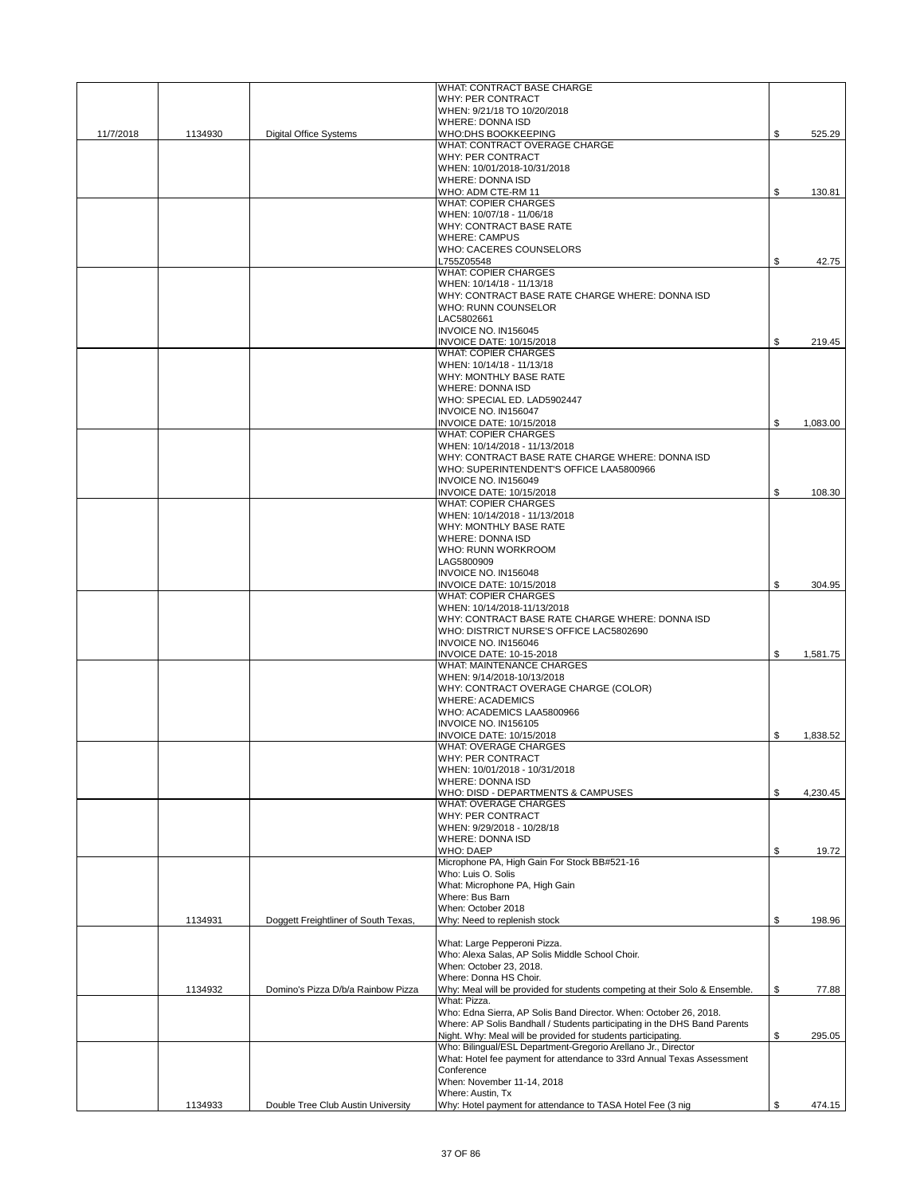| | | | | |
|---|---|---|---|---|
| 11/7/2018 | 1134930 | Digital Office Systems | WHAT: CONTRACT BASE CHARGE<br>WHY: PER CONTRACT<br>WHEN: 9/21/18 TO 10/20/2018<br>WHERE: DONNA ISD<br>WHO:DHS BOOKKEEPING | $ 525.29 |
| | | | WHAT: CONTRACT OVERAGE CHARGE<br>WHY: PER CONTRACT<br>WHEN: 10/01/2018-10/31/2018<br>WHERE: DONNA ISD<br>WHO: ADM CTE-RM 11 | $ 130.81 |
| | | | WHAT: COPIER CHARGES<br>WHEN: 10/07/18 - 11/06/18<br>WHY: CONTRACT BASE RATE<br>WHERE: CAMPUS<br>WHO: CACERES COUNSELORS<br>L755Z05548 | $ 42.75 |
| | | | WHAT: COPIER CHARGES<br>WHEN: 10/14/18 - 11/13/18<br>WHY: CONTRACT BASE RATE CHARGE WHERE: DONNA ISD<br>WHO: RUNN COUNSELOR<br>LAC5802661<br>INVOICE NO. IN156045<br>INVOICE DATE: 10/15/2018 | $ 219.45 |
| | | | WHAT: COPIER CHARGES<br>WHEN: 10/14/18 - 11/13/18<br>WHY: MONTHLY BASE RATE<br>WHERE: DONNA ISD<br>WHO: SPECIAL ED. LAD5902447<br>INVOICE NO. IN156047<br>INVOICE DATE: 10/15/2018 | $ 1,083.00 |
| | | | WHAT: COPIER CHARGES<br>WHEN: 10/14/2018 - 11/13/2018<br>WHY: CONTRACT BASE RATE CHARGE WHERE: DONNA ISD<br>WHO: SUPERINTENDENT'S OFFICE LAA5800966<br>INVOICE NO. IN156049<br>INVOICE DATE: 10/15/2018 | $ 108.30 |
| | | | WHAT: COPIER CHARGES<br>WHEN: 10/14/2018 - 11/13/2018<br>WHY: MONTHLY BASE RATE<br>WHERE: DONNA ISD<br>WHO: RUNN WORKROOM<br>LAG5800909<br>INVOICE NO. IN156048<br>INVOICE DATE: 10/15/2018 | $ 304.95 |
| | | | WHAT: COPIER CHARGES<br>WHEN: 10/14/2018-11/13/2018<br>WHY: CONTRACT BASE RATE CHARGE WHERE: DONNA ISD<br>WHO: DISTRICT NURSE'S OFFICE LAC5802690<br>INVOICE NO. IN156046<br>INVOICE DATE: 10-15-2018 | $ 1,581.75 |
| | | | WHAT: MAINTENANCE CHARGES<br>WHEN: 9/14/2018-10/13/2018<br>WHY: CONTRACT OVERAGE CHARGE (COLOR)<br>WHERE: ACADEMICS<br>WHO: ACADEMICS LAA5800966<br>INVOICE NO. IN156105<br>INVOICE DATE: 10/15/2018 | $ 1,838.52 |
| | | | WHAT: OVERAGE CHARGES<br>WHY: PER CONTRACT<br>WHEN: 10/01/2018 - 10/31/2018<br>WHERE: DONNA ISD<br>WHO: DISD - DEPARTMENTS & CAMPUSES | $ 4,230.45 |
| | | | WHAT: OVERAGE CHARGES<br>WHY: PER CONTRACT<br>WHEN: 9/29/2018 - 10/28/18<br>WHERE: DONNA ISD<br>WHO: DAEP | $ 19.72 |
| | 1134931 | Doggett Freightliner of South Texas, | Microphone PA, High Gain For Stock BB#521-16<br>Who: Luis O. Solis<br>What: Microphone PA, High Gain<br>Where: Bus Barn<br>When: October 2018<br>Why: Need to replenish stock | $ 198.96 |
| | 1134932 | Domino's Pizza D/b/a Rainbow Pizza | What: Large Pepperoni Pizza.<br>Who: Alexa Salas, AP Solis Middle School Choir.<br>When: October 23, 2018.<br>Where: Donna HS Choir.<br>Why: Meal will be provided for students competing at their Solo & Ensemble. | $ 77.88 |
| | | | What: Pizza.<br>Who: Edna Sierra, AP Solis Band Director. When: October 26, 2018.<br>Where: AP Solis Bandhall / Students participating in the DHS Band Parents Night. Why: Meal will be provided for students participating. | $ 295.05 |
| | 1134933 | Double Tree Club Austin University | Who: Bilingual/ESL Department-Gregorio Arellano Jr., Director<br>What: Hotel fee payment for attendance to 33rd Annual Texas Assessment Conference<br>When: November 11-14, 2018<br>Where: Austin, Tx<br>Why: Hotel payment for attendance to TASA Hotel Fee (3 nig | $ 474.15 |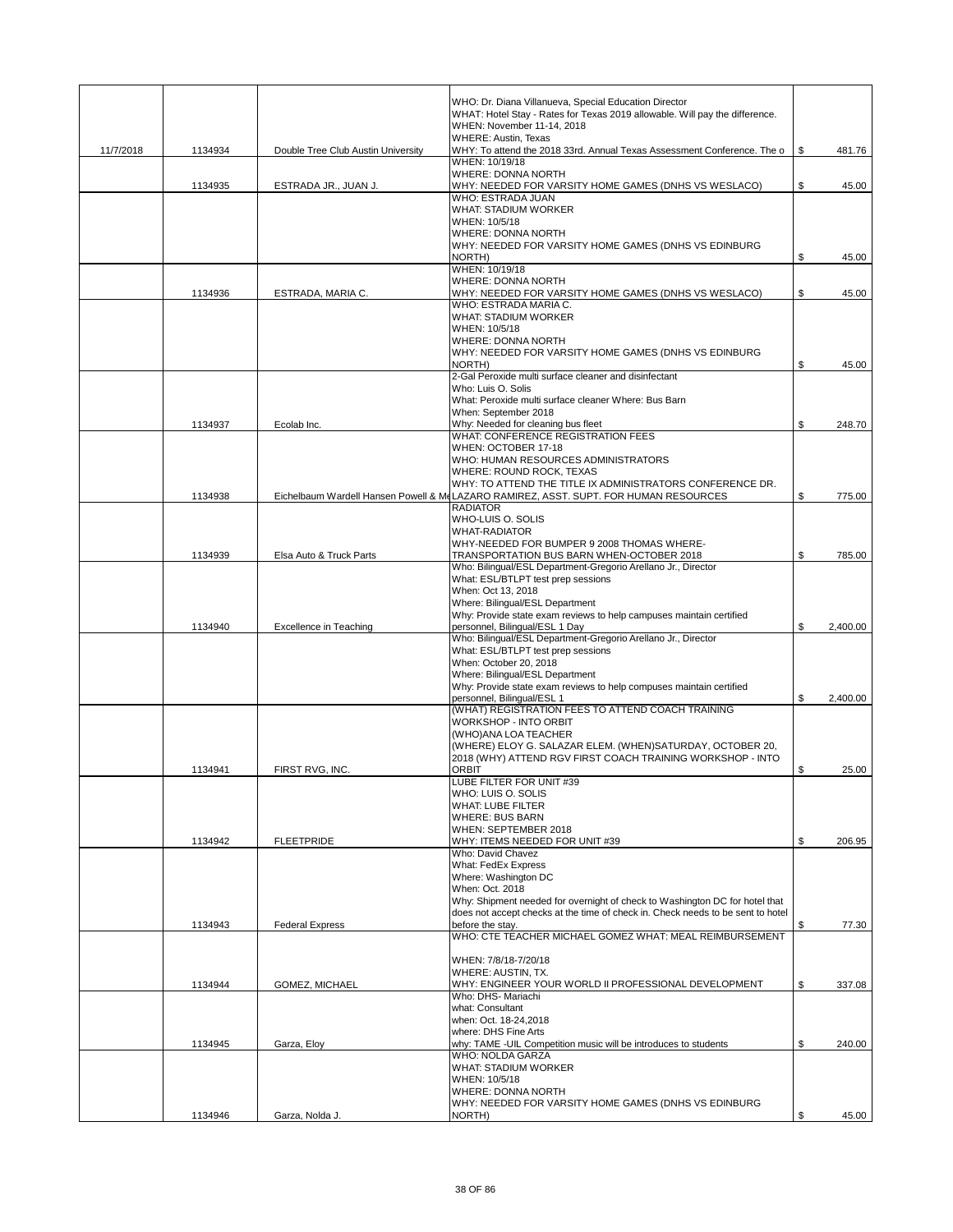| | | | | |
|---|---|---|---|---|
| 11/7/2018 | 1134934 | Double Tree Club Austin University | WHO: Dr. Diana Villanueva, Special Education Director<br>WHAT: Hotel Stay - Rates for Texas 2019 allowable. Will pay the difference.<br>WHEN: November 11-14, 2018<br>WHERE: Austin, Texas<br>WHY: To attend the 2018 33rd. Annual Texas Assessment Conference. The o | $ 481.76 |
| | 1134935 | ESTRADA JR., JUAN J. | WHEN: 10/19/18<br>WHERE: DONNA NORTH<br>WHY: NEEDED FOR VARSITY HOME GAMES (DNHS VS WESLACO) | $ 45.00 |
| | | | WHO: ESTRADA JUAN<br>WHAT: STADIUM WORKER<br>WHEN: 10/5/18<br>WHERE: DONNA NORTH<br>WHY: NEEDED FOR VARSITY HOME GAMES (DNHS VS EDINBURG NORTH) | $ 45.00 |
| | 1134936 | ESTRADA, MARIA C. | WHEN: 10/19/18<br>WHERE: DONNA NORTH<br>WHY: NEEDED FOR VARSITY HOME GAMES (DNHS VS WESLACO) | $ 45.00 |
| | | | WHO: ESTRADA MARIA C.<br>WHAT: STADIUM WORKER<br>WHEN: 10/5/18<br>WHERE: DONNA NORTH<br>WHY: NEEDED FOR VARSITY HOME GAMES (DNHS VS EDINBURG NORTH) | $ 45.00 |
| | 1134937 | Ecolab Inc. | 2-Gal Peroxide multi surface cleaner and disinfectant<br>Who: Luis O. Solis<br>What: Peroxide multi surface cleaner Where: Bus Barn<br>When: September 2018<br>Why: Needed for cleaning bus fleet | $ 248.70 |
| | 1134938 | Eichelbaum Wardell Hansen Powell & Mo | WHAT: CONFERENCE REGISTRATION FEES<br>WHEN: OCTOBER 17-18<br>WHO: HUMAN RESOURCES ADMINISTRATORS<br>WHERE: ROUND ROCK, TEXAS<br>WHY: TO ATTEND THE TITLE IX ADMINISTRATORS CONFERENCE DR. LAZARO RAMIREZ, ASST. SUPT. FOR HUMAN RESOURCES | $ 775.00 |
| | 1134939 | Elsa Auto & Truck Parts | RADIATOR<br>WHO-LUIS O. SOLIS<br>WHAT-RADIATOR<br>WHY-NEEDED FOR BUMPER 9 2008 THOMAS WHERE-TRANSPORTATION BUS BARN WHEN-OCTOBER 2018 | $ 785.00 |
| | 1134940 | Excellence in Teaching | Who: Bilingual/ESL Department-Gregorio Arellano Jr., Director<br>What: ESL/BTLPT test prep sessions<br>When: Oct 13, 2018<br>Where: Bilingual/ESL Department<br>Why: Provide state exam reviews to help campuses maintain certified personnel, Bilingual/ESL 1 Day | $ 2,400.00 |
| | | | Who: Bilingual/ESL Department-Gregorio Arellano Jr., Director<br>What: ESL/BTLPT test prep sessions<br>When: October 20, 2018<br>Where: Bilingual/ESL Department<br>Why: Provide state exam reviews to help compuses maintain certified personnel, Bilingual/ESL 1 | $ 2,400.00 |
| | 1134941 | FIRST RVG, INC. | (WHAT) REGISTRATION FEES TO ATTEND COACH TRAINING WORKSHOP - INTO ORBIT<br>(WHO)ANA LOA TEACHER<br>(WHERE) ELOY G. SALAZAR ELEM. (WHEN)SATURDAY, OCTOBER 20, 2018 (WHY) ATTEND RGV FIRST COACH TRAINING WORKSHOP - INTO ORBIT | $ 25.00 |
| | 1134942 | FLEETPRIDE | LUBE FILTER FOR UNIT #39<br>WHO: LUIS O. SOLIS<br>WHAT: LUBE FILTER<br>WHERE: BUS BARN<br>WHEN: SEPTEMBER 2018<br>WHY: ITEMS NEEDED FOR UNIT #39 | $ 206.95 |
| | 1134943 | Federal Express | Who: David Chavez<br>What: FedEx Express<br>Where: Washington DC<br>When: Oct. 2018<br>Why: Shipment needed for overnight of check to Washington DC for hotel that does not accept checks at the time of check in. Check needs to be sent to hotel before the stay. | $ 77.30 |
| | 1134944 | GOMEZ, MICHAEL | WHO: CTE TEACHER MICHAEL GOMEZ WHAT: MEAL REIMBURSEMENT<br><br>WHEN: 7/8/18-7/20/18<br>WHERE: AUSTIN, TX.<br>WHY: ENGINEER YOUR WORLD II PROFESSIONAL DEVELOPMENT | $ 337.08 |
| | 1134945 | Garza, Eloy | Who: DHS- Mariachi<br>what: Consultant<br>when: Oct. 18-24,2018<br>where: DHS Fine Arts<br>why: TAME -UIL Competition music will be introduces to students | $ 240.00 |
| | 1134946 | Garza, Nolda J. | WHO: NOLDA GARZA<br>WHAT: STADIUM WORKER<br>WHEN: 10/5/18<br>WHERE: DONNA NORTH<br>WHY: NEEDED FOR VARSITY HOME GAMES (DNHS VS EDINBURG NORTH) | $ 45.00 |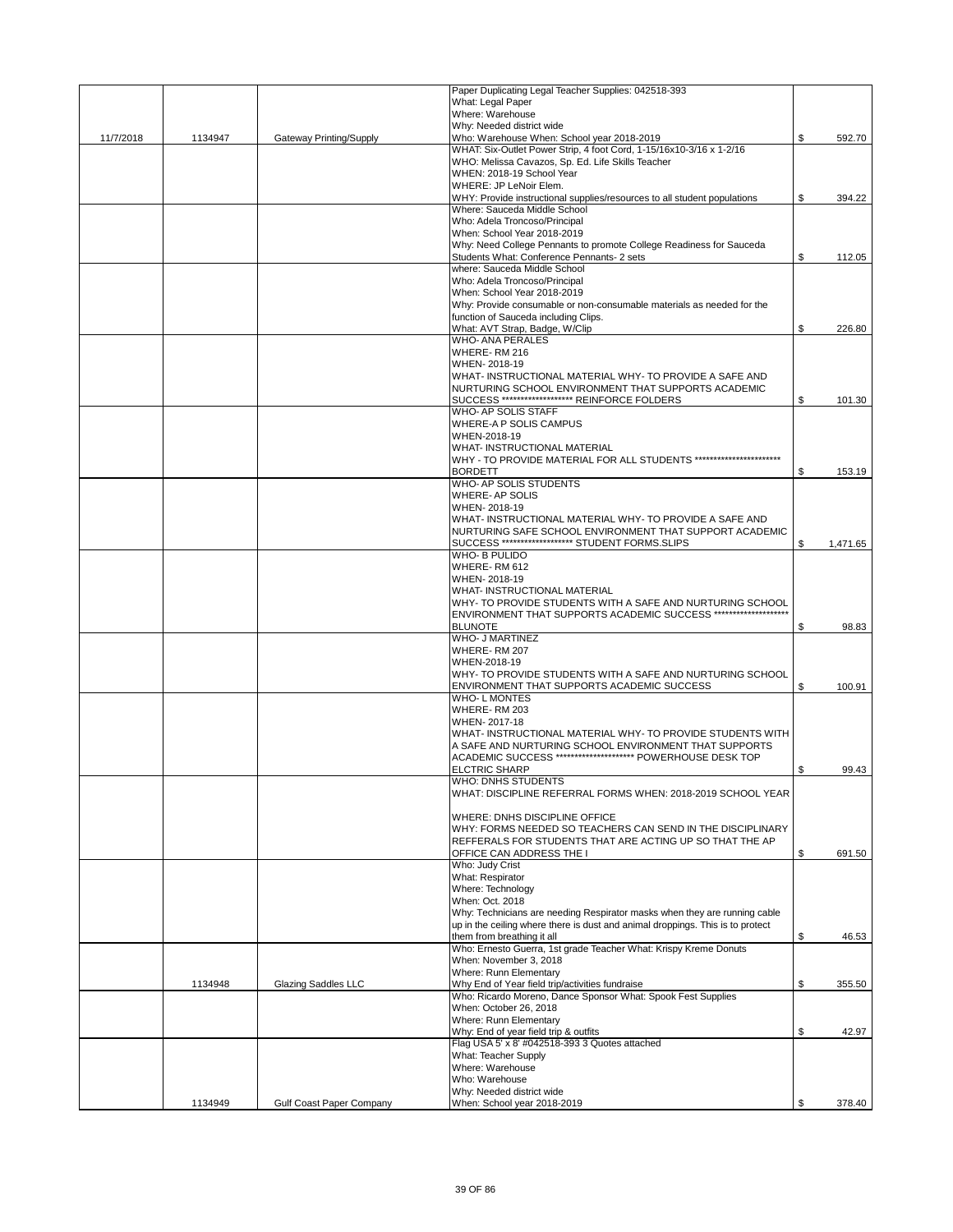| | | | | |
|---|---|---|---|---|
| 11/7/2018 | 1134947 | Gateway Printing/Supply | Paper Duplicating Legal Teacher Supplies: 042518-393<br>What: Legal Paper<br>Where: Warehouse<br>Why: Needed district wide<br>Who: Warehouse When: School year 2018-2019 | $ 592.70 |
| | | | WHAT: Six-Outlet Power Strip, 4 foot Cord, 1-15/16x10-3/16 x 1-2/16<br>WHO: Melissa Cavazos, Sp. Ed. Life Skills Teacher<br>WHEN: 2018-19 School Year<br>WHERE: JP LeNoir Elem.<br>WHY: Provide instructional supplies/resources to all student populations | $ 394.22 |
| | | | Where: Sauceda Middle School<br>Who: Adela Troncoso/Principal<br>When: School Year 2018-2019<br>Why: Need College Pennants to promote College Readiness for Sauceda Students What: Conference Pennants- 2 sets | $ 112.05 |
| | | | where: Sauceda Middle School<br>Who: Adela Troncoso/Principal<br>When: School Year 2018-2019<br>Why: Provide consumable or non-consumable materials as needed for the function of Sauceda including Clips.<br>What: AVT Strap, Badge, W/Clip | $ 226.80 |
| | | | WHO- ANA PERALES<br>WHERE- RM 216<br>WHEN- 2018-19<br>WHAT- INSTRUCTIONAL MATERIAL WHY- TO PROVIDE A SAFE AND NURTURING SCHOOL ENVIRONMENT THAT SUPPORTS ACADEMIC SUCCESS ******************* REINFORCE FOLDERS | $ 101.30 |
| | | | WHO- AP SOLIS STAFF<br>WHERE-A P SOLIS CAMPUS<br>WHEN-2018-19<br>WHAT- INSTRUCTIONAL MATERIAL<br>WHY - TO PROVIDE MATERIAL FOR ALL STUDENTS ***********************<br>BORDETT | $ 153.19 |
| | | | WHO- AP SOLIS STUDENTS<br>WHERE- AP SOLIS<br>WHEN- 2018-19<br>WHAT- INSTRUCTIONAL MATERIAL WHY- TO PROVIDE A SAFE AND NURTURING SAFE SCHOOL ENVIRONMENT THAT SUPPORT ACADEMIC SUCCESS ******************* STUDENT FORMS.SLIPS | $ 1,471.65 |
| | | | WHO- B PULIDO<br>WHERE- RM 612<br>WHEN- 2018-19<br>WHAT- INSTRUCTIONAL MATERIAL<br>WHY- TO PROVIDE STUDENTS WITH A SAFE AND NURTURING SCHOOL ENVIRONMENT THAT SUPPORTS ACADEMIC SUCCESS *******************<br>BLUNOTE | $ 98.83 |
| | | | WHO- J MARTINEZ<br>WHERE- RM 207<br>WHEN-2018-19<br>WHY- TO PROVIDE STUDENTS WITH A SAFE AND NURTURING SCHOOL ENVIRONMENT THAT SUPPORTS ACADEMIC SUCCESS | $ 100.91 |
| | | | WHO- L MONTES<br>WHERE- RM 203<br>WHEN- 2017-18<br>WHAT- INSTRUCTIONAL MATERIAL WHY- TO PROVIDE STUDENTS WITH A SAFE AND NURTURING SCHOOL ENVIRONMENT THAT SUPPORTS ACADEMIC SUCCESS ********************* POWERHOUSE DESK TOP ELCTRIC SHARP | $ 99.43 |
| | | | WHO: DNHS STUDENTS<br>WHAT: DISCIPLINE REFERRAL FORMS WHEN: 2018-2019 SCHOOL YEAR<br><br>WHERE: DNHS DISCIPLINE OFFICE<br>WHY: FORMS NEEDED SO TEACHERS CAN SEND IN THE DISCIPLINARY REFFERALS FOR STUDENTS THAT ARE ACTING UP SO THAT THE AP OFFICE CAN ADDRESS THE I | $ 691.50 |
| | | | Who: Judy Crist<br>What: Respirator<br>Where: Technology<br>When: Oct. 2018<br>Why: Technicians are needing Respirator masks when they are running cable up in the ceiling where there is dust and animal droppings. This is to protect them from breathing it all | $ 46.53 |
| | 1134948 | Glazing Saddles LLC | Who: Ernesto Guerra, 1st grade Teacher What: Krispy Kreme Donuts<br>When: November 3, 2018<br>Where: Runn Elementary<br>Why End of Year field trip/activities fundraise | $ 355.50 |
| | | | Who: Ricardo Moreno, Dance Sponsor What: Spook Fest Supplies<br>When: October 26, 2018<br>Where: Runn Elementary<br>Why: End of year field trip & outfits | $ 42.97 |
| | 1134949 | Gulf Coast Paper Company | Flag USA 5' x 8' #042518-393 3 Quotes attached<br>What: Teacher Supply<br>Where: Warehouse<br>Who: Warehouse<br>Why: Needed district wide<br>When: School year 2018-2019 | $ 378.40 |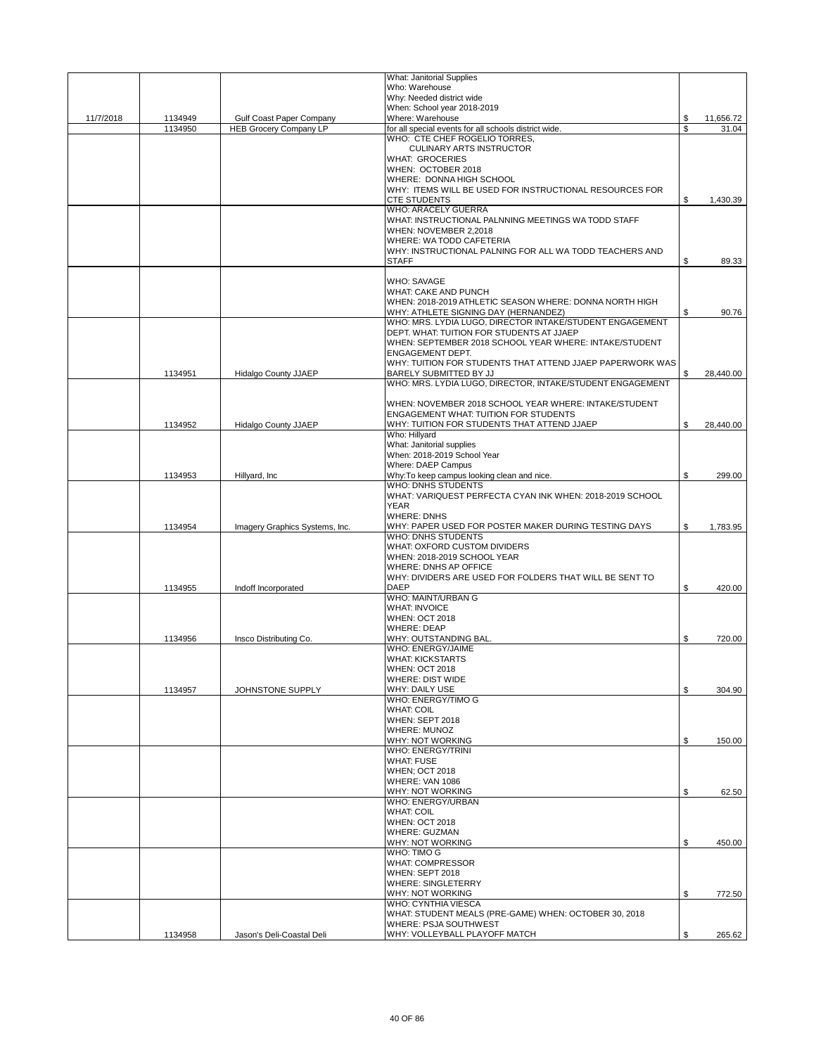| | | | | |
|---|---|---|---|---|
| 11/7/2018 | 1134949 | Gulf Coast Paper Company | What: Janitorial Supplies<br>Who: Warehouse<br>Why: Needed district wide<br>When: School year 2018-2019<br>Where: Warehouse | $ 11,656.72 |
| | 1134950 | HEB Grocery Company LP | for all special events for all schools district wide. | $ 31.04 |
| | | | WHO: CTE CHEF ROGELIO TORRES,<br>CULINARY ARTS INSTRUCTOR<br>WHAT: GROCERIES<br>WHEN: OCTOBER 2018<br>WHERE: DONNA HIGH SCHOOL<br>WHY: ITEMS WILL BE USED FOR INSTRUCTIONAL RESOURCES FOR CTE STUDENTS | $ 1,430.39 |
| | | | WHO: ARACELY GUERRA<br>WHAT: INSTRUCTIONAL PALNNING MEETINGS WA TODD STAFF<br>WHEN: NOVEMBER 2,2018<br>WHERE: WA TODD CAFETERIA<br>WHY: INSTRUCTIONAL PALNING FOR ALL WA TODD TEACHERS AND STAFF | $ 89.33 |
| | | | WHO: SAVAGE<br>WHAT: CAKE AND PUNCH<br>WHEN: 2018-2019 ATHLETIC SEASON WHERE: DONNA NORTH HIGH<br>WHY: ATHLETE SIGNING DAY (HERNANDEZ) | $ 90.76 |
| | 1134951 | Hidalgo County JJAEP | WHO: MRS. LYDIA LUGO, DIRECTOR INTAKE/STUDENT ENGAGEMENT DEPT. WHAT: TUITION FOR STUDENTS AT JJAEP<br>WHEN: SEPTEMBER 2018 SCHOOL YEAR WHERE: INTAKE/STUDENT ENGAGEMENT DEPT.<br>WHY: TUITION FOR STUDENTS THAT ATTEND JJAEP PAPERWORK WAS BARELY SUBMITTED BY JJ | $ 28,440.00 |
| | 1134952 | Hidalgo County JJAEP | WHO: MRS. LYDIA LUGO, DIRECTOR, INTAKE/STUDENT ENGAGEMENT<br>WHEN: NOVEMBER 2018 SCHOOL YEAR WHERE: INTAKE/STUDENT ENGAGEMENT WHAT: TUITION FOR STUDENTS<br>WHY: TUITION FOR STUDENTS THAT ATTEND JJAEP | $ 28,440.00 |
| | 1134953 | Hillyard, Inc | Who: Hillyard<br>What: Janitorial supplies<br>When: 2018-2019 School Year<br>Where: DAEP Campus<br>Why:To keep campus looking clean and nice. | $ 299.00 |
| | 1134954 | Imagery Graphics Systems, Inc. | WHO: DNHS STUDENTS<br>WHAT: VARIQUEST PERFECTA CYAN INK WHEN: 2018-2019 SCHOOL YEAR<br>WHERE: DNHS<br>WHY: PAPER USED FOR POSTER MAKER DURING TESTING DAYS | $ 1,783.95 |
| | 1134955 | Indoff Incorporated | WHO: DNHS STUDENTS<br>WHAT: OXFORD CUSTOM DIVIDERS<br>WHEN: 2018-2019 SCHOOL YEAR<br>WHERE: DNHS AP OFFICE<br>WHY: DIVIDERS ARE USED FOR FOLDERS THAT WILL BE SENT TO DAEP | $ 420.00 |
| | 1134956 | Insco Distributing Co. | WHO: MAINT/URBAN G<br>WHAT: INVOICE<br>WHEN: OCT 2018<br>WHERE: DEAP<br>WHY: OUTSTANDING BAL. | $ 720.00 |
| | 1134957 | JOHNSTONE SUPPLY | WHO: ENERGY/JAIME<br>WHAT: KICKSTARTS<br>WHEN: OCT 2018<br>WHERE: DIST WIDE<br>WHY: DAILY USE | $ 304.90 |
| | | | WHO: ENERGY/TIMO G<br>WHAT: COIL<br>WHEN: SEPT 2018<br>WHERE: MUNOZ<br>WHY: NOT WORKING | $ 150.00 |
| | | | WHO: ENERGY/TRINI<br>WHAT: FUSE<br>WHEN; OCT 2018<br>WHERE: VAN 1086<br>WHY: NOT WORKING | $ 62.50 |
| | | | WHO: ENERGY/URBAN<br>WHAT: COIL<br>WHEN: OCT 2018<br>WHERE: GUZMAN<br>WHY: NOT WORKING | $ 450.00 |
| | | | WHO: TIMO G<br>WHAT: COMPRESSOR<br>WHEN: SEPT 2018<br>WHERE: SINGLETERRY<br>WHY: NOT WORKING | $ 772.50 |
| | 1134958 | Jason's Deli-Coastal Deli | WHO: CYNTHIA VIESCA<br>WHAT: STUDENT MEALS (PRE-GAME) WHEN: OCTOBER 30, 2018<br>WHERE: PSJA SOUTHWEST<br>WHY: VOLLEYBALL PLAYOFF MATCH | $ 265.62 |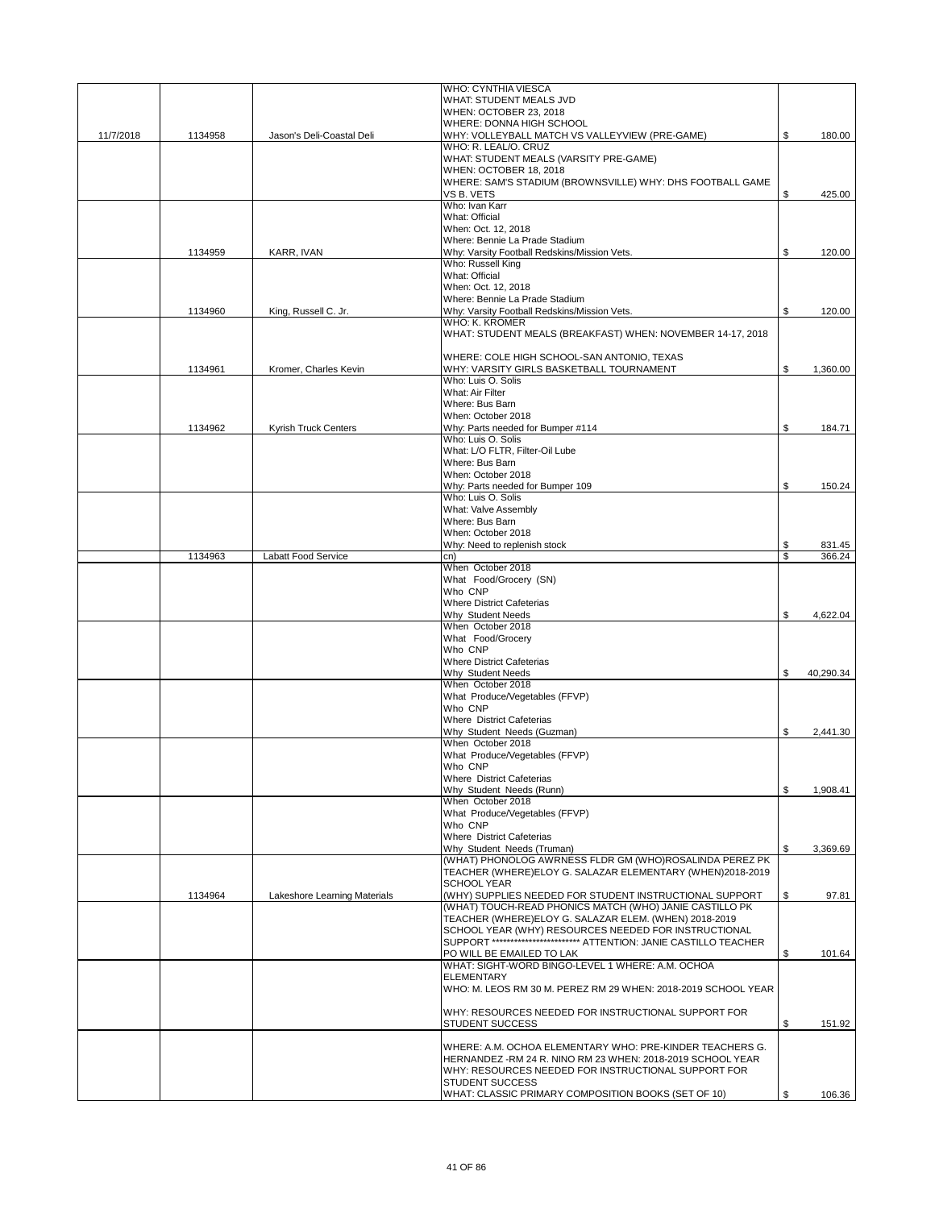| | | | | |
|---|---|---|---|---|
| 11/7/2018 | 1134958 | Jason's Deli-Coastal Deli | WHO: CYNTHIA VIESCA<br>WHAT: STUDENT MEALS JVD<br>WHEN: OCTOBER 23, 2018<br>WHERE: DONNA HIGH SCHOOL<br>WHY: VOLLEYBALL MATCH VS VALLEYVIEW (PRE-GAME) | $ 180.00 |
| | | | WHO: R. LEAL/O. CRUZ<br>WHAT: STUDENT MEALS (VARSITY PRE-GAME)<br>WHEN: OCTOBER 18, 2018<br>WHERE: SAM'S STADIUM (BROWNSVILLE) WHY: DHS FOOTBALL GAME VS B. VETS | $ 425.00 |
| | 1134959 | KARR, IVAN | Who: Ivan Karr<br>What: Official<br>When: Oct. 12, 2018<br>Where: Bennie La Prade Stadium<br>Why: Varsity Football Redskins/Mission Vets. | $ 120.00 |
| | 1134960 | King, Russell C. Jr. | Who: Russell King<br>What: Official<br>When: Oct. 12, 2018<br>Where: Bennie La Prade Stadium<br>Why: Varsity Football Redskins/Mission Vets. | $ 120.00 |
| | 1134961 | Kromer, Charles Kevin | WHO: K. KROMER<br>WHAT: STUDENT MEALS (BREAKFAST) WHEN: NOVEMBER 14-17, 2018<br><br>WHERE: COLE HIGH SCHOOL-SAN ANTONIO, TEXAS<br>WHY: VARSITY GIRLS BASKETBALL TOURNAMENT | $ 1,360.00 |
| | 1134962 | Kyrish Truck Centers | Who: Luis O. Solis<br>What: Air Filter<br>Where: Bus Barn<br>When: October 2018<br>Why: Parts needed for Bumper #114 | $ 184.71 |
| | | | Who: Luis O. Solis<br>What: L/O FLTR, Filter-Oil Lube<br>Where: Bus Barn<br>When: October 2018<br>Why: Parts needed for Bumper 109 | $ 150.24 |
| | | | Who: Luis O. Solis<br>What: Valve Assembly<br>Where: Bus Barn<br>When: October 2018<br>Why: Need to replenish stock | $ 831.45 |
| | 1134963 | Labatt Food Service | cn) | $ 366.24 |
| | | | When October 2018<br>What Food/Grocery (SN)<br>Who CNP<br>Where District Cafeterias<br>Why Student Needs | $ 4,622.04 |
| | | | When October 2018<br>What Food/Grocery<br>Who CNP<br>Where District Cafeterias<br>Why Student Needs | $ 40,290.34 |
| | | | When October 2018<br>What Produce/Vegetables (FFVP)<br>Who CNP<br>Where District Cafeterias<br>Why Student Needs (Guzman) | $ 2,441.30 |
| | | | When October 2018<br>What Produce/Vegetables (FFVP)<br>Who CNP<br>Where District Cafeterias<br>Why Student Needs (Runn) | $ 1,908.41 |
| | | | When October 2018<br>What Produce/Vegetables (FFVP)<br>Who CNP<br>Where District Cafeterias<br>Why Student Needs (Truman) | $ 3,369.69 |
| | 1134964 | Lakeshore Learning Materials | (WHAT) PHONOLOG AWRNESS FLDR GM (WHO)ROSALINDA PEREZ PK TEACHER (WHERE)ELOY G. SALAZAR ELEMENTARY (WHEN)2018-2019 SCHOOL YEAR<br>(WHY) SUPPLIES NEEDED FOR STUDENT INSTRUCTIONAL SUPPORT | $ 97.81 |
| | | | (WHAT) TOUCH-READ PHONICS MATCH (WHO) JANIE CASTILLO PK TEACHER (WHERE)ELOY G. SALAZAR ELEM. (WHEN) 2018-2019 SCHOOL YEAR (WHY) RESOURCES NEEDED FOR INSTRUCTIONAL SUPPORT ************************ ATTENTION: JANIE CASTILLO TEACHER PO WILL BE EMAILED TO LAK | $ 101.64 |
| | | | WHAT: SIGHT-WORD BINGO-LEVEL 1 WHERE: A.M. OCHOA ELEMENTARY<br>WHO: M. LEOS RM 30 M. PEREZ RM 29 WHEN: 2018-2019 SCHOOL YEAR<br><br>WHY: RESOURCES NEEDED FOR INSTRUCTIONAL SUPPORT FOR STUDENT SUCCESS | $ 151.92 |
| | | | WHERE: A.M. OCHOA ELEMENTARY WHO: PRE-KINDER TEACHERS G. HERNANDEZ -RM 24 R. NINO RM 23 WHEN: 2018-2019 SCHOOL YEAR WHY: RESOURCES NEEDED FOR INSTRUCTIONAL SUPPORT FOR STUDENT SUCCESS<br>WHAT: CLASSIC PRIMARY COMPOSITION BOOKS (SET OF 10) | $ 106.36 |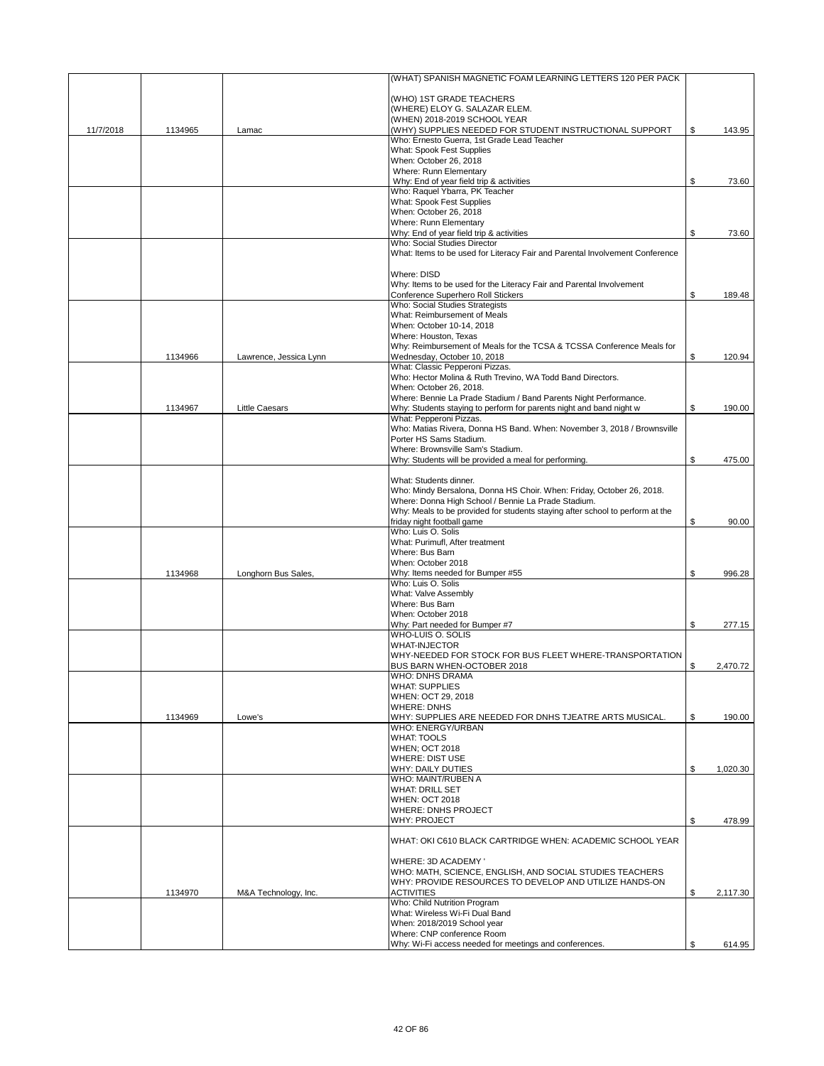| | | | | |
|---|---|---|---|---|
| 11/7/2018 | 1134965 | Lamac | (WHAT) SPANISH MAGNETIC FOAM LEARNING LETTERS 120 PER PACK<br><br>(WHO) 1ST GRADE TEACHERS<br>(WHERE) ELOY G. SALAZAR ELEM.<br>(WHEN) 2018-2019 SCHOOL YEAR<br>(WHY) SUPPLIES NEEDED FOR STUDENT INSTRUCTIONAL SUPPORT | $ 143.95 |
| | | | Who: Ernesto Guerra, 1st Grade Lead Teacher<br>What: Spook Fest Supplies<br>When: October 26, 2018<br>Where: Runn Elementary<br>Why: End of year field trip & activities | $ 73.60 |
| | | | Who: Raquel Ybarra, PK Teacher<br>What: Spook Fest Supplies<br>When: October 26, 2018<br>Where: Runn Elementary<br>Why: End of year field trip & activities | $ 73.60 |
| | | | Who: Social Studies Director<br>What: Items to be used for Literacy Fair and Parental Involvement Conference<br><br>Where: DISD<br>Why: Items to be used for the Literacy Fair and Parental Involvement Conference Superhero Roll Stickers | $ 189.48 |
| | 1134966 | Lawrence, Jessica Lynn | Who: Social Studies Strategists<br>What: Reimbursement of Meals<br>When: October 10-14, 2018<br>Where: Houston, Texas<br>Why: Reimbursement of Meals for the TCSA & TCSSA Conference Meals for Wednesday, October 10, 2018 | $ 120.94 |
| | 1134967 | Little Caesars | What: Classic Pepperoni Pizzas.<br>Who: Hector Molina & Ruth Trevino, WA Todd Band Directors.<br>When: October 26, 2018.<br>Where: Bennie La Prade Stadium / Band Parents Night Performance.<br>Why: Students staying to perform for parents night and band night w | $ 190.00 |
| | | | What: Pepperoni Pizzas.<br>Who: Matias Rivera, Donna HS Band. When: November 3, 2018 / Brownsville Porter HS Sams Stadium.<br>Where: Brownsville Sam's Stadium.<br>Why: Students will be provided a meal for performing. | $ 475.00 |
| | | | What: Students dinner.<br>Who: Mindy Bersalona, Donna HS Choir. When: Friday, October 26, 2018.<br>Where: Donna High School / Bennie La Prade Stadium.<br>Why: Meals to be provided for students staying after school to perform at the friday night football game | $ 90.00 |
| | 1134968 | Longhorn Bus Sales, | Who: Luis O. Solis<br>What: Purimufl, After treatment<br>Where: Bus Barn<br>When: October 2018<br>Why: Items needed for Bumper #55 | $ 996.28 |
| | | | Who: Luis O. Solis<br>What: Valve Assembly<br>Where: Bus Barn<br>When: October 2018<br>Why: Part needed for Bumper #7 | $ 277.15 |
| | | | WHO-LUIS O. SOLIS<br>WHAT-INJECTOR<br>WHY-NEEDED FOR STOCK FOR BUS FLEET WHERE-TRANSPORTATION BUS BARN WHEN-OCTOBER 2018 | $ 2,470.72 |
| | 1134969 | Lowe's | WHO: DNHS DRAMA<br>WHAT: SUPPLIES<br>WHEN: OCT 29, 2018<br>WHERE: DNHS<br>WHY: SUPPLIES ARE NEEDED FOR DNHS TJEATRE ARTS MUSICAL. | $ 190.00 |
| | | | WHO: ENERGY/URBAN<br>WHAT: TOOLS<br>WHEN; OCT 2018<br>WHERE: DIST USE<br>WHY: DAILY DUTIES | $ 1,020.30 |
| | | | WHO: MAINT/RUBEN A<br>WHAT: DRILL SET<br>WHEN: OCT 2018<br>WHERE: DNHS PROJECT<br>WHY: PROJECT | $ 478.99 |
| | 1134970 | M&A Technology, Inc. | WHAT: OKI C610 BLACK CARTRIDGE WHEN: ACADEMIC SCHOOL YEAR<br><br>WHERE: 3D ACADEMY '<br>WHO: MATH, SCIENCE, ENGLISH, AND SOCIAL STUDIES TEACHERS<br>WHY: PROVIDE RESOURCES TO DEVELOP AND UTILIZE HANDS-ON ACTIVITIES | $ 2,117.30 |
| | | | Who: Child Nutrition Program<br>What: Wireless Wi-Fi Dual Band<br>When: 2018/2019 School year<br>Where: CNP conference Room<br>Why: Wi-Fi access needed for meetings and conferences. | $ 614.95 |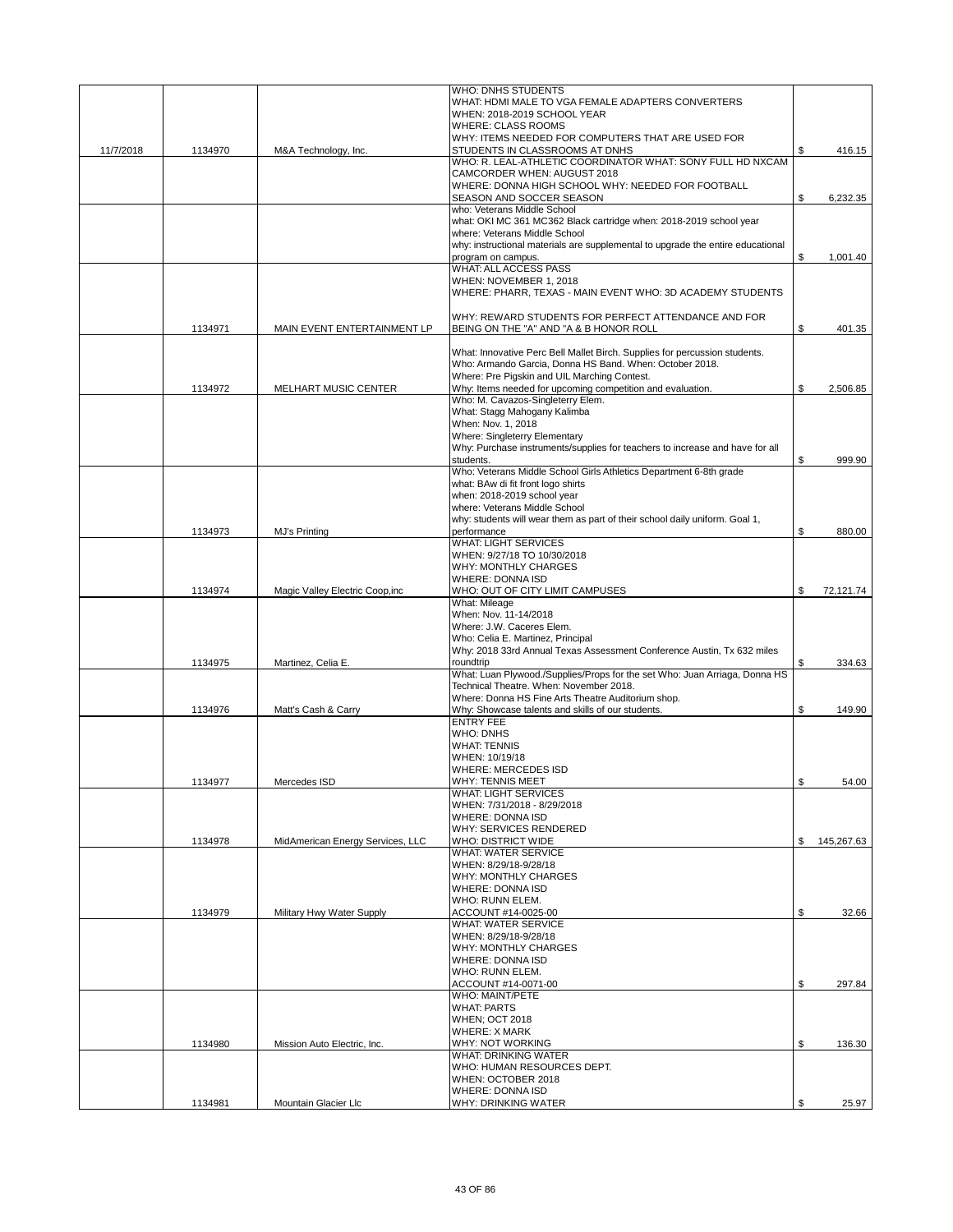| | | | | |
|---|---|---|---|---|
| 11/7/2018 | 1134970 | M&A Technology, Inc. | WHO: DNHS STUDENTS<br>WHAT: HDMI MALE TO VGA FEMALE ADAPTERS CONVERTERS<br>WHEN: 2018-2019 SCHOOL YEAR<br>WHERE: CLASS ROOMS<br>WHY: ITEMS NEEDED FOR COMPUTERS THAT ARE USED FOR STUDENTS IN CLASSROOMS AT DNHS | $ 416.15 |
| | | | WHO: R. LEAL-ATHLETIC COORDINATOR WHAT: SONY FULL HD NXCAM CAMCORDER WHEN: AUGUST 2018<br>WHERE: DONNA HIGH SCHOOL WHY: NEEDED FOR FOOTBALL SEASON AND SOCCER SEASON | $ 6,232.35 |
| | | | who: Veterans Middle School<br>what: OKI MC 361 MC362 Black cartridge when: 2018-2019 school year<br>where: Veterans Middle School<br>why: instructional materials are supplemental to upgrade the entire educational program on campus. | $ 1,001.40 |
| | 1134971 | MAIN EVENT ENTERTAINMENT LP | WHAT: ALL ACCESS PASS<br>WHEN: NOVEMBER 1, 2018<br>WHERE: PHARR, TEXAS - MAIN EVENT WHO: 3D ACADEMY STUDENTS<br><br>WHY: REWARD STUDENTS FOR PERFECT ATTENDANCE AND FOR BEING ON THE "A" AND "A & B HONOR ROLL | $ 401.35 |
| | 1134972 | MELHART MUSIC CENTER | What: Innovative Perc Bell Mallet Birch. Supplies for percussion students.<br>Who: Armando Garcia, Donna HS Band. When: October 2018.<br>Where: Pre Pigskin and UIL Marching Contest.<br>Why: Items needed for upcoming competition and evaluation. | $ 2,506.85 |
| | | | Who: M. Cavazos-Singleterry Elem.<br>What: Stagg Mahogany Kalimba<br>When: Nov. 1, 2018<br>Where: Singleterry Elementary<br>Why: Purchase instruments/supplies for teachers to increase and have for all students. | $ 999.90 |
| | 1134973 | MJ's Printing | Who: Veterans Middle School Girls Athletics Department 6-8th grade<br>what: BAw di fit front logo shirts<br>when: 2018-2019 school year<br>where: Veterans Middle School<br>why: students will wear them as part of their school daily uniform. Goal 1, performance | $ 880.00 |
| | 1134974 | Magic Valley Electric Coop,inc | WHAT: LIGHT SERVICES<br>WHEN: 9/27/18 TO 10/30/2018<br>WHY: MONTHLY CHARGES<br>WHERE: DONNA ISD<br>WHO: OUT OF CITY LIMIT CAMPUSES | $ 72,121.74 |
| | 1134975 | Martinez, Celia E. | What: Mileage<br>When: Nov. 11-14/2018<br>Where: J.W. Caceres Elem.<br>Who: Celia E. Martinez, Principal<br>Why: 2018 33rd Annual Texas Assessment Conference Austin, Tx 632 miles roundtrip | $ 334.63 |
| | 1134976 | Matt's Cash & Carry | What: Luan Plywood./Supplies/Props for the set Who: Juan Arriaga, Donna HS Technical Theatre. When: November 2018.<br>Where: Donna HS Fine Arts Theatre Auditorium shop.<br>Why: Showcase talents and skills of our students. | $ 149.90 |
| | 1134977 | Mercedes ISD | ENTRY FEE<br>WHO: DNHS<br>WHAT: TENNIS<br>WHEN: 10/19/18<br>WHERE: MERCEDES ISD<br>WHY: TENNIS MEET | $ 54.00 |
| | 1134978 | MidAmerican Energy Services, LLC | WHAT: LIGHT SERVICES<br>WHEN: 7/31/2018 - 8/29/2018<br>WHERE: DONNA ISD<br>WHY: SERVICES RENDERED<br>WHO: DISTRICT WIDE | $ 145,267.63 |
| | 1134979 | Military Hwy Water Supply | WHAT: WATER SERVICE<br>WHEN: 8/29/18-9/28/18<br>WHY: MONTHLY CHARGES<br>WHERE: DONNA ISD<br>WHO: RUNN ELEM.<br>ACCOUNT #14-0025-00 | $ 32.66 |
| | | | WHAT: WATER SERVICE<br>WHEN: 8/29/18-9/28/18<br>WHY: MONTHLY CHARGES<br>WHERE: DONNA ISD<br>WHO: RUNN ELEM.<br>ACCOUNT #14-0071-00 | $ 297.84 |
| | 1134980 | Mission Auto Electric, Inc. | WHO: MAINT/PETE<br>WHAT: PARTS<br>WHEN; OCT 2018<br>WHERE: X MARK<br>WHY: NOT WORKING | $ 136.30 |
| | 1134981 | Mountain Glacier Llc | WHAT: DRINKING WATER<br>WHO: HUMAN RESOURCES DEPT.<br>WHEN: OCTOBER 2018<br>WHERE: DONNA ISD<br>WHY: DRINKING WATER | $ 25.97 |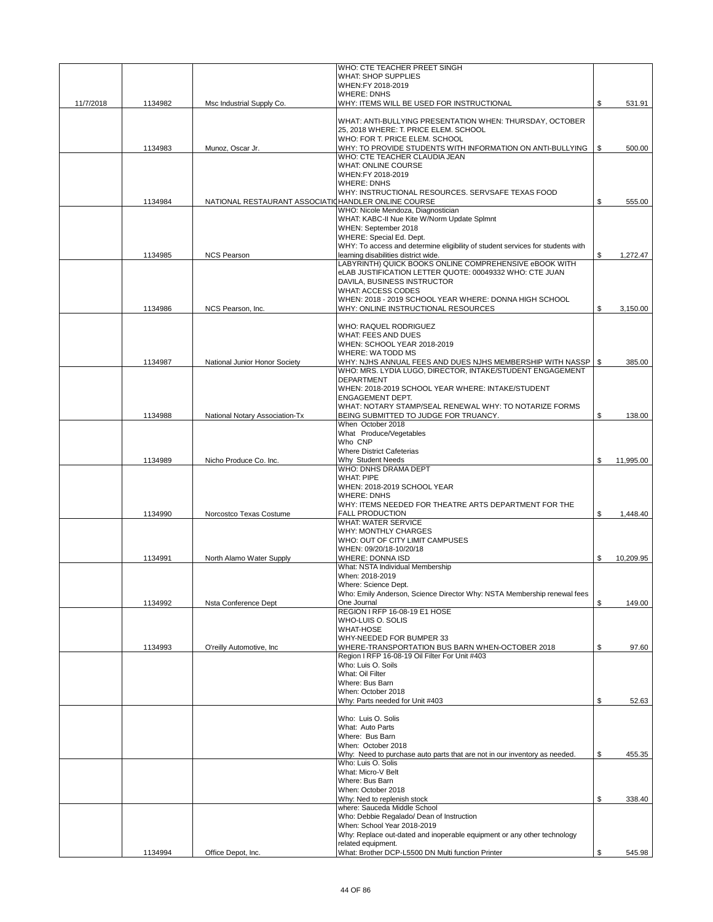| | | | | |
|---|---|---|---|---|
| 11/7/2018 | 1134982 | Msc Industrial Supply Co. | WHO: CTE TEACHER PREET SINGH<br>WHAT: SHOP SUPPLIES<br>WHEN:FY 2018-2019<br>WHERE: DNHS<br>WHY: ITEMS WILL BE USED FOR INSTRUCTIONAL | $ 531.91 |
| | 1134983 | Munoz, Oscar Jr. | WHAT: ANTI-BULLYING PRESENTATION WHEN: THURSDAY, OCTOBER 25, 2018 WHERE: T. PRICE ELEM. SCHOOL<br>WHO: FOR T. PRICE ELEM. SCHOOL<br>WHY: TO PROVIDE STUDENTS WITH INFORMATION ON ANTI-BULLYING | $ 500.00 |
| | 1134984 | NATIONAL RESTAURANT ASSOCIATI | WHO: CTE TEACHER CLAUDIA JEAN<br>WHAT: ONLINE COURSE<br>WHEN:FY 2018-2019<br>WHERE: DNHS<br>WHY: INSTRUCTIONAL RESOURCES. SERVSAFE TEXAS FOOD HANDLER ONLINE COURSE | $ 555.00 |
| | 1134985 | NCS Pearson | WHO: Nicole Mendoza, Diagnostician<br>WHAT: KABC-II Nue Kite W/Norm Update Splmnt<br>WHEN: September 2018<br>WHERE: Special Ed. Dept.<br>WHY: To access and determine eligibility of student services for students with learning disabilities district wide. | $ 1,272.47 |
| | 1134986 | NCS Pearson, Inc. | LABYRINTH) QUICK BOOKS ONLINE COMPREHENSIVE eBOOK WITH eLAB JUSTIFICATION LETTER QUOTE: 00049332 WHO: CTE JUAN DAVILA, BUSINESS INSTRUCTOR<br>WHAT: ACCESS CODES<br>WHEN: 2018 - 2019 SCHOOL YEAR WHERE: DONNA HIGH SCHOOL<br>WHY: ONLINE INSTRUCTIONAL RESOURCES | $ 3,150.00 |
| | 1134987 | National Junior Honor Society | WHO: RAQUEL RODRIGUEZ<br>WHAT: FEES AND DUES<br>WHEN: SCHOOL YEAR 2018-2019<br>WHERE: WA TODD MS<br>WHY: NJHS ANNUAL FEES AND DUES NJHS MEMBERSHIP WITH NASSP | $ 385.00 |
| | 1134988 | National Notary Association-Tx | WHO: MRS. LYDIA LUGO, DIRECTOR, INTAKE/STUDENT ENGAGEMENT DEPARTMENT<br>WHEN: 2018-2019 SCHOOL YEAR WHERE: INTAKE/STUDENT ENGAGEMENT DEPT.<br>WHAT: NOTARY STAMP/SEAL RENEWAL WHY: TO NOTARIZE FORMS BEING SUBMITTED TO JUDGE FOR TRUANCY. | $ 138.00 |
| | 1134989 | Nicho Produce Co. Inc. | When October 2018<br>What Produce/Vegetables<br>Who CNP<br>Where District Cafeterias<br>Why Student Needs | $ 11,995.00 |
| | 1134990 | Norcostco Texas Costume | WHO: DNHS DRAMA DEPT<br>WHAT: PIPE<br>WHEN: 2018-2019 SCHOOL YEAR<br>WHERE: DNHS<br>WHY: ITEMS NEEDED FOR THEATRE ARTS DEPARTMENT FOR THE FALL PRODUCTION | $ 1,448.40 |
| | 1134991 | North Alamo Water Supply | WHAT: WATER SERVICE<br>WHY: MONTHLY CHARGES<br>WHO: OUT OF CITY LIMIT CAMPUSES<br>WHEN: 09/20/18-10/20/18<br>WHERE: DONNA ISD | $ 10,209.95 |
| | 1134992 | Nsta Conference Dept | What: NSTA Individual Membership<br>When: 2018-2019<br>Where: Science Dept.<br>Who: Emily Anderson, Science Director Why: NSTA Membership renewal fees One Journal | $ 149.00 |
| | 1134993 | O'reilly Automotive, Inc | REGION I RFP 16-08-19 E1 HOSE<br>WHO-LUIS O. SOLIS<br>WHAT-HOSE<br>WHY-NEEDED FOR BUMPER 33<br>WHERE-TRANSPORTATION BUS BARN WHEN-OCTOBER 2018 | $ 97.60 |
| | | | Region I RFP 16-08-19 Oil Filter For Unit #403<br>Who: Luis O. Soils<br>What: Oil Filter<br>Where: Bus Barn<br>When: October 2018<br>Why: Parts needed for Unit #403 | $ 52.63 |
| | | | Who: Luis O. Solis<br>What: Auto Parts<br>Where: Bus Barn<br>When: October 2018<br>Why: Need to purchase auto parts that are not in our inventory as needed. | $ 455.35 |
| | | | Who: Luis O. Solis<br>What: Micro-V Belt<br>Where: Bus Barn<br>When: October 2018<br>Why: Ned to replenish stock | $ 338.40 |
| | 1134994 | Office Depot, Inc. | where: Sauceda Middle School<br>Who: Debbie Regalado/ Dean of Instruction<br>When: School Year 2018-2019<br>Why: Replace out-dated and inoperable equipment or any other technology related equipment.<br>What: Brother DCP-L5500 DN Multi function Printer | $ 545.98 |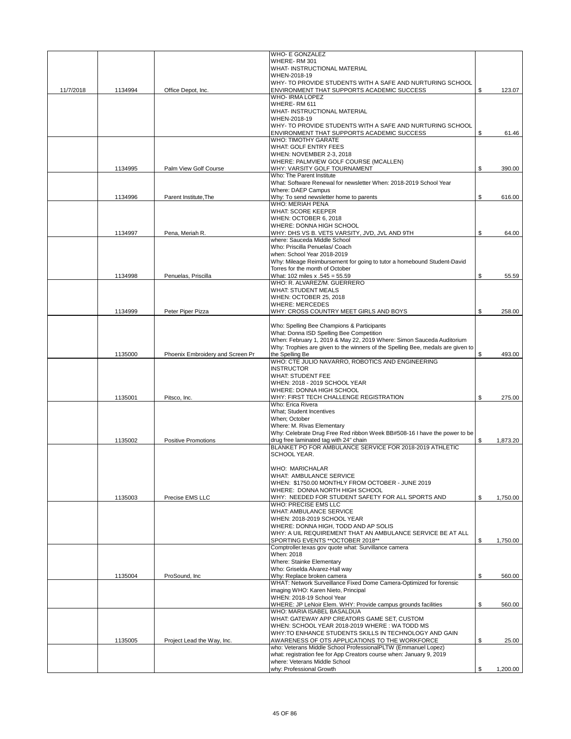| | | | | | |
|---|---|---|---|---|---|
| 11/7/2018 | 1134994 | Office Depot, Inc. | WHO- E GONZALEZ<br>WHERE- RM 301<br>WHAT- INSTRUCTIONAL MATERIAL<br>WHEN-2018-19<br>WHY- TO PROVIDE STUDENTS WITH A SAFE AND NURTURING SCHOOL ENVIRONMENT THAT SUPPORTS ACADEMIC SUCCESS | $ | 123.07 |
| | | | WHO- IRMA LOPEZ<br>WHERE- RM 611<br>WHAT- INSTRUCTIONAL MATERIAL<br>WHEN-2018-19<br>WHY- TO PROVIDE STUDENTS WITH A SAFE AND NURTURING SCHOOL ENVIRONMENT THAT SUPPORTS ACADEMIC SUCCESS | $ | 61.46 |
| | 1134995 | Palm View Golf Course | WHO: TIMOTHY GARATE<br>WHAT: GOLF ENTRY FEES<br>WHEN: NOVEMBER 2-3, 2018<br>WHERE: PALMVIEW GOLF COURSE (MCALLEN)<br>WHY: VARSITY GOLF TOURNAMENT | $ | 390.00 |
| | 1134996 | Parent Institute,The | Who: The Parent Institute<br>What: Software Renewal for newsletter When: 2018-2019 School Year<br>Where: DAEP Campus<br>Why: To send newsletter home to parents | $ | 616.00 |
| | 1134997 | Pena, Meriah R. | WHO: MERIAH PENA<br>WHAT: SCORE KEEPER<br>WHEN: OCTOBER 6, 2018<br>WHERE: DONNA HIGH SCHOOL<br>WHY: DHS VS B. VETS VARSITY, JVD, JVL AND 9TH | $ | 64.00 |
| | 1134998 | Penuelas, Priscilla | where: Sauceda Middle School<br>Who: Priscilla Penuelas/ Coach<br>when: School Year 2018-2019<br>Why: Mileage Reimbursement for going to tutor a homebound Student-David Torres for the month of October<br>What: 102 miles x .545 = 55.59 | $ | 55.59 |
| | 1134999 | Peter Piper Pizza | WHO: R. ALVAREZ/M. GUERRERO<br>WHAT: STUDENT MEALS<br>WHEN: OCTOBER 25, 2018<br>WHERE: MERCEDES<br>WHY: CROSS COUNTRY MEET GIRLS AND BOYS | $ | 258.00 |
| | 1135000 | Phoenix Embroidery and Screen Pr | Who: Spelling Bee Champions & Participants<br>What: Donna ISD Spelling Bee Competition<br>When: February 1, 2019 & May 22, 2019 Where: Simon Sauceda Auditorium<br>Why: Trophies are given to the winners of the Spelling Bee, medals are given to the Spelling Be | $ | 493.00 |
| | 1135001 | Pitsco, Inc. | WHO: CTE JULIO NAVARRO, ROBOTICS AND ENGINEERING INSTRUCTOR<br>WHAT: STUDENT FEE<br>WHEN: 2018 - 2019 SCHOOL YEAR<br>WHERE: DONNA HIGH SCHOOL<br>WHY: FIRST TECH CHALLENGE REGISTRATION | $ | 275.00 |
| | 1135002 | Positive Promotions | Who: Erica Rivera<br>What; Student Incentives<br>When; October<br>Where: M. Rivas Elementary<br>Why: Celebrate Drug Free Red ribbon Week BB#508-16 I have the power to be drug free laminated tag with 24" chain | $ | 1,873.20 |
| | 1135003 | Precise EMS LLC | BLANKET PO FOR AMBULANCE SERVICE FOR 2018-2019 ATHLETIC SCHOOL YEAR.<br><br>WHO: MARICHALAR<br>WHAT: AMBULANCE SERVICE<br>WHEN: $1750.00 MONTHLY FROM OCTOBER - JUNE 2019<br>WHERE: DONNA NORTH HIGH SCHOOL<br>WHY: NEEDED FOR STUDENT SAFETY FOR ALL SPORTS AND | $ | 1,750.00 |
| | | | WHO: PRECISE EMS LLC<br>WHAT: AMBULANCE SERVICE<br>WHEN: 2018-2019 SCHOOL YEAR<br>WHERE: DONNA HIGH, TODD AND AP SOLIS<br>WHY: A UIL REQUIREMENT THAT AN AMBULANCE SERVICE BE AT ALL SPORTING EVENTS **OCTOBER 2018** | $ | 1,750.00 |
| | 1135004 | ProSound, Inc | Comptroller.texas gov quote what: Survillance camera<br>When: 2018<br>Where: Stainke Elementary<br>Who: Griselda Alvarez-Hall way<br>Why: Replace broken camera | $ | 560.00 |
| | | | WHAT: Network Surveillance Fixed Dome Camera-Optimized for forensic imaging WHO: Karen Nieto, Principal<br>WHEN: 2018-19 School Year<br>WHERE: JP LeNoir Elem. WHY: Provide campus grounds facilities | $ | 560.00 |
| | 1135005 | Project Lead the Way, Inc. | WHO: MARIA ISABEL BASALDUA<br>WHAT: GATEWAY APP CREATORS GAME SET, CUSTOM<br>WHEN: SCHOOL YEAR 2018-2019 WHERE : WA TODD MS<br>WHY:TO ENHANCE STUDENTS SKILLS IN TECHNOLOGY AND GAIN AWARENESS OF OTS APPLICATIONS TO THE WORKFORCE | $ | 25.00 |
| | | | who: Veterans Middle School ProfessionalPLTW (Emmanuel Lopez)<br>what: registration fee for App Creators course when: January 9, 2019<br>where: Veterans Middle School<br>why: Professional Growth | $ | 1,200.00 |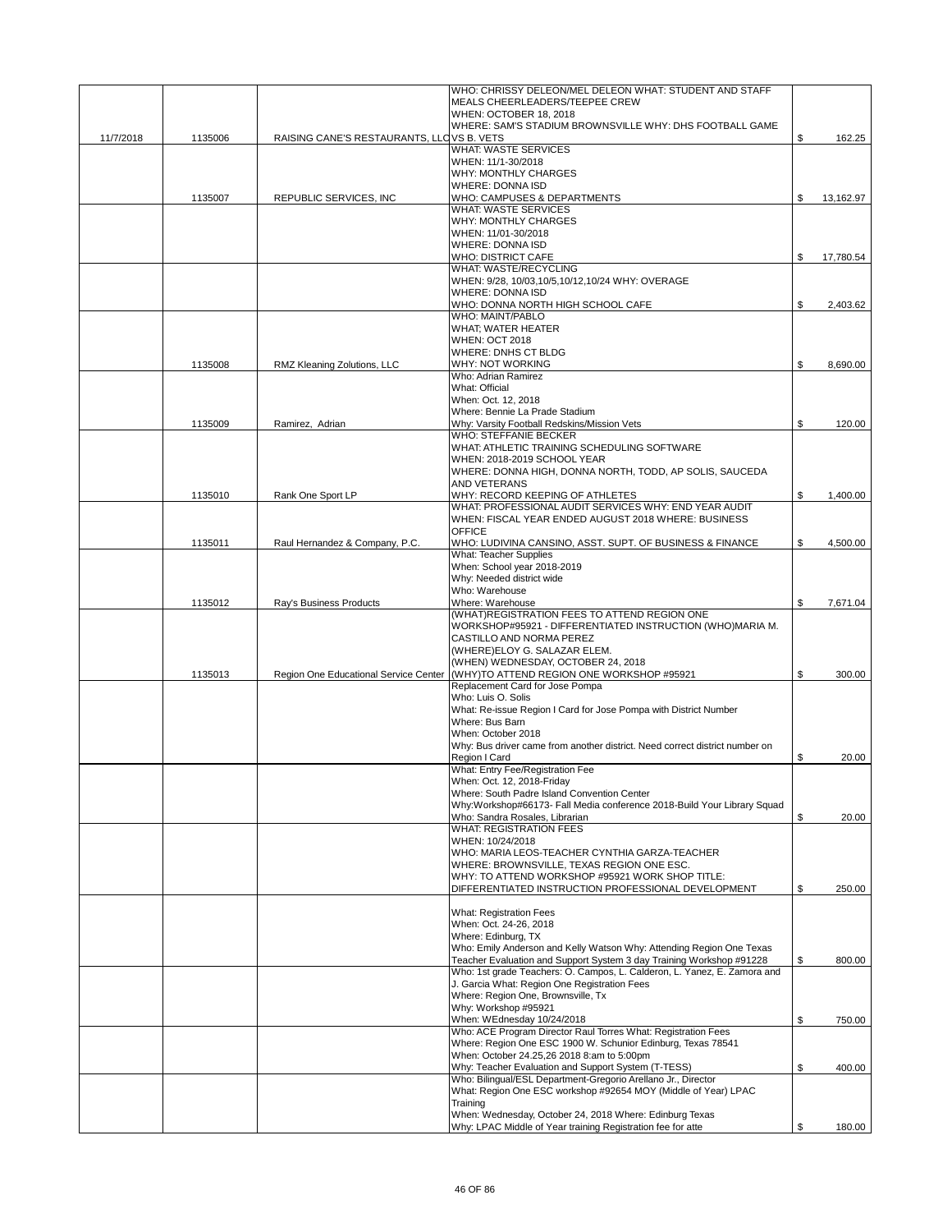| | | | | |
|---|---|---|---|---|
| 11/7/2018 | 1135006 | RAISING CANE'S RESTAURANTS, LLC | WHO: CHRISSY DELEON/MEL DELEON WHAT: STUDENT AND STAFF MEALS CHEERLEADERS/TEEPEE CREW WHEN: OCTOBER 18, 2018 WHERE: SAM'S STADIUM BROWNSVILLE WHY: DHS FOOTBALL GAME VS B. VETS | $ 162.25 |
| | 1135007 | REPUBLIC SERVICES, INC | WHAT: WASTE SERVICES WHEN: 11/1-30/2018 WHY: MONTHLY CHARGES WHERE: DONNA ISD WHO: CAMPUSES & DEPARTMENTS | $ 13,162.97 |
| | | | WHAT: WASTE SERVICES WHY: MONTHLY CHARGES WHEN: 11/01-30/2018 WHERE: DONNA ISD WHO: DISTRICT CAFE | $ 17,780.54 |
| | | | WHAT: WASTE/RECYCLING WHEN: 9/28, 10/03,10/5,10/12,10/24 WHY: OVERAGE WHERE: DONNA ISD WHO: DONNA NORTH HIGH SCHOOL CAFE | $ 2,403.62 |
| | 1135008 | RMZ Kleaning Zolutions, LLC | WHO: MAINT/PABLO WHAT; WATER HEATER WHEN: OCT 2018 WHERE: DNHS CT BLDG WHY: NOT WORKING | $ 8,690.00 |
| | 1135009 | Ramirez, Adrian | Who: Adrian Ramirez What: Official When: Oct. 12, 2018 Where: Bennie La Prade Stadium Why: Varsity Football Redskins/Mission Vets | $ 120.00 |
| | 1135010 | Rank One Sport LP | WHO: STEFFANIE BECKER WHAT: ATHLETIC TRAINING SCHEDULING SOFTWARE WHEN: 2018-2019 SCHOOL YEAR WHERE: DONNA HIGH, DONNA NORTH, TODD, AP SOLIS, SAUCEDA AND VETERANS WHY: RECORD KEEPING OF ATHLETES | $ 1,400.00 |
| | 1135011 | Raul Hernandez & Company, P.C. | WHAT: PROFESSIONAL AUDIT SERVICES WHY: END YEAR AUDIT WHEN: FISCAL YEAR ENDED AUGUST 2018 WHERE: BUSINESS OFFICE WHO: LUDIVINA CANSINO, ASST. SUPT. OF BUSINESS & FINANCE | $ 4,500.00 |
| | 1135012 | Ray's Business Products | What: Teacher Supplies When: School year 2018-2019 Why: Needed district wide Who: Warehouse Where: Warehouse | $ 7,671.04 |
| | 1135013 | Region One Educational Service Center | (WHAT)REGISTRATION FEES TO ATTEND REGION ONE WORKSHOP#95921 - DIFFERENTIATED INSTRUCTION (WHO)MARIA M. CASTILLO AND NORMA PEREZ (WHERE)ELOY G. SALAZAR ELEM. (WHEN) WEDNESDAY, OCTOBER 24, 2018 (WHY)TO ATTEND REGION ONE WORKSHOP #95921 | $ 300.00 |
| | | | Replacement Card for Jose Pompa Who: Luis O. Solis What: Re-issue Region I Card for Jose Pompa with District Number Where: Bus Barn When: October 2018 Why: Bus driver came from another district. Need correct district number on Region I Card | $ 20.00 |
| | | | What: Entry Fee/Registration Fee When: Oct. 12, 2018-Friday Where: South Padre Island Convention Center Why:Workshop#66173- Fall Media conference 2018-Build Your Library Squad Who: Sandra Rosales, Librarian | $ 20.00 |
| | | | WHAT: REGISTRATION FEES WHEN: 10/24/2018 WHO: MARIA LEOS-TEACHER CYNTHIA GARZA-TEACHER WHERE: BROWNSVILLE, TEXAS REGION ONE ESC. WHY: TO ATTEND WORKSHOP #95921 WORK SHOP TITLE: DIFFERENTIATED INSTRUCTION PROFESSIONAL DEVELOPMENT | $ 250.00 |
| | | | What: Registration Fees When: Oct. 24-26, 2018 Where: Edinburg, TX Who: Emily Anderson and Kelly Watson Why: Attending Region One Texas Teacher Evaluation and Support System 3 day Training Workshop #91228 | $ 800.00 |
| | | | Who: 1st grade Teachers: O. Campos, L. Calderon, L. Yanez, E. Zamora and J. Garcia What: Region One Registration Fees Where: Region One, Brownsville, Tx Why: Workshop #95921 When: WEdnesday 10/24/2018 | $ 750.00 |
| | | | Who: ACE Program Director Raul Torres What: Registration Fees Where: Region One ESC 1900 W. Schunior Edinburg, Texas 78541 When: October 24.25,26 2018 8:am to 5:00pm Why: Teacher Evaluation and Support System (T-TESS) | $ 400.00 |
| | | | Who: Bilingual/ESL Department-Gregorio Arellano Jr., Director What: Region One ESC workshop #92654 MOY (Middle of Year) LPAC Training When: Wednesday, October 24, 2018 Where: Edinburg Texas Why: LPAC Middle of Year training Registration fee for atte | $ 180.00 |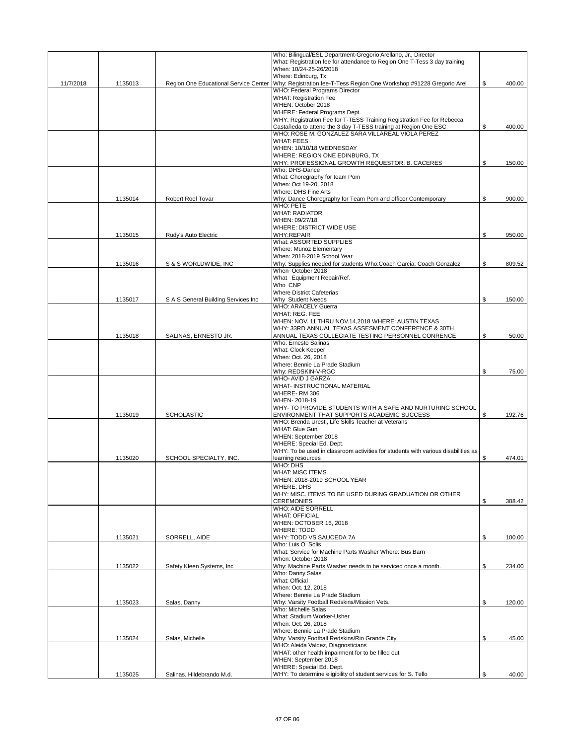| | | | | |
|---|---|---|---|---|
| 11/7/2018 | 1135013 | Region One Educational Service Center | Who: Bilingual/ESL Department-Gregorio Arellano, Jr., Director<br>What: Registration fee for attendance to Region One T-Tess 3 day training<br>When: 10/24-25-26/2018<br>Where: Edinburg, Tx<br>Why: Registration fee-T-Tess Region One Workshop #91228 Gregorio Arel | $ 400.00 |
| | | | WHO: Federal Programs Director<br>WHAT: Registration Fee<br>WHEN: October 2018<br>WHERE: Federal Programs Dept.<br>WHY: Registration Fee for T-TESS Training Registration Fee for Rebecca Castañeda to attend the 3 day T-TESS training at Region One ESC | $ 400.00 |
| | | | WHO: ROSE M. GONZALEZ SARA VILLAREAL VIOLA PEREZ<br>WHAT: FEES<br>WHEN: 10/10/18 WEDNESDAY<br>WHERE: REGION ONE EDINBURG, TX<br>WHY: PROFESSIONAL GROWTH REQUESTOR: B. CACERES | $ 150.00 |
| | 1135014 | Robert Roel Tovar | Who: DHS-Dance<br>What: Choregraphy for team Pom<br>When: Oct 19-20, 2018<br>Where: DHS Fine Arts<br>Why: Dance Choregraphy for Team Pom and officer Contemporary | $ 900.00 |
| | 1135015 | Rudy's Auto Electric | WHO: PETE<br>WHAT: RADIATOR<br>WHEN: 09/27/18<br>WHERE: DISTRICT WIDE USE<br>WHY:REPAIR | $ 950.00 |
| | 1135016 | S & S WORLDWIDE, INC | What: ASSORTED SUPPLIES<br>Where: Munoz Elementary<br>When: 2018-2019 School Year<br>Why: Supplies needed for students Who:Coach Garcia; Coach Gonzalez | $ 809.52 |
| | 1135017 | S A S General Building Services Inc | When October 2018<br>What Equipment Repair/Ref.<br>Who CNP<br>Where District Cafeterias<br>Why Student Needs | $ 150.00 |
| | 1135018 | SALINAS, ERNESTO JR. | WHO: ARACELY Guerra<br>WHAT: REG. FEE<br>WHEN: NOV. 11 THRU NOV.14,2018 WHERE: AUSTIN TEXAS<br>WHY: 33RD ANNUAL TEXAS ASSESMENT CONFERENCE & 30TH ANNUAL TEXAS COLLEGIATE TESTING PERSONNEL CONRENCE | $ 50.00 |
| | | | Who: Ernesto Salinas<br>What: Clock Keeper<br>When: Oct. 26, 2018<br>Where: Bennie La Prade Stadium<br>Why: REDSKIN-V-RGC | $ 75.00 |
| | 1135019 | SCHOLASTIC | WHO- AVID J GARZA<br>WHAT- INSTRUCTIONAL MATERIAL<br>WHERE- RM 306<br>WHEN- 2018-19<br>WHY- TO PROVIDE STUDENTS WITH A SAFE AND NURTURING SCHOOL ENVIRONMENT THAT SUPPORTS ACADEMIC SUCCESS | $ 192.76 |
| | 1135020 | SCHOOL SPECIALTY, INC. | WHO: Brenda Uresti, Life Skills Teacher at Veterans<br>WHAT: Glue Gun<br>WHEN: September 2018<br>WHERE: Special Ed. Dept.<br>WHY: To be used in classroom activities for students with various disabilities as learning resources | $ 474.01 |
| | | | WHO: DHS<br>WHAT: MISC ITEMS<br>WHEN: 2018-2019 SCHOOL YEAR<br>WHERE: DHS<br>WHY: MISC. ITEMS TO BE USED DURING GRADUATION OR OTHER CEREMONIES | $ 388.42 |
| | 1135021 | SORRELL, AIDE | WHO: AIDE SORRELL<br>WHAT: OFFICIAL<br>WHEN: OCTOBER 16, 2018<br>WHERE: TODD<br>WHY: TODD VS SAUCEDA 7A | $ 100.00 |
| | 1135022 | Safety Kleen Systems, Inc | Who: Luis O. Solis<br>What: Service for Machine Parts Washer Where: Bus Barn<br>When: October 2018<br>Why: Machine Parts Washer needs to be serviced once a month. | $ 234.00 |
| | 1135023 | Salas, Danny | Who: Danny Salas<br>What: Official<br>When: Oct. 12, 2018<br>Where: Bennie La Prade Stadium<br>Why: Varsity Football Redskins/Mission Vets. | $ 120.00 |
| | 1135024 | Salas, Michelle | Who: Michelle Salas<br>What: Stadium Worker-Usher<br>When: Oct. 26, 2018<br>Where: Bennie La Prade Stadium<br>Why: Varsity Football Redskins/Rio Grande City | $ 45.00 |
| | 1135025 | Salinas, Hildebrando M.d. | WHO: Aleida Valdez, Diagnosticians<br>WHAT: other health impairment for to be filled out<br>WHEN: September 2018<br>WHERE: Special Ed. Dept.<br>WHY: To determine eligibility of student services for S. Tello | $ 40.00 |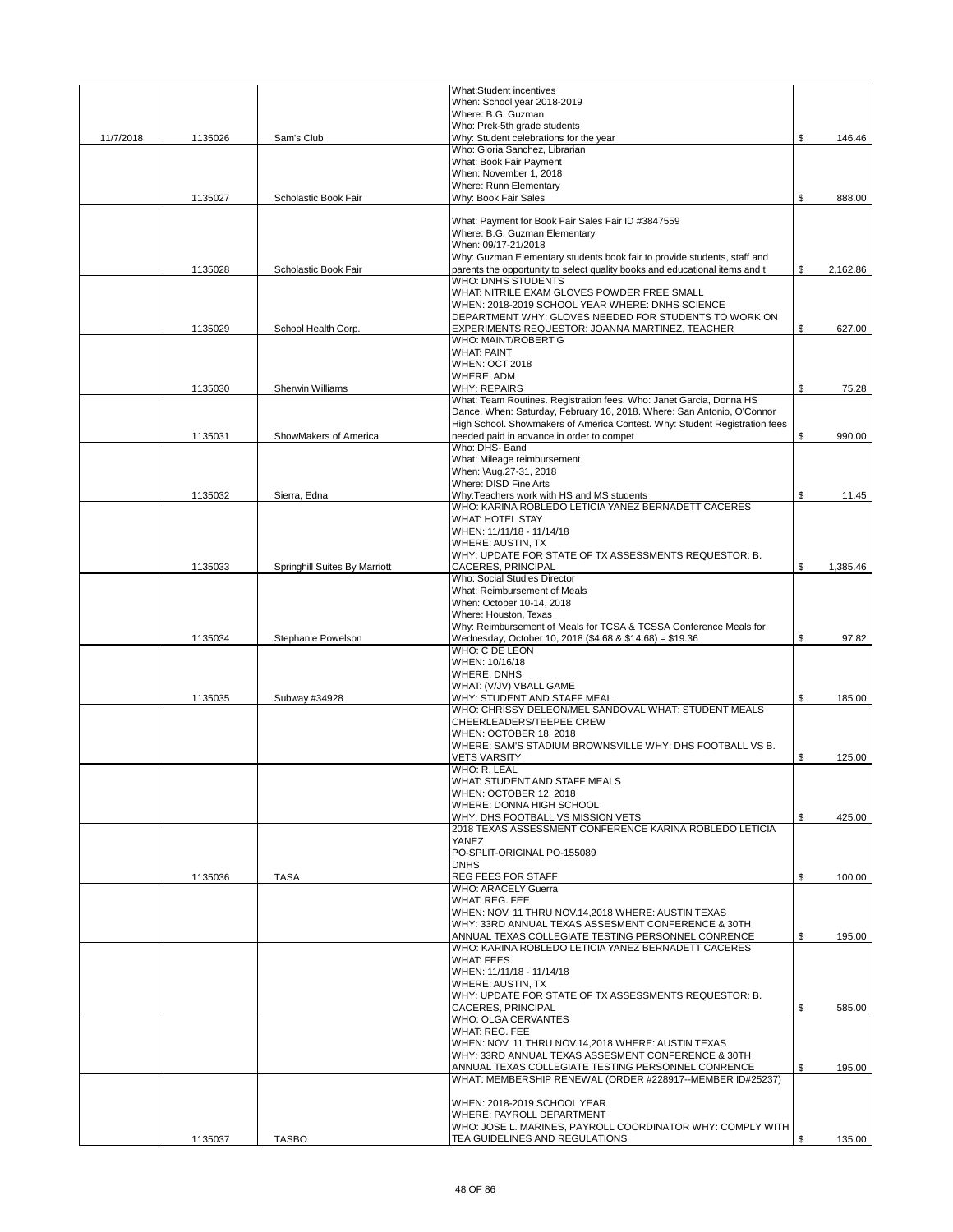| | | | | |
|---|---|---|---|---|
| 11/7/2018 | 1135026 | Sam's Club | What:Student incentives<br>When: School year 2018-2019<br>Where: B.G. Guzman<br>Who: Prek-5th grade students<br>Why: Student celebrations for the year | $ 146.46 |
| | 1135027 | Scholastic Book Fair | Who: Gloria Sanchez, Librarian<br>What: Book Fair Payment<br>When: November 1, 2018<br>Where: Runn Elementary<br>Why: Book Fair Sales | $ 888.00 |
| | 1135028 | Scholastic Book Fair | What: Payment for Book Fair Sales Fair ID #3847559<br>Where: B.G. Guzman Elementary<br>When: 09/17-21/2018<br>Why: Guzman Elementary students book fair to provide students, staff and parents the opportunity to select quality books and educational items and t | $ 2,162.86 |
| | 1135029 | School Health Corp. | WHO: DNHS STUDENTS<br>WHAT: NITRILE EXAM GLOVES POWDER FREE SMALL<br>WHEN: 2018-2019 SCHOOL YEAR WHERE: DNHS SCIENCE DEPARTMENT WHY: GLOVES NEEDED FOR STUDENTS TO WORK ON EXPERIMENTS REQUESTOR: JOANNA MARTINEZ, TEACHER | $ 627.00 |
| | 1135030 | Sherwin Williams | WHO: MAINT/ROBERT G<br>WHAT: PAINT<br>WHEN: OCT 2018<br>WHERE: ADM<br>WHY: REPAIRS | $ 75.28 |
| | 1135031 | ShowMakers of America | What: Team Routines. Registration fees. Who: Janet Garcia, Donna HS Dance. When: Saturday, February 16, 2018. Where: San Antonio, O'Connor High School. Showmakers of America Contest. Why: Student Registration fees needed paid in advance in order to compet | $ 990.00 |
| | 1135032 | Sierra, Edna | Who: DHS- Band<br>What: Mileage reimbursement<br>When: \Aug.27-31, 2018<br>Where: DISD Fine Arts<br>Why:Teachers work with HS and MS students | $ 11.45 |
| | 1135033 | Springhill Suites By Marriott | WHO: KARINA ROBLEDO LETICIA YANEZ BERNADETT CACERES<br>WHAT: HOTEL STAY<br>WHEN: 11/11/18 - 11/14/18<br>WHERE: AUSTIN, TX<br>WHY: UPDATE FOR STATE OF TX ASSESSMENTS REQUESTOR: B. CACERES, PRINCIPAL | $ 1,385.46 |
| | 1135034 | Stephanie Powelson | Who: Social Studies Director<br>What: Reimbursement of Meals<br>When: October 10-14, 2018<br>Where: Houston, Texas<br>Why: Reimbursement of Meals for TCSA & TCSSA Conference Meals for Wednesday, October 10, 2018 ($4.68 & $14.68) = $19.36 | $ 97.82 |
| | 1135035 | Subway #34928 | WHO: C DE LEON<br>WHEN: 10/16/18<br>WHERE: DNHS<br>WHAT: (V/JV) VBALL GAME<br>WHY: STUDENT AND STAFF MEAL | $ 185.00 |
| | | | WHO: CHRISSY DELEON/MEL SANDOVAL WHAT: STUDENT MEALS CHEERLEADERS/TEEPEE CREW<br>WHEN: OCTOBER 18, 2018<br>WHERE: SAM'S STADIUM BROWNSVILLE WHY: DHS FOOTBALL VS B. VETS VARSITY | $ 125.00 |
| | | | WHO: R. LEAL<br>WHAT: STUDENT AND STAFF MEALS<br>WHEN: OCTOBER 12, 2018<br>WHERE: DONNA HIGH SCHOOL<br>WHY: DHS FOOTBALL VS MISSION VETS | $ 425.00 |
| | 1135036 | TASA | 2018 TEXAS ASSESSMENT CONFERENCE KARINA ROBLEDO LETICIA YANEZ<br>PO-SPLIT-ORIGINAL PO-155089<br>DNHS<br>REG FEES FOR STAFF | $ 100.00 |
| | | | WHO: ARACELY Guerra<br>WHAT: REG. FEE<br>WHEN: NOV. 11 THRU NOV.14,2018 WHERE: AUSTIN TEXAS<br>WHY: 33RD ANNUAL TEXAS ASSESMENT CONFERENCE & 30TH ANNUAL TEXAS COLLEGIATE TESTING PERSONNEL CONRENCE | $ 195.00 |
| | | | WHO: KARINA ROBLEDO LETICIA YANEZ BERNADETT CACERES<br>WHAT: FEES<br>WHEN: 11/11/18 - 11/14/18<br>WHERE: AUSTIN, TX<br>WHY: UPDATE FOR STATE OF TX ASSESSMENTS REQUESTOR: B. CACERES, PRINCIPAL | $ 585.00 |
| | | | WHO: OLGA CERVANTES<br>WHAT: REG. FEE<br>WHEN: NOV. 11 THRU NOV.14,2018 WHERE: AUSTIN TEXAS<br>WHY: 33RD ANNUAL TEXAS ASSESMENT CONFERENCE & 30TH ANNUAL TEXAS COLLEGIATE TESTING PERSONNEL CONRENCE | $ 195.00 |
| | 1135037 | TASBO | WHAT: MEMBERSHIP RENEWAL (ORDER #228917--MEMBER ID#25237)<br>WHEN: 2018-2019 SCHOOL YEAR<br>WHERE: PAYROLL DEPARTMENT<br>WHO: JOSE L. MARINES, PAYROLL COORDINATOR WHY: COMPLY WITH TEA GUIDELINES AND REGULATIONS | $ 135.00 |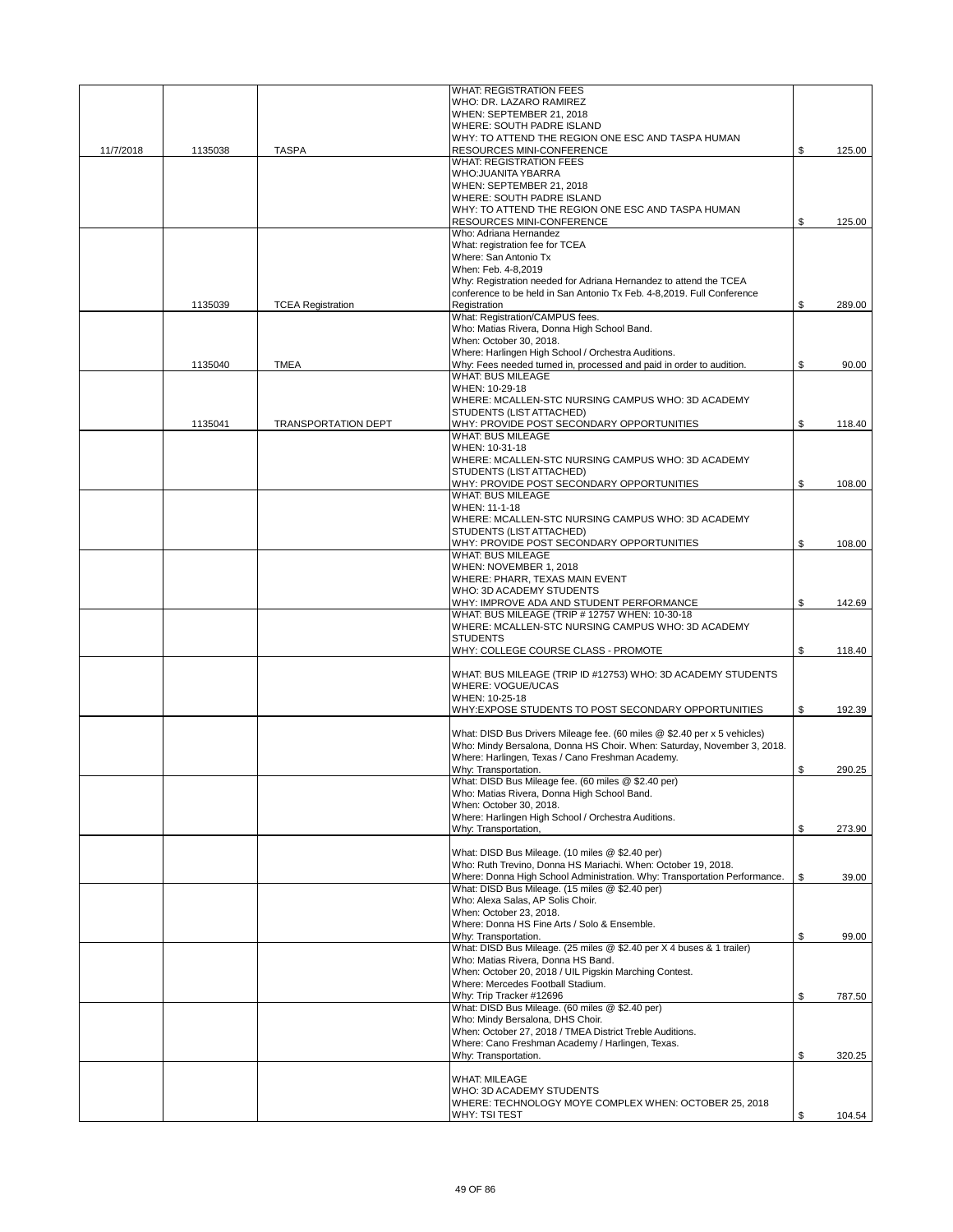| | | | | | |
|---|---|---|---|---|---|
| 11/7/2018 | 1135038 | TASPA | WHAT: REGISTRATION FEES<br>WHO: DR. LAZARO RAMIREZ<br>WHEN: SEPTEMBER 21, 2018<br>WHERE: SOUTH PADRE ISLAND<br>WHY: TO ATTEND THE REGION ONE ESC AND TASPA HUMAN RESOURCES MINI-CONFERENCE | $ | 125.00 |
| | | | WHAT: REGISTRATION FEES<br>WHO:JUANITA YBARRA<br>WHEN: SEPTEMBER 21, 2018<br>WHERE: SOUTH PADRE ISLAND<br>WHY: TO ATTEND THE REGION ONE ESC AND TASPA HUMAN RESOURCES MINI-CONFERENCE | $ | 125.00 |
| | 1135039 | TCEA Registration | Who: Adriana Hernandez<br>What: registration fee for TCEA<br>Where: San Antonio Tx<br>When: Feb. 4-8,2019<br>Why: Registration needed for Adriana Hernandez to attend the TCEA conference to be held in San Antonio Tx Feb. 4-8,2019. Full Conference Registration | $ | 289.00 |
| | 1135040 | TMEA | What: Registration/CAMPUS fees.<br>Who: Matias Rivera, Donna High School Band.<br>When: October 30, 2018.<br>Where: Harlingen High School / Orchestra Auditions.<br>Why: Fees needed turned in, processed and paid in order to audition. | $ | 90.00 |
| | 1135041 | TRANSPORTATION DEPT | WHAT: BUS MILEAGE<br>WHEN: 10-29-18<br>WHERE: MCALLEN-STC NURSING CAMPUS WHO: 3D ACADEMY STUDENTS (LIST ATTACHED)<br>WHY: PROVIDE POST SECONDARY OPPORTUNITIES | $ | 118.40 |
| | | | WHAT: BUS MILEAGE<br>WHEN: 10-31-18<br>WHERE: MCALLEN-STC NURSING CAMPUS WHO: 3D ACADEMY STUDENTS (LIST ATTACHED)<br>WHY: PROVIDE POST SECONDARY OPPORTUNITIES | $ | 108.00 |
| | | | WHAT: BUS MILEAGE<br>WHEN: 11-1-18<br>WHERE: MCALLEN-STC NURSING CAMPUS WHO: 3D ACADEMY STUDENTS (LIST ATTACHED)<br>WHY: PROVIDE POST SECONDARY OPPORTUNITIES | $ | 108.00 |
| | | | WHAT: BUS MILEAGE<br>WHEN: NOVEMBER 1, 2018<br>WHERE: PHARR, TEXAS MAIN EVENT<br>WHO: 3D ACADEMY STUDENTS<br>WHY: IMPROVE ADA AND STUDENT PERFORMANCE | $ | 142.69 |
| | | | WHAT: BUS MILEAGE (TRIP # 12757 WHEN: 10-30-18<br>WHERE: MCALLEN-STC NURSING CAMPUS WHO: 3D ACADEMY STUDENTS<br>WHY: COLLEGE COURSE CLASS - PROMOTE | $ | 118.40 |
| | | | WHAT: BUS MILEAGE (TRIP ID #12753) WHO: 3D ACADEMY STUDENTS<br>WHERE: VOGUE/UCAS<br>WHEN: 10-25-18<br>WHY:EXPOSE STUDENTS TO POST SECONDARY OPPORTUNITIES | $ | 192.39 |
| | | | What: DISD Bus Drivers Mileage fee. (60 miles @ $2.40 per x 5 vehicles)<br>Who: Mindy Bersalona, Donna HS Choir. When: Saturday, November 3, 2018.<br>Where: Harlingen, Texas / Cano Freshman Academy.<br>Why: Transportation. | $ | 290.25 |
| | | | What: DISD Bus Mileage fee. (60 miles @ $2.40 per)<br>Who: Matias Rivera, Donna High School Band.<br>When: October 30, 2018.<br>Where: Harlingen High School / Orchestra Auditions.<br>Why: Transportation, | $ | 273.90 |
| | | | What: DISD Bus Mileage. (10 miles @ $2.40 per)<br>Who: Ruth Trevino, Donna HS Mariachi. When: October 19, 2018.<br>Where: Donna High School Administration. Why: Transportation Performance. | $ | 39.00 |
| | | | What: DISD Bus Mileage. (15 miles @ $2.40 per)<br>Who: Alexa Salas, AP Solis Choir.<br>When: October 23, 2018.<br>Where: Donna HS Fine Arts / Solo & Ensemble.<br>Why: Transportation. | $ | 99.00 |
| | | | What: DISD Bus Mileage. (25 miles @ $2.40 per X 4 buses & 1 trailer)<br>Who: Matias Rivera, Donna HS Band.<br>When: October 20, 2018 / UIL Pigskin Marching Contest.<br>Where: Mercedes Football Stadium.<br>Why: Trip Tracker #12696 | $ | 787.50 |
| | | | What: DISD Bus Mileage. (60 miles @ $2.40 per)<br>Who: Mindy Bersalona, DHS Choir.<br>When: October 27, 2018 / TMEA District Treble Auditions.<br>Where: Cano Freshman Academy / Harlingen, Texas.<br>Why: Transportation. | $ | 320.25 |
| | | | WHAT: MILEAGE<br>WHO: 3D ACADEMY STUDENTS<br>WHERE: TECHNOLOGY MOYE COMPLEX WHEN: OCTOBER 25, 2018<br>WHY: TSI TEST | $ | 104.54 |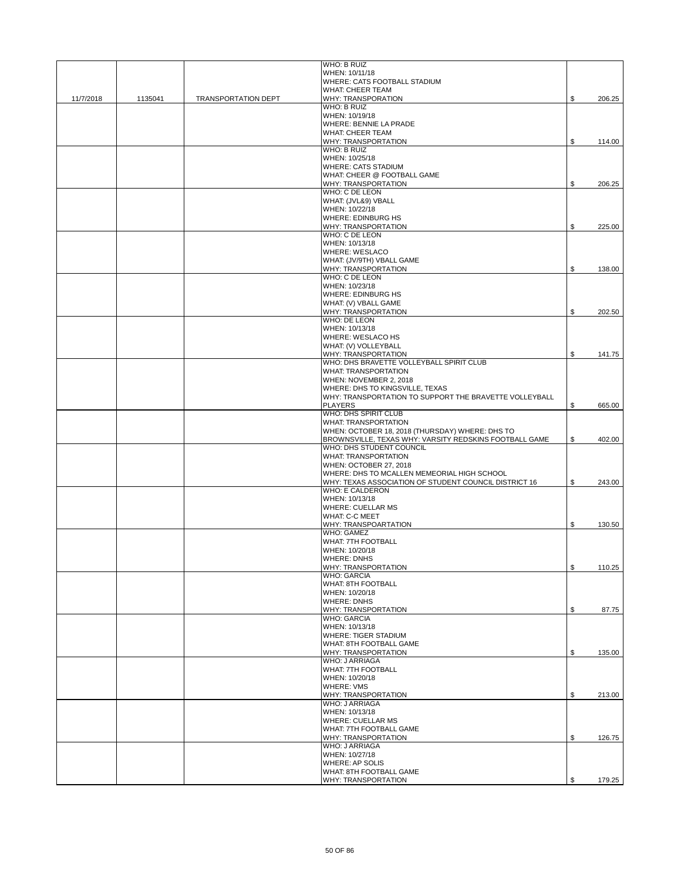| | | | | |
|---|---|---|---|---|
| 11/7/2018 | 1135041 | TRANSPORTATION DEPT | WHO: B RUIZ<br>WHEN: 10/11/18<br>WHERE: CATS FOOTBALL STADIUM<br>WHAT: CHEER TEAM<br>WHY: TRANSPORATION | $ 206.25 |
| | | | WHO: B RUIZ<br>WHEN: 10/19/18<br>WHERE: BENNIE LA PRADE<br>WHAT: CHEER TEAM<br>WHY: TRANSPORTATION | $ 114.00 |
| | | | WHO: B RUIZ<br>WHEN: 10/25/18<br>WHERE: CATS STADIUM<br>WHAT: CHEER @ FOOTBALL GAME<br>WHY: TRANSPORTATION | $ 206.25 |
| | | | WHO: C DE LEON<br>WHAT: (JVL&9) VBALL<br>WHEN: 10/22/18<br>WHERE: EDINBURG HS<br>WHY: TRANSPORTATION | $ 225.00 |
| | | | WHO: C DE LEON<br>WHEN: 10/13/18<br>WHERE: WESLACO<br>WHAT: (JV/9TH) VBALL GAME<br>WHY: TRANSPORTATION | $ 138.00 |
| | | | WHO: C DE LEON<br>WHEN: 10/23/18<br>WHERE: EDINBURG HS<br>WHAT: (V) VBALL GAME<br>WHY: TRANSPORTATION | $ 202.50 |
| | | | WHO: DE LEON<br>WHEN: 10/13/18<br>WHERE: WESLACO HS<br>WHAT: (V) VOLLEYBALL<br>WHY: TRANSPORTATION | $ 141.75 |
| | | | WHO: DHS BRAVETTE VOLLEYBALL SPIRIT CLUB<br>WHAT: TRANSPORTATION<br>WHEN: NOVEMBER 2, 2018<br>WHERE: DHS TO KINGSVILLE, TEXAS<br>WHY: TRANSPORTATION TO SUPPORT THE BRAVETTE VOLLEYBALL PLAYERS | $ 665.00 |
| | | | WHO: DHS SPIRIT CLUB<br>WHAT: TRANSPORTATION<br>WHEN: OCTOBER 18, 2018 (THURSDAY) WHERE: DHS TO BROWNSVILLE, TEXAS WHY: VARSITY REDSKINS FOOTBALL GAME | $ 402.00 |
| | | | WHO: DHS STUDENT COUNCIL<br>WHAT: TRANSPORTATION<br>WHEN: OCTOBER 27, 2018<br>WHERE: DHS TO MCALLEN MEMEORIAL HIGH SCHOOL<br>WHY: TEXAS ASSOCIATION OF STUDENT COUNCIL DISTRICT 16 | $ 243.00 |
| | | | WHO: E CALDERON<br>WHEN: 10/13/18<br>WHERE: CUELLAR MS<br>WHAT: C-C MEET<br>WHY: TRANSPOARTATION | $ 130.50 |
| | | | WHO: GAMEZ<br>WHAT: 7TH FOOTBALL<br>WHEN: 10/20/18<br>WHERE: DNHS<br>WHY: TRANSPORTATION | $ 110.25 |
| | | | WHO: GARCIA<br>WHAT: 8TH FOOTBALL<br>WHEN: 10/20/18<br>WHERE: DNHS<br>WHY: TRANSPORTATION | $ 87.75 |
| | | | WHO: GARCIA<br>WHEN: 10/13/18<br>WHERE: TIGER STADIUM<br>WHAT: 8TH FOOTBALL GAME<br>WHY: TRANSPORTATION | $ 135.00 |
| | | | WHO: J ARRIAGA<br>WHAT: 7TH FOOTBALL<br>WHEN: 10/20/18<br>WHERE: VMS<br>WHY: TRANSPORTATION | $ 213.00 |
| | | | WHO: J ARRIAGA<br>WHEN: 10/13/18<br>WHERE: CUELLAR MS<br>WHAT: 7TH FOOTBALL GAME<br>WHY: TRANSPORTATION | $ 126.75 |
| | | | WHO: J ARRIAGA<br>WHEN: 10/27/18<br>WHERE: AP SOLIS<br>WHAT: 8TH FOOTBALL GAME<br>WHY: TRANSPORTATION | $ 179.25 |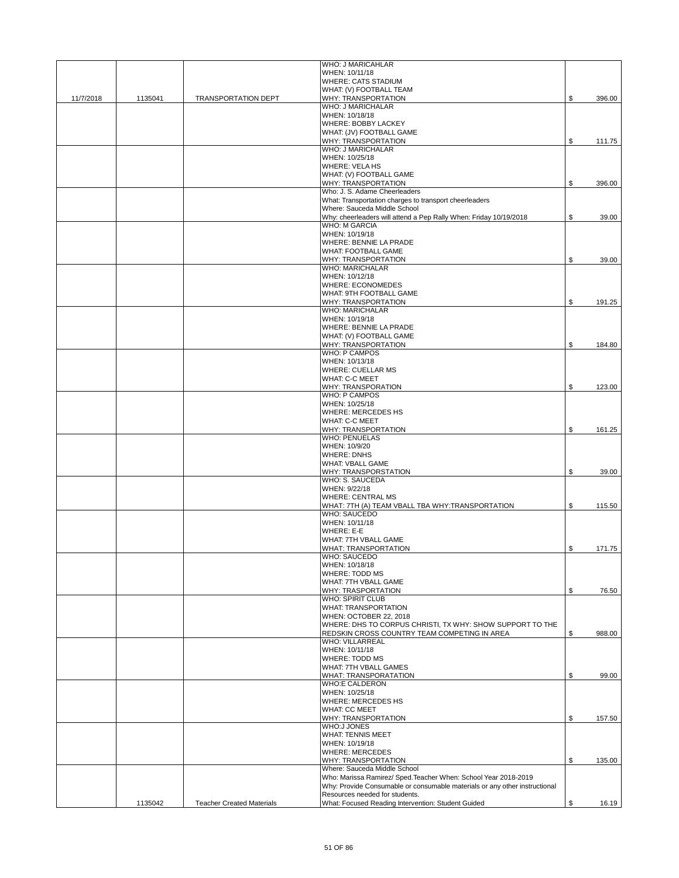| | | | | |
|---|---|---|---|---|
| 11/7/2018 | 1135041 | TRANSPORTATION DEPT | WHO: J MARICAHLAR<br>WHEN: 10/11/18<br>WHERE: CATS STADIUM<br>WHAT: (V) FOOTBALL TEAM<br>WHY: TRANSPORTATION | $ 396.00 |
| | | | WHO: J MARICHALAR<br>WHEN: 10/18/18<br>WHERE: BOBBY LACKEY<br>WHAT: (JV) FOOTBALL GAME<br>WHY: TRANSPORTATION | $ 111.75 |
| | | | WHO: J MARICHALAR<br>WHEN: 10/25/18<br>WHERE: VELA HS<br>WHAT: (V) FOOTBALL GAME<br>WHY: TRANSPORTATION | $ 396.00 |
| | | | Who: J. S. Adame Cheerleaders<br>What: Transportation charges to transport cheerleaders<br>Where: Sauceda Middle School<br>Why: cheerleaders will attend a Pep Rally When: Friday 10/19/2018 | $ 39.00 |
| | | | WHO: M GARCIA<br>WHEN: 10/19/18<br>WHERE: BENNIE LA PRADE<br>WHAT: FOOTBALL GAME<br>WHY: TRANSPORTATION | $ 39.00 |
| | | | WHO: MARICHALAR<br>WHEN: 10/12/18<br>WHERE: ECONOMEDES<br>WHAT: 9TH FOOTBALL GAME<br>WHY: TRANSPORTATION | $ 191.25 |
| | | | WHO: MARICHALAR<br>WHEN: 10/19/18<br>WHERE: BENNIE LA PRADE<br>WHAT: (V) FOOTBALL GAME<br>WHY: TRANSPORTATION | $ 184.80 |
| | | | WHO: P CAMPOS<br>WHEN: 10/13/18<br>WHERE: CUELLAR MS<br>WHAT: C-C MEET<br>WHY: TRANSPORATION | $ 123.00 |
| | | | WHO: P CAMPOS<br>WHEN: 10/25/18<br>WHERE: MERCEDES HS<br>WHAT: C-C MEET<br>WHY: TRANSPORTATION | $ 161.25 |
| | | | WHO: PENUELAS<br>WHEN: 10/9/20<br>WHERE: DNHS<br>WHAT: VBALL GAME<br>WHY: TRANSPORSTATION | $ 39.00 |
| | | | WHO: S. SAUCEDA<br>WHEN: 9/22/18<br>WHERE: CENTRAL MS<br>WHAT: 7TH (A) TEAM VBALL TBA WHY:TRANSPORTATION | $ 115.50 |
| | | | WHO: SAUCEDO<br>WHEN: 10/11/18<br>WHERE: E-E<br>WHAT: 7TH VBALL GAME<br>WHAT: TRANSPORTATION | $ 171.75 |
| | | | WHO: SAUCEDO<br>WHEN: 10/18/18<br>WHERE: TODD MS<br>WHAT: 7TH VBALL GAME<br>WHY: TRASPORTATION | $ 76.50 |
| | | | WHO: SPIRIT CLUB<br>WHAT: TRANSPORTATION<br>WHEN: OCTOBER 22, 2018<br>WHERE: DHS TO CORPUS CHRISTI, TX WHY: SHOW SUPPORT TO THE REDSKIN CROSS COUNTRY TEAM COMPETING IN AREA | $ 988.00 |
| | | | WHO: VILLARREAL<br>WHEN: 10/11/18<br>WHERE: TODD MS<br>WHAT: 7TH VBALL GAMES<br>WHAT: TRANSPORATATION | $ 99.00 |
| | | | WHO:E CALDERON<br>WHEN: 10/25/18<br>WHERE: MERCEDES HS<br>WHAT: CC MEET<br>WHY: TRANSPORTATION | $ 157.50 |
| | | | WHO:J JONES<br>WHAT: TENNIS MEET<br>WHEN: 10/19/18<br>WHERE: MERCEDES<br>WHY: TRANSPORTATION | $ 135.00 |
| | 1135042 | Teacher Created Materials | Where: Sauceda Middle School<br>Who: Marissa Ramirez/ Sped.Teacher When: School Year 2018-2019<br>Why: Provide Consumable or consumable materials or any other instructional Resources needed for students.<br>What: Focused Reading Intervention: Student Guided | $ 16.19 |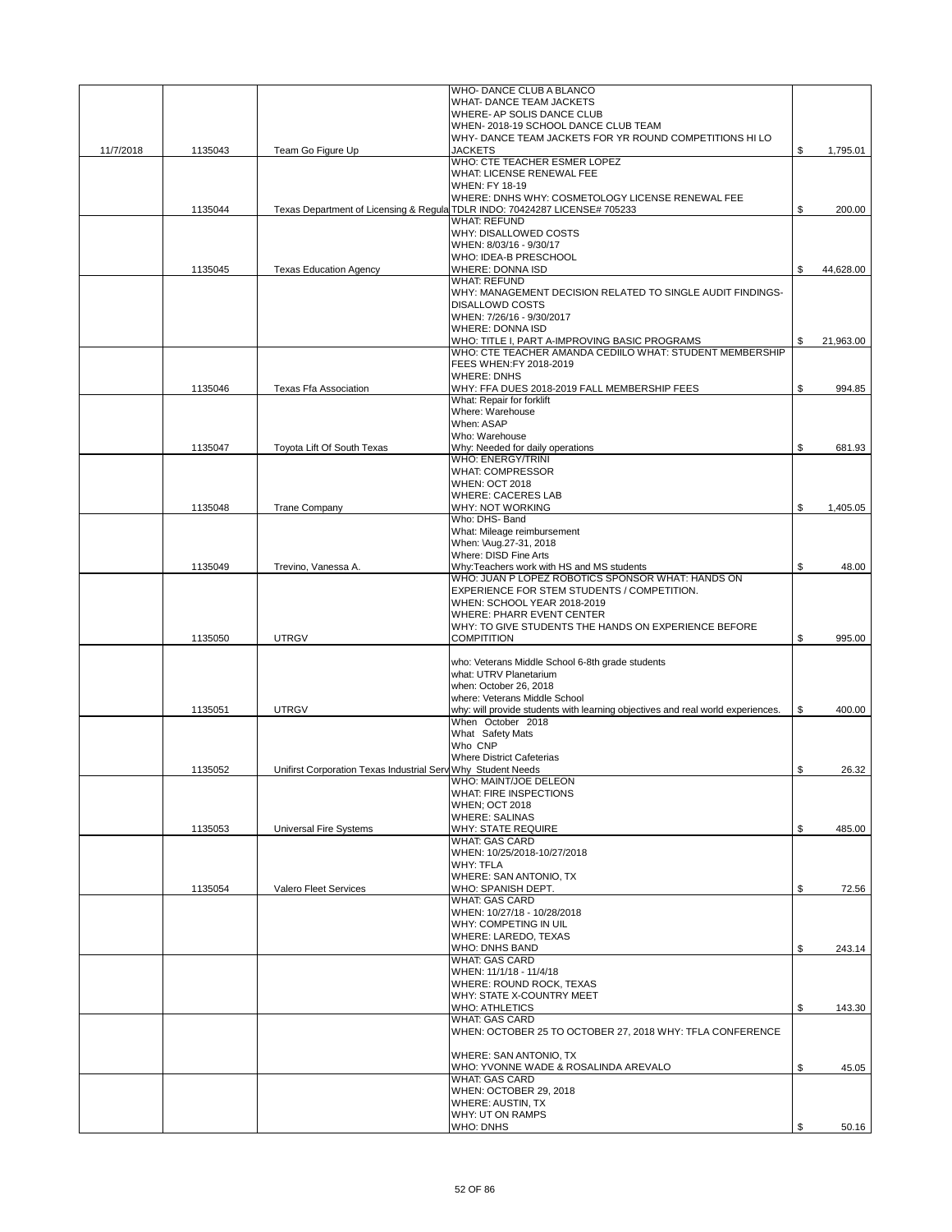| | | | | |
|---|---|---|---|---|
| 11/7/2018 | 1135043 | Team Go Figure Up | WHO- DANCE CLUB A BLANCO<br>WHAT- DANCE TEAM JACKETS<br>WHERE- AP SOLIS DANCE CLUB<br>WHEN- 2018-19 SCHOOL DANCE CLUB TEAM<br>WHY- DANCE TEAM JACKETS FOR YR ROUND COMPETITIONS HI LO JACKETS | $ 1,795.01 |
| | 1135044 | Texas Department of Licensing & Regula | WHO: CTE TEACHER ESMER LOPEZ<br>WHAT: LICENSE RENEWAL FEE<br>WHEN: FY 18-19<br>WHERE: DNHS WHY: COSMETOLOGY LICENSE RENEWAL FEE<br>TDLR INDO: 70424287 LICENSE# 705233 | $ 200.00 |
| | 1135045 | Texas Education Agency | WHAT: REFUND<br>WHY: DISALLOWED COSTS<br>WHEN: 8/03/16 - 9/30/17<br>WHO: IDEA-B PRESCHOOL<br>WHERE: DONNA ISD | $ 44,628.00 |
| | | | WHAT: REFUND<br>WHY: MANAGEMENT DECISION RELATED TO SINGLE AUDIT FINDINGS-DISALLOWD COSTS<br>WHEN: 7/26/16 - 9/30/2017<br>WHERE: DONNA ISD<br>WHO: TITLE I, PART A-IMPROVING BASIC PROGRAMS | $ 21,963.00 |
| | 1135046 | Texas Ffa Association | WHO: CTE TEACHER AMANDA CEDIILO WHAT: STUDENT MEMBERSHIP FEES WHEN:FY 2018-2019<br>WHERE: DNHS<br>WHY: FFA DUES 2018-2019 FALL MEMBERSHIP FEES | $ 994.85 |
| | 1135047 | Toyota Lift Of South Texas | What: Repair for forklift<br>Where: Warehouse<br>When: ASAP<br>Who: Warehouse<br>Why: Needed for daily operations | $ 681.93 |
| | 1135048 | Trane Company | WHO: ENERGY/TRINI<br>WHAT: COMPRESSOR<br>WHEN: OCT 2018<br>WHERE: CACERES LAB<br>WHY: NOT WORKING | $ 1,405.05 |
| | 1135049 | Trevino, Vanessa A. | Who: DHS- Band<br>What: Mileage reimbursement<br>When: \Aug.27-31, 2018<br>Where: DISD Fine Arts<br>Why:Teachers work with HS and MS students | $ 48.00 |
| | 1135050 | UTRGV | WHO: JUAN P LOPEZ ROBOTICS SPONSOR WHAT: HANDS ON EXPERIENCE FOR STEM STUDENTS / COMPETITION.<br>WHEN: SCHOOL YEAR 2018-2019<br>WHERE: PHARR EVENT CENTER<br>WHY: TO GIVE STUDENTS THE HANDS ON EXPERIENCE BEFORE COMPITITION | $ 995.00 |
| | 1135051 | UTRGV | who: Veterans Middle School 6-8th grade students<br>what: UTRV Planetarium<br>when: October 26, 2018<br>where: Veterans Middle School<br>why: will provide students with learning objectives and real world experiences. | $ 400.00 |
| | 1135052 | Unifirst Corporation Texas Industrial Serv | When October 2018<br>What Safety Mats<br>Who CNP<br>Where District Cafeterias<br>Why Student Needs | $ 26.32 |
| | 1135053 | Universal Fire Systems | WHO: MAINT/JOE DELEON<br>WHAT: FIRE INSPECTIONS<br>WHEN; OCT 2018<br>WHERE: SALINAS<br>WHY: STATE REQUIRE | $ 485.00 |
| | 1135054 | Valero Fleet Services | WHAT: GAS CARD<br>WHEN: 10/25/2018-10/27/2018<br>WHY: TFLA<br>WHERE: SAN ANTONIO, TX<br>WHO: SPANISH DEPT. | $ 72.56 |
| | | | WHAT: GAS CARD<br>WHEN: 10/27/18 - 10/28/2018<br>WHY: COMPETING IN UIL<br>WHERE: LAREDO, TEXAS<br>WHO: DNHS BAND | $ 243.14 |
| | | | WHAT: GAS CARD<br>WHEN: 11/1/18 - 11/4/18<br>WHERE: ROUND ROCK, TEXAS<br>WHY: STATE X-COUNTRY MEET<br>WHO: ATHLETICS | $ 143.30 |
| | | | WHAT: GAS CARD<br>WHEN: OCTOBER 25 TO OCTOBER 27, 2018 WHY: TFLA CONFERENCE<br>WHERE: SAN ANTONIO, TX<br>WHO: YVONNE WADE & ROSALINDA AREVALO | $ 45.05 |
| | | | WHAT: GAS CARD<br>WHEN: OCTOBER 29, 2018<br>WHERE: AUSTIN, TX<br>WHY: UT ON RAMPS<br>WHO: DNHS | $ 50.16 |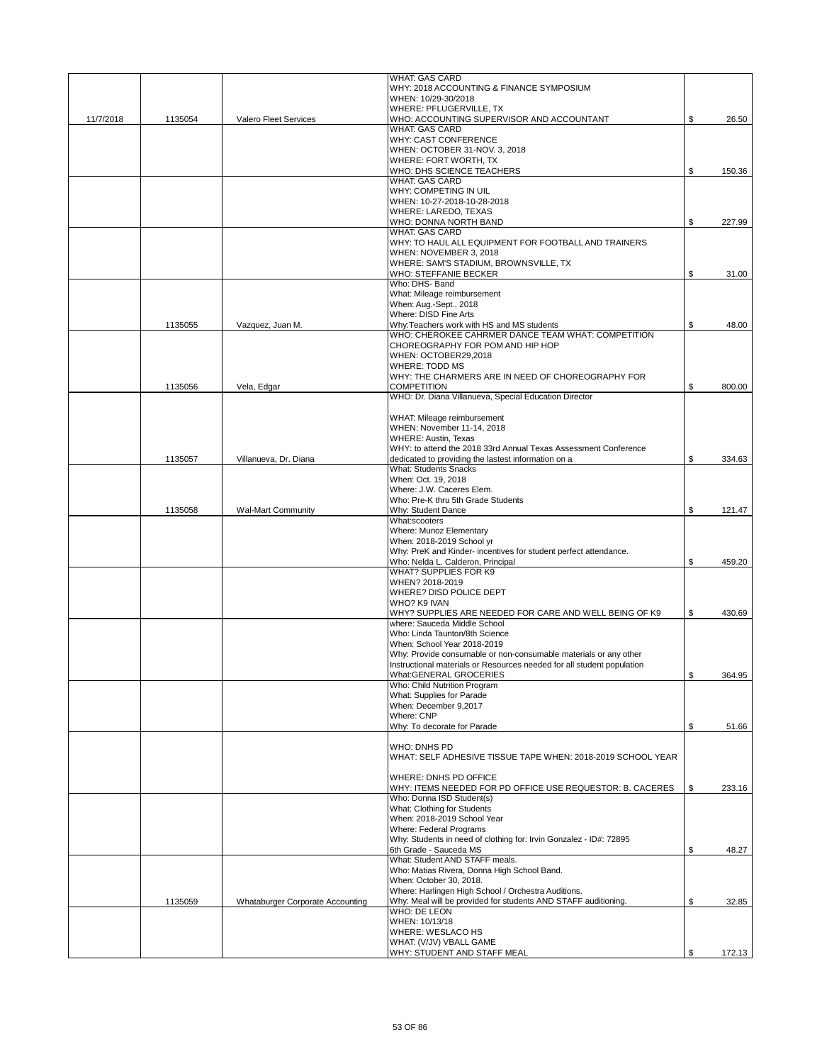| | | | | |
|---|---|---|---|---|
| 11/7/2018 | 1135054 | Valero Fleet Services | WHAT: GAS CARD<br>WHY: 2018 ACCOUNTING & FINANCE SYMPOSIUM<br>WHEN: 10/29-30/2018<br>WHERE: PFLUGERVILLE, TX<br>WHO: ACCOUNTING SUPERVISOR AND ACCOUNTANT | $ 26.50 |
| | | | WHAT: GAS CARD<br>WHY: CAST CONFERENCE<br>WHEN: OCTOBER 31-NOV. 3, 2018<br>WHERE: FORT WORTH, TX<br>WHO: DHS SCIENCE TEACHERS | $ 150.36 |
| | | | WHAT: GAS CARD<br>WHY: COMPETING IN UIL<br>WHEN: 10-27-2018-10-28-2018<br>WHERE: LAREDO, TEXAS<br>WHO: DONNA NORTH BAND | $ 227.99 |
| | | | WHAT: GAS CARD<br>WHY: TO HAUL ALL EQUIPMENT FOR FOOTBALL AND TRAINERS<br>WHEN: NOVEMBER 3, 2018<br>WHERE: SAM'S STADIUM, BROWNSVILLE, TX<br>WHO: STEFFANIE BECKER | $ 31.00 |
| | 1135055 | Vazquez, Juan M. | Who: DHS- Band<br>What: Mileage reimbursement<br>When: Aug.-Sept., 2018<br>Where: DISD Fine Arts<br>Why:Teachers work with HS and MS students | $ 48.00 |
| | 1135056 | Vela, Edgar | WHO: CHEROKEE CAHRMER DANCE TEAM WHAT: COMPETITION CHOREOGRAPHY FOR POM AND HIP HOP<br>WHEN: OCTOBER29,2018<br>WHERE: TODD MS<br>WHY: THE CHARMERS ARE IN NEED OF CHOREOGRAPHY FOR COMPETITION | $ 800.00 |
| | 1135057 | Villanueva, Dr. Diana | WHO: Dr. Diana Villanueva, Special Education Director<br><br>WHAT: Mileage reimbursement<br>WHEN: November 11-14, 2018<br>WHERE: Austin, Texas<br>WHY: to attend the 2018 33rd Annual Texas Assessment Conference dedicated to providing the lastest information on a | $ 334.63 |
| | 1135058 | Wal-Mart Community | What: Students Snacks<br>When: Oct. 19, 2018<br>Where: J.W. Caceres Elem.<br>Who: Pre-K thru 5th Grade Students<br>Why: Student Dance | $ 121.47 |
| | | | What:scooters<br>Where: Munoz Elementary<br>When: 2018-2019 School yr<br>Why: PreK and Kinder- incentives for student perfect attendance.<br>Who: Nelda L. Calderon, Principal | $ 459.20 |
| | | | WHAT? SUPPLIES FOR K9<br>WHEN? 2018-2019<br>WHERE? DISD POLICE DEPT<br>WHO? K9 IVAN<br>WHY? SUPPLIES ARE NEEDED FOR CARE AND WELL BEING OF K9 | $ 430.69 |
| | | | where: Sauceda Middle School<br>Who: Linda Taunton/8th Science<br>When: School Year 2018-2019<br>Why: Provide consumable or non-consumable materials or any other Instructional materials or Resources needed for all student population<br>What:GENERAL GROCERIES | $ 364.95 |
| | | | Who: Child Nutrition Program<br>What: Supplies for Parade<br>When: December 9,2017<br>Where: CNP<br>Why: To decorate for Parade | $ 51.66 |
| | | | WHO: DNHS PD<br>WHAT: SELF ADHESIVE TISSUE TAPE WHEN: 2018-2019 SCHOOL YEAR<br><br>WHERE: DNHS PD OFFICE<br>WHY: ITEMS NEEDED FOR PD OFFICE USE REQUESTOR: B. CACERES | $ 233.16 |
| | | | Who: Donna ISD Student(s)<br>What: Clothing for Students<br>When: 2018-2019 School Year<br>Where: Federal Programs<br>Why: Students in need of clothing for: Irvin Gonzalez - ID#: 72895<br>6th Grade - Sauceda MS | $ 48.27 |
| | 1135059 | Whataburger Corporate Accounting | What: Student AND STAFF meals.<br>Who: Matias Rivera, Donna High School Band.<br>When: October 30, 2018.<br>Where: Harlingen High School / Orchestra Auditions.<br>Why: Meal will be provided for students AND STAFF auditioning. | $ 32.85 |
| | | | WHO: DE LEON<br>WHEN: 10/13/18<br>WHERE: WESLACO HS<br>WHAT: (V/JV) VBALL GAME<br>WHY: STUDENT AND STAFF MEAL | $ 172.13 |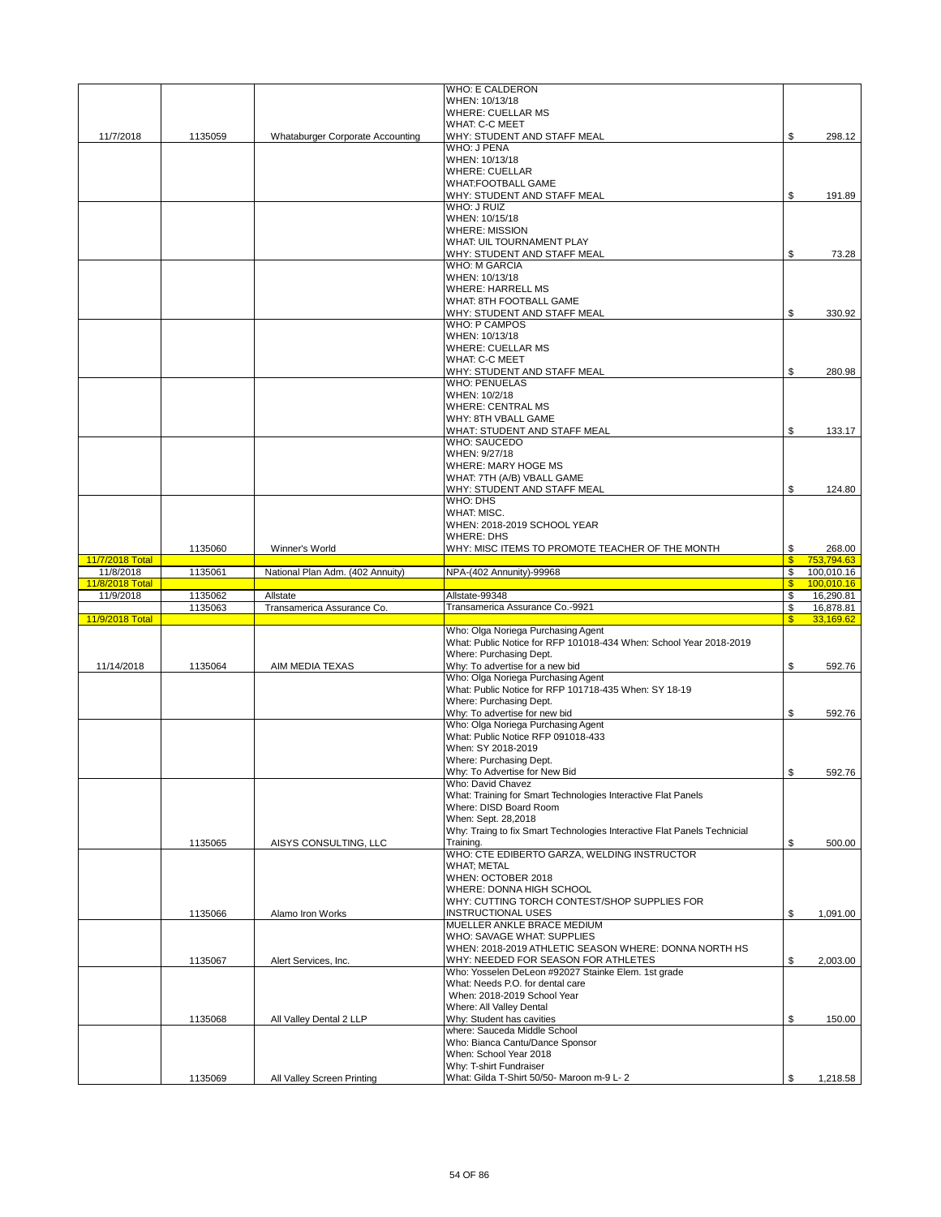| Date | Check No. | Vendor | Description | Amount |
|---|---|---|---|---|
| 11/7/2018 | 1135059 | Whataburger Corporate Accounting | WHO: E CALDERON<br>WHEN: 10/13/18<br>WHERE: CUELLAR MS<br>WHAT: C-C MEET<br>WHY: STUDENT AND STAFF MEAL | $ 298.12 |
| | | | WHO: J PENA<br>WHEN: 10/13/18<br>WHERE: CUELLAR<br>WHAT:FOOTBALL GAME<br>WHY: STUDENT AND STAFF MEAL | $ 191.89 |
| | | | WHO: J RUIZ<br>WHEN: 10/15/18<br>WHERE: MISSION<br>WHAT: UIL TOURNAMENT PLAY<br>WHY: STUDENT AND STAFF MEAL | $ 73.28 |
| | | | WHO: M GARCIA<br>WHEN: 10/13/18<br>WHERE: HARRELL MS<br>WHAT: 8TH FOOTBALL GAME<br>WHY: STUDENT AND STAFF MEAL | $ 330.92 |
| | | | WHO: P CAMPOS<br>WHEN: 10/13/18<br>WHERE: CUELLAR MS<br>WHAT: C-C MEET<br>WHY: STUDENT AND STAFF MEAL | $ 280.98 |
| | | | WHO: PENUELAS<br>WHEN: 10/2/18<br>WHERE: CENTRAL MS<br>WHY: 8TH VBALL GAME<br>WHAT: STUDENT AND STAFF MEAL | $ 133.17 |
| | | | WHO: SAUCEDO<br>WHEN: 9/27/18<br>WHERE: MARY HOGE MS<br>WHAT: 7TH (A/B) VBALL GAME<br>WHY: STUDENT AND STAFF MEAL | $ 124.80 |
| | 1135060 | Winner's World | WHO: DHS<br>WHAT: MISC.<br>WHEN: 2018-2019 SCHOOL YEAR<br>WHERE: DHS<br>WHY: MISC ITEMS TO PROMOTE TEACHER OF THE MONTH | $ 268.00 |
| 11/7/2018 Total | | | | $ 753,794.63 |
| 11/8/2018 | 1135061 | National Plan Adm. (402 Annuity) | NPA-(402 Annunity)-99968 | $ 100,010.16 |
| 11/8/2018 Total | | | | $ 100,010.16 |
| 11/9/2018 | 1135062 | Allstate | Allstate-99348 | $ 16,290.81 |
| | 1135063 | Transamerica Assurance Co. | Transamerica Assurance Co.-9921 | $ 16,878.81 |
| 11/9/2018 Total | | | | $ 33,169.62 |
| 11/14/2018 | 1135064 | AIM MEDIA TEXAS | Who: Olga Noriega Purchasing Agent<br>What: Public Notice for RFP 101018-434 When: School Year 2018-2019<br>Where: Purchasing Dept.<br>Why: To advertise for a new bid | $ 592.76 |
| | | | Who: Olga Noriega Purchasing Agent<br>What: Public Notice for RFP 101718-435 When: SY 18-19<br>Where: Purchasing Dept.<br>Why: To advertise for new bid | $ 592.76 |
| | | | Who: Olga Noriega Purchasing Agent<br>What: Public Notice RFP 091018-433<br>When: SY 2018-2019<br>Where: Purchasing Dept.<br>Why: To Advertise for New Bid | $ 592.76 |
| | 1135065 | AISYS CONSULTING, LLC | Who: David Chavez<br>What: Training for Smart Technologies Interactive Flat Panels<br>Where: DISD Board Room<br>When: Sept. 28,2018<br>Why: Traing to fix Smart Technologies Interactive Flat Panels Technicial Training. | $ 500.00 |
| | 1135066 | Alamo Iron Works | WHO: CTE EDIBERTO GARZA, WELDING INSTRUCTOR<br>WHAT; METAL<br>WHEN: OCTOBER 2018<br>WHERE: DONNA HIGH SCHOOL<br>WHY: CUTTING TORCH CONTEST/SHOP SUPPLIES FOR INSTRUCTIONAL USES | $ 1,091.00 |
| | 1135067 | Alert Services, Inc. | MUELLER ANKLE BRACE MEDIUM<br>WHO: SAVAGE WHAT: SUPPLIES<br>WHEN: 2018-2019 ATHLETIC SEASON WHERE: DONNA NORTH HS<br>WHY: NEEDED FOR SEASON FOR ATHLETES | $ 2,003.00 |
| | 1135068 | All Valley Dental 2 LLP | Who: Yosselen DeLeon #92027 Stainke Elem. 1st grade<br>What: Needs P.O. for dental care<br>When: 2018-2019 School Year<br>Where: All Valley Dental<br>Why: Student has cavities | $ 150.00 |
| | 1135069 | All Valley Screen Printing | where: Sauceda Middle School<br>Who: Bianca Cantu/Dance Sponsor<br>When: School Year 2018<br>Why: T-shirt Fundraiser<br>What: Gilda T-Shirt 50/50- Maroon m-9 L- 2 | $ 1,218.58 |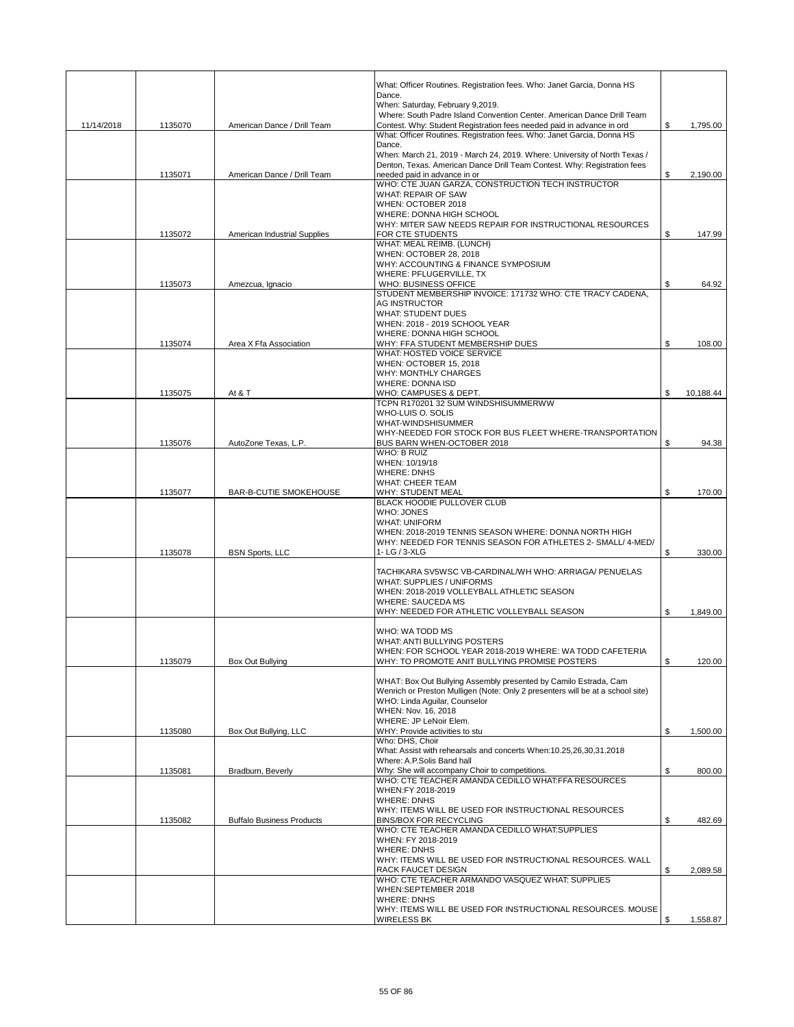| | | | | |
|---|---|---|---|---|
| 11/14/2018 | 1135070 | American Dance / Drill Team | What: Officer Routines. Registration fees. Who: Janet Garcia, Donna HS Dance.<br>When: Saturday, February 9,2019.<br>Where: South Padre Island Convention Center. American Dance Drill Team Contest. Why: Student Registration fees needed paid in advance in ord | $ 1,795.00 |
| | 1135071 | American Dance / Drill Team | What: Officer Routines. Registration fees. Who: Janet Garcia, Donna HS Dance.<br>When: March 21, 2019 - March 24, 2019. Where: University of North Texas / Denton, Texas. American Dance Drill Team Contest. Why: Registration fees needed paid in advance in or | $ 2,190.00 |
| | 1135072 | American Industrial Supplies | WHO: CTE JUAN GARZA, CONSTRUCTION TECH INSTRUCTOR<br>WHAT: REPAIR OF SAW<br>WHEN: OCTOBER 2018<br>WHERE: DONNA HIGH SCHOOL<br>WHY: MITER SAW NEEDS REPAIR FOR INSTRUCTIONAL RESOURCES FOR CTE STUDENTS | $ 147.99 |
| | 1135073 | Amezcua, Ignacio | WHAT: MEAL REIMB. (LUNCH)<br>WHEN: OCTOBER 28, 2018<br>WHY: ACCOUNTING & FINANCE SYMPOSIUM<br>WHERE: PFLUGERVILLE, TX<br>WHO: BUSINESS OFFICE | $ 64.92 |
| | 1135074 | Area X Ffa Association | STUDENT MEMBERSHIP INVOICE: 171732 WHO: CTE TRACY CADENA, AG INSTRUCTOR<br>WHAT: STUDENT DUES<br>WHEN: 2018 - 2019 SCHOOL YEAR<br>WHERE: DONNA HIGH SCHOOL<br>WHY: FFA STUDENT MEMBERSHIP DUES | $ 108.00 |
| | 1135075 | At & T | WHAT: HOSTED VOICE SERVICE<br>WHEN: OCTOBER 15, 2018<br>WHY: MONTHLY CHARGES<br>WHERE: DONNA ISD<br>WHO: CAMPUSES & DEPT. | $ 10,188.44 |
| | 1135076 | AutoZone Texas, L.P. | TCPN R170201 32 SUM WINDSHISUMMERWW<br>WHO-LUIS O. SOLIS<br>WHAT-WINDSHISUMMER<br>WHY-NEEDED FOR STOCK FOR BUS FLEET WHERE-TRANSPORTATION BUS BARN WHEN-OCTOBER 2018 | $ 94.38 |
| | 1135077 | BAR-B-CUTIE SMOKEHOUSE | WHO: B RUIZ<br>WHEN: 10/19/18<br>WHERE: DNHS<br>WHAT: CHEER TEAM<br>WHY: STUDENT MEAL | $ 170.00 |
| | 1135078 | BSN Sports, LLC | BLACK HOODIE PULLOVER CLUB<br>WHO: JONES<br>WHAT: UNIFORM<br>WHEN: 2018-2019 TENNIS SEASON WHERE: DONNA NORTH HIGH<br>WHY: NEEDED FOR TENNIS SEASON FOR ATHLETES 2- SMALL/ 4-MED/ 1- LG / 3-XLG | $ 330.00 |
| | | | TACHIKARA SV5WSC VB-CARDINAL/WH WHO: ARRIAGA/ PENUELAS<br>WHAT: SUPPLIES / UNIFORMS<br>WHEN: 2018-2019 VOLLEYBALL ATHLETIC SEASON<br>WHERE: SAUCEDA MS<br>WHY: NEEDED FOR ATHLETIC VOLLEYBALL SEASON | $ 1,849.00 |
| | 1135079 | Box Out Bullying | WHO: WA TODD MS<br>WHAT: ANTI BULLYING POSTERS<br>WHEN: FOR SCHOOL YEAR 2018-2019 WHERE: WA TODD CAFETERIA<br>WHY: TO PROMOTE ANIT BULLYING PROMISE POSTERS | $ 120.00 |
| | 1135080 | Box Out Bullying, LLC | WHAT: Box Out Bullying Assembly presented by Camilo Estrada, Cam Wenrich or Preston Mulligen (Note: Only 2 presenters will be at a school site)<br>WHO: Linda Aguilar, Counselor<br>WHEN: Nov. 16, 2018<br>WHERE: JP LeNoir Elem.<br>WHY: Provide activities to stu | $ 1,500.00 |
| | 1135081 | Bradburn, Beverly | Who: DHS, Choir<br>What: Assist with rehearsals and concerts When:10.25,26,30,31.2018<br>Where: A.P.Solis Band hall<br>Why: She will accompany Choir to competitions. | $ 800.00 |
| | 1135082 | Buffalo Business Products | WHO: CTE TEACHER AMANDA CEDILLO WHAT:FFA RESOURCES<br>WHEN:FY 2018-2019<br>WHERE: DNHS<br>WHY: ITEMS WILL BE USED FOR INSTRUCTIONAL RESOURCES BINS/BOX FOR RECYCLING | $ 482.69 |
| | | | WHO: CTE TEACHER AMANDA CEDILLO WHAT:SUPPLIES<br>WHEN: FY 2018-2019<br>WHERE: DNHS<br>WHY: ITEMS WILL BE USED FOR INSTRUCTIONAL RESOURCES. WALL RACK FAUCET DESIGN | $ 2,089.58 |
| | | | WHO: CTE TEACHER ARMANDO VASQUEZ WHAT: SUPPLIES<br>WHEN:SEPTEMBER 2018<br>WHERE: DNHS<br>WHY: ITEMS WILL BE USED FOR INSTRUCTIONAL RESOURCES. MOUSE WIRELESS BK | $ 1,558.87 |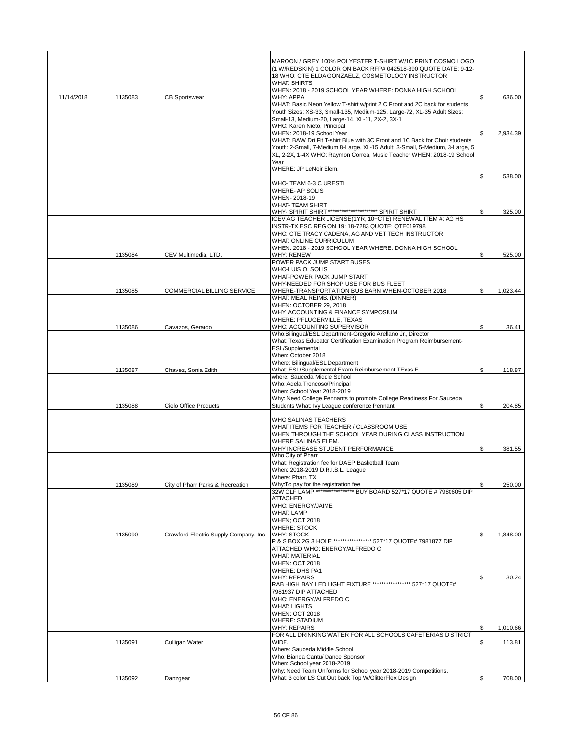| | | | | |
|---|---|---|---|---|
| 11/14/2018 | 1135083 | CB Sportswear | MAROON / GREY 100% POLYESTER T-SHIRT W/1C PRINT COSMO LOGO (1 W/REDSKIN) 1 COLOR ON BACK RFP# 042518-390 QUOTE DATE: 9-12-18 WHO: CTE ELDA GONZAELZ, COSMETOLOGY INSTRUCTOR WHAT: SHIRTS WHEN: 2018 - 2019 SCHOOL YEAR WHERE: DONNA HIGH SCHOOL WHY: APPA | $ 636.00 |
| | | | WHAT: Basic Neon Yellow T-shirt w/print 2 C Front and 2C back for students Youth Sizes: XS-33, Small-135, Medium-125, Large-72, XL-35 Adult Sizes: Small-13, Medium-20, Large-14, XL-11, 2X-2, 3X-1 WHO: Karen Nieto, Principal WHEN: 2018-19 School Year | $ 2,934.39 |
| | | | WHAT: BAW Dri Fit T-shirt Blue with 3C Front and 1C Back for Choir students Youth: 2-Small, 7-Medium 8-Large, XL-15 Adult: 3-Small, 5-Medium, 3-Large, 5 XL, 2-2X, 1-4X WHO: Raymon Correa, Music Teacher WHEN: 2018-19 School Year WHERE: JP LeNoir Elem. | $ 538.00 |
| | | | WHO- TEAM 6-3 C URESTI WHERE- AP SOLIS WHEN- 2018-19 WHAT- TEAM SHIRT WHY- SPIRIT SHIRT ********************** SPIRIT SHIRT | $ 325.00 |
| | 1135084 | CEV Multimedia, LTD. | ICEV AG TEACHER LICENSE(1YR, 10+CTE) RENEWAL ITEM #: AG HS INSTR-TX ESC REGION 19: 18-7283 QUOTE: QTE019798 WHO: CTE TRACY CADENA, AG AND VET TECH INSTRUCTOR WHAT: ONLINE CURRICULUM WHEN: 2018 - 2019 SCHOOL YEAR WHERE: DONNA HIGH SCHOOL WHY: RENEW | $ 525.00 |
| | 1135085 | COMMERCIAL BILLING SERVICE | POWER PACK JUMP START BUSES WHO-LUIS O. SOLIS WHAT-POWER PACK JUMP START WHY-NEEDED FOR SHOP USE FOR BUS FLEET WHERE-TRANSPORTATION BUS BARN WHEN-OCTOBER 2018 | $ 1,023.44 |
| | 1135086 | Cavazos, Gerardo | WHAT: MEAL REIMB. (DINNER) WHEN: OCTOBER 29, 2018 WHY: ACCOUNTING & FINANCE SYMPOSIUM WHERE: PFLUGERVILLE, TEXAS WHO: ACCOUNTING SUPERVISOR | $ 36.41 |
| | 1135087 | Chavez, Sonia Edith | Who:Bilingual/ESL Department-Gregorio Arellano Jr., Director What: Texas Educator Certification Examination Program Reimbursement-ESL/Supplemental When: October 2018 Where: Bilingual/ESL Department What: ESL/Supplemental Exam Reimbursement TExas E | $ 118.87 |
| | 1135088 | Cielo Office Products | where: Sauceda Middle School Who: Adela Troncoso/Principal When: School Year 2018-2019 Why: Need College Pennants to promote College Readiness For Sauceda Students What: Ivy League conference Pennant | $ 204.85 |
| | | | WHO SALINAS TEACHERS WHAT ITEMS FOR TEACHER / CLASSROOM USE WHEN THROUGH THE SCHOOL YEAR DURING CLASS INSTRUCTION WHERE SALINAS ELEM. WHY INCREASE STUDENT PERFORMANCE | $ 381.55 |
| | 1135089 | City of Pharr Parks & Recreation | Who City of Pharr What: Registration fee for DAEP Basketball Team When: 2018-2019 D.R.I.B.L. League Where: Pharr, TX Why:To pay for the registration fee | $ 250.00 |
| | 1135090 | Crawford Electric Supply Company, Inc | 32W CLF LAMP ***************** BUY BOARD 527*17 QUOTE # 7980605 DIP ATTACHED WHO: ENERGY/JAIME WHAT: LAMP WHEN; OCT 2018 WHERE: STOCK WHY: STOCK | $ 1,848.00 |
| | | | P & S BOX 2G 3 HOLE ***************** 527*17 QUOTE# 7981877 DIP ATTACHED WHO: ENERGY/ALFREDO C WHAT: MATERIAL WHEN: OCT 2018 WHERE: DHS PA1 WHY: REPAIRS | $ 30.24 |
| | | | RAB HIGH BAY LED LIGHT FIXTURE ***************** 527*17 QUOTE# 7981937 DIP ATTACHED WHO: ENERGY/ALFREDO C WHAT: LIGHTS WHEN: OCT 2018 WHERE: STADIUM WHY: REPAIRS | $ 1,010.66 |
| | 1135091 | Culligan Water | FOR ALL DRINKING WATER FOR ALL SCHOOLS CAFETERIAS DISTRICT WIDE. | $ 113.81 |
| | 1135092 | Danzgear | Where: Sauceda Middle School Who: Bianca Cantu/ Dance Sponsor When: School year 2018-2019 Why: Need Team Uniforms for School year 2018-2019 Competitions. What: 3 color LS Cut Out back Top W/GlitterFlex Design | $ 708.00 |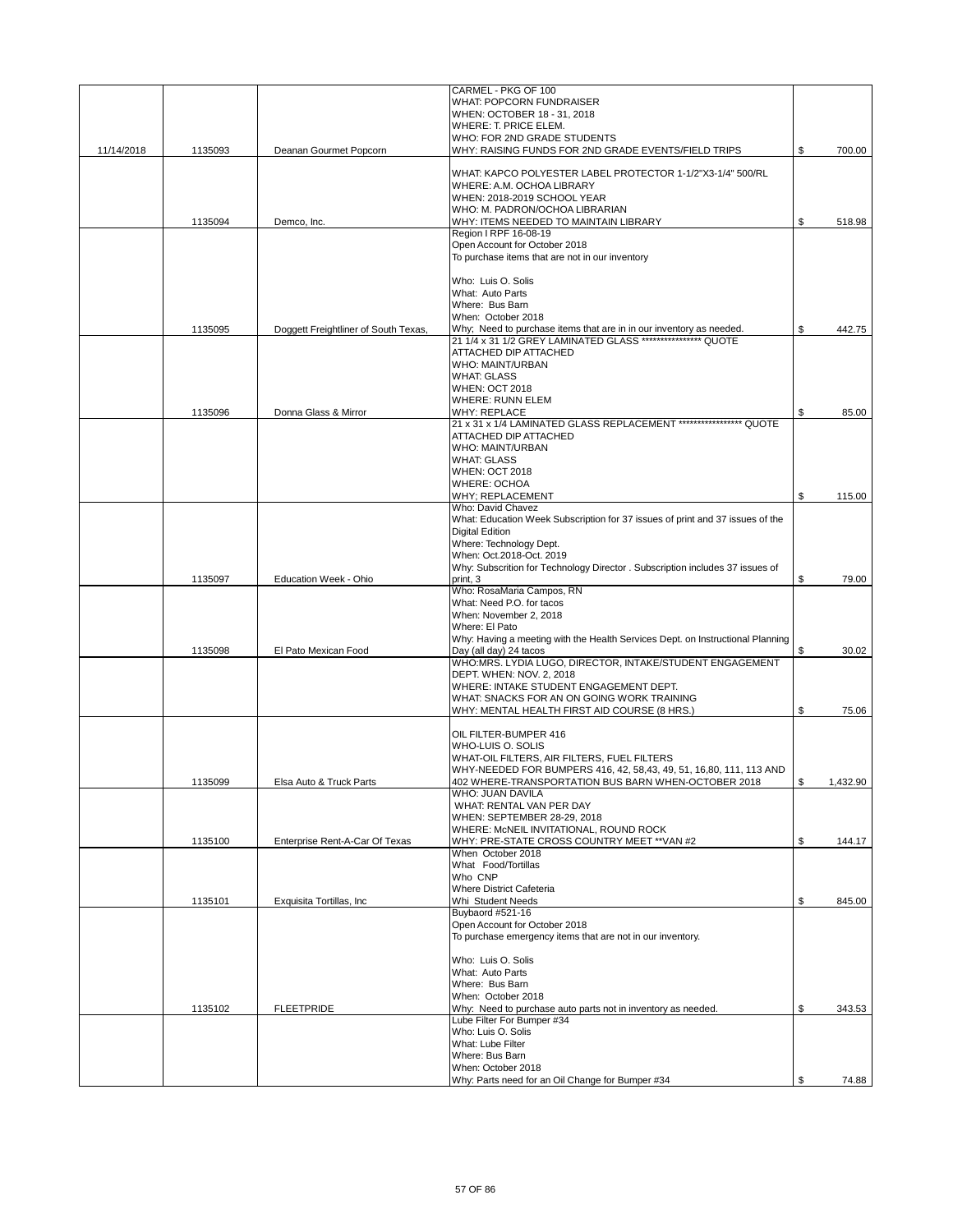| | | | | |
|---|---|---|---|---|
| 11/14/2018 | 1135093 | Deanan Gourmet Popcorn | CARMEL - PKG OF 100<br>WHAT: POPCORN FUNDRAISER<br>WHEN: OCTOBER 18 - 31, 2018<br>WHERE: T. PRICE ELEM.<br>WHO: FOR 2ND GRADE STUDENTS<br>WHY: RAISING FUNDS FOR 2ND GRADE EVENTS/FIELD TRIPS | $ 700.00 |
| | 1135094 | Demco, Inc. | WHAT: KAPCO POLYESTER LABEL PROTECTOR 1-1/2"X3-1/4" 500/RL<br>WHERE: A.M. OCHOA LIBRARY<br>WHEN: 2018-2019 SCHOOL YEAR<br>WHO: M. PADRON/OCHOA LIBRARIAN<br>WHY: ITEMS NEEDED TO MAINTAIN LIBRARY | $ 518.98 |
| | 1135095 | Doggett Freightliner of South Texas, | Region I RPF 16-08-19<br>Open Account for October 2018<br>To purchase items that are not in our inventory<br><br>Who: Luis O. Solis<br>What: Auto Parts<br>Where: Bus Barn<br>When: October 2018<br>Why; Need to purchase items that are in in our inventory as needed. | $ 442.75 |
| | 1135096 | Donna Glass & Mirror | 21 1/4 x 31 1/2 GREY LAMINATED GLASS **************** QUOTE ATTACHED DIP ATTACHED<br>WHO: MAINT/URBAN<br>WHAT: GLASS<br>WHEN: OCT 2018<br>WHERE: RUNN ELEM<br>WHY: REPLACE | $ 85.00 |
| | | | 21 x 31 x 1/4 LAMINATED GLASS REPLACEMENT ***************** QUOTE ATTACHED DIP ATTACHED<br>WHO: MAINT/URBAN<br>WHAT: GLASS<br>WHEN: OCT 2018<br>WHERE: OCHOA<br>WHY; REPLACEMENT | $ 115.00 |
| | 1135097 | Education Week - Ohio | Who: David Chavez<br>What: Education Week Subscription for 37 issues of print and 37 issues of the Digital Edition<br>Where: Technology Dept.<br>When: Oct.2018-Oct. 2019<br>Why: Subscrition for Technology Director . Subscription includes 37 issues of print, 3 | $ 79.00 |
| | 1135098 | El Pato Mexican Food | Who: RosaMaria Campos, RN<br>What: Need P.O. for tacos<br>When: November 2, 2018<br>Where: El Pato<br>Why: Having a meeting with the Health Services Dept. on Instructional Planning Day (all day) 24 tacos | $ 30.02 |
| | | | WHO:MRS. LYDIA LUGO, DIRECTOR, INTAKE/STUDENT ENGAGEMENT DEPT. WHEN: NOV. 2, 2018<br>WHERE: INTAKE STUDENT ENGAGEMENT DEPT.<br>WHAT: SNACKS FOR AN ON GOING WORK TRAINING<br>WHY: MENTAL HEALTH FIRST AID COURSE (8 HRS.) | $ 75.06 |
| | 1135099 | Elsa Auto & Truck Parts | OIL FILTER-BUMPER 416<br>WHO-LUIS O. SOLIS<br>WHAT-OIL FILTERS, AIR FILTERS, FUEL FILTERS<br>WHY-NEEDED FOR BUMPERS 416, 42, 58,43, 49, 51, 16,80, 111, 113 AND 402 WHERE-TRANSPORTATION BUS BARN WHEN-OCTOBER 2018 | $ 1,432.90 |
| | 1135100 | Enterprise Rent-A-Car Of Texas | WHO: JUAN DAVILA<br>WHAT: RENTAL VAN PER DAY<br>WHEN: SEPTEMBER 28-29, 2018<br>WHERE: McNEIL INVITATIONAL, ROUND ROCK<br>WHY: PRE-STATE CROSS COUNTRY MEET **VAN #2 | $ 144.17 |
| | 1135101 | Exquisita Tortillas, Inc | When October 2018<br>What Food/Tortillas<br>Who CNP<br>Where District Cafeteria<br>Whi Student Needs | $ 845.00 |
| | 1135102 | FLEETPRIDE | Buybaord #521-16<br>Open Account for October 2018<br>To purchase emergency items that are not in our inventory.<br><br>Who: Luis O. Solis<br>What: Auto Parts<br>Where: Bus Barn<br>When: October 2018<br>Why: Need to purchase auto parts not in inventory as needed. | $ 343.53 |
| | | | Lube Filter For Bumper #34<br>Who: Luis O. Solis<br>What: Lube Filter<br>Where: Bus Barn<br>When: October 2018<br>Why: Parts need for an Oil Change for Bumper #34 | $ 74.88 |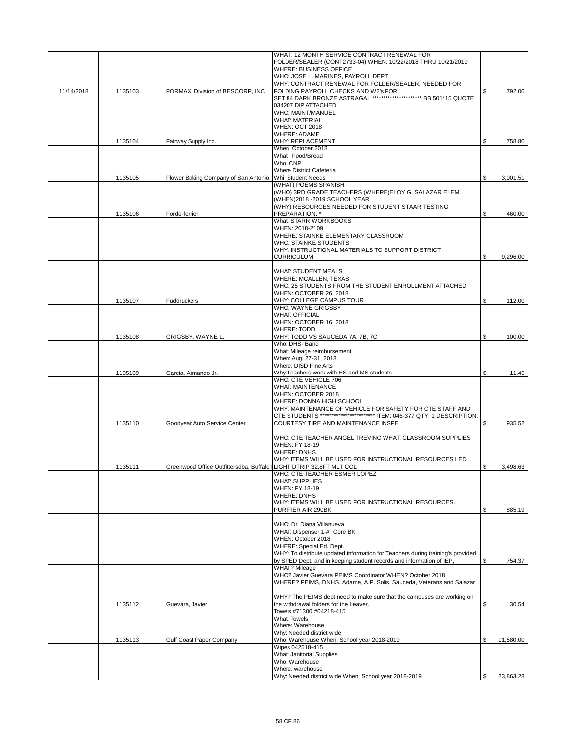| | | | | |
|---|---|---|---|---|
| 11/14/2018 | 1135103 | FORMAX, Division of BESCORP, INC | WHAT: 12 MONTH SERVICE CONTRACT RENEWAL FOR FOLDER/SEALER (CONT2733-04) WHEN: 10/22/2018 THRU 10/21/2019 WHERE: BUSINESS OFFICE WHO: JOSE L. MARINES, PAYROLL DEPT. WHY: CONTRACT RENEWAL FOR FOLDER/SEALER, NEEDED FOR FOLDING PAYROLL CHECKS AND W2's FOR | $ 792.00 |
| | 1135104 | Fairway Supply Inc. | SET 84 DARK BRONZE ASTRAGAL ********************** BB 501*15 QUOTE 034207 DIP ATTACHED WHO: MAINT/MANUEL WHAT: MATERIAL WHEN: OCT 2018 WHERE: ADAME WHY: REPLACEMENT | $ 758.80 |
| | 1135105 | Flower Baking Company of San Antonio, | When October 2018 What Food/Bread Who CNP Where District Cafeteria Whi Student Needs | $ 3,001.51 |
| | 1135106 | Forde-ferrier | (WHAT) POEMS SPANISH (WHO) 3RD GRADE TEACHERS (WHERE)ELOY G. SALAZAR ELEM. (WHEN)2018 -2019 SCHOOL YEAR (WHY) RESOURCES NEEDED FOR STUDENT STAAR TESTING PREPARATION. * | $ 460.00 |
| | | | What: STARR WORKBOOKS WHEN: 2018-2109 WHERE: STAINKE ELEMENTARY CLASSROOM WHO: STAINKE STUDENTS WHY: INSTRUCTIONAL MATERIALS TO SUPPORT DISTRICT CURRICULUM | $ 9,296.00 |
| | 1135107 | Fuddruckers | WHAT: STUDENT MEALS WHERE: MCALLEN, TEXAS WHO: 25 STUDENTS FROM THE STUDENT ENROLLMENT ATTACHED WHEN: OCTOBER 26, 2018 WHY: COLLEGE CAMPUS TOUR | $ 112.00 |
| | 1135108 | GRIGSBY, WAYNE L. | WHO: WAYNE GRIGSBY WHAT: OFFICIAL WHEN: OCTOBER 16, 2018 WHERE: TODD WHY: TODD VS SAUCEDA 7A, 7B, 7C | $ 100.00 |
| | 1135109 | Garcia, Armando Jr. | Who: DHS- Band What: Mileage reimbursement When: Aug. 27-31, 2018 Where: DISD Fine Arts Why:Teachers work with HS and MS students | $ 11.45 |
| | 1135110 | Goodyear Auto Service Center | WHO: CTE VEHICLE 706 WHAT: MAINTENANCE WHEN: OCTOBER 2018 WHERE: DONNA HIGH SCHOOL WHY: MAINTENANCE OF VEHICLE FOR SAFETY FOR CTE STAFF AND CTE STUDENTS ************************ ITEM: 046-377 QTY: 1 DESCRIPTION: COURTESY TIRE AND MAINTENANCE INSPE | $ 935.52 |
| | 1135111 | Greenwood Office Outfittersdba, Buffalo | WHO: CTE TEACHER ANGEL TREVINO WHAT: CLASSROOM SUPPLIES WHEN: FY 18-19 WHERE: DNHS WHY: ITEMS WILL BE USED FOR INSTRUCTIONAL RESOURCES LED LIGHT DTRIP 32.8FT MLT COL | $ 3,498.63 |
| | | | WHO: CTE TEACHER ESMER LOPEZ WHAT: SUPPLIES WHEN: FY 18-19 WHERE: DNHS WHY: ITEMS WILL BE USED FOR INSTRUCTIONAL RESOURCES. PURIFIER AIR 290BK | $ 885.19 |
| | | | WHO: Dr. Diana Villanueva WHAT: Dispenser 1-#" Core BK WHEN: October 2018 WHERE: Special Ed. Dept. WHY: To distribute updated information for Teachers during training's provided by SPED Dept. and in keeping student records and information of IEP, | $ 754.37 |
| | 1135112 | Guevara, Javier | WHAT? Mileage WHO? Javier Guevara PEIMS Coordinator WHEN? October 2018 WHERE? PEIMS, DNHS, Adame, A.P. Solis, Sauceda, Veterans and Salazar WHY? The PEIMS dept need to make sure that the campuses are working on the withdrawal folders for the Leaver. | $ 30.54 |
| | 1135113 | Gulf Coast Paper Company | Towels #71300 #04218-415 What: Towels Where: Warehouse Why: Needed district wide Who: Warehouse When: School year 2018-2019 | $ 11,580.00 |
| | | | Wipes 042518-415 What: Janitorial Supplies Who: Warehouse Where: warehouse Why: Needed district wide When: School year 2018-2019 | $ 23,863.28 |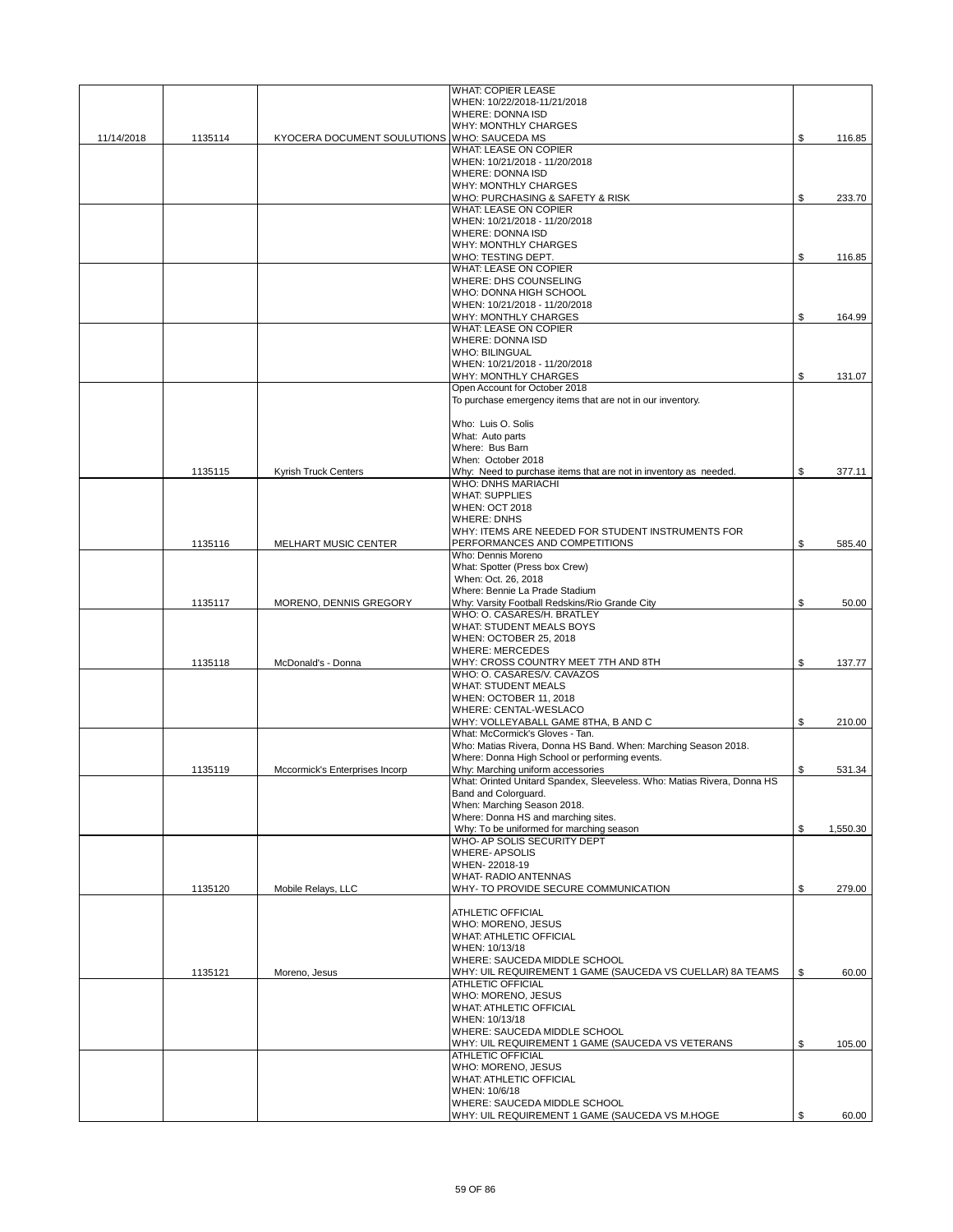| | | | | |
|---|---|---|---|---|
| 11/14/2018 | 1135114 | KYOCERA DOCUMENT SOULUTIONS | WHAT: COPIER LEASE<br>WHEN: 10/22/2018-11/21/2018<br>WHERE: DONNA ISD<br>WHY: MONTHLY CHARGES<br>WHO: SAUCEDA MS | $ 116.85 |
| | | | WHAT: LEASE ON COPIER<br>WHEN: 10/21/2018 - 11/20/2018<br>WHERE: DONNA ISD<br>WHY: MONTHLY CHARGES<br>WHO: PURCHASING & SAFETY & RISK | $ 233.70 |
| | | | WHAT: LEASE ON COPIER<br>WHEN: 10/21/2018 - 11/20/2018<br>WHERE: DONNA ISD<br>WHY: MONTHLY CHARGES<br>WHO: TESTING DEPT. | $ 116.85 |
| | | | WHAT: LEASE ON COPIER<br>WHERE: DHS COUNSELING<br>WHO: DONNA HIGH SCHOOL<br>WHEN: 10/21/2018 - 11/20/2018<br>WHY: MONTHLY CHARGES | $ 164.99 |
| | | | WHAT: LEASE ON COPIER<br>WHERE: DONNA ISD<br>WHO: BILINGUAL<br>WHEN: 10/21/2018 - 11/20/2018<br>WHY: MONTHLY CHARGES | $ 131.07 |
| | 1135115 | Kyrish Truck Centers | Open Account for October 2018<br>To purchase emergency items that are not in our inventory.<br><br>Who: Luis O. Solis<br>What: Auto parts<br>Where: Bus Barn<br>When: October 2018<br>Why: Need to purchase items that are not in inventory as needed. | $ 377.11 |
| | 1135116 | MELHART MUSIC CENTER | WHO: DNHS MARIACHI<br>WHAT: SUPPLIES<br>WHEN: OCT 2018<br>WHERE: DNHS<br>WHY: ITEMS ARE NEEDED FOR STUDENT INSTRUMENTS FOR PERFORMANCES AND COMPETITIONS | $ 585.40 |
| | 1135117 | MORENO, DENNIS GREGORY | Who: Dennis Moreno<br>What: Spotter (Press box Crew)<br>When: Oct. 26, 2018<br>Where: Bennie La Prade Stadium<br>Why: Varsity Football Redskins/Rio Grande City | $ 50.00 |
| | 1135118 | McDonald's - Donna | WHO: O. CASARES/H. BRATLEY<br>WHAT: STUDENT MEALS BOYS<br>WHEN: OCTOBER 25, 2018<br>WHERE: MERCEDES<br>WHY: CROSS COUNTRY MEET 7TH AND 8TH | $ 137.77 |
| | | | WHO: O. CASARES/V. CAVAZOS<br>WHAT: STUDENT MEALS<br>WHEN: OCTOBER 11, 2018<br>WHERE: CENTAL-WESLACO<br>WHY: VOLLEYABALL GAME 8THA, B AND C | $ 210.00 |
| | 1135119 | Mccormick's Enterprises Incorp | What: McCormick's Gloves - Tan.<br>Who: Matias Rivera, Donna HS Band. When: Marching Season 2018.<br>Where: Donna High School or performing events.<br>Why: Marching uniform accessories | $ 531.34 |
| | | | What: Orinted Unitard Spandex, Sleeveless. Who: Matias Rivera, Donna HS Band and Colorguard.<br>When: Marching Season 2018.<br>Where: Donna HS and marching sites.<br>Why: To be uniformed for marching season | $ 1,550.30 |
| | 1135120 | Mobile Relays, LLC | WHO- AP SOLIS SECURITY DEPT<br>WHERE- APSOLIS<br>WHEN- 22018-19<br>WHAT- RADIO ANTENNAS<br>WHY- TO PROVIDE SECURE COMMUNICATION | $ 279.00 |
| | 1135121 | Moreno, Jesus | ATHLETIC OFFICIAL<br>WHO: MORENO, JESUS<br>WHAT: ATHLETIC OFFICIAL<br>WHEN: 10/13/18<br>WHERE: SAUCEDA MIDDLE SCHOOL<br>WHY: UIL REQUIREMENT 1 GAME (SAUCEDA VS CUELLAR) 8A TEAMS | $ 60.00 |
| | | | ATHLETIC OFFICIAL<br>WHO: MORENO, JESUS<br>WHAT: ATHLETIC OFFICIAL<br>WHEN: 10/13/18<br>WHERE: SAUCEDA MIDDLE SCHOOL<br>WHY: UIL REQUIREMENT 1 GAME (SAUCEDA VS VETERANS | $ 105.00 |
| | | | ATHLETIC OFFICIAL<br>WHO: MORENO, JESUS<br>WHAT: ATHLETIC OFFICIAL<br>WHEN: 10/6/18<br>WHERE: SAUCEDA MIDDLE SCHOOL<br>WHY: UIL REQUIREMENT 1 GAME (SAUCEDA VS M.HOGE | $ 60.00 |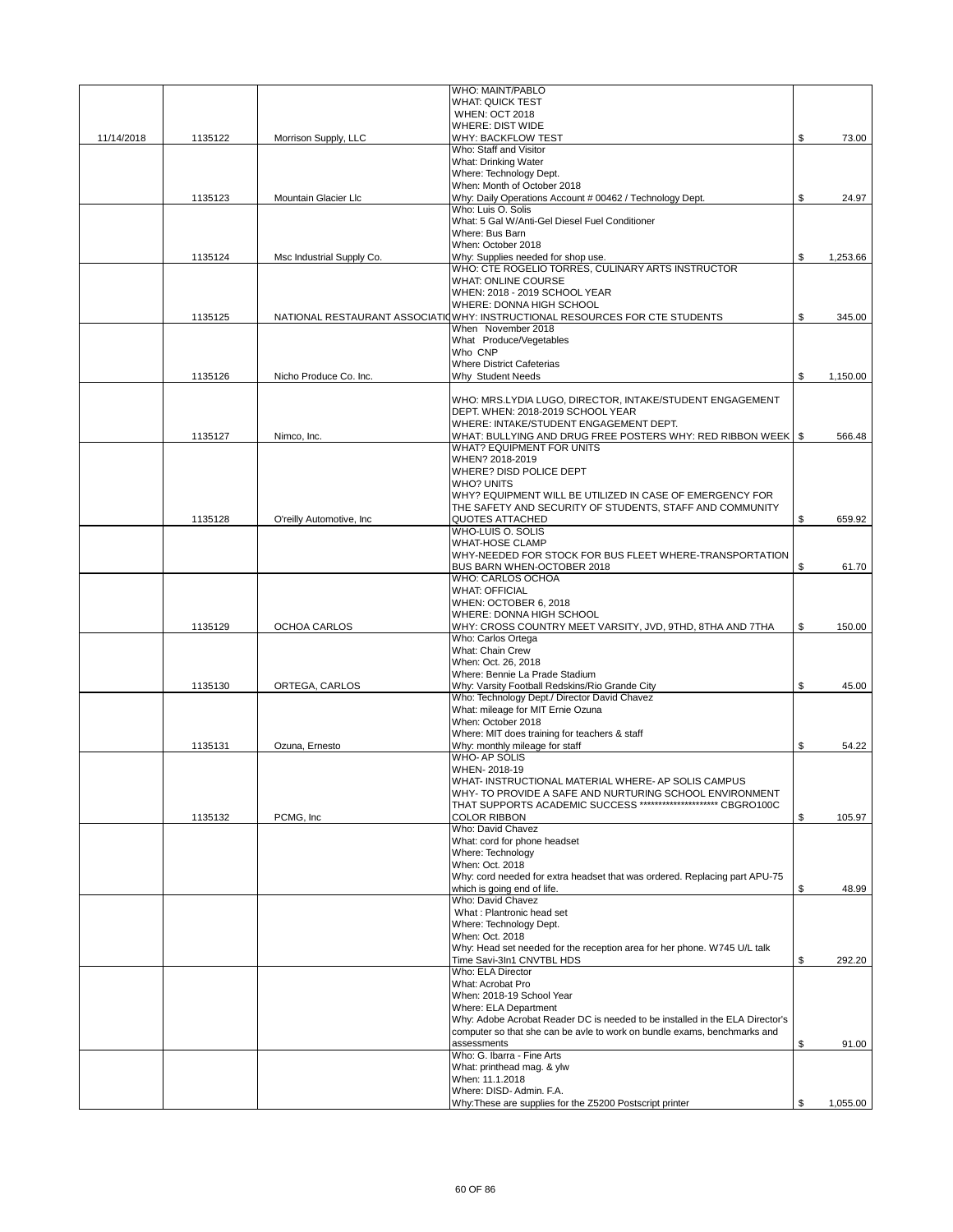| | | | | |
|---|---|---|---|---|
| 11/14/2018 | 1135122 | Morrison Supply, LLC | WHO: MAINT/PABLO<br>WHAT: QUICK TEST<br>WHEN: OCT 2018<br>WHERE: DIST WIDE<br>WHY: BACKFLOW TEST | $ 73.00 |
| | 1135123 | Mountain Glacier Llc | Who: Staff and Visitor<br>What: Drinking Water<br>Where: Technology Dept.<br>When: Month of October 2018<br>Why: Daily Operations Account # 00462 / Technology Dept. | $ 24.97 |
| | 1135124 | Msc Industrial Supply Co. | Who: Luis O. Solis<br>What: 5 Gal W/Anti-Gel Diesel Fuel Conditioner<br>Where: Bus Barn<br>When: October 2018<br>Why: Supplies needed for shop use. | $ 1,253.66 |
| | 1135125 | NATIONAL RESTAURANT ASSOCIATI | WHO: CTE ROGELIO TORRES, CULINARY ARTS INSTRUCTOR<br>WHAT: ONLINE COURSE<br>WHEN: 2018 - 2019 SCHOOL YEAR<br>WHERE: DONNA HIGH SCHOOL<br>WHY: INSTRUCTIONAL RESOURCES FOR CTE STUDENTS | $ 345.00 |
| | 1135126 | Nicho Produce Co. Inc. | When November 2018<br>What Produce/Vegetables<br>Who CNP<br>Where District Cafeterias<br>Why Student Needs | $ 1,150.00 |
| | 1135127 | Nimco, Inc. | WHO: MRS.LYDIA LUGO, DIRECTOR, INTAKE/STUDENT ENGAGEMENT DEPT. WHEN: 2018-2019 SCHOOL YEAR<br>WHERE: INTAKE/STUDENT ENGAGEMENT DEPT.<br>WHAT: BULLYING AND DRUG FREE POSTERS WHY: RED RIBBON WEEK | $ 566.48 |
| | 1135128 | O'reilly Automotive, Inc | WHAT? EQUIPMENT FOR UNITS<br>WHEN? 2018-2019<br>WHERE? DISD POLICE DEPT<br>WHO? UNITS<br>WHY? EQUIPMENT WILL BE UTILIZED IN CASE OF EMERGENCY FOR THE SAFETY AND SECURITY OF STUDENTS, STAFF AND COMMUNITY QUOTES ATTACHED | $ 659.92 |
| | | | WHO-LUIS O. SOLIS<br>WHAT-HOSE CLAMP<br>WHY-NEEDED FOR STOCK FOR BUS FLEET WHERE-TRANSPORTATION BUS BARN WHEN-OCTOBER 2018 | $ 61.70 |
| | 1135129 | OCHOA CARLOS | WHO: CARLOS OCHOA<br>WHAT: OFFICIAL<br>WHEN: OCTOBER 6, 2018<br>WHERE: DONNA HIGH SCHOOL<br>WHY: CROSS COUNTRY MEET VARSITY, JVD, 9THD, 8THA AND 7THA | $ 150.00 |
| | 1135130 | ORTEGA, CARLOS | Who: Carlos Ortega<br>What: Chain Crew<br>When: Oct. 26, 2018<br>Where: Bennie La Prade Stadium<br>Why: Varsity Football Redskins/Rio Grande City | $ 45.00 |
| | 1135131 | Ozuna, Ernesto | Who: Technology Dept./ Director David Chavez<br>What: mileage for MIT Ernie Ozuna<br>When: October 2018<br>Where: MIT does training for teachers & staff<br>Why: monthly mileage for staff | $ 54.22 |
| | 1135132 | PCMG, Inc | WHO- AP SOLIS<br>WHEN- 2018-19<br>WHAT- INSTRUCTIONAL MATERIAL WHERE- AP SOLIS CAMPUS<br>WHY- TO PROVIDE A SAFE AND NURTURING SCHOOL ENVIRONMENT THAT SUPPORTS ACADEMIC SUCCESS ********************* CBGRO100C COLOR RIBBON | $ 105.97 |
| | | | Who: David Chavez<br>What: cord for phone headset<br>Where: Technology<br>When: Oct. 2018<br>Why: cord needed for extra headset that was ordered. Replacing part APU-75 which is going end of life. | $ 48.99 |
| | | | Who: David Chavez<br>What : Plantronic head set<br>Where: Technology Dept.<br>When: Oct. 2018<br>Why: Head set needed for the reception area for her phone. W745 U/L talk Time Savi-3In1 CNVTBL HDS | $ 292.20 |
| | | | Who: ELA Director<br>What: Acrobat Pro<br>When: 2018-19 School Year<br>Where: ELA Department<br>Why: Adobe Acrobat Reader DC is needed to be installed in the ELA Director's computer so that she can be avle to work on bundle exams, benchmarks and assessments | $ 91.00 |
| | | | Who: G. Ibarra - Fine Arts<br>What: printhead mag. & ylw<br>When: 11.1.2018<br>Where: DISD- Admin. F.A.<br>Why:These are supplies for the Z5200 Postscript printer | $ 1,055.00 |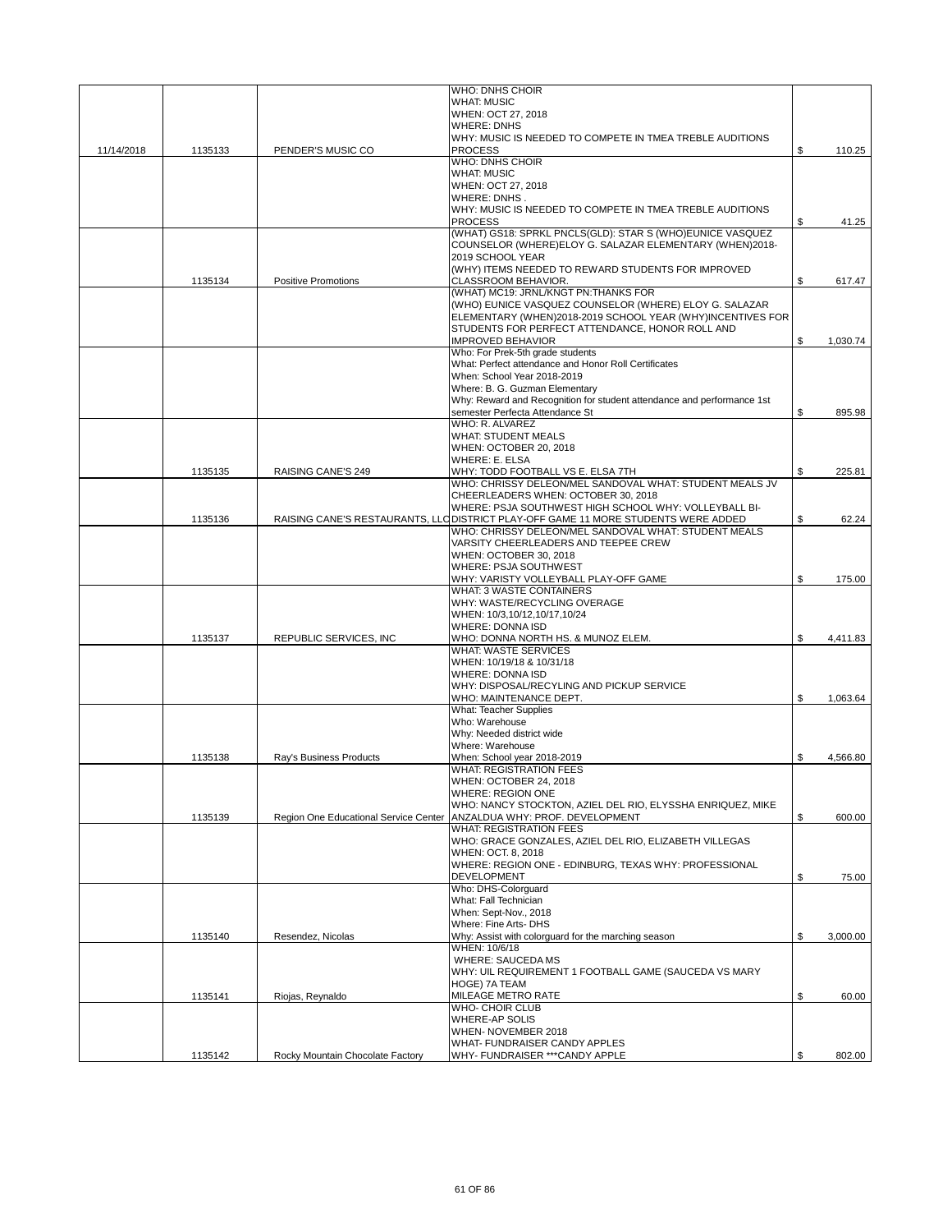| | | | | | |
|---|---|---|---|---|---|
| 11/14/2018 | 1135133 | PENDER'S MUSIC CO | WHO: DNHS CHOIR<br>WHAT: MUSIC<br>WHEN: OCT 27, 2018<br>WHERE: DNHS<br>WHY: MUSIC IS NEEDED TO COMPETE IN TMEA TREBLE AUDITIONS PROCESS | $ | 110.25 |
| | | | WHO: DNHS CHOIR<br>WHAT: MUSIC<br>WHEN: OCT 27, 2018<br>WHERE: DNHS .<br>WHY: MUSIC IS NEEDED TO COMPETE IN TMEA TREBLE AUDITIONS PROCESS | $ | 41.25 |
| | 1135134 | Positive Promotions | (WHAT) GS18: SPRKL PNCLS(GLD): STAR S (WHO)EUNICE VASQUEZ COUNSELOR (WHERE)ELOY G. SALAZAR ELEMENTARY (WHEN)2018-2019 SCHOOL YEAR<br>(WHY) ITEMS NEEDED TO REWARD STUDENTS FOR IMPROVED CLASSROOM BEHAVIOR. | $ | 617.47 |
| | | | (WHAT) MC19: JRNL/KNGT PN:THANKS FOR<br>(WHO) EUNICE VASQUEZ COUNSELOR (WHERE) ELOY G. SALAZAR ELEMENTARY (WHEN)2018-2019 SCHOOL YEAR (WHY)INCENTIVES FOR STUDENTS FOR PERFECT ATTENDANCE, HONOR ROLL AND IMPROVED BEHAVIOR | $ | 1,030.74 |
| | | | Who: For Prek-5th grade students<br>What: Perfect attendance and Honor Roll Certificates<br>When: School Year 2018-2019<br>Where: B. G. Guzman Elementary<br>Why: Reward and Recognition for student attendance and performance 1st semester Perfecta Attendance St | $ | 895.98 |
| | 1135135 | RAISING CANE'S 249 | WHO: R. ALVAREZ<br>WHAT: STUDENT MEALS<br>WHEN: OCTOBER 20, 2018<br>WHERE: E. ELSA<br>WHY: TODD FOOTBALL VS E. ELSA 7TH | $ | 225.81 |
| | 1135136 | RAISING CANE'S RESTAURANTS, LLC | WHO: CHRISSY DELEON/MEL SANDOVAL WHAT: STUDENT MEALS JV CHEERLEADERS WHEN: OCTOBER 30, 2018<br>WHERE: PSJA SOUTHWEST HIGH SCHOOL WHY: VOLLEYBALL BI-DISTRICT PLAY-OFF GAME 11 MORE STUDENTS WERE ADDED | $ | 62.24 |
| | | | WHO: CHRISSY DELEON/MEL SANDOVAL WHAT: STUDENT MEALS VARSITY CHEERLEADERS AND TEEPEE CREW<br>WHEN: OCTOBER 30, 2018<br>WHERE: PSJA SOUTHWEST<br>WHY: VARISTY VOLLEYBALL PLAY-OFF GAME | $ | 175.00 |
| | 1135137 | REPUBLIC SERVICES, INC | WHAT: 3 WASTE CONTAINERS<br>WHY: WASTE/RECYCLING OVERAGE<br>WHEN: 10/3,10/12,10/17,10/24<br>WHERE: DONNA ISD<br>WHO: DONNA NORTH HS. & MUNOZ ELEM. | $ | 4,411.83 |
| | | | WHAT: WASTE SERVICES<br>WHEN: 10/19/18 & 10/31/18<br>WHERE: DONNA ISD<br>WHY: DISPOSAL/RECYLING AND PICKUP SERVICE<br>WHO: MAINTENANCE DEPT. | $ | 1,063.64 |
| | 1135138 | Ray's Business Products | What: Teacher Supplies<br>Who: Warehouse<br>Why: Needed district wide<br>Where: Warehouse<br>When: School year 2018-2019 | $ | 4,566.80 |
| | 1135139 | Region One Educational Service Center | WHAT: REGISTRATION FEES<br>WHEN: OCTOBER 24, 2018<br>WHERE: REGION ONE<br>WHO: NANCY STOCKTON, AZIEL DEL RIO, ELYSSHA ENRIQUEZ, MIKE ANZALDUA WHY: PROF. DEVELOPMENT | $ | 600.00 |
| | | | WHAT: REGISTRATION FEES<br>WHO: GRACE GONZALES, AZIEL DEL RIO, ELIZABETH VILLEGAS<br>WHEN: OCT. 8, 2018<br>WHERE: REGION ONE - EDINBURG, TEXAS WHY: PROFESSIONAL DEVELOPMENT | $ | 75.00 |
| | 1135140 | Resendez, Nicolas | Who: DHS-Colorguard<br>What: Fall Technician<br>When: Sept-Nov., 2018<br>Where: Fine Arts- DHS<br>Why: Assist with colorguard for the marching season | $ | 3,000.00 |
| | 1135141 | Riojas, Reynaldo | WHEN: 10/6/18<br>WHERE: SAUCEDA MS<br>WHY: UIL REQUIREMENT 1 FOOTBALL GAME (SAUCEDA VS MARY HOGE) 7A TEAM<br>MILEAGE METRO RATE | $ | 60.00 |
| | 1135142 | Rocky Mountain Chocolate Factory | WHO- CHOIR CLUB<br>WHERE-AP SOLIS<br>WHEN- NOVEMBER 2018<br>WHAT- FUNDRAISER CANDY APPLES<br>WHY- FUNDRAISER ***CANDY APPLE | $ | 802.00 |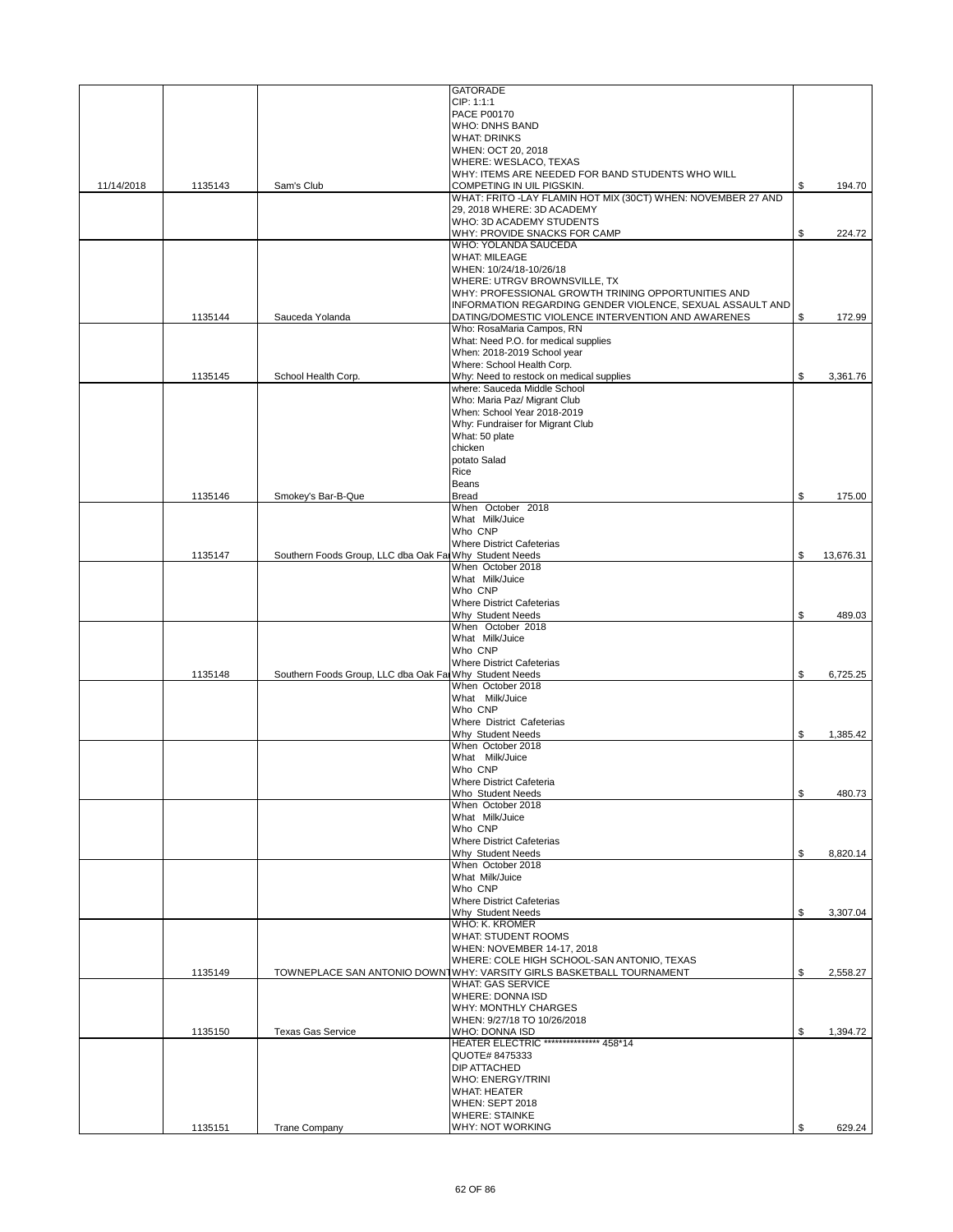| | | | | |
|---|---|---|---|---|
| 11/14/2018 | 1135143 | Sam's Club | GATORADE<br>CIP: 1:1:1<br>PACE P00170<br>WHO: DNHS BAND<br>WHAT: DRINKS<br>WHEN: OCT 20, 2018<br>WHERE: WESLACO, TEXAS<br>WHY: ITEMS ARE NEEDED FOR BAND STUDENTS WHO WILL COMPETING IN UIL PIGSKIN. | $ 194.70 |
| | | | WHAT: FRITO -LAY FLAMIN HOT MIX (30CT) WHEN: NOVEMBER 27 AND 29, 2018 WHERE: 3D ACADEMY<br>WHO: 3D ACADEMY STUDENTS<br>WHY: PROVIDE SNACKS FOR CAMP | $ 224.72 |
| | 1135144 | Sauceda Yolanda | WHO: YOLANDA SAUCEDA<br>WHAT: MILEAGE<br>WHEN: 10/24/18-10/26/18<br>WHERE: UTRGV BROWNSVILLE, TX<br>WHY: PROFESSIONAL GROWTH TRINING OPPORTUNITIES AND INFORMATION REGARDING GENDER VIOLENCE, SEXUAL ASSAULT AND DATING/DOMESTIC VIOLENCE INTERVENTION AND AWARENES | $ 172.99 |
| | 1135145 | School Health Corp. | Who: RosaMaria Campos, RN<br>What: Need P.O. for medical supplies<br>When: 2018-2019 School year<br>Where: School Health Corp.<br>Why: Need to restock on medical supplies | $ 3,361.76 |
| | 1135146 | Smokey's Bar-B-Que | where: Sauceda Middle School<br>Who: Maria Paz/ Migrant Club<br>When: School Year 2018-2019<br>Why: Fundraiser for Migrant Club<br>What: 50 plate<br>chicken<br>potato Salad<br>Rice<br>Beans<br>Bread | $ 175.00 |
| | 1135147 | Southern Foods Group, LLC dba Oak Fa | When October 2018<br>What Milk/Juice<br>Who CNP<br>Where District Cafeterias<br>Why Student Needs | $ 13,676.31 |
| | | | When October 2018<br>What Milk/Juice<br>Who CNP<br>Where District Cafeterias<br>Why Student Needs | $ 489.03 |
| | 1135148 | Southern Foods Group, LLC dba Oak Fa | When October 2018<br>What Milk/Juice<br>Who CNP<br>Where District Cafeterias<br>Why Student Needs | $ 6,725.25 |
| | | | When October 2018<br>What Milk/Juice<br>Who CNP<br>Where District Cafeterias<br>Why Student Needs | $ 1,385.42 |
| | | | When October 2018<br>What Milk/Juice<br>Who CNP<br>Where District Cafeteria<br>Who Student Needs | $ 480.73 |
| | | | When October 2018<br>What Milk/Juice<br>Who CNP<br>Where District Cafeterias<br>Why Student Needs | $ 8,820.14 |
| | | | When October 2018<br>What Milk/Juice<br>Who CNP<br>Where District Cafeterias<br>Why Student Needs | $ 3,307.04 |
| | 1135149 | TOWNEPLACE SAN ANTONIO DOWNT | WHO: K. KROMER<br>WHAT: STUDENT ROOMS<br>WHEN: NOVEMBER 14-17, 2018<br>WHERE: COLE HIGH SCHOOL-SAN ANTONIO, TEXAS<br>WHY: VARSITY GIRLS BASKETBALL TOURNAMENT | $ 2,558.27 |
| | 1135150 | Texas Gas Service | WHAT: GAS SERVICE<br>WHERE: DONNA ISD<br>WHY: MONTHLY CHARGES<br>WHEN: 9/27/18 TO 10/26/2018<br>WHO: DONNA ISD | $ 1,394.72 |
| | 1135151 | Trane Company | HEATER ELECTRIC *************** 458*14<br>QUOTE# 8475333<br>DIP ATTACHED<br>WHO: ENERGY/TRINI<br>WHAT: HEATER<br>WHEN: SEPT 2018<br>WHERE: STAINKE<br>WHY: NOT WORKING | $ 629.24 |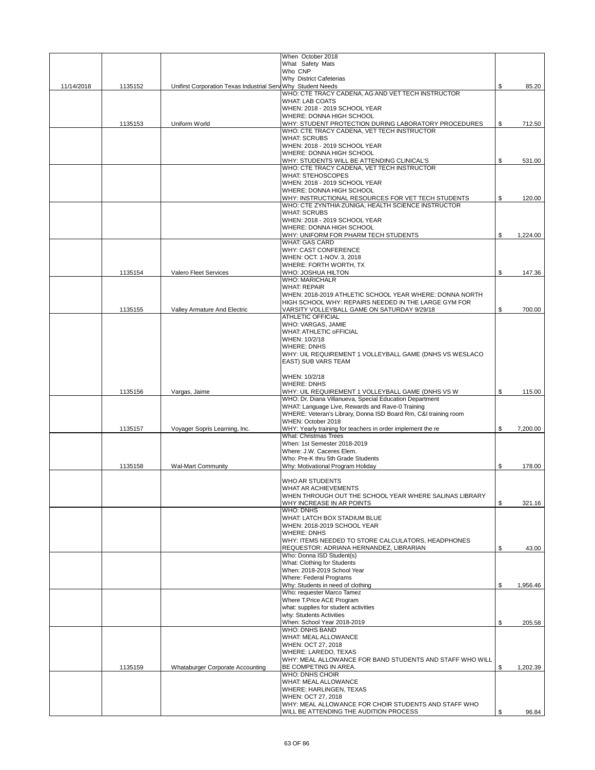| Date | Check # | Vendor | Description | Amount |
|---|---|---|---|---|
| 11/14/2018 | 1135152 | Unifirst Corporation Texas Industrial Serv | When October 2018<br>What Safety Mats<br>Who CNP<br>Why District Cafeterias<br>Why Student Needs | $ 85.20 |
| | 1135153 | Uniform World | WHO: CTE TRACY CADENA, AG AND VET TECH INSTRUCTOR<br>WHAT: LAB COATS<br>WHEN: 2018 - 2019 SCHOOL YEAR<br>WHERE: DONNA HIGH SCHOOL<br>WHY: STUDENT PROTECTION DURING LABORATORY PROCEDURES | $ 712.50 |
| | | | WHO: CTE TRACY CADENA, VET TECH INSTRUCTOR<br>WHAT: SCRUBS<br>WHEN: 2018 - 2019 SCHOOL YEAR<br>WHERE: DONNA HIGH SCHOOL<br>WHY: STUDENTS WILL BE ATTENDING CLINICAL'S | $ 531.00 |
| | | | WHO: CTE TRACY CADENA, VET TECH INSTRUCTOR<br>WHAT: STEHOSCOPES<br>WHEN: 2018 - 2019 SCHOOL YEAR<br>WHERE: DONNA HIGH SCHOOL<br>WHY: INSTRUCTIONAL RESOURCES FOR VET TECH STUDENTS | $ 120.00 |
| | | | WHO: CTE ZYNTHIA ZUNIGA, HEALTH SCIENCE INSTRUCTOR<br>WHAT: SCRUBS<br>WHEN: 2018 - 2019 SCHOOL YEAR<br>WHERE: DONNA HIGH SCHOOL<br>WHY: UNIFORM FOR PHARM TECH STUDENTS | $ 1,224.00 |
| | 1135154 | Valero Fleet Services | WHAT: GAS CARD<br>WHY: CAST CONFERENCE<br>WHEN: OCT. 1-NOV. 3, 2018<br>WHERE: FORTH WORTH, TX<br>WHO: JOSHUA HILTON | $ 147.36 |
| | 1135155 | Valley Armature And Electric | WHO: MARICHALR<br>WHAT: REPAIR<br>WHEN: 2018-2019 ATHLETIC SCHOOL YEAR WHERE: DONNA NORTH HIGH SCHOOL WHY: REPAIRS NEEDED IN THE LARGE GYM FOR VARSITY VOLLEYBALL GAME ON SATURDAY 9/29/18 | $ 700.00 |
| | 1135156 | Vargas, Jaime | ATHLETIC OFFICIAL<br>WHO: VARGAS, JAMIE<br>WHAT: ATHLETIC oFFICIAL<br>WHEN: 10/2/18<br>WHERE: DNHS<br>WHY: UIL REQUIREMENT 1 VOLLEYBALL GAME (DNHS VS WESLACO EAST) SUB VARS TEAM<br><br>WHEN: 10/2/18<br>WHERE: DNHS<br>WHY: UIL REQUIREMENT 1 VOLLEYBALL GAME (DNHS VS W | $ 115.00 |
| | 1135157 | Voyager Sopris Learning, Inc. | WHO: Dr. Diana Villanueva, Special Education Department<br>WHAT: Language Live, Rewards and Rave-0 Training<br>WHERE: Veteran's Library, Donna ISD Board Rm, C&I training room<br>WHEN: October 2018<br>WHY: Yearly training for teachers in order implement the re | $ 7,200.00 |
| | 1135158 | Wal-Mart Community | What: Christmas Trees<br>When: 1st Semester 2018-2019<br>Where: J.W. Caceres Elem.<br>Who: Pre-K thru 5th Grade Students<br>Why: Motivational Program Holiday | $ 178.00 |
| | | | WHO AR STUDENTS<br>WHAT AR ACHIEVEMENTS<br>WHEN THROUGH OUT THE SCHOOL YEAR WHERE SALINAS LIBRARY<br>WHY INCREASE IN AR POINTS | $ 321.16 |
| | | | WHO: DNHS<br>WHAT: LATCH BOX STADIUM BLUE<br>WHEN: 2018-2019 SCHOOL YEAR<br>WHERE: DNHS<br>WHY: ITEMS NEEDED TO STORE CALCULATORS, HEADPHONES<br>REQUESTOR: ADRIANA HERNANDEZ, LIBRARIAN | $ 43.00 |
| | | | Who: Donna ISD Student(s)<br>What: Clothing for Students<br>When: 2018-2019 School Year<br>Where: Federal Programs<br>Why: Students in need of clothing | $ 1,956.46 |
| | | | Who: requester Marco Tamez<br>Where T.Price ACE Program<br>what: supplies for student activities<br>why: Students Activities<br>When: School Year 2018-2019 | $ 205.58 |
| | 1135159 | Whataburger Corporate Accounting | WHO: DNHS BAND<br>WHAT: MEAL ALLOWANCE<br>WHEN: OCT 27, 2018<br>WHERE: LAREDO, TEXAS<br>WHY: MEAL ALLOWANCE FOR BAND STUDENTS AND STAFF WHO WILL BE COMPETING IN AREA. | $ 1,202.39 |
| | | | WHO: DNHS CHOIR<br>WHAT: MEAL ALLOWANCE<br>WHERE: HARLINGEN, TEXAS<br>WHEN: OCT 27, 2018<br>WHY: MEAL ALLOWANCE FOR CHOIR STUDENTS AND STAFF WHO WILL BE ATTENDING THE AUDITION PROCESS | $ 96.84 |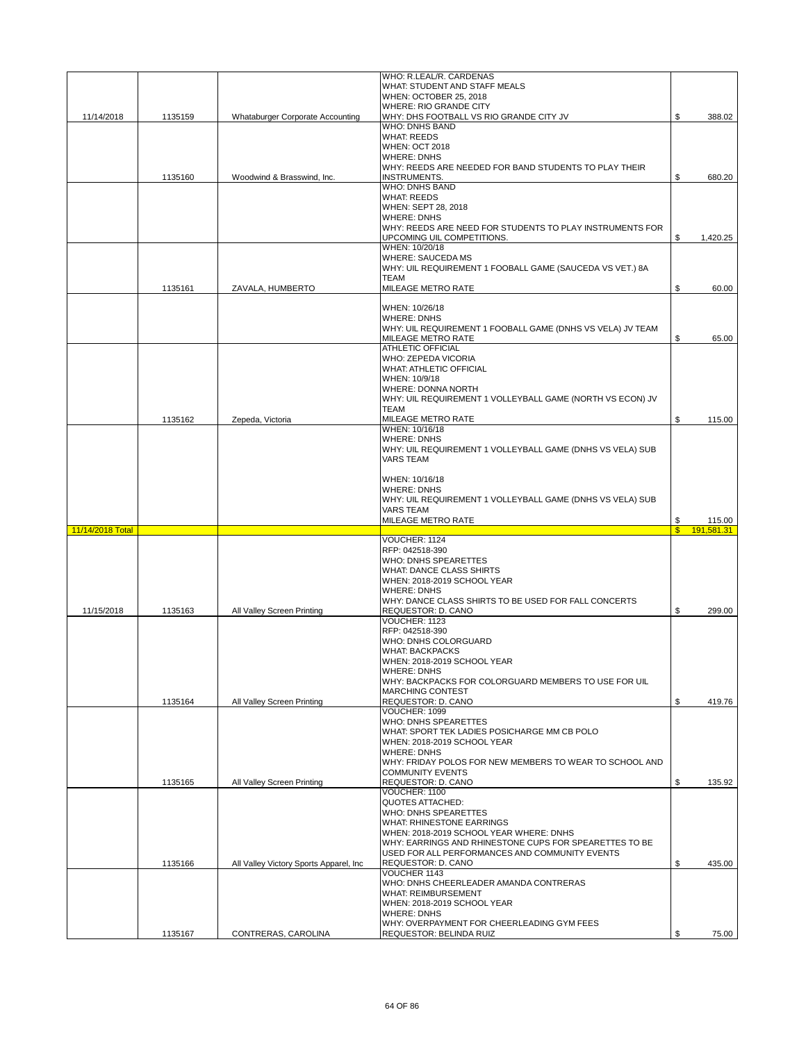| | | | | |
|---|---|---|---|---|
| 11/14/2018 | 1135159 | Whataburger Corporate Accounting | WHO: R.LEAL/R. CARDENAS<br>WHAT: STUDENT AND STAFF MEALS<br>WHEN: OCTOBER 25, 2018<br>WHERE: RIO GRANDE CITY<br>WHY: DHS FOOTBALL VS RIO GRANDE CITY JV | $ 388.02 |
| | 1135160 | Woodwind & Brasswind, Inc. | WHO: DNHS BAND<br>WHAT: REEDS<br>WHEN: OCT 2018<br>WHERE: DNHS<br>WHY: REEDS ARE NEEDED FOR BAND STUDENTS TO PLAY THEIR INSTRUMENTS. | $ 680.20 |
| | | | WHO: DNHS BAND<br>WHAT: REEDS<br>WHEN: SEPT 28, 2018<br>WHERE: DNHS<br>WHY: REEDS ARE NEED FOR STUDENTS TO PLAY INSTRUMENTS FOR UPCOMING UIL COMPETITIONS. | $ 1,420.25 |
| | 1135161 | ZAVALA, HUMBERTO | WHEN: 10/20/18<br>WHERE: SAUCEDA MS<br>WHY: UIL REQUIREMENT 1 FOOBALL GAME (SAUCEDA VS VET.) 8A TEAM<br>MILEAGE METRO RATE | $ 60.00 |
| | | | WHEN: 10/26/18<br>WHERE: DNHS<br>WHY: UIL REQUIREMENT 1 FOOBALL GAME (DNHS VS VELA) JV TEAM<br>MILEAGE METRO RATE | $ 65.00 |
| | 1135162 | Zepeda, Victoria | ATHLETIC OFFICIAL<br>WHO: ZEPEDA VICORIA<br>WHAT: ATHLETIC OFFICIAL<br>WHEN: 10/9/18<br>WHERE: DONNA NORTH<br>WHY: UIL REQUIREMENT 1 VOLLEYBALL GAME (NORTH VS ECON) JV TEAM<br>MILEAGE METRO RATE | $ 115.00 |
| | | | WHEN: 10/16/18<br>WHERE: DNHS<br>WHY: UIL REQUIREMENT 1 VOLLEYBALL GAME (DNHS VS VELA) SUB VARS TEAM<br><br>WHEN: 10/16/18<br>WHERE: DNHS<br>WHY: UIL REQUIREMENT 1 VOLLEYBALL GAME (DNHS VS VELA) SUB VARS TEAM<br>MILEAGE METRO RATE | $ 115.00 |
| 11/14/2018 Total | | | | $ 191,581.31 |
| 11/15/2018 | 1135163 | All Valley Screen Printing | VOUCHER: 1124<br>RFP: 042518-390<br>WHO: DNHS SPEARETTES<br>WHAT: DANCE CLASS SHIRTS<br>WHEN: 2018-2019 SCHOOL YEAR<br>WHERE: DNHS<br>WHY: DANCE CLASS SHIRTS TO BE USED FOR FALL CONCERTS<br>REQUESTOR: D. CANO | $ 299.00 |
| | 1135164 | All Valley Screen Printing | VOUCHER: 1123<br>RFP: 042518-390<br>WHO: DNHS COLORGUARD<br>WHAT: BACKPACKS<br>WHEN: 2018-2019 SCHOOL YEAR<br>WHERE: DNHS<br>WHY: BACKPACKS FOR COLORGUARD MEMBERS TO USE FOR UIL MARCHING CONTEST<br>REQUESTOR: D. CANO | $ 419.76 |
| | 1135165 | All Valley Screen Printing | VOUCHER: 1099<br>WHO: DNHS SPEARETTES<br>WHAT: SPORT TEK LADIES POSICHARGE MM CB POLO<br>WHEN: 2018-2019 SCHOOL YEAR<br>WHERE: DNHS<br>WHY: FRIDAY POLOS FOR NEW MEMBERS TO WEAR TO SCHOOL AND COMMUNITY EVENTS<br>REQUESTOR: D. CANO | $ 135.92 |
| | 1135166 | All Valley Victory Sports Apparel, Inc | VOUCHER: 1100<br>QUOTES ATTACHED:<br>WHO: DNHS SPEARETTES<br>WHAT: RHINESTONE EARRINGS<br>WHEN: 2018-2019 SCHOOL YEAR WHERE: DNHS<br>WHY: EARRINGS AND RHINESTONE CUPS FOR SPEARETTES TO BE USED FOR ALL PERFORMANCES AND COMMUNITY EVENTS<br>REQUESTOR: D. CANO | $ 435.00 |
| | 1135167 | CONTRERAS, CAROLINA | VOUCHER 1143<br>WHO: DNHS CHEERLEADER AMANDA CONTRERAS<br>WHAT: REIMBURSEMENT<br>WHEN: 2018-2019 SCHOOL YEAR<br>WHERE: DNHS<br>WHY: OVERPAYMENT FOR CHEERLEADING GYM FEES<br>REQUESTOR: BELINDA RUIZ | $ 75.00 |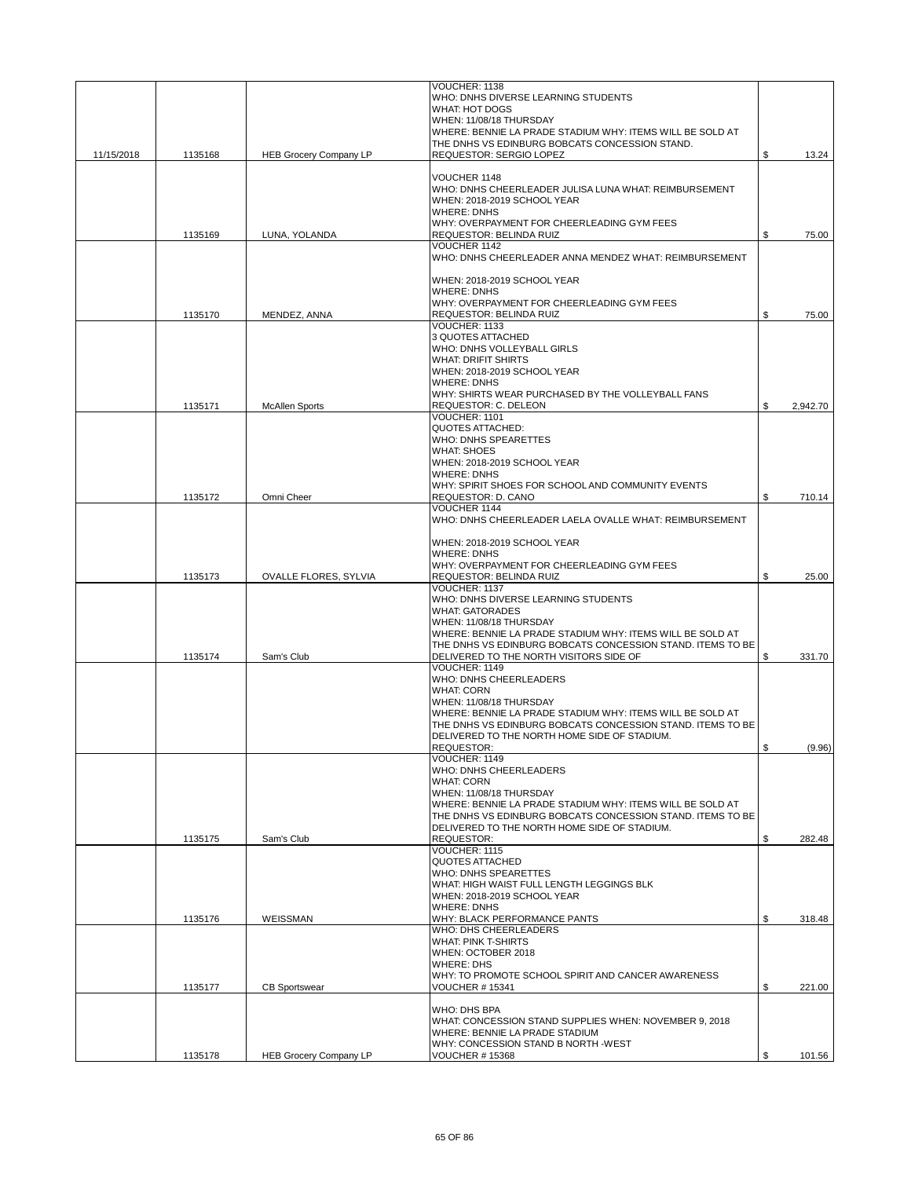| | | | | | |
|---|---|---|---|---|---|
| 11/15/2018 | 1135168 | HEB Grocery Company LP | VOUCHER: 1138<br>WHO: DNHS DIVERSE LEARNING STUDENTS<br>WHAT: HOT DOGS<br>WHEN: 11/08/18 THURSDAY<br>WHERE: BENNIE LA PRADE STADIUM WHY: ITEMS WILL BE SOLD AT THE DNHS VS EDINBURG BOBCATS CONCESSION STAND.<br>REQUESTOR: SERGIO LOPEZ | $ | 13.24 |
| | 1135169 | LUNA, YOLANDA | VOUCHER 1148<br>WHO: DNHS CHEERLEADER JULISA LUNA WHAT: REIMBURSEMENT<br>WHEN: 2018-2019 SCHOOL YEAR<br>WHERE: DNHS<br>WHY: OVERPAYMENT FOR CHEERLEADING GYM FEES<br>REQUESTOR: BELINDA RUIZ | $ | 75.00 |
| | 1135170 | MENDEZ, ANNA | VOUCHER 1142<br>WHO: DNHS CHEERLEADER ANNA MENDEZ WHAT: REIMBURSEMENT<br>WHEN: 2018-2019 SCHOOL YEAR<br>WHERE: DNHS<br>WHY: OVERPAYMENT FOR CHEERLEADING GYM FEES<br>REQUESTOR: BELINDA RUIZ | $ | 75.00 |
| | 1135171 | McAllen Sports | VOUCHER: 1133<br>3 QUOTES ATTACHED<br>WHO: DNHS VOLLEYBALL GIRLS<br>WHAT: DRIFIT SHIRTS<br>WHEN: 2018-2019 SCHOOL YEAR<br>WHERE: DNHS<br>WHY: SHIRTS WEAR PURCHASED BY THE VOLLEYBALL FANS<br>REQUESTOR: C. DELEON | $ | 2,942.70 |
| | 1135172 | Omni Cheer | VOUCHER: 1101<br>QUOTES ATTACHED:<br>WHO: DNHS SPEARETTES<br>WHAT: SHOES<br>WHEN: 2018-2019 SCHOOL YEAR<br>WHERE: DNHS<br>WHY: SPIRIT SHOES FOR SCHOOL AND COMMUNITY EVENTS<br>REQUESTOR: D. CANO | $ | 710.14 |
| | 1135173 | OVALLE FLORES, SYLVIA | VOUCHER 1144<br>WHO: DNHS CHEERLEADER LAELA OVALLE WHAT: REIMBURSEMENT<br>WHEN: 2018-2019 SCHOOL YEAR<br>WHERE: DNHS<br>WHY: OVERPAYMENT FOR CHEERLEADING GYM FEES<br>REQUESTOR: BELINDA RUIZ | $ | 25.00 |
| | 1135174 | Sam's Club | VOUCHER: 1137<br>WHO: DNHS DIVERSE LEARNING STUDENTS<br>WHAT: GATORADES<br>WHEN: 11/08/18 THURSDAY<br>WHERE: BENNIE LA PRADE STADIUM WHY: ITEMS WILL BE SOLD AT THE DNHS VS EDINBURG BOBCATS CONCESSION STAND. ITEMS TO BE DELIVERED TO THE NORTH VISITORS SIDE OF | $ | 331.70 |
| | | | VOUCHER: 1149<br>WHO: DNHS CHEERLEADERS<br>WHAT: CORN<br>WHEN: 11/08/18 THURSDAY<br>WHERE: BENNIE LA PRADE STADIUM WHY: ITEMS WILL BE SOLD AT THE DNHS VS EDINBURG BOBCATS CONCESSION STAND. ITEMS TO BE DELIVERED TO THE NORTH HOME SIDE OF STADIUM.<br>REQUESTOR: | $ | (9.96) |
| | 1135175 | Sam's Club | VOUCHER: 1149<br>WHO: DNHS CHEERLEADERS<br>WHAT: CORN<br>WHEN: 11/08/18 THURSDAY<br>WHERE: BENNIE LA PRADE STADIUM WHY: ITEMS WILL BE SOLD AT THE DNHS VS EDINBURG BOBCATS CONCESSION STAND. ITEMS TO BE DELIVERED TO THE NORTH HOME SIDE OF STADIUM.<br>REQUESTOR: | $ | 282.48 |
| | 1135176 | WEISSMAN | VOUCHER: 1115<br>QUOTES ATTACHED<br>WHO: DNHS SPEARETTES<br>WHAT: HIGH WAIST FULL LENGTH LEGGINGS BLK<br>WHEN: 2018-2019 SCHOOL YEAR<br>WHERE: DNHS<br>WHY: BLACK PERFORMANCE PANTS | $ | 318.48 |
| | 1135177 | CB Sportswear | WHO: DHS CHEERLEADERS<br>WHAT: PINK T-SHIRTS<br>WHEN: OCTOBER 2018<br>WHERE: DHS<br>WHY: TO PROMOTE SCHOOL SPIRIT AND CANCER AWARENESS<br>VOUCHER # 15341 | $ | 221.00 |
| | 1135178 | HEB Grocery Company LP | WHO: DHS BPA<br>WHAT: CONCESSION STAND SUPPLIES WHEN: NOVEMBER 9, 2018<br>WHERE: BENNIE LA PRADE STADIUM<br>WHY: CONCESSION STAND B NORTH -WEST<br>VOUCHER # 15368 | $ | 101.56 |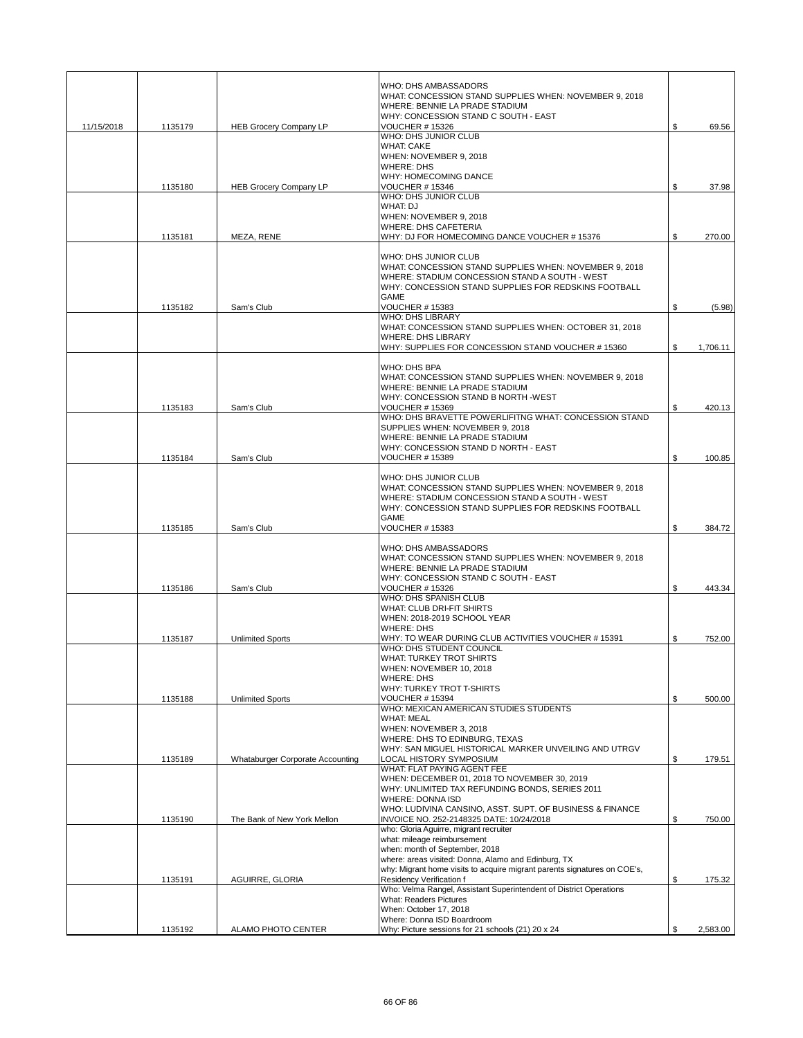| | | | | |
|---|---|---|---|---|
| 11/15/2018 | 1135179 | HEB Grocery Company LP | WHO: DHS AMBASSADORS<br>WHAT: CONCESSION STAND SUPPLIES WHEN: NOVEMBER 9, 2018<br>WHERE: BENNIE LA PRADE STADIUM<br>WHY: CONCESSION STAND C SOUTH - EAST<br>VOUCHER # 15326 | $ 69.56 |
| | 1135180 | HEB Grocery Company LP | WHO: DHS JUNIOR CLUB<br>WHAT: CAKE<br>WHEN: NOVEMBER 9, 2018<br>WHERE: DHS<br>WHY: HOMECOMING DANCE<br>VOUCHER # 15346 | $ 37.98 |
| | 1135181 | MEZA, RENE | WHO: DHS JUNIOR CLUB<br>WHAT: DJ<br>WHEN: NOVEMBER 9, 2018<br>WHERE: DHS CAFETERIA<br>WHY: DJ FOR HOMECOMING DANCE VOUCHER # 15376 | $ 270.00 |
| | 1135182 | Sam's Club | WHO: DHS JUNIOR CLUB<br>WHAT: CONCESSION STAND SUPPLIES WHEN: NOVEMBER 9, 2018<br>WHERE: STADIUM CONCESSION STAND A SOUTH - WEST<br>WHY: CONCESSION STAND SUPPLIES FOR REDSKINS FOOTBALL GAME<br>VOUCHER # 15383 | $ (5.98) |
| | | | WHO: DHS LIBRARY<br>WHAT: CONCESSION STAND SUPPLIES WHEN: OCTOBER 31, 2018<br>WHERE: DHS LIBRARY<br>WHY: SUPPLIES FOR CONCESSION STAND VOUCHER # 15360 | $ 1,706.11 |
| | 1135183 | Sam's Club | WHO: DHS BPA<br>WHAT: CONCESSION STAND SUPPLIES WHEN: NOVEMBER 9, 2018<br>WHERE: BENNIE LA PRADE STADIUM<br>WHY: CONCESSION STAND B NORTH -WEST<br>VOUCHER # 15369 | $ 420.13 |
| | 1135184 | Sam's Club | WHO: DHS BRAVETTE POWERLIFITNG WHAT: CONCESSION STAND SUPPLIES WHEN: NOVEMBER 9, 2018<br>WHERE: BENNIE LA PRADE STADIUM<br>WHY: CONCESSION STAND D NORTH - EAST<br>VOUCHER # 15389 | $ 100.85 |
| | 1135185 | Sam's Club | WHO: DHS JUNIOR CLUB<br>WHAT: CONCESSION STAND SUPPLIES WHEN: NOVEMBER 9, 2018<br>WHERE: STADIUM CONCESSION STAND A SOUTH - WEST<br>WHY: CONCESSION STAND SUPPLIES FOR REDSKINS FOOTBALL GAME<br>VOUCHER # 15383 | $ 384.72 |
| | 1135186 | Sam's Club | WHO: DHS AMBASSADORS<br>WHAT: CONCESSION STAND SUPPLIES WHEN: NOVEMBER 9, 2018<br>WHERE: BENNIE LA PRADE STADIUM<br>WHY: CONCESSION STAND C SOUTH - EAST<br>VOUCHER # 15326 | $ 443.34 |
| | 1135187 | Unlimited Sports | WHO: DHS SPANISH CLUB<br>WHAT: CLUB DRI-FIT SHIRTS<br>WHEN: 2018-2019 SCHOOL YEAR<br>WHERE: DHS<br>WHY: TO WEAR DURING CLUB ACTIVITIES VOUCHER # 15391 | $ 752.00 |
| | 1135188 | Unlimited Sports | WHO: DHS STUDENT COUNCIL<br>WHAT: TURKEY TROT SHIRTS<br>WHEN: NOVEMBER 10, 2018<br>WHERE: DHS<br>WHY: TURKEY TROT T-SHIRTS<br>VOUCHER # 15394 | $ 500.00 |
| | 1135189 | Whataburger Corporate Accounting | WHO: MEXICAN AMERICAN STUDIES STUDENTS<br>WHAT: MEAL<br>WHEN: NOVEMBER 3, 2018<br>WHERE: DHS TO EDINBURG, TEXAS<br>WHY: SAN MIGUEL HISTORICAL MARKER UNVEILING AND UTRGV LOCAL HISTORY SYMPOSIUM | $ 179.51 |
| | 1135190 | The Bank of New York Mellon | WHAT: FLAT PAYING AGENT FEE<br>WHEN: DECEMBER 01, 2018 TO NOVEMBER 30, 2019<br>WHY: UNLIMITED TAX REFUNDING BONDS, SERIES 2011<br>WHERE: DONNA ISD<br>WHO: LUDIVINA CANSINO, ASST. SUPT. OF BUSINESS & FINANCE<br>INVOICE NO. 252-2148325 DATE: 10/24/2018 | $ 750.00 |
| | 1135191 | AGUIRRE, GLORIA | who: Gloria Aguirre, migrant recruiter<br>what: mileage reimbursement<br>when: month of September, 2018<br>where: areas visited: Donna, Alamo and Edinburg, TX<br>why: Migrant home visits to acquire migrant parents signatures on COE's, Residency Verification f | $ 175.32 |
| | 1135192 | ALAMO PHOTO CENTER | Who: Velma Rangel, Assistant Superintendent of District Operations<br>What: Readers Pictures<br>When: October 17, 2018<br>Where: Donna ISD Boardroom<br>Why: Picture sessions for 21 schools (21) 20 x 24 | $ 2,583.00 |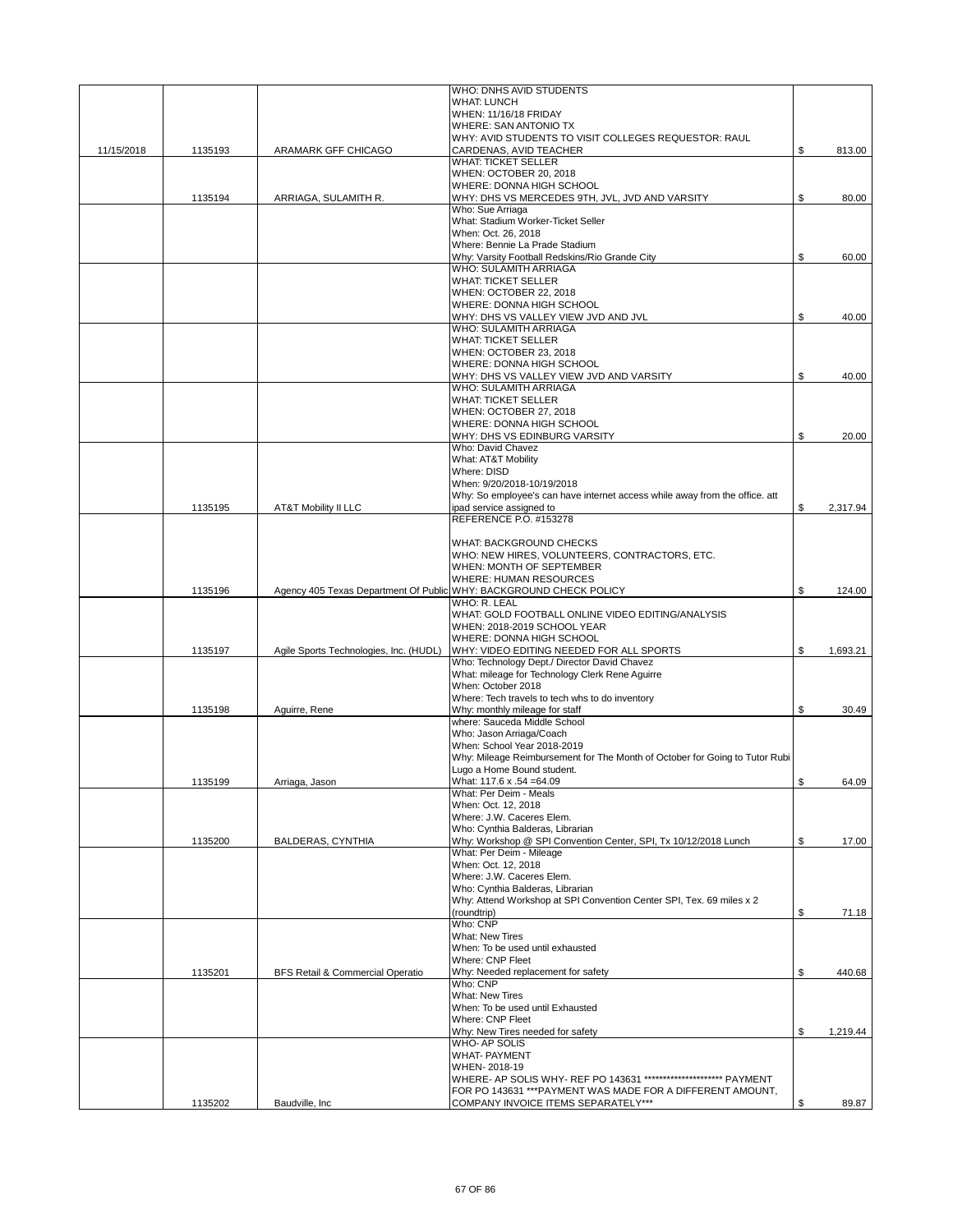| | | | | | |
|---|---|---|---|---|---|
| 11/15/2018 | 1135193 | ARAMARK GFF CHICAGO | WHO: DNHS AVID STUDENTS<br>WHAT: LUNCH<br>WHEN: 11/16/18 FRIDAY<br>WHERE: SAN ANTONIO TX<br>WHY: AVID STUDENTS TO VISIT COLLEGES REQUESTOR: RAUL CARDENAS, AVID TEACHER | $ | 813.00 |
| | 1135194 | ARRIAGA, SULAMITH R. | WHAT: TICKET SELLER<br>WHEN: OCTOBER 20, 2018<br>WHERE: DONNA HIGH SCHOOL<br>WHY: DHS VS MERCEDES 9TH, JVL, JVD AND VARSITY | $ | 80.00 |
| | | | Who: Sue Arriaga<br>What: Stadium Worker-Ticket Seller<br>When: Oct. 26, 2018<br>Where: Bennie La Prade Stadium<br>Why: Varsity Football Redskins/Rio Grande City | $ | 60.00 |
| | | | WHO: SULAMITH ARRIAGA<br>WHAT: TICKET SELLER<br>WHEN: OCTOBER 22, 2018<br>WHERE: DONNA HIGH SCHOOL<br>WHY: DHS VS VALLEY VIEW JVD AND JVL | $ | 40.00 |
| | | | WHO: SULAMITH ARRIAGA<br>WHAT: TICKET SELLER<br>WHEN: OCTOBER 23, 2018<br>WHERE: DONNA HIGH SCHOOL<br>WHY: DHS VS VALLEY VIEW JVD AND VARSITY | $ | 40.00 |
| | | | WHO: SULAMITH ARRIAGA<br>WHAT: TICKET SELLER<br>WHEN: OCTOBER 27, 2018<br>WHERE: DONNA HIGH SCHOOL<br>WHY: DHS VS EDINBURG VARSITY | $ | 20.00 |
| | 1135195 | AT&T Mobility II LLC | Who: David Chavez<br>What: AT&T Mobility<br>Where: DISD<br>When: 9/20/2018-10/19/2018<br>Why: So employee's can have internet access while away from the office. att ipad service assigned to | $ | 2,317.94 |
| | 1135196 | Agency 405 Texas Department Of Public | REFERENCE P.O. #153278<br><br>WHAT: BACKGROUND CHECKS<br>WHO: NEW HIRES, VOLUNTEERS, CONTRACTORS, ETC.<br>WHEN: MONTH OF SEPTEMBER<br>WHERE: HUMAN RESOURCES<br>WHY: BACKGROUND CHECK POLICY | $ | 124.00 |
| | 1135197 | Agile Sports Technologies, Inc. (HUDL) | WHO: R. LEAL<br>WHAT: GOLD FOOTBALL ONLINE VIDEO EDITING/ANALYSIS<br>WHEN: 2018-2019 SCHOOL YEAR<br>WHERE: DONNA HIGH SCHOOL<br>WHY: VIDEO EDITING NEEDED FOR ALL SPORTS | $ | 1,693.21 |
| | 1135198 | Aguirre, Rene | Who: Technology Dept./ Director David Chavez<br>What: mileage for Technology Clerk Rene Aguirre<br>When: October 2018<br>Where: Tech travels to tech whs to do inventory<br>Why: monthly mileage for staff | $ | 30.49 |
| | 1135199 | Arriaga, Jason | where: Sauceda Middle School<br>Who: Jason Arriaga/Coach<br>When: School Year 2018-2019<br>Why: Mileage Reimbursement for The Month of October for Going to Tutor Rubi Lugo a Home Bound student.<br>What: 117.6 x .54 =64.09 | $ | 64.09 |
| | 1135200 | BALDERAS, CYNTHIA | What: Per Deim - Meals<br>When: Oct. 12, 2018<br>Where: J.W. Caceres Elem.<br>Who: Cynthia Balderas, Librarian<br>Why: Workshop @ SPI Convention Center, SPI, Tx 10/12/2018 Lunch | $ | 17.00 |
| | | | What: Per Deim - Mileage<br>When: Oct. 12, 2018<br>Where: J.W. Caceres Elem.<br>Who: Cynthia Balderas, Librarian<br>Why: Attend Workshop at SPI Convention Center SPI, Tex. 69 miles x 2 (roundtrip) | $ | 71.18 |
| | 1135201 | BFS Retail & Commercial Operatio | Who: CNP<br>What: New Tires<br>When: To be used until exhausted<br>Where: CNP Fleet<br>Why: Needed replacement for safety | $ | 440.68 |
| | | | Who: CNP<br>What: New Tires<br>When: To be used until Exhausted<br>Where: CNP Fleet<br>Why: New Tires needed for safety | $ | 1,219.44 |
| | 1135202 | Baudville, Inc | WHO- AP SOLIS<br>WHAT- PAYMENT<br>WHEN- 2018-19<br>WHERE- AP SOLIS WHY- REF PO 143631 ********************* PAYMENT FOR PO 143631 ***PAYMENT WAS MADE FOR A DIFFERENT AMOUNT, COMPANY INVOICE ITEMS SEPARATELY*** | $ | 89.87 |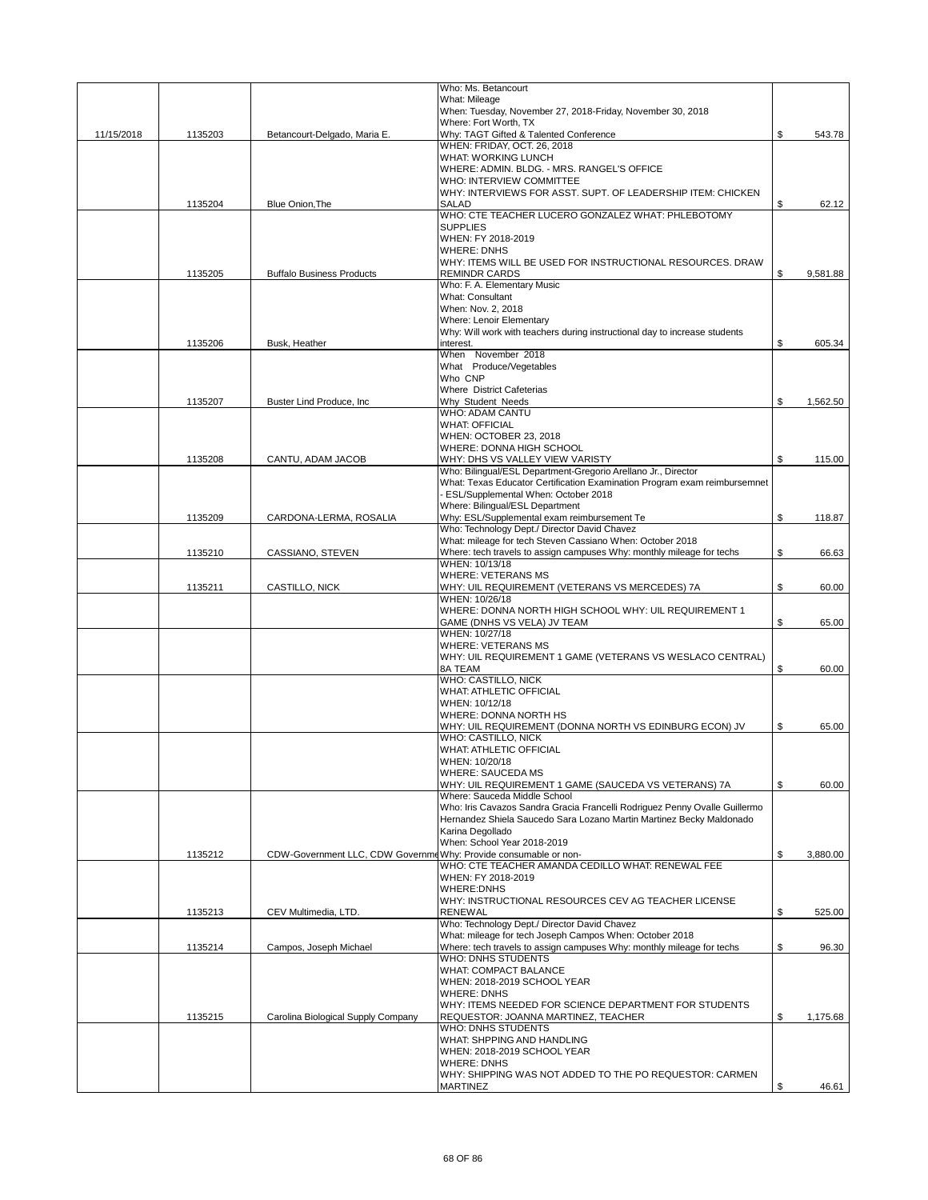| | | | | | |
|---|---|---|---|---|---|
| 11/15/2018 | 1135203 | Betancourt-Delgado, Maria E. | Who: Ms. Betancourt<br>What: Mileage<br>When: Tuesday, November 27, 2018-Friday, November 30, 2018<br>Where: Fort Worth, TX<br>Why: TAGT Gifted & Talented Conference | $ | 543.78 |
| | 1135204 | Blue Onion,The | WHEN: FRIDAY, OCT. 26, 2018<br>WHAT: WORKING LUNCH<br>WHERE: ADMIN. BLDG. - MRS. RANGEL'S OFFICE<br>WHO: INTERVIEW COMMITTEE<br>WHY: INTERVIEWS FOR ASST. SUPT. OF LEADERSHIP ITEM: CHICKEN SALAD | $ | 62.12 |
| | 1135205 | Buffalo Business Products | WHO: CTE TEACHER LUCERO GONZALEZ WHAT: PHLEBOTOMY SUPPLIES<br>WHEN: FY 2018-2019<br>WHERE: DNHS<br>WHY: ITEMS WILL BE USED FOR INSTRUCTIONAL RESOURCES. DRAW REMINDR CARDS | $ | 9,581.88 |
| | 1135206 | Busk, Heather | Who: F. A. Elementary Music<br>What: Consultant<br>When: Nov. 2, 2018<br>Where: Lenoir Elementary<br>Why: Will work with teachers during instructional day to increase students interest. | $ | 605.34 |
| | 1135207 | Buster Lind Produce, Inc | When November 2018<br>What Produce/Vegetables<br>Who CNP<br>Where District Cafeterias<br>Why Student Needs | $ | 1,562.50 |
| | 1135208 | CANTU, ADAM JACOB | WHO: ADAM CANTU<br>WHAT: OFFICIAL<br>WHEN: OCTOBER 23, 2018<br>WHERE: DONNA HIGH SCHOOL<br>WHY: DHS VS VALLEY VIEW VARISTY | $ | 115.00 |
| | 1135209 | CARDONA-LERMA, ROSALIA | Who: Bilingual/ESL Department-Gregorio Arellano Jr., Director<br>What: Texas Educator Certification Examination Program exam reimbursemnet - ESL/Supplemental When: October 2018<br>Where: Bilingual/ESL Department<br>Why: ESL/Supplemental exam reimbursement Te | $ | 118.87 |
| | 1135210 | CASSIANO, STEVEN | Who: Technology Dept./ Director David Chavez<br>What: mileage for tech Steven Cassiano When: October 2018<br>Where: tech travels to assign campuses Why: monthly mileage for techs | $ | 66.63 |
| | 1135211 | CASTILLO, NICK | WHEN: 10/13/18<br>WHERE: VETERANS MS<br>WHY: UIL REQUIREMENT (VETERANS VS MERCEDES) 7A | $ | 60.00 |
| | | | WHEN: 10/26/18<br>WHERE: DONNA NORTH HIGH SCHOOL WHY: UIL REQUIREMENT 1 GAME (DNHS VS VELA) JV TEAM | $ | 65.00 |
| | | | WHEN: 10/27/18<br>WHERE: VETERANS MS<br>WHY: UIL REQUIREMENT 1 GAME (VETERANS VS WESLACO CENTRAL) 8A TEAM | $ | 60.00 |
| | | | WHO: CASTILLO, NICK<br>WHAT: ATHLETIC OFFICIAL<br>WHEN: 10/12/18<br>WHERE: DONNA NORTH HS<br>WHY: UIL REQUIREMENT (DONNA NORTH VS EDINBURG ECON) JV | $ | 65.00 |
| | | | WHO: CASTILLO, NICK<br>WHAT: ATHLETIC OFFICIAL<br>WHEN: 10/20/18<br>WHERE: SAUCEDA MS<br>WHY: UIL REQUIREMENT 1 GAME (SAUCEDA VS VETERANS) 7A | $ | 60.00 |
| | 1135212 | CDW-Government LLC, CDW Governme | Where: Sauceda Middle School<br>Who: Iris Cavazos Sandra Gracia Francelli Rodriguez Penny Ovalle Guillermo Hernandez Shiela Saucedo Sara Lozano Martin Martinez Becky Maldonado Karina Degollado<br>When: School Year 2018-2019<br>Why: Provide consumable or non- | $ | 3,880.00 |
| | 1135213 | CEV Multimedia, LTD. | WHO: CTE TEACHER AMANDA CEDILLO WHAT: RENEWAL FEE<br>WHEN: FY 2018-2019<br>WHERE:DNHS<br>WHY: INSTRUCTIONAL RESOURCES CEV AG TEACHER LICENSE RENEWAL | $ | 525.00 |
| | 1135214 | Campos, Joseph Michael | Who: Technology Dept./ Director David Chavez<br>What: mileage for tech Joseph Campos When: October 2018<br>Where: tech travels to assign campuses Why: monthly mileage for techs | $ | 96.30 |
| | 1135215 | Carolina Biological Supply Company | WHO: DNHS STUDENTS<br>WHAT: COMPACT BALANCE<br>WHEN: 2018-2019 SCHOOL YEAR<br>WHERE: DNHS<br>WHY: ITEMS NEEDED FOR SCIENCE DEPARTMENT FOR STUDENTS REQUESTOR: JOANNA MARTINEZ, TEACHER | $ | 1,175.68 |
| | | | WHO: DNHS STUDENTS<br>WHAT: SHPPING AND HANDLING<br>WHEN: 2018-2019 SCHOOL YEAR<br>WHERE: DNHS<br>WHY: SHIPPING WAS NOT ADDED TO THE PO REQUESTOR: CARMEN MARTINEZ | $ | 46.61 |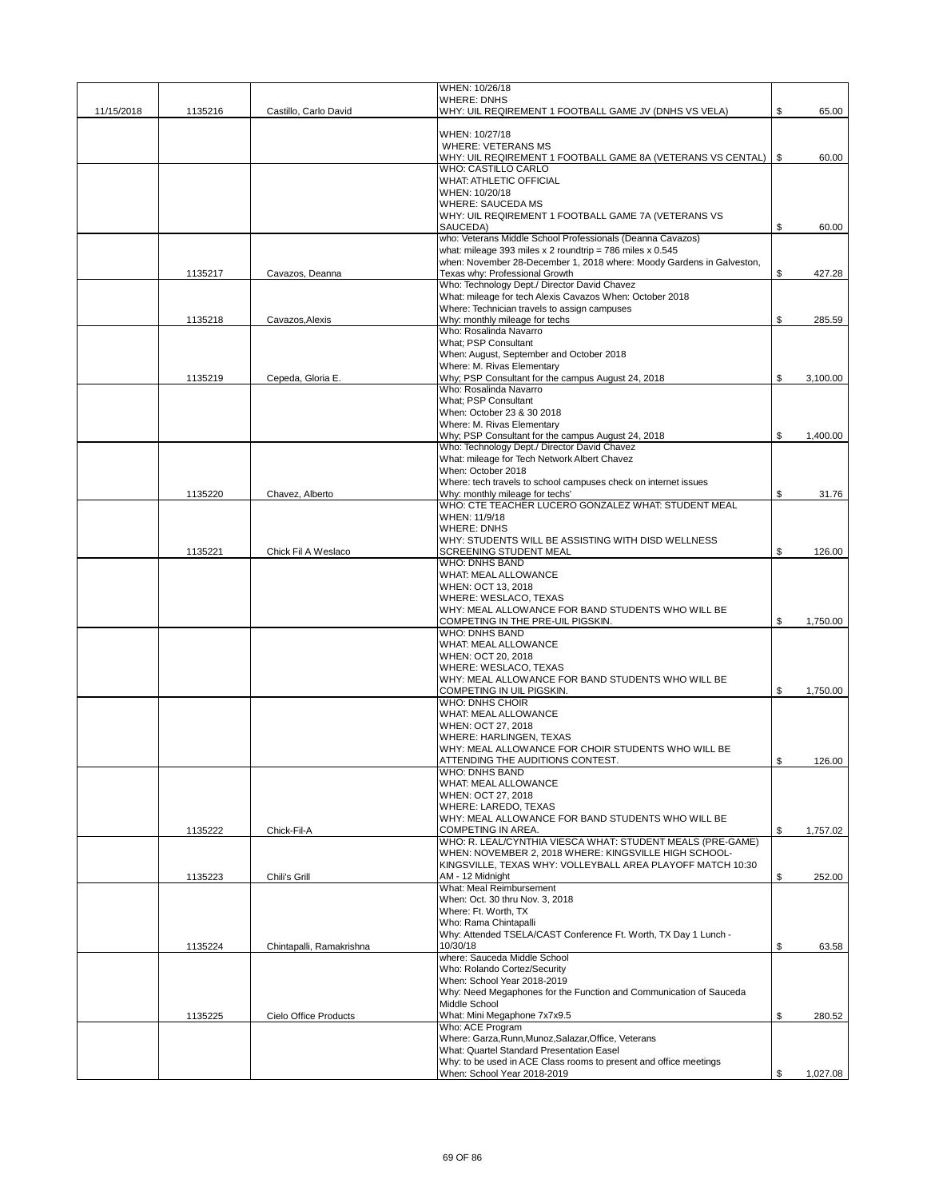| | | | | | |
|---|---|---|---|---|---|
| 11/15/2018 | 1135216 | Castillo, Carlo David | WHEN: 10/26/18<br>WHERE: DNHS<br>WHY: UIL REQIREMENT 1 FOOTBALL GAME JV (DNHS VS VELA) | $ | 65.00 |
| | | | WHEN: 10/27/18<br>WHERE: VETERANS MS<br>WHY: UIL REQIREMENT 1 FOOTBALL GAME 8A (VETERANS VS CENTAL) | $ | 60.00 |
| | | | WHO: CASTILLO CARLO<br>WHAT: ATHLETIC OFFICIAL<br>WHEN: 10/20/18<br>WHERE: SAUCEDA MS<br>WHY: UIL REQIREMENT 1 FOOTBALL GAME 7A (VETERANS VS SAUCEDA) | $ | 60.00 |
| | 1135217 | Cavazos, Deanna | who: Veterans Middle School Professionals (Deanna Cavazos)<br>what: mileage 393 miles x 2 roundtrip = 786 miles x 0.545<br>when: November 28-December 1, 2018 where: Moody Gardens in Galveston, Texas why: Professional Growth | $ | 427.28 |
| | 1135218 | Cavazos,Alexis | Who: Technology Dept./ Director David Chavez<br>What: mileage for tech Alexis Cavazos When: October 2018<br>Where: Technician travels to assign campuses<br>Why: monthly mileage for techs | $ | 285.59 |
| | 1135219 | Cepeda, Gloria E. | Who: Rosalinda Navarro<br>What; PSP Consultant<br>When: August, September and October 2018<br>Where: M. Rivas Elementary<br>Why; PSP Consultant for the campus August 24, 2018 | $ | 3,100.00 |
| | | | Who: Rosalinda Navarro<br>What; PSP Consultant<br>When: October 23 & 30 2018<br>Where: M. Rivas Elementary<br>Why; PSP Consultant for the campus August 24, 2018 | $ | 1,400.00 |
| | 1135220 | Chavez, Alberto | Who: Technology Dept./ Director David Chavez<br>What: mileage for Tech Network Albert Chavez<br>When: October 2018<br>Where: tech travels to school campuses check on internet issues<br>Why: monthly mileage for techs' | $ | 31.76 |
| | 1135221 | Chick Fil A Weslaco | WHO: CTE TEACHER LUCERO GONZALEZ WHAT: STUDENT MEAL<br>WHEN: 11/9/18<br>WHERE: DNHS<br>WHY: STUDENTS WILL BE ASSISTING WITH DISD WELLNESS SCREENING STUDENT MEAL | $ | 126.00 |
| | | | WHO: DNHS BAND<br>WHAT: MEAL ALLOWANCE<br>WHEN: OCT 13, 2018<br>WHERE: WESLACO, TEXAS<br>WHY: MEAL ALLOWANCE FOR BAND STUDENTS WHO WILL BE COMPETING IN THE PRE-UIL PIGSKIN. | $ | 1,750.00 |
| | | | WHO: DNHS BAND<br>WHAT: MEAL ALLOWANCE<br>WHEN: OCT 20, 2018<br>WHERE: WESLACO, TEXAS<br>WHY: MEAL ALLOWANCE FOR BAND STUDENTS WHO WILL BE COMPETING IN UIL PIGSKIN. | $ | 1,750.00 |
| | | | WHO: DNHS CHOIR<br>WHAT: MEAL ALLOWANCE<br>WHEN: OCT 27, 2018<br>WHERE: HARLINGEN, TEXAS<br>WHY: MEAL ALLOWANCE FOR CHOIR STUDENTS WHO WILL BE ATTENDING THE AUDITIONS CONTEST. | $ | 126.00 |
| | 1135222 | Chick-Fil-A | WHO: DNHS BAND<br>WHAT: MEAL ALLOWANCE<br>WHEN: OCT 27, 2018<br>WHERE: LAREDO, TEXAS<br>WHY: MEAL ALLOWANCE FOR BAND STUDENTS WHO WILL BE COMPETING IN AREA. | $ | 1,757.02 |
| | 1135223 | Chili's Grill | WHO: R. LEAL/CYNTHIA VIESCA WHAT: STUDENT MEALS (PRE-GAME)<br>WHEN: NOVEMBER 2, 2018 WHERE: KINGSVILLE HIGH SCHOOL-KINGSVILLE, TEXAS WHY: VOLLEYBALL AREA PLAYOFF MATCH 10:30 AM - 12 Midnight | $ | 252.00 |
| | 1135224 | Chintapalli, Ramakrishna | What: Meal Reimbursement<br>When: Oct. 30 thru Nov. 3, 2018<br>Where: Ft. Worth, TX<br>Who: Rama Chintapalli<br>Why: Attended TSELA/CAST Conference Ft. Worth, TX Day 1 Lunch - 10/30/18 | $ | 63.58 |
| | 1135225 | Cielo Office Products | where: Sauceda Middle School<br>Who: Rolando Cortez/Security<br>When: School Year 2018-2019<br>Why: Need Megaphones for the Function and Communication of Sauceda Middle School<br>What: Mini Megaphone 7x7x9.5 | $ | 280.52 |
| | | | Who: ACE Program<br>Where: Garza,Runn,Munoz,Salazar,Office, Veterans<br>What: Quartel Standard Presentation Easel<br>Why: to be used in ACE Class rooms to present and office meetings<br>When: School Year 2018-2019 | $ | 1,027.08 |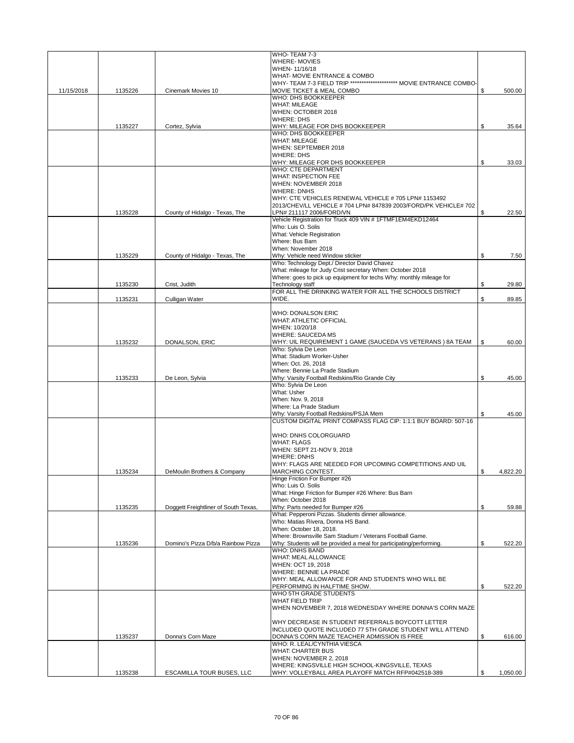| | | | | |
|---|---|---|---|---|
| 11/15/2018 | 1135226 | Cinemark Movies 10 | WHO- TEAM 7-3<br>WHERE- MOVIES<br>WHEN- 11/16/18<br>WHAT- MOVIE ENTRANCE & COMBO<br>WHY- TEAM 7-3 FIELD TRIP ******************** MOVIE ENTRANCE COMBO-MOVIE TICKET & MEAL COMBO | $ 500.00 |
| | 1135227 | Cortez, Sylvia | WHO: DHS BOOKKEEPER<br>WHAT: MILEAGE<br>WHEN: OCTOBER 2018<br>WHERE: DHS<br>WHY: MILEAGE FOR DHS BOOKKEEPER | $ 35.64 |
| | | | WHO: DHS BOOKKEEPER<br>WHAT: MILEAGE<br>WHEN: SEPTEMBER 2018<br>WHERE: DHS<br>WHY: MILEAGE FOR DHS BOOKKEEPER | $ 33.03 |
| | 1135228 | County of Hidalgo - Texas, The | WHO: CTE DEPARTMENT<br>WHAT: INSPECTION FEE<br>WHEN: NOVEMBER 2018<br>WHERE: DNHS<br>WHY: CTE VEHICLES RENEWAL VEHICLE # 705 LPN# 1153492 2013/CHEV/LL VEHICLE # 704 LPN# 847839 2003/FORD/PK VEHICLE# 702 LPN# 211117 2006/FORD/VN | $ 22.50 |
| | 1135229 | County of Hidalgo - Texas, The | Vehicle Registration for Truck 409 VIN # 1FTMF1EM4EKD12464<br>Who: Luis O. Solis<br>What: Vehicle Registration<br>Where: Bus Barn<br>When: November 2018<br>Why: Vehicle need Window sticker | $ 7.50 |
| | 1135230 | Crist, Judith | Who: Technology Dept./ Director David Chavez<br>What: mileage for Judy Crist secretary When: October 2018<br>Where: goes to pick up equipment for techs Why: monthly mileage for Technology staff | $ 29.80 |
| | 1135231 | Culligan Water | FOR ALL THE DRINKING WATER FOR ALL THE SCHOOLS DISTRICT WIDE. | $ 89.85 |
| | 1135232 | DONALSON, ERIC | WHO: DONALSON ERIC<br>WHAT: ATHLETIC OFFICIAL<br>WHEN: 10/20/18<br>WHERE: SAUCEDA MS<br>WHY: UIL REQUIREMENT 1 GAME (SAUCEDA VS VETERANS ) 8A TEAM | $ 60.00 |
| | 1135233 | De Leon, Sylvia | Who: Sylvia De Leon<br>What: Stadium Worker-Usher<br>When: Oct. 26, 2018<br>Where: Bennie La Prade Stadium<br>Why: Varsity Football Redskins/Rio Grande City | $ 45.00 |
| | | | Who: Sylvia De Leon<br>What: Usher<br>When: Nov. 9, 2018<br>Where: La Prade Stadium<br>Why: Varsity Football Redskins/PSJA Mem | $ 45.00 |
| | 1135234 | DeMoulin Brothers & Company | CUSTOM DIGITAL PRINT COMPASS FLAG CIP: 1:1:1 BUY BOARD: 507-16<br><br>WHO: DNHS COLORGUARD<br>WHAT: FLAGS<br>WHEN: SEPT 21-NOV 9, 2018<br>WHERE: DNHS<br>WHY: FLAGS ARE NEEDED FOR UPCOMING COMPETITIONS AND UIL MARCHING CONTEST. | $ 4,822.20 |
| | 1135235 | Doggett Freightliner of South Texas, | Hinge Friction For Bumper #26<br>Who: Luis O. Solis<br>What: Hinge Friction for Bumper #26 Where: Bus Barn<br>When: October 2018<br>Why: Parts needed for Bumper #26 | $ 59.88 |
| | 1135236 | Domino's Pizza D/b/a Rainbow Pizza | What: Pepperoni Pizzas. Students dinner allowance.<br>Who: Matias Rivera, Donna HS Band.<br>When: October 18, 2018.<br>Where: Brownsville Sam Stadium / Veterans Football Game.<br>Why: Students will be provided a meal for participating/performing. | $ 522.20 |
| | | | WHO: DNHS BAND<br>WHAT: MEAL ALLOWANCE<br>WHEN: OCT 19, 2018<br>WHERE: BENNIE LA PRADE<br>WHY: MEAL ALLOWANCE FOR AND STUDENTS WHO WILL BE PERFORMING IN HALFTIME SHOW. | $ 522.20 |
| | 1135237 | Donna's Corn Maze | WHO 5TH GRADE STUDENTS<br>WHAT FIELD TRIP<br>WHEN NOVEMBER 7, 2018 WEDNESDAY WHERE DONNA'S CORN MAZE<br><br>WHY DECREASE IN STUDENT REFERRALS BOYCOTT LETTER INCLUDED QUOTE INCLUDED 77 5TH GRADE STUDENT WILL ATTEND DONNA'S CORN MAZE TEACHER ADMISSION IS FREE | $ 616.00 |
| | 1135238 | ESCAMILLA TOUR BUSES, LLC | WHO: R. LEAL/CYNTHIA VIESCA<br>WHAT: CHARTER BUS<br>WHEN: NOVEMBER 2, 2018<br>WHERE: KINGSVILLE HIGH SCHOOL-KINGSVILLE, TEXAS<br>WHY: VOLLEYBALL AREA PLAYOFF MATCH RFP#042518-389 | $ 1,050.00 |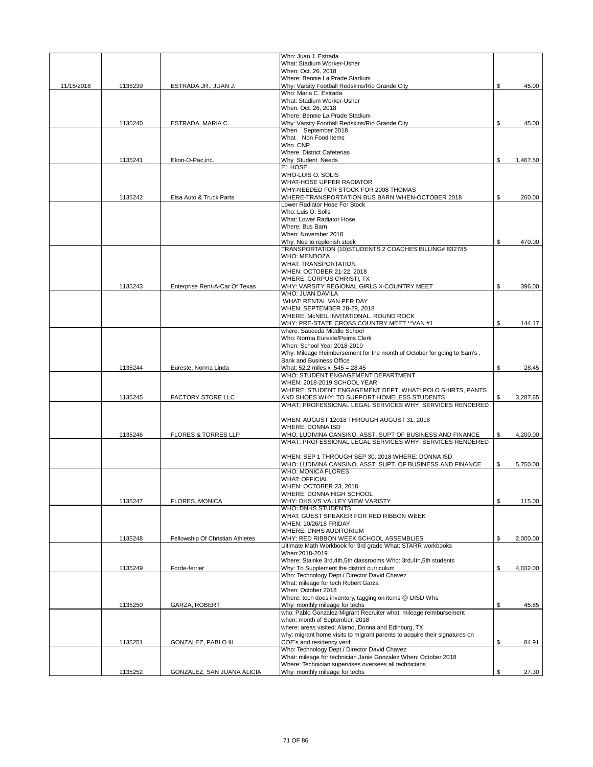| | | | | | |
|---|---|---|---|---|---|
| 11/15/2018 | 1135239 | ESTRADA JR., JUAN J. | Who: Juan J. Estrada<br>What: Stadium Worker-Usher<br>When: Oct. 26, 2018<br>Where: Bennie La Prade Stadium<br>Why: Varsity Football Redskins/Rio Grande City | $ | 45.00 |
| | 1135240 | ESTRADA, MARIA C. | Who: Maria C. Estrada<br>What: Stadium Worker-Usher<br>When: Oct. 26, 2018<br>Where: Bennie La Prade Stadium<br>Why: Varsity Football Redskins/Rio Grande City | $ | 45.00 |
| | 1135241 | Ekon-O-Pac,inc. | When September 2018<br>What Non Food Items<br>Who CNP<br>Where District Cafeterias<br>Why Student Needs | $ | 1,467.50 |
| | 1135242 | Elsa Auto & Truck Parts | E1 HOSE<br>WHO-LUIS O. SOLIS<br>WHAT-HOSE UPPER RADIATOR<br>WHY-NEEDED FOR STOCK FOR 2008 THOMAS<br>WHERE-TRANSPORTATION BUS BARN WHEN-OCTOBER 2018 | $ | 260.00 |
| | | | Lower Radiator Hose For Stock<br>Who: Luis O. Solis<br>What: Lower Radiator Hose<br>Where: Bus Barn<br>When: November 2018<br>Why: Nee to replenish stock | $ | 470.00 |
| | 1135243 | Enterprise Rent-A-Car Of Texas | TRANSPORTATION (10)STUDENTS 2 COACHES BILLING# 832785<br>WHO: MENDOZA<br>WHAT: TRANSPORTATION<br>WHEN: OCTOBER 21-22, 2018<br>WHERE: CORPUS CHRISTI, TX<br>WHY: VARSITY REGIONAL GIRLS X-COUNTRY MEET | $ | 396.00 |
| | | | WHO: JUAN DAVILA<br>WHAT: RENTAL VAN PER DAY<br>WHEN: SEPTEMBER 28-29, 2018<br>WHERE: McNEIL INVITATIONAL, ROUND ROCK<br>WHY: PRE-STATE CROSS COUNTRY MEET **VAN #1 | $ | 144.17 |
| | 1135244 | Eureste, Norma Linda | where: Sauceda Middle School<br>Who: Norma Eureste/Peims Clerk<br>When: School Year 2018-2019<br>Why: Mileage Reimbursement for the month of October for going to Sam's , Bank and Business Office<br>What: 52.2 miles x .545 = 28.45 | $ | 28.45 |
| | 1135245 | FACTORY STORE LLC | WHO: STUDENT ENGAGEMENT DEPARTMENT<br>WHEN: 2018-2019 SCHOOL YEAR<br>WHERE: STUDENT ENGAGEMENT DEPT. WHAT: POLO SHIRTS, PANTS AND SHOES WHY: TO SUPPORT HOMELESS STUDENTS | $ | 3,287.65 |
| | 1135246 | FLORES & TORRES LLP | WHAT: PROFESSIONAL LEGAL SERVICES WHY: SERVICES RENDERED<br><br>WHEN: AUGUST 12018 THROUGH AUGUST 31, 2018<br>WHERE: DONNA ISD<br>WHO: LUDIVINA CANSINO, ASST. SUPT OF BUSINESS AND FINANCE | $ | 4,200.00 |
| | | | WHAT: PROFESSIONAL LEGAL SERVICES WHY: SERVICES RENDERED<br><br>WHEN: SEP 1 THROUGH SEP 30, 2018 WHERE: DONNA ISD<br>WHO: LUDIVINA CANSINO, ASST. SUPT. OF BUSINESS AND FINANCE | $ | 5,750.00 |
| | 1135247 | FLORES, MONICA | WHO: MONICA FLORES<br>WHAT: OFFICIAL<br>WHEN: OCTOBER 23, 2018<br>WHERE: DONNA HIGH SCHOOL<br>WHY: DHS VS VALLEY VIEW VARISTY | $ | 115.00 |
| | 1135248 | Fellowship Of Christian Athletes | WHO: DNHS STUDENTS<br>WHAT: GUEST SPEAKER FOR RED RIBBON WEEK<br>WHEN: 10/26/18 FRIDAY<br>WHERE: DNHS AUDITORIUM<br>WHY: RED RIBBON WEEK SCHOOL ASSEMBLIES | $ | 2,000.00 |
| | 1135249 | Forde-ferrier | Ultimate Math Workbook for 3rd grade What: STARR workbooks<br>When:2018-2019<br>Where: Stainke 3rd,4th,5th classrooms Who: 3rd,4th,5th students<br>Why: To Supplement the district curriculum | $ | 4,032.00 |
| | 1135250 | GARZA, ROBERT | Who: Technology Dept./ Director David Chavez<br>What: mileage for tech Robert Garza<br>When: October 2018<br>Where: tech does inventory, tagging on items @ DISD Whs<br>Why: monthly mileage for techs | $ | 45.85 |
| | 1135251 | GONZALEZ, PABLO III | who: Pablo Gonzalez-Migrant Recruiter what: mileage reimbursement<br>when: month of September, 2018<br>where: areas visited: Alamo, Donna and Edinburg, TX<br>why: migrant home visits to migrant parents to acquire their signatures on COE's and residency verif | $ | 84.91 |
| | 1135252 | GONZALEZ, SAN JUANA ALICIA | Who: Technology Dept./ Director David Chavez<br>What: mileage for technician Janie Gonzalez When: October 2018<br>Where: Technician supervises oversees all technicians<br>Why: monthly mileage for techs | $ | 27.30 |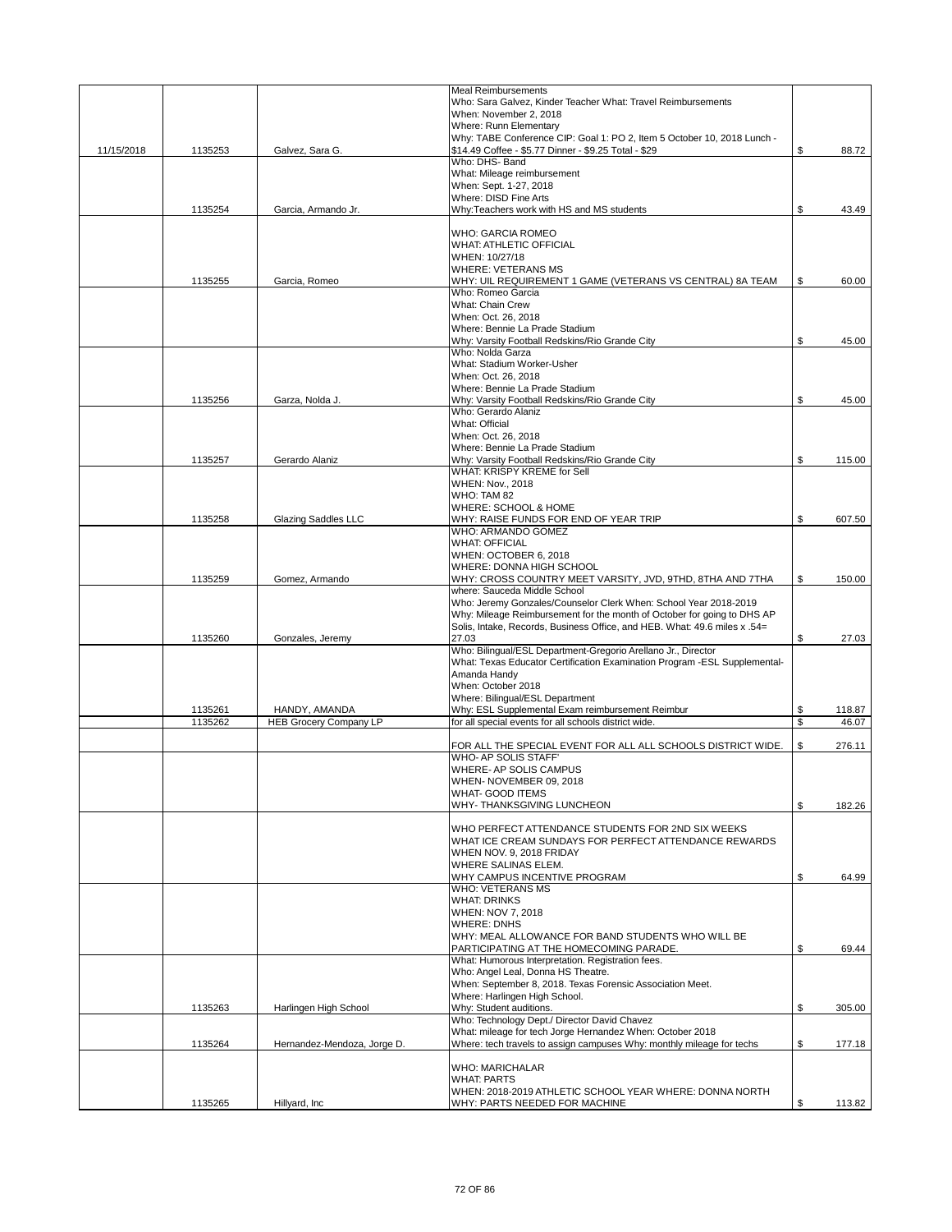| | | | | |
|---|---|---|---|---|
| | | | Meal Reimbursements<br>Who: Sara Galvez, Kinder Teacher What: Travel Reimbursements<br>When: November 2, 2018<br>Where: Runn Elementary<br>Why: TABE Conference CIP: Goal 1: PO 2, Item 5 October 10, 2018 Lunch - | |
| 11/15/2018 | 1135253 | Galvez, Sara G. | $14.49 Coffee - $5.77 Dinner - $9.25 Total - $29 | $ 88.72 |
| | 1135254 | Garcia, Armando Jr. | Who: DHS- Band<br>What: Mileage reimbursement<br>When: Sept. 1-27, 2018<br>Where: DISD Fine Arts<br>Why:Teachers work with HS and MS students | $ 43.49 |
| | 1135255 | Garcia, Romeo | WHO: GARCIA ROMEO<br>WHAT: ATHLETIC OFFICIAL<br>WHEN: 10/27/18<br>WHERE: VETERANS MS<br>WHY: UIL REQUIREMENT 1 GAME (VETERANS VS CENTRAL) 8A TEAM | $ 60.00 |
| | | | Who: Romeo Garcia<br>What: Chain Crew<br>When: Oct. 26, 2018<br>Where: Bennie La Prade Stadium<br>Why: Varsity Football Redskins/Rio Grande City | $ 45.00 |
| | 1135256 | Garza, Nolda J. | Who: Nolda Garza<br>What: Stadium Worker-Usher<br>When: Oct. 26, 2018<br>Where: Bennie La Prade Stadium<br>Why: Varsity Football Redskins/Rio Grande City | $ 45.00 |
| | 1135257 | Gerardo Alaniz | Who: Gerardo Alaniz<br>What: Official<br>When: Oct. 26, 2018<br>Where: Bennie La Prade Stadium<br>Why: Varsity Football Redskins/Rio Grande City | $ 115.00 |
| | 1135258 | Glazing Saddles LLC | WHAT: KRISPY KREME for Sell<br>WHEN: Nov., 2018<br>WHO: TAM 82<br>WHERE: SCHOOL & HOME<br>WHY: RAISE FUNDS FOR END OF YEAR TRIP | $ 607.50 |
| | 1135259 | Gomez, Armando | WHO: ARMANDO GOMEZ<br>WHAT: OFFICIAL<br>WHEN: OCTOBER 6, 2018<br>WHERE: DONNA HIGH SCHOOL<br>WHY: CROSS COUNTRY MEET VARSITY, JVD, 9THD, 8THA AND 7THA | $ 150.00 |
| | 1135260 | Gonzales, Jeremy | where: Sauceda Middle School<br>Who: Jeremy Gonzales/Counselor Clerk When: School Year 2018-2019<br>Why: Mileage Reimbursement for the month of October for going to DHS AP Solis, Intake, Records, Business Office, and HEB. What: 49.6 miles x .54= 27.03 | $ 27.03 |
| | 1135261 | HANDY, AMANDA | Who: Bilingual/ESL Department-Gregorio Arellano Jr., Director<br>What: Texas Educator Certification Examination Program -ESL Supplemental-Amanda Handy<br>When: October 2018<br>Where: Bilingual/ESL Department<br>Why: ESL Supplemental Exam reimbursement Reimbur | $ 118.87 |
| | 1135262 | HEB Grocery Company LP | for all special events for all schools district wide. | $ 46.07 |
| | | | FOR ALL THE SPECIAL EVENT FOR ALL ALL SCHOOLS DISTRICT WIDE. | $ 276.11 |
| | | | WHO- AP SOLIS STAFF'<br>WHERE- AP SOLIS CAMPUS<br>WHEN- NOVEMBER 09, 2018<br>WHAT- GOOD ITEMS<br>WHY- THANKSGIVING LUNCHEON | $ 182.26 |
| | | | WHO PERFECT ATTENDANCE STUDENTS FOR 2ND SIX WEEKS<br>WHAT ICE CREAM SUNDAYS FOR PERFECT ATTENDANCE REWARDS<br>WHEN NOV. 9, 2018 FRIDAY<br>WHERE SALINAS ELEM.<br>WHY CAMPUS INCENTIVE PROGRAM | $ 64.99 |
| | | | WHO: VETERANS MS<br>WHAT: DRINKS<br>WHEN: NOV 7, 2018<br>WHERE: DNHS<br>WHY: MEAL ALLOWANCE FOR BAND STUDENTS WHO WILL BE PARTICIPATING AT THE HOMECOMING PARADE. | $ 69.44 |
| | 1135263 | Harlingen High School | What: Humorous Interpretation. Registration fees.<br>Who: Angel Leal, Donna HS Theatre.<br>When: September 8, 2018. Texas Forensic Association Meet.<br>Where: Harlingen High School.<br>Why: Student auditions. | $ 305.00 |
| | 1135264 | Hernandez-Mendoza, Jorge D. | Who: Technology Dept./ Director David Chavez<br>What: mileage for tech Jorge Hernandez When: October 2018<br>Where: tech travels to assign campuses Why: monthly mileage for techs | $ 177.18 |
| | 1135265 | Hillyard, Inc | WHO: MARICHALAR<br>WHAT: PARTS<br>WHEN: 2018-2019 ATHLETIC SCHOOL YEAR WHERE: DONNA NORTH<br>WHY: PARTS NEEDED FOR MACHINE | $ 113.82 |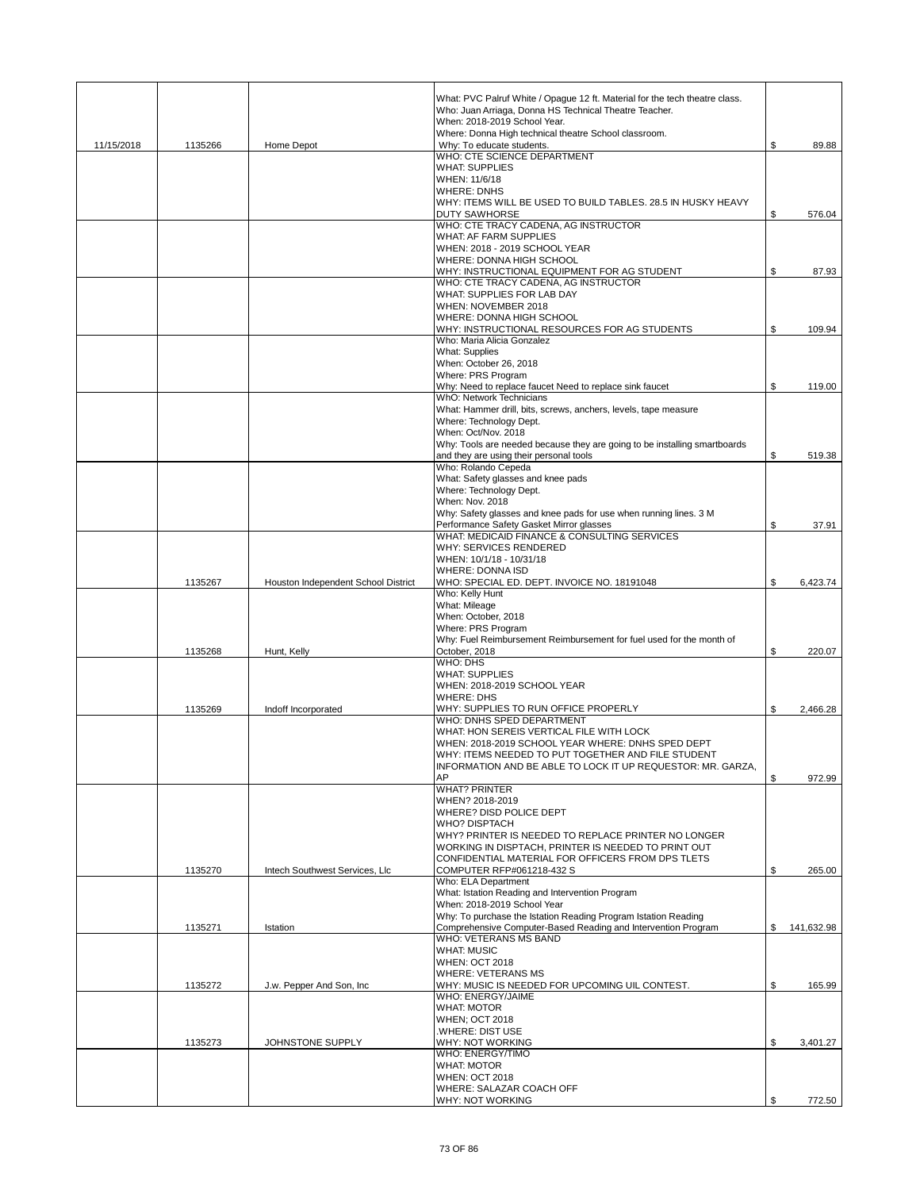| | | | | |
|---|---|---|---|---|
| 11/15/2018 | 1135266 | Home Depot | What: PVC Palruf White / Opague 12 ft. Material for the tech theatre class. Who: Juan Arriaga, Donna HS Technical Theatre Teacher. When: 2018-2019 School Year. Where: Donna High technical theatre School classroom. Why: To educate students. | $ 89.88 |
| | | | WHO: CTE SCIENCE DEPARTMENT WHAT: SUPPLIES WHEN: 11/6/18 WHERE: DNHS WHY: ITEMS WILL BE USED TO BUILD TABLES. 28.5 IN HUSKY HEAVY DUTY SAWHORSE | $ 576.04 |
| | | | WHO: CTE TRACY CADENA, AG INSTRUCTOR WHAT: AF FARM SUPPLIES WHEN: 2018 - 2019 SCHOOL YEAR WHERE: DONNA HIGH SCHOOL WHY: INSTRUCTIONAL EQUIPMENT FOR AG STUDENT | $ 87.93 |
| | | | WHO: CTE TRACY CADENA, AG INSTRUCTOR WHAT: SUPPLIES FOR LAB DAY WHEN: NOVEMBER 2018 WHERE: DONNA HIGH SCHOOL WHY: INSTRUCTIONAL RESOURCES FOR AG STUDENTS | $ 109.94 |
| | | | Who: Maria Alicia Gonzalez What: Supplies When: October 26, 2018 Where: PRS Program Why: Need to replace faucet Need to replace sink faucet | $ 119.00 |
| | | | WhO: Network Technicians What: Hammer drill, bits, screws, anchers, levels, tape measure Where: Technology Dept. When: Oct/Nov. 2018 Why: Tools are needed because they are going to be installing smartboards and they are using their personal tools | $ 519.38 |
| | | | Who: Rolando Cepeda What: Safety glasses and knee pads Where: Technology Dept. When: Nov. 2018 Why: Safety glasses and knee pads for use when running lines. 3 M Performance Safety Gasket Mirror glasses | $ 37.91 |
| | 1135267 | Houston Independent School District | WHAT: MEDICAID FINANCE & CONSULTING SERVICES WHY: SERVICES RENDERED WHEN: 10/1/18 - 10/31/18 WHERE: DONNA ISD WHO: SPECIAL ED. DEPT. INVOICE NO. 18191048 | $ 6,423.74 |
| | 1135268 | Hunt, Kelly | Who: Kelly Hunt What: Mileage When: October, 2018 Where: PRS Program Why: Fuel Reimbursement Reimbursement for fuel used for the month of October, 2018 | $ 220.07 |
| | 1135269 | Indoff Incorporated | WHO: DHS WHAT: SUPPLIES WHEN: 2018-2019 SCHOOL YEAR WHERE: DHS WHY: SUPPLIES TO RUN OFFICE PROPERLY | $ 2,466.28 |
| | | | WHO: DNHS SPED DEPARTMENT WHAT: HON SEREIS VERTICAL FILE WITH LOCK WHEN: 2018-2019 SCHOOL YEAR WHERE: DNHS SPED DEPT WHY: ITEMS NEEDED TO PUT TOGETHER AND FILE STUDENT INFORMATION AND BE ABLE TO LOCK IT UP REQUESTOR: MR. GARZA, AP | $ 972.99 |
| | 1135270 | Intech Southwest Services, Llc | WHAT? PRINTER WHEN? 2018-2019 WHERE? DISD POLICE DEPT WHO? DISPTACH WHY? PRINTER IS NEEDED TO REPLACE PRINTER NO LONGER WORKING IN DISPTACH, PRINTER IS NEEDED TO PRINT OUT CONFIDENTIAL MATERIAL FOR OFFICERS FROM DPS TLETS COMPUTER RFP#061218-432 S | $ 265.00 |
| | 1135271 | Istation | Who: ELA Department What: Istation Reading and Intervention Program When: 2018-2019 School Year Why: To purchase the Istation Reading Program Istation Reading Comprehensive Computer-Based Reading and Intervention Program | $ 141,632.98 |
| | 1135272 | J.w. Pepper And Son, Inc | WHO: VETERANS MS BAND WHAT: MUSIC WHEN: OCT 2018 WHERE: VETERANS MS WHY: MUSIC IS NEEDED FOR UPCOMING UIL CONTEST. | $ 165.99 |
| | 1135273 | JOHNSTONE SUPPLY | WHO: ENERGY/JAIME WHAT: MOTOR WHEN; OCT 2018 .WHERE: DIST USE WHY: NOT WORKING | $ 3,401.27 |
| | | | WHO: ENERGY/TIMO WHAT: MOTOR WHEN: OCT 2018 WHERE: SALAZAR COACH OFF WHY: NOT WORKING | $ 772.50 |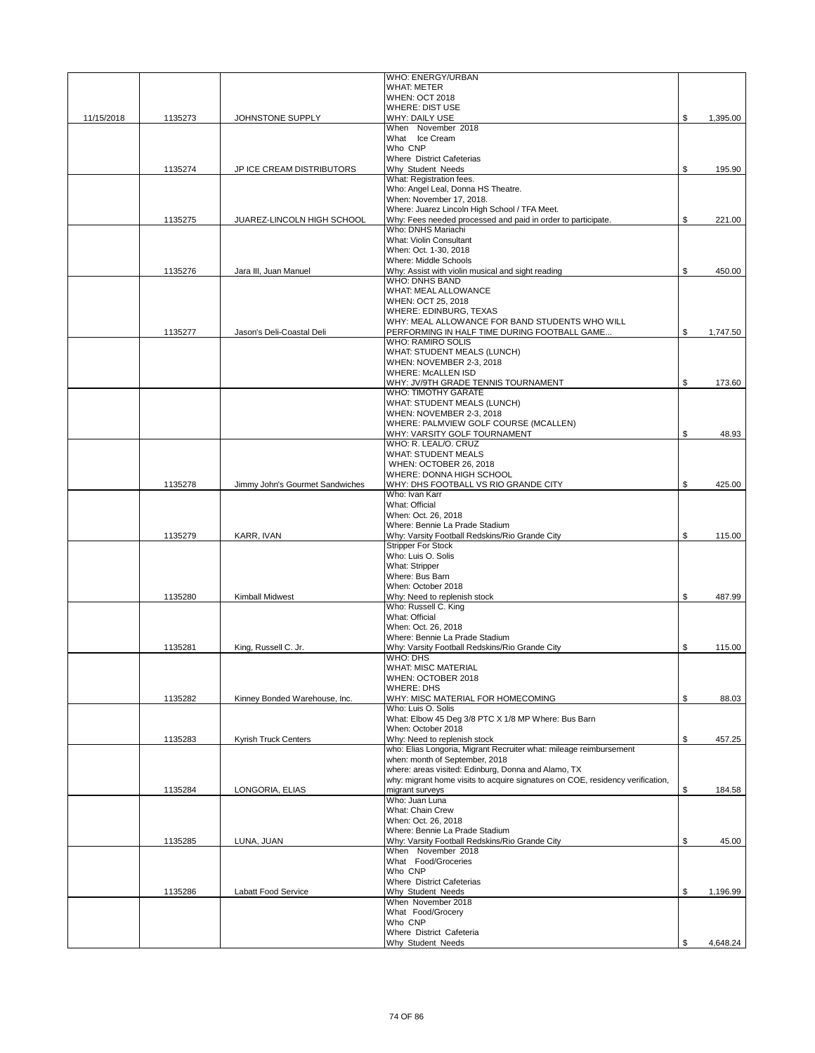| | | | | |
|---|---|---|---|---|
| 11/15/2018 | 1135273 | JOHNSTONE SUPPLY | WHO: ENERGY/URBAN<br>WHAT: METER<br>WHEN: OCT 2018<br>WHERE: DIST USE<br>WHY: DAILY USE | $ 1,395.00 |
| | 1135274 | JP ICE CREAM DISTRIBUTORS | When November 2018<br>What Ice Cream<br>Who CNP<br>Where District Cafeterias<br>Why Student Needs | $ 195.90 |
| | 1135275 | JUAREZ-LINCOLN HIGH SCHOOL | What: Registration fees.<br>Who: Angel Leal, Donna HS Theatre.<br>When: November 17, 2018.<br>Where: Juarez Lincoln High School / TFA Meet.<br>Why: Fees needed processed and paid in order to participate. | $ 221.00 |
| | 1135276 | Jara III, Juan Manuel | Who: DNHS Mariachi<br>What: Violin Consultant<br>When: Oct. 1-30, 2018<br>Where: Middle Schools<br>Why: Assist with violin musical and sight reading | $ 450.00 |
| | 1135277 | Jason's Deli-Coastal Deli | WHO: DNHS BAND<br>WHAT: MEAL ALLOWANCE<br>WHEN: OCT 25, 2018<br>WHERE: EDINBURG, TEXAS<br>WHY: MEAL ALLOWANCE FOR BAND STUDENTS WHO WILL PERFORMING IN HALF TIME DURING FOOTBALL GAME... | $ 1,747.50 |
| | | | WHO: RAMIRO SOLIS<br>WHAT: STUDENT MEALS (LUNCH)<br>WHEN: NOVEMBER 2-3, 2018<br>WHERE: McALLEN ISD<br>WHY: JV/9TH GRADE TENNIS TOURNAMENT | $ 173.60 |
| | | | WHO: TIMOTHY GARATE<br>WHAT: STUDENT MEALS (LUNCH)<br>WHEN: NOVEMBER 2-3, 2018<br>WHERE: PALMVIEW GOLF COURSE (MCALLEN)<br>WHY: VARSITY GOLF TOURNAMENT | $ 48.93 |
| | 1135278 | Jimmy John's Gourmet Sandwiches | WHO: R. LEAL/O. CRUZ<br>WHAT: STUDENT MEALS<br>WHEN: OCTOBER 26, 2018<br>WHERE: DONNA HIGH SCHOOL<br>WHY: DHS FOOTBALL VS RIO GRANDE CITY | $ 425.00 |
| | 1135279 | KARR, IVAN | Who: Ivan Karr<br>What: Official<br>When: Oct. 26, 2018<br>Where: Bennie La Prade Stadium<br>Why: Varsity Football Redskins/Rio Grande City | $ 115.00 |
| | 1135280 | Kimball Midwest | Stripper For Stock<br>Who: Luis O. Solis<br>What: Stripper<br>Where: Bus Barn<br>When: October 2018<br>Why: Need to replenish stock | $ 487.99 |
| | 1135281 | King, Russell C. Jr. | Who: Russell C. King<br>What: Official<br>When: Oct. 26, 2018<br>Where: Bennie La Prade Stadium<br>Why: Varsity Football Redskins/Rio Grande City | $ 115.00 |
| | 1135282 | Kinney Bonded Warehouse, Inc. | WHO: DHS<br>WHAT: MISC MATERIAL<br>WHEN: OCTOBER 2018<br>WHERE: DHS<br>WHY: MISC MATERIAL FOR HOMECOMING | $ 88.03 |
| | 1135283 | Kyrish Truck Centers | Who: Luis O. Solis<br>What: Elbow 45 Deg 3/8 PTC X 1/8 MP Where: Bus Barn<br>When: October 2018<br>Why: Need to replenish stock | $ 457.25 |
| | 1135284 | LONGORIA, ELIAS | who: Elias Longoria, Migrant Recruiter what: mileage reimbursement<br>when: month of September, 2018<br>where: areas visited: Edinburg, Donna and Alamo, TX<br>why: migrant home visits to acquire signatures on COE, residency verification, migrant surveys | $ 184.58 |
| | 1135285 | LUNA, JUAN | Who: Juan Luna<br>What: Chain Crew<br>When: Oct. 26, 2018<br>Where: Bennie La Prade Stadium<br>Why: Varsity Football Redskins/Rio Grande City | $ 45.00 |
| | 1135286 | Labatt Food Service | When November 2018<br>What Food/Groceries<br>Who CNP<br>Where District Cafeterias<br>Why Student Needs | $ 1,196.99 |
| | | | When November 2018<br>What Food/Grocery<br>Who CNP<br>Where District Cafeteria<br>Why Student Needs | $ 4,648.24 |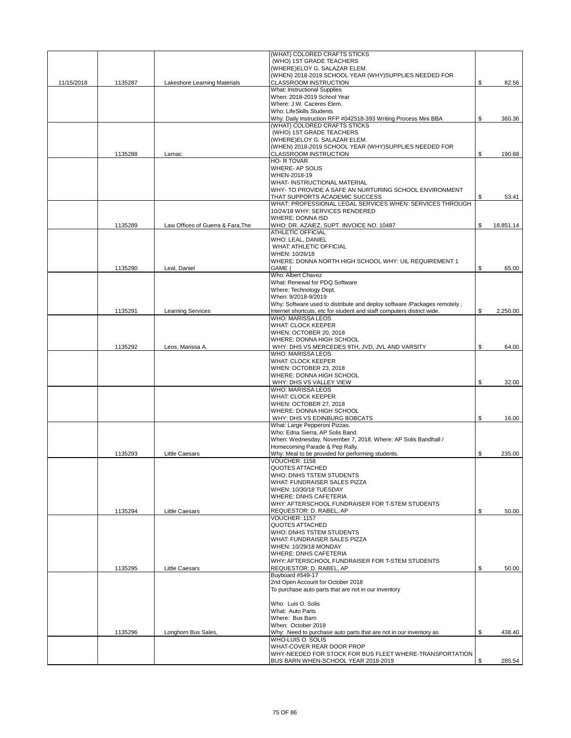| | | | | |
|---|---|---|---|---|
| 11/15/2018 | 1135287 | Lakeshore Learning Materials | (WHAT) COLORED CRAFTS STICKS (WHO) 1ST GRADE TEACHERS (WHERE)ELOY G. SALAZAR ELEM. (WHEN) 2018-2019 SCHOOL YEAR (WHY)SUPPLIES NEEDED FOR CLASSROOM INSTRUCTION | $ 82.56 |
| | | | What: Instructional Supplies When: 2018-2019 School Year Where: J.W. Caceres Elem. Who: LifeSkills Students Why: Daily Instruction RFP #042518-393 Writing Process Mini BBA | $ 360.36 |
| | 1135288 | Lamac | (WHAT) COLORED CRAFTS STICKS (WHO) 1ST GRADE TEACHERS (WHERE)ELOY G. SALAZAR ELEM. (WHEN) 2018-2019 SCHOOL YEAR (WHY)SUPPLIES NEEDED FOR CLASSROOM INSTRUCTION | $ 190.68 |
| | | | HO- R TOVAR WHERE- AP SOLIS WHEN-2018-19 WHAT- INSTRUCTIONAL MATERIAL WHY- TO PROVIDE A SAFE AN NURTURING SCHOOL ENVIRONMENT THAT SUPPORTS ACADEMIC SUCCESS | $ 53.41 |
| | 1135289 | Law Offices of Guerra & Fara,The | WHAT: PROFESSIONAL LEGAL SERVICES WHEN: SERVICES THROUGH 10/24/18 WHY: SERVICES RENDERED WHERE: DONNA ISD WHO: DR. AZAIEZ, SUPT. INVOICE NO. 10487 | $ 18,851.14 |
| | 1135290 | Leal, Daniel | ATHLETIC OFFICIAL WHO: LEAL, DANIEL WHAT: ATHLETIC OFFICIAL WHEN: 10/26/18 WHERE: DONNA NORTH HIGH SCHOOL WHY: UIL REQUIREMENT 1 GAME ( | $ 65.00 |
| | 1135291 | Learning Services | Who: Albert Chavez What: Renewal for PDQ Software Where: Technology Dept. When: 9/2018-9/2019 Why: Software used to distribute and deploy software /Packages remotely , Internet shortcuts, etc for student and staff computers district wide. | $ 2,250.00 |
| | 1135292 | Leos, Marissa A. | WHO: MARISSA LEOS WHAT: CLOCK KEEPER WHEN: OCTOBER 20, 2018 WHERE: DONNA HIGH SCHOOL WHY: DHS VS MERCEDES 9TH, JVD, JVL AND VARSITY | $ 64.00 |
| | | | WHO: MARISSA LEOS WHAT: CLOCK KEEPER WHEN: OCTOBER 23, 2018 WHERE: DONNA HIGH SCHOOL WHY: DHS VS VALLEY VIEW | $ 32.00 |
| | | | WHO: MARISSA LEOS WHAT: CLOCK KEEPER WHEN: OCTOBER 27, 2018 WHERE: DONNA HIGH SCHOOL WHY: DHS VS EDINBURG BOBCATS | $ 16.00 |
| | 1135293 | Little Caesars | What: Large Pepperoni Pizzas. Who: Edna Sierra, AP Solis Band. When: Wednesday, November 7, 2018. Where: AP Solis Bandhall / Homecoming Parade & Pep Rally. Why: Meal to be provided for performing students. | $ 235.00 |
| | 1135294 | Little Caesars | VOUCHER: 1158 QUOTES ATTACHED WHO: DNHS TSTEM STUDENTS WHAT: FUNDRAISER SALES PIZZA WHEN: 10/30/18 TUESDAY WHERE: DNHS CAFETERIA WHY: AFTERSCHOOL FUNDRAISER FOR T-STEM STUDENTS REQUESTOR: D. RABEL, AP | $ 50.00 |
| | 1135295 | Little Caesars | VOUCHER: 1157 QUOTES ATTACHED WHO: DNHS TSTEM STUDENTS WHAT: FUNDRAISER SALES PIZZA WHEN: 10/29/18 MONDAY WHERE: DNHS CAFETERIA WHY: AFTERSCHOOL FUNDRAISER FOR T-STEM STUDENTS REQUESTOR: D. RABEL, AP | $ 50.00 |
| | 1135296 | Longhorn Bus Sales, | Buyboard #549-17 2nd Open Account for October 2018 To purchase auto parts that are not in our inventory Who: Luis O. Solis What: Auto Parts Where: Bus Barn When: October 2018 Why: Need to purchase auto parts that are not in our inventory as | $ 438.40 |
| | | | WHO-LUIS O. SOLIS WHAT-COVER REAR DOOR PROP WHY-NEEDED FOR STOCK FOR BUS FLEET WHERE-TRANSPORTATION BUS BARN WHEN-SCHOOL YEAR 2018-2019 | $ 285.54 |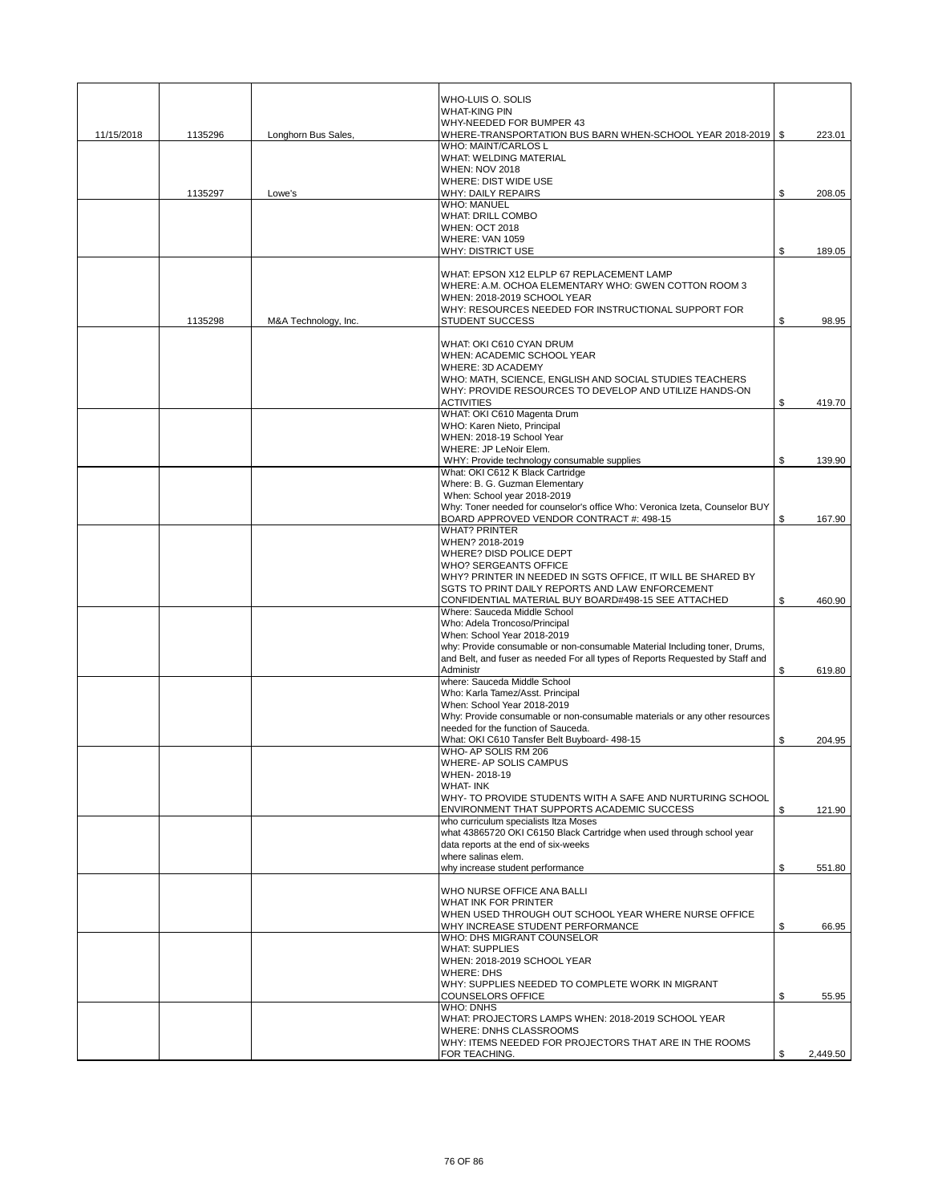| | | | | |
|---|---|---|---|---|
| 11/15/2018 | 1135296 | Longhorn Bus Sales, | WHO-LUIS O. SOLIS WHAT-KING PIN WHY-NEEDED FOR BUMPER 43 WHERE-TRANSPORTATION BUS BARN WHEN-SCHOOL YEAR 2018-2019 | $ 223.01 |
| | 1135297 | Lowe's | WHO: MAINT/CARLOS L WHAT: WELDING MATERIAL WHEN: NOV 2018 WHERE: DIST WIDE USE WHY: DAILY REPAIRS | $ 208.05 |
| | | | WHO: MANUEL WHAT: DRILL COMBO WHEN: OCT 2018 WHERE: VAN 1059 WHY: DISTRICT USE | $ 189.05 |
| | 1135298 | M&A Technology, Inc. | WHAT: EPSON X12 ELPLP 67 REPLACEMENT LAMP WHERE: A.M. OCHOA ELEMENTARY WHO: GWEN COTTON ROOM 3 WHEN: 2018-2019 SCHOOL YEAR WHY: RESOURCES NEEDED FOR INSTRUCTIONAL SUPPORT FOR STUDENT SUCCESS | $ 98.95 |
| | | | WHAT: OKI C610 CYAN DRUM WHEN: ACADEMIC SCHOOL YEAR WHERE: 3D ACADEMY WHO: MATH, SCIENCE, ENGLISH AND SOCIAL STUDIES TEACHERS WHY: PROVIDE RESOURCES TO DEVELOP AND UTILIZE HANDS-ON ACTIVITIES | $ 419.70 |
| | | | WHAT: OKI C610 Magenta Drum WHO: Karen Nieto, Principal WHEN: 2018-19 School Year WHERE: JP LeNoir Elem. WHY: Provide technology consumable supplies | $ 139.90 |
| | | | What: OKI C612 K Black Cartridge Where: B. G. Guzman Elementary When: School year 2018-2019 Why: Toner needed for counselor's office Who: Veronica Izeta, Counselor BUY BOARD APPROVED VENDOR CONTRACT #: 498-15 | $ 167.90 |
| | | | WHAT? PRINTER WHEN? 2018-2019 WHERE? DISD POLICE DEPT WHO? SERGEANTS OFFICE WHY? PRINTER IN NEEDED IN SGTS OFFICE, IT WILL BE SHARED BY SGTS TO PRINT DAILY REPORTS AND LAW ENFORCEMENT CONFIDENTIAL MATERIAL BUY BOARD#498-15 SEE ATTACHED | $ 460.90 |
| | | | Where: Sauceda Middle School Who: Adela Troncoso/Principal When: School Year 2018-2019 why: Provide consumable or non-consumable Material Including toner, Drums, and Belt, and fuser as needed For all types of Reports Requested by Staff and Administr | $ 619.80 |
| | | | where: Sauceda Middle School Who: Karla Tamez/Asst. Principal When: School Year 2018-2019 Why: Provide consumable or non-consumable materials or any other resources needed for the function of Sauceda. What: OKI C610 Tansfer Belt Buyboard- 498-15 | $ 204.95 |
| | | | WHO- AP SOLIS RM 206 WHERE- AP SOLIS CAMPUS WHEN- 2018-19 WHAT- INK WHY- TO PROVIDE STUDENTS WITH A SAFE AND NURTURING SCHOOL ENVIRONMENT THAT SUPPORTS ACADEMIC SUCCESS | $ 121.90 |
| | | | who curriculum specialists Itza Moses what 43865720 OKI C6150 Black Cartridge when used through school year data reports at the end of six-weeks where salinas elem. why increase student performance | $ 551.80 |
| | | | WHO NURSE OFFICE ANA BALLI WHAT INK FOR PRINTER WHEN USED THROUGH OUT SCHOOL YEAR WHERE NURSE OFFICE WHY INCREASE STUDENT PERFORMANCE | $ 66.95 |
| | | | WHO: DHS MIGRANT COUNSELOR WHAT: SUPPLIES WHEN: 2018-2019 SCHOOL YEAR WHERE: DHS WHY: SUPPLIES NEEDED TO COMPLETE WORK IN MIGRANT COUNSELORS OFFICE | $ 55.95 |
| | | | WHO: DNHS WHAT: PROJECTORS LAMPS WHEN: 2018-2019 SCHOOL YEAR WHERE: DNHS CLASSROOMS WHY: ITEMS NEEDED FOR PROJECTORS THAT ARE IN THE ROOMS FOR TEACHING. | $ 2,449.50 |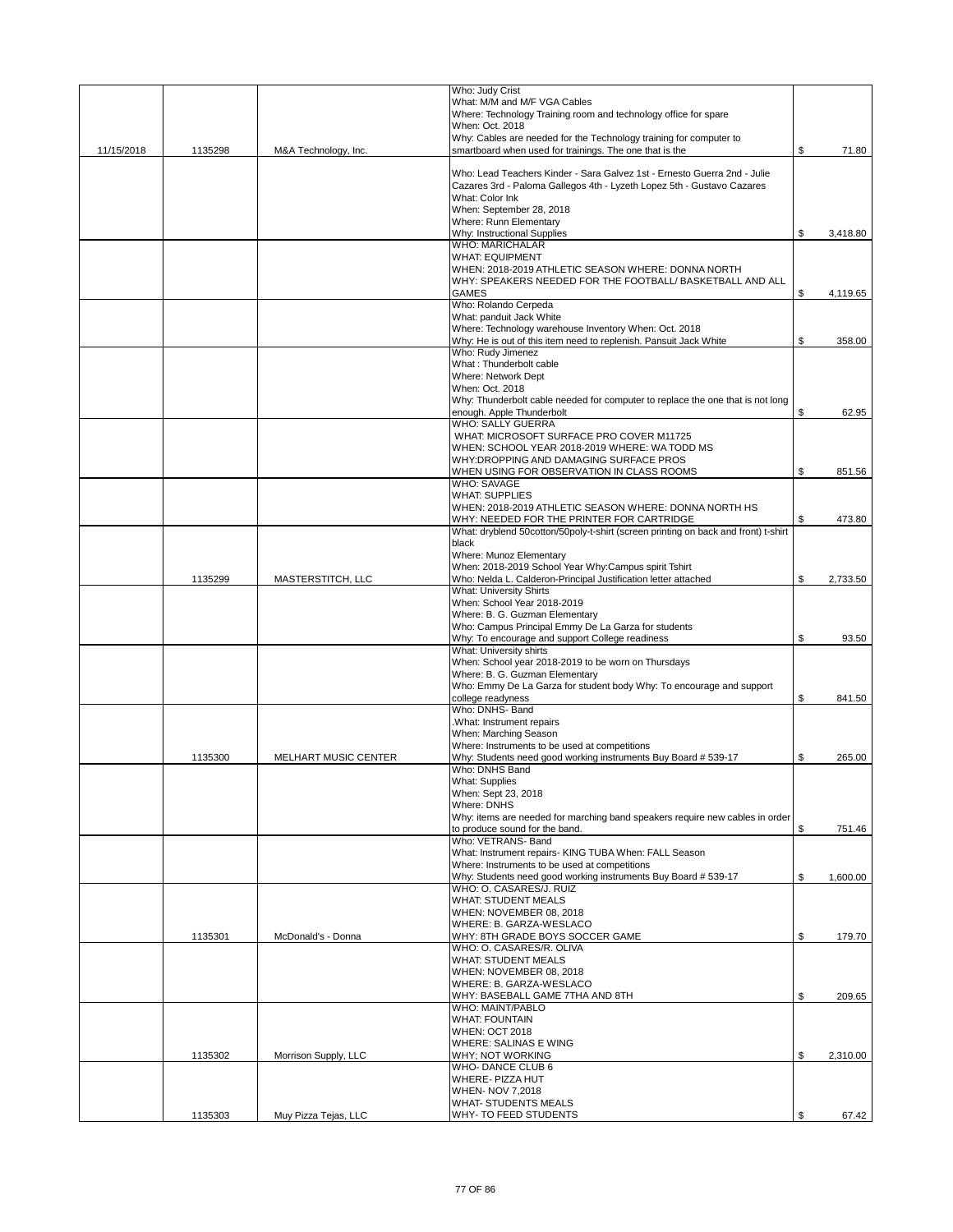| | | | | |
|---|---|---|---|---|
| 11/15/2018 | 1135298 | M&A Technology, Inc. | Who: Judy Crist<br>What: M/M and M/F VGA Cables<br>Where: Technology Training room and technology office for spare<br>When: Oct. 2018<br>Why: Cables are needed for the Technology training for computer to smartboard when used for trainings. The one that is the | $ 71.80 |
| | | | Who: Lead Teachers Kinder - Sara Galvez 1st - Ernesto Guerra 2nd - Julie Cazares 3rd - Paloma Gallegos 4th - Lyzeth Lopez 5th - Gustavo Cazares<br>What: Color Ink<br>When: September 28, 2018<br>Where: Runn Elementary<br>Why: Instructional Supplies | $ 3,418.80 |
| | | | WHO: MARICHALAR<br>WHAT: EQUIPMENT<br>WHEN: 2018-2019 ATHLETIC SEASON WHERE: DONNA NORTH<br>WHY: SPEAKERS NEEDED FOR THE FOOTBALL/ BASKETBALL AND ALL GAMES | $ 4,119.65 |
| | | | Who: Rolando Cerpeda<br>What: panduit Jack White<br>Where: Technology warehouse Inventory When: Oct. 2018<br>Why: He is out of this item need to replenish. Pansuit Jack White | $ 358.00 |
| | | | Who: Rudy Jimenez<br>What : Thunderbolt cable<br>Where: Network Dept<br>When: Oct. 2018<br>Why: Thunderbolt cable needed for computer to replace the one that is not long enough. Apple Thunderbolt | $ 62.95 |
| | | | WHO: SALLY GUERRA<br>WHAT: MICROSOFT SURFACE PRO COVER M11725<br>WHEN: SCHOOL YEAR 2018-2019 WHERE: WA TODD MS<br>WHY:DROPPING AND DAMAGING SURFACE PROS<br>WHEN USING FOR OBSERVATION IN CLASS ROOMS | $ 851.56 |
| | | | WHO: SAVAGE<br>WHAT: SUPPLIES<br>WHEN: 2018-2019 ATHLETIC SEASON WHERE: DONNA NORTH HS<br>WHY: NEEDED FOR THE PRINTER FOR CARTRIDGE | $ 473.80 |
| | 1135299 | MASTERSTITCH, LLC | What: dryblend 50cotton/50poly-t-shirt (screen printing on back and front) t-shirt black<br>Where: Munoz Elementary<br>When: 2018-2019 School Year Why:Campus spirit Tshirt<br>Who: Nelda L. Calderon-Principal Justification letter attached | $ 2,733.50 |
| | | | What: University Shirts<br>When: School Year 2018-2019<br>Where: B. G. Guzman Elementary<br>Who: Campus Principal Emmy De La Garza for students<br>Why: To encourage and support College readiness | $ 93.50 |
| | | | What: University shirts<br>When: School year 2018-2019 to be worn on Thursdays<br>Where: B. G. Guzman Elementary<br>Who: Emmy De La Garza for student body Why: To encourage and support college readyness | $ 841.50 |
| | 1135300 | MELHART MUSIC CENTER | Who: DNHS- Band<br>.What: Instrument repairs<br>When: Marching Season<br>Where: Instruments to be used at competitions<br>Why: Students need good working instruments Buy Board # 539-17 | $ 265.00 |
| | | | Who: DNHS Band<br>What: Supplies<br>When: Sept 23, 2018<br>Where: DNHS<br>Why: items are needed for marching band speakers require new cables in order to produce sound for the band. | $ 751.46 |
| | | | Who: VETRANS- Band<br>What: Instrument repairs- KING TUBA When: FALL Season<br>Where: Instruments to be used at competitions<br>Why: Students need good working instruments Buy Board # 539-17 | $ 1,600.00 |
| | 1135301 | McDonald's - Donna | WHO: O. CASARES/J. RUIZ<br>WHAT: STUDENT MEALS<br>WHEN: NOVEMBER 08, 2018<br>WHERE: B. GARZA-WESLACO<br>WHY: 8TH GRADE BOYS SOCCER GAME | $ 179.70 |
| | | | WHO: O. CASARES/R. OLIVA<br>WHAT: STUDENT MEALS<br>WHEN: NOVEMBER 08, 2018<br>WHERE: B. GARZA-WESLACO<br>WHY: BASEBALL GAME 7THA AND 8TH | $ 209.65 |
| | 1135302 | Morrison Supply, LLC | WHO: MAINT/PABLO<br>WHAT: FOUNTAIN<br>WHEN: OCT 2018<br>WHERE: SALINAS E WING<br>WHY; NOT WORKING | $ 2,310.00 |
| | 1135303 | Muy Pizza Tejas, LLC | WHO- DANCE CLUB 6<br>WHERE- PIZZA HUT<br>WHEN- NOV 7,2018<br>WHAT- STUDENTS MEALS<br>WHY- TO FEED STUDENTS | $ 67.42 |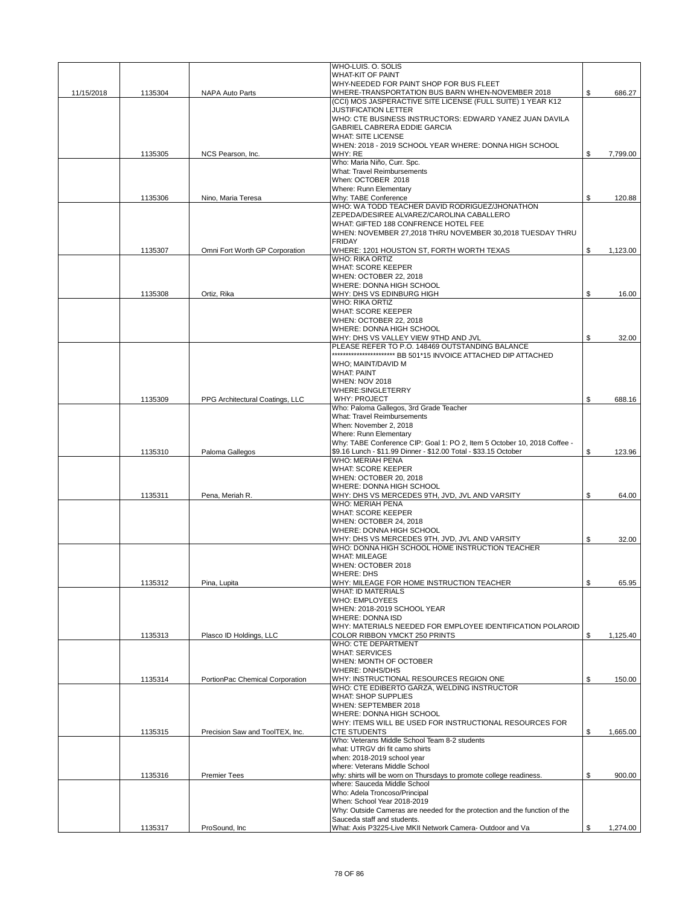| | | | | | |
|---|---|---|---|---|---|
| 11/15/2018 | 1135304 | NAPA Auto Parts | WHO-LUIS. O. SOLIS<br>WHAT-KIT OF PAINT<br>WHY-NEEDED FOR PAINT SHOP FOR BUS FLEET<br>WHERE-TRANSPORTATION BUS BARN WHEN-NOVEMBER 2018 | $ | 686.27 |
| | 1135305 | NCS Pearson, Inc. | (CCI) MOS JASPERACTIVE SITE LICENSE (FULL SUITE) 1 YEAR K12<br>JUSTIFICATION LETTER<br>WHO: CTE BUSINESS INSTRUCTORS: EDWARD YANEZ JUAN DAVILA<br>GABRIEL CABRERA EDDIE GARCIA<br>WHAT: SITE LICENSE<br>WHEN: 2018 - 2019 SCHOOL YEAR WHERE: DONNA HIGH SCHOOL<br>WHY: RE | $ | 7,799.00 |
| | 1135306 | Nino, Maria Teresa | Who: Maria Niño, Curr. Spc.<br>What: Travel Reimbursements<br>When: OCTOBER 2018<br>Where: Runn Elementary<br>Why: TABE Conference | $ | 120.88 |
| | 1135307 | Omni Fort Worth GP Corporation | WHO: WA TODD TEACHER DAVID RODRIGUEZ/JHONATHON<br>ZEPEDA/DESIREE ALVAREZ/CAROLINA CABALLERO<br>WHAT: GIFTED 188 CONFRENCE HOTEL FEE<br>WHEN: NOVEMBER 27,2018 THRU NOVEMBER 30,2018 TUESDAY THRU<br>FRIDAY<br>WHERE: 1201 HOUSTON ST, FORTH WORTH TEXAS | $ | 1,123.00 |
| | 1135308 | Ortiz, Rika | WHO: RIKA ORTIZ<br>WHAT: SCORE KEEPER<br>WHEN: OCTOBER 22, 2018<br>WHERE: DONNA HIGH SCHOOL<br>WHY: DHS VS EDINBURG HIGH | $ | 16.00 |
| | | | WHO: RIKA ORTIZ<br>WHAT: SCORE KEEPER<br>WHEN: OCTOBER 22, 2018<br>WHERE: DONNA HIGH SCHOOL<br>WHY: DHS VS VALLEY VIEW 9THD AND JVL | $ | 32.00 |
| | 1135309 | PPG Architectural Coatings, LLC | PLEASE REFER TO P.O. 148469 OUTSTANDING BALANCE<br>********************** BB 501*15 INVOICE ATTACHED DIP ATTACHED<br>WHO; MAINT/DAVID M<br>WHAT: PAINT<br>WHEN: NOV 2018<br>WHERE:SINGLETERRY<br>WHY: PROJECT | $ | 688.16 |
| | 1135310 | Paloma Gallegos | Who: Paloma Gallegos, 3rd Grade Teacher<br>What: Travel Reimbursements<br>When: November 2, 2018<br>Where: Runn Elementary<br>Why: TABE Conference CIP: Goal 1: PO 2, Item 5 October 10, 2018 Coffee -<br>$9.16 Lunch - $11.99 Dinner - $12.00 Total - $33.15 October | $ | 123.96 |
| | 1135311 | Pena, Meriah R. | WHO: MERIAH PENA<br>WHAT: SCORE KEEPER<br>WHEN: OCTOBER 20, 2018<br>WHERE: DONNA HIGH SCHOOL<br>WHY: DHS VS MERCEDES 9TH, JVD, JVL AND VARSITY | $ | 64.00 |
| | | | WHO: MERIAH PENA<br>WHAT: SCORE KEEPER<br>WHEN: OCTOBER 24, 2018<br>WHERE: DONNA HIGH SCHOOL<br>WHY: DHS VS MERCEDES 9TH, JVD, JVL AND VARSITY | $ | 32.00 |
| | 1135312 | Pina, Lupita | WHO: DONNA HIGH SCHOOL HOME INSTRUCTION TEACHER<br>WHAT: MILEAGE<br>WHEN: OCTOBER 2018<br>WHERE: DHS<br>WHY: MILEAGE FOR HOME INSTRUCTION TEACHER | $ | 65.95 |
| | 1135313 | Plasco ID Holdings, LLC | WHAT: ID MATERIALS<br>WHO: EMPLOYEES<br>WHEN: 2018-2019 SCHOOL YEAR<br>WHERE: DONNA ISD<br>WHY: MATERIALS NEEDED FOR EMPLOYEE IDENTIFICATION POLAROID<br>COLOR RIBBON YMCKT 250 PRINTS | $ | 1,125.40 |
| | 1135314 | PortionPac Chemical Corporation | WHO: CTE DEPARTMENT<br>WHAT: SERVICES<br>WHEN: MONTH OF OCTOBER<br>WHERE: DNHS/DHS<br>WHY: INSTRUCTIONAL RESOURCES REGION ONE | $ | 150.00 |
| | 1135315 | Precision Saw and ToolTEX, Inc. | WHO: CTE EDIBERTO GARZA, WELDING INSTRUCTOR<br>WHAT: SHOP SUPPLIES<br>WHEN: SEPTEMBER 2018<br>WHERE: DONNA HIGH SCHOOL<br>WHY: ITEMS WILL BE USED FOR INSTRUCTIONAL RESOURCES FOR<br>CTE STUDENTS | $ | 1,665.00 |
| | 1135316 | Premier Tees | Who: Veterans Middle School Team 8-2 students<br>what: UTRGV dri fit camo shirts<br>when: 2018-2019 school year<br>where: Veterans Middle School<br>why: shirts will be worn on Thursdays to promote college readiness. | $ | 900.00 |
| | 1135317 | ProSound, Inc | where: Sauceda Middle School<br>Who: Adela Troncoso/Principal<br>When: School Year 2018-2019<br>Why: Outside Cameras are needed for the protection and the function of the<br>Sauceda staff and students.<br>What: Axis P3225-Live MKII Network Camera- Outdoor and Va | $ | 1,274.00 |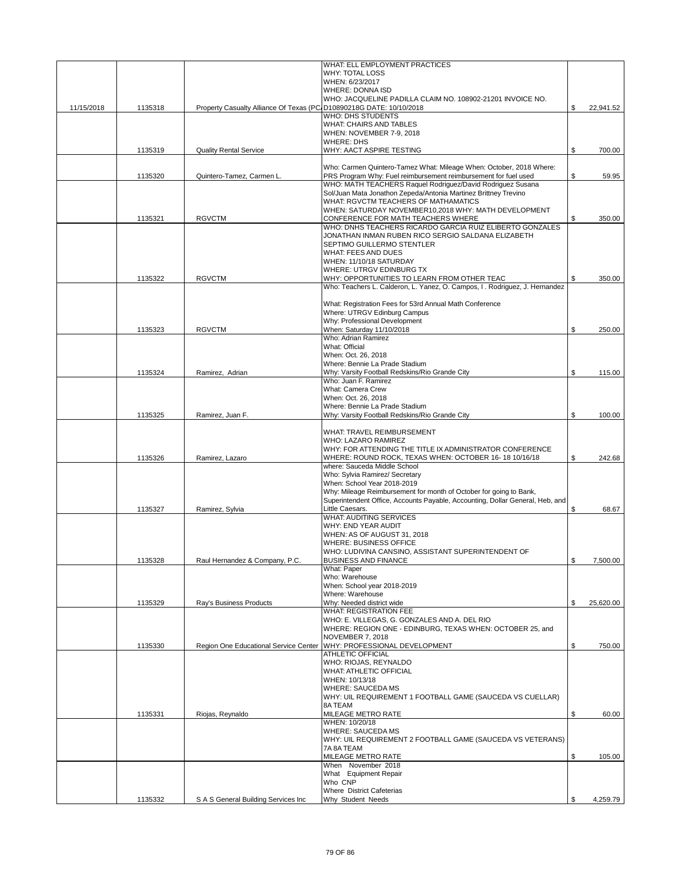| Date | Check No. | Vendor | Description | Amount |
|---|---|---|---|---|
| 11/15/2018 | 1135318 | Property Casualty Alliance Of Texas (PC | WHAT: ELL EMPLOYMENT PRACTICES<br>WHY: TOTAL LOSS<br>WHEN: 6/23/2017<br>WHERE: DONNA ISD<br>WHO: JACQUELINE PADILLA CLAIM NO. 108902-21201 INVOICE NO. D10890218G DATE: 10/10/2018 | $ 22,941.52 |
| | 1135319 | Quality Rental Service | WHO: DHS STUDENTS<br>WHAT: CHAIRS AND TABLES<br>WHEN: NOVEMBER 7-9, 2018<br>WHERE: DHS<br>WHY: AACT ASPIRE TESTING | $ 700.00 |
| | 1135320 | Quintero-Tamez, Carmen L. | Who: Carmen Quintero-Tamez What: Mileage When: October, 2018 Where: PRS Program Why: Fuel reimbursement reimbursement for fuel used | $ 59.95 |
| | 1135321 | RGVCTM | WHO: MATH TEACHERS Raquel Rodriguez/David Rodriguez Susana Sol/Juan Mata Jonathon Zepeda/Antonia Martinez Brittney Trevino<br>WHAT: RGVCTM TEACHERS OF MATHAMATICS<br>WHEN: SATURDAY NOVEMBER10,2018 WHY: MATH DEVELOPMENT CONFERENCE FOR MATH TEACHERS WHERE | $ 350.00 |
| | 1135322 | RGVCTM | WHO: DNHS TEACHERS RICARDO GARCIA RUIZ ELIBERTO GONZALES JONATHAN INMAN RUBEN RICO SERGIO SALDANA ELIZABETH SEPTIMO GUILLERMO STENTLER<br>WHAT: FEES AND DUES<br>WHEN: 11/10/18 SATURDAY<br>WHERE: UTRGV EDINBURG TX<br>WHY: OPPORTUNITIES TO LEARN FROM OTHER TEAC | $ 350.00 |
| | 1135323 | RGVCTM | Who: Teachers L. Calderon, L. Yanez, O. Campos, I . Rodriguez, J. Hernandez<br><br>What: Registration Fees for 53rd Annual Math Conference<br>Where: UTRGV Edinburg Campus<br>Why: Professional Development<br>When: Saturday 11/10/2018 | $ 250.00 |
| | 1135324 | Ramirez, Adrian | Who: Adrian Ramirez<br>What: Official<br>When: Oct. 26, 2018<br>Where: Bennie La Prade Stadium<br>Why: Varsity Football Redskins/Rio Grande City | $ 115.00 |
| | 1135325 | Ramirez, Juan F. | Who: Juan F. Ramirez<br>What: Camera Crew<br>When: Oct. 26, 2018<br>Where: Bennie La Prade Stadium<br>Why: Varsity Football Redskins/Rio Grande City | $ 100.00 |
| | 1135326 | Ramirez, Lazaro | WHAT: TRAVEL REIMBURSEMENT<br>WHO: LAZARO RAMIREZ<br>WHY: FOR ATTENDING THE TITLE IX ADMINISTRATOR CONFERENCE<br>WHERE: ROUND ROCK, TEXAS WHEN: OCTOBER 16- 18 10/16/18 | $ 242.68 |
| | 1135327 | Ramirez, Sylvia | where: Sauceda Middle School<br>Who: Sylvia Ramirez/ Secretary<br>When: School Year 2018-2019<br>Why: Mileage Reimbursement for month of October for going to Bank, Superintendent Office, Accounts Payable, Accounting, Dollar General, Heb, and Little Caesars. | $ 68.67 |
| | 1135328 | Raul Hernandez & Company, P.C. | WHAT: AUDITING SERVICES<br>WHY: END YEAR AUDIT<br>WHEN: AS OF AUGUST 31, 2018<br>WHERE: BUSINESS OFFICE<br>WHO: LUDIVINA CANSINO, ASSISTANT SUPERINTENDENT OF BUSINESS AND FINANCE | $ 7,500.00 |
| | 1135329 | Ray's Business Products | What: Paper<br>Who: Warehouse<br>When: School year 2018-2019<br>Where: Warehouse<br>Why: Needed district wide | $ 25,620.00 |
| | 1135330 | Region One Educational Service Center | WHAT: REGISTRATION FEE<br>WHO: E. VILLEGAS, G. GONZALES AND A. DEL RIO<br>WHERE: REGION ONE - EDINBURG, TEXAS WHEN: OCTOBER 25, and NOVEMBER 7, 2018<br>WHY: PROFESSIONAL DEVELOPMENT | $ 750.00 |
| | 1135331 | Riojas, Reynaldo | ATHLETIC OFFICIAL<br>WHO: RIOJAS, REYNALDO<br>WHAT: ATHLETIC OFFICIAL<br>WHEN: 10/13/18<br>WHERE: SAUCEDA MS<br>WHY: UIL REQUIREMENT 1 FOOTBALL GAME (SAUCEDA VS CUELLAR) 8A TEAM<br>MILEAGE METRO RATE | $ 60.00 |
| | | | WHEN: 10/20/18<br>WHERE: SAUCEDA MS<br>WHY: UIL REQUIREMENT 2 FOOTBALL GAME (SAUCEDA VS VETERANS) 7A 8A TEAM<br>MILEAGE METRO RATE | $ 105.00 |
| | 1135332 | S A S General Building Services Inc | When November 2018<br>What Equipment Repair<br>Who CNP<br>Where District Cafeterias<br>Why Student Needs | $ 4,259.79 |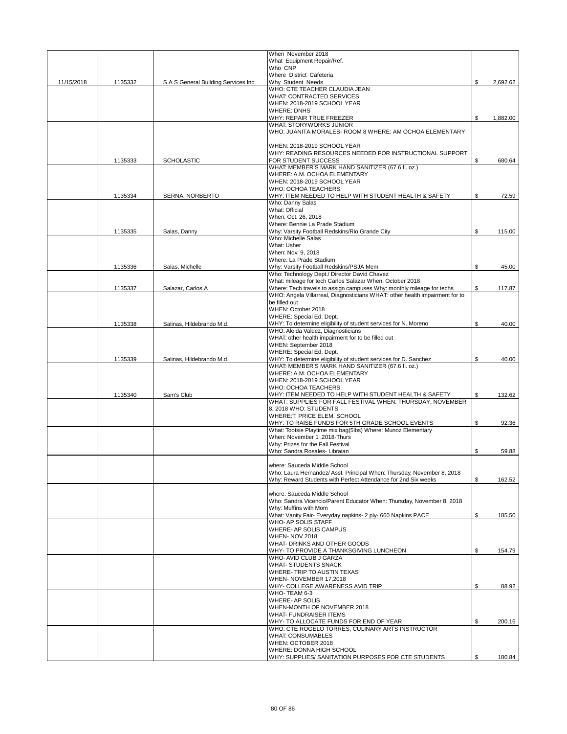| | | | | |
|---|---|---|---|---|
| | | | When November 2018<br>What Equipment Repair/Ref.<br>Who CNP<br>Where District Cafeteria<br>Why Student Needs | |
| 11/15/2018 | 1135332 | S A S General Building Services Inc | | $ 2,692.62 |
| | | | WHO: CTE TEACHER CLAUDIA JEAN<br>WHAT: CONTRACTED SERVICES<br>WHEN: 2018-2019 SCHOOL YEAR<br>WHERE: DNHS<br>WHY: REPAIR TRUE FREEZER | $ 1,882.00 |
| | 1135333 | SCHOLASTIC | WHAT: STORYWORKS JUNIOR<br>WHO: JUANITA MORALES- ROOM 8 WHERE: AM OCHOA ELEMENTARY<br><br>WHEN: 2018-2019 SCHOOL YEAR<br>WHY: READING RESOURCES NEEDED FOR INSTRUCTIONAL SUPPORT FOR STUDENT SUCCESS | $ 680.64 |
| | 1135334 | SERNA, NORBERTO | WHAT: MEMBER'S MARK HAND SANITIZER (67.6 fl. oz.)<br>WHERE: A.M. OCHOA ELEMENTARY<br>WHEN: 2018-2019 SCHOOL YEAR<br>WHO: OCHOA TEACHERS<br>WHY: ITEM NEEDED TO HELP WITH STUDENT HEALTH & SAFETY | $ 72.59 |
| | 1135335 | Salas, Danny | Who: Danny Salas<br>What: Official<br>When: Oct. 26, 2018<br>Where: Bennie La Prade Stadium<br>Why: Varsity Football Redskins/Rio Grande City | $ 115.00 |
| | 1135336 | Salas, Michelle | Who: Michelle Salas<br>What: Usher<br>When: Nov. 9, 2018<br>Where: La Prade Stadium<br>Why: Varsity Football Redskins/PSJA Mem | $ 45.00 |
| | 1135337 | Salazar, Carlos A | Who: Technology Dept./ Director David Chavez<br>What: mileage for tech Carlos Salazar When: October 2018<br>Where: Tech travels to assign campuses Why: monthly mileage for techs | $ 117.87 |
| | 1135338 | Salinas, Hildebrando M.d. | WHO: Angela Villarreal, Diagnosticians WHAT: other health impairment for to be filled out<br>WHEN: October 2018<br>WHERE: Special Ed. Dept.<br>WHY: To determine eligibility of student services for N. Moreno | $ 40.00 |
| | 1135339 | Salinas, Hildebrando M.d. | WHO: Aleida Valdez, Diagnosticians<br>WHAT: other health impairment for to be filled out<br>WHEN: September 2018<br>WHERE: Special Ed. Dept.<br>WHY: To determine eligibility of student services for D. Sanchez | $ 40.00 |
| | 1135340 | Sam's Club | WHAT: MEMBER'S MARK HAND SANITIZER (67.6 fl. oz.)<br>WHERE: A.M. OCHOA ELEMENTARY<br>WHEN: 2018-2019 SCHOOL YEAR<br>WHO: OCHOA TEACHERS<br>WHY: ITEM NEEDED TO HELP WITH STUDENT HEALTH & SAFETY | $ 132.62 |
| | | | WHAT: SUPPLIES FOR FALL FESTIVAL WHEN: THURSDAY, NOVEMBER 8, 2018 WHO: STUDENTS<br>WHERE:T. PRICE ELEM. SCHOOL<br>WHY: TO RAISE FUNDS FOR 5TH GRADE SCHOOL EVENTS | $ 92.36 |
| | | | What: Tootsie Playtime mix bag(5lbs) Where: Munoz Elementary<br>When: November 1 ,2018-Thurs<br>Why: Prizes for the Fall Festival<br>Who: Sandra Rosales- Libraian | $ 59.88 |
| | | | where: Sauceda Middle School<br>Who: Laura Hernandez/ Asst. Principal When: Thursday, November 8, 2018<br>Why: Reward Students with Perfect Attendance for 2nd Six weeks | $ 162.52 |
| | | | where: Sauceda Middle School<br>Who: Sandra Vicencio/Parent Educator When: Thursday, November 8, 2018<br>Why: Muffins with Mom<br>What: Vanity Fair- Everyday napkins- 2 ply- 660 Napkins PACE | $ 185.50 |
| | | | WHO- AP SOLIS STAFF<br>WHERE- AP SOLIS CAMPUS<br>WHEN- NOV 2018<br>WHAT- DRINKS AND OTHER GOODS<br>WHY- TO PROVIDE A THANKSGIVING LUNCHEON | $ 154.79 |
| | | | WHO- AVID CLUB J GARZA<br>WHAT- STUDENTS SNACK<br>WHERE- TRIP TO AUSTIN TEXAS<br>WHEN- NOVEMBER 17,2018<br>WHY- COLLEGE AWARENESS AVID TRIP | $ 88.92 |
| | | | WHO- TEAM 6-3<br>WHERE- AP SOLIS<br>WHEN-MONTH OF NOVEMBER 2018<br>WHAT- FUNDRAISER ITEMS<br>WHY- TO ALLOCATE FUNDS FOR END OF YEAR | $ 200.16 |
| | | | WHO: CTE ROGELO TORRES, CULINARY ARTS INSTRUCTOR<br>WHAT: CONSUMABLES<br>WHEN: OCTOBER 2018<br>WHERE: DONNA HIGH SCHOOL<br>WHY: SUPPLIES/ SANITATION PURPOSES FOR CTE STUDENTS | $ 180.84 |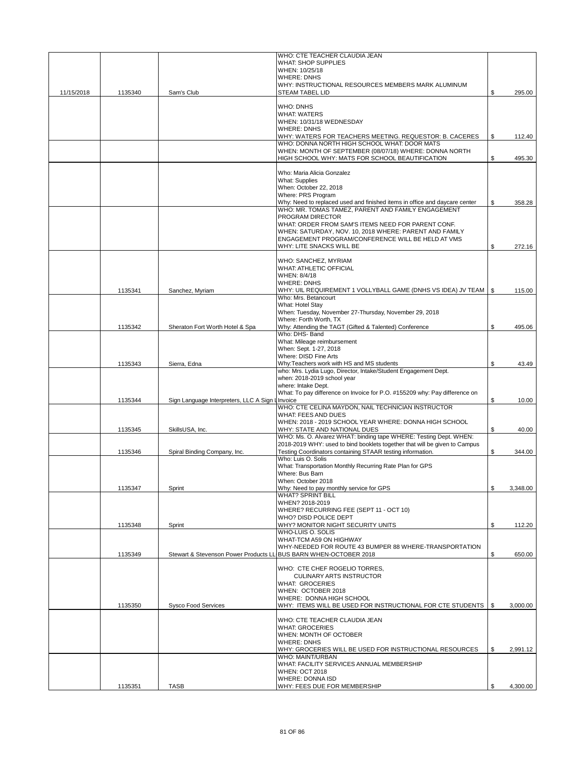| | | | | |
|---|---|---|---|---|
| 11/15/2018 | 1135340 | Sam's Club | WHO: CTE TEACHER CLAUDIA JEAN<br>WHAT: SHOP SUPPLIES<br>WHEN: 10/25/18<br>WHERE: DNHS<br>WHY: INSTRUCTIONAL RESOURCES MEMBERS MARK ALUMINUM STEAM TABEL LID | $ 295.00 |
| | | | WHO: DNHS<br>WHAT: WATERS<br>WHEN: 10/31/18 WEDNESDAY<br>WHERE: DNHS<br>WHY: WATERS FOR TEACHERS MEETING. REQUESTOR: B. CACERES | $ 112.40 |
| | | | WHO: DONNA NORTH HIGH SCHOOL WHAT: DOOR MATS<br>WHEN: MONTH OF SEPTEMBER (08/07/18) WHERE: DONNA NORTH HIGH SCHOOL WHY: MATS FOR SCHOOL BEAUTIFICATION | $ 495.30 |
| | | | Who: Maria Alicia Gonzalez<br>What: Supplies<br>When: October 22, 2018<br>Where: PRS Program<br>Why: Need to replaced used and finished items in office and daycare center | $ 358.28 |
| | | | WHO: MR. TOMAS TAMEZ, PARENT AND FAMILY ENGAGEMENT PROGRAM DIRECTOR<br>WHAT: ORDER FROM SAM'S ITEMS NEED FOR PARENT CONF.<br>WHEN: SATURDAY, NOV. 10, 2018 WHERE: PARENT AND FAMILY ENGAGEMENT PROGRAM/CONFERENCE WILL BE HELD AT VMS<br>WHY: LITE SNACKS WILL BE | $ 272.16 |
| | 1135341 | Sanchez, Myriam | WHO: SANCHEZ, MYRIAM<br>WHAT: ATHLETIC OFFICIAL<br>WHEN: 8/4/18<br>WHERE: DNHS<br>WHY: UIL REQUIREMENT 1 VOLLYBALL GAME (DNHS VS IDEA) JV TEAM | $ 115.00 |
| | 1135342 | Sheraton Fort Worth Hotel & Spa | Who: Mrs. Betancourt<br>What: Hotel Stay<br>When: Tuesday, November 27-Thursday, November 29, 2018<br>Where: Forth Worth, TX<br>Why: Attending the TAGT (Gifted & Talented) Conference | $ 495.06 |
| | 1135343 | Sierra, Edna | Who: DHS- Band<br>What: Mileage reimbursement<br>When: Sept. 1-27, 2018<br>Where: DISD Fine Arts<br>Why:Teachers work with HS and MS students | $ 43.49 |
| | 1135344 | Sign Language Interpreters, LLC A Sign L | who: Mrs. Lydia Lugo, Director, Intake/Student Engagement Dept.<br>when: 2018-2019 school year<br>where: Intake Dept.<br>What: To pay difference on Invoice for P.O. #155209 why: Pay difference on Invoice | $ 10.00 |
| | 1135345 | SkillsUSA, Inc. | WHO: CTE CELINA MAYDON, NAIL TECHNICIAN INSTRUCTOR<br>WHAT: FEES AND DUES<br>WHEN: 2018 - 2019 SCHOOL YEAR WHERE: DONNA HIGH SCHOOL<br>WHY: STATE AND NATIONAL DUES | $ 40.00 |
| | 1135346 | Spiral Binding Company, Inc. | WHO: Ms. O. Alvarez WHAT: binding tape WHERE: Testing Dept. WHEN: 2018-2019 WHY: used to bind booklets together that will be given to Campus Testing Coordinators containing STAAR testing information. | $ 344.00 |
| | 1135347 | Sprint | Who: Luis O. Solis<br>What: Transportation Monthly Recurring Rate Plan for GPS<br>Where: Bus Barn<br>When: October 2018<br>Why: Need to pay monthly service for GPS | $ 3,348.00 |
| | 1135348 | Sprint | WHAT? SPRINT BILL<br>WHEN? 2018-2019<br>WHERE? RECURRING FEE (SEPT 11 - OCT 10)<br>WHO? DISD POLICE DEPT<br>WHY? MONITOR NIGHT SECURITY UNITS | $ 112.20 |
| | 1135349 | Stewart & Stevenson Power Products LL | WHO-LUIS O. SOLIS<br>WHAT-TCM A59 ON HIGHWAY<br>WHY-NEEDED FOR ROUTE 43 BUMPER 88 WHERE-TRANSPORTATION BUS BARN WHEN-OCTOBER 2018 | $ 650.00 |
| | 1135350 | Sysco Food Services | WHO: CTE CHEF ROGELIO TORRES,<br>CULINARY ARTS INSTRUCTOR<br>WHAT: GROCERIES<br>WHEN: OCTOBER 2018<br>WHERE: DONNA HIGH SCHOOL<br>WHY: ITEMS WILL BE USED FOR INSTRUCTIONAL FOR CTE STUDENTS | $ 3,000.00 |
| | | | WHO: CTE TEACHER CLAUDIA JEAN<br>WHAT: GROCERIES<br>WHEN: MONTH OF OCTOBER<br>WHERE: DNHS<br>WHY: GROCERIES WILL BE USED FOR INSTRUCTIONAL RESOURCES | $ 2,991.12 |
| | 1135351 | TASB | WHO: MAINT/URBAN<br>WHAT: FACILITY SERVICES ANNUAL MEMBERSHIP<br>WHEN: OCT 2018<br>WHERE: DONNA ISD<br>WHY: FEES DUE FOR MEMBERSHIP | $ 4,300.00 |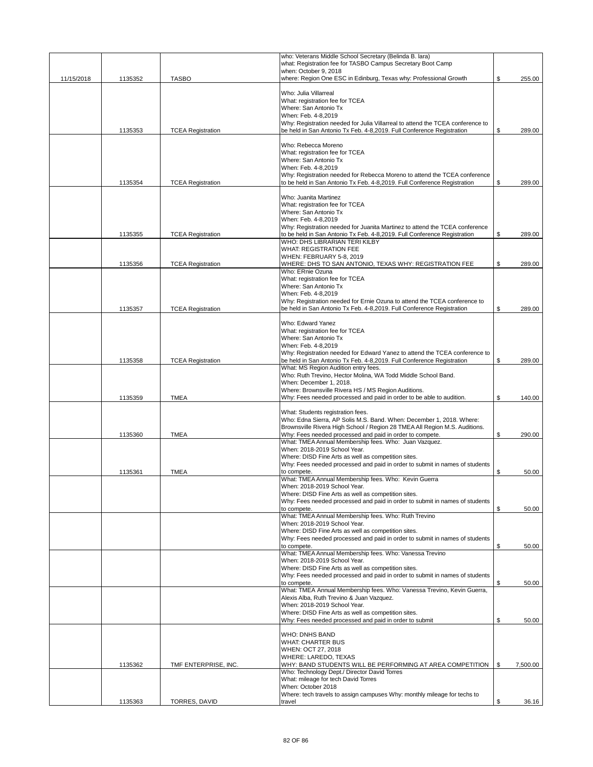| | | | | | |
|---|---|---|---|---|---|
| 11/15/2018 | 1135352 | TASBO | who: Veterans Middle School Secretary (Belinda B. lara) what: Registration fee for TASBO Campus Secretary Boot Camp when: October 9, 2018 where: Region One ESC in Edinburg, Texas why: Professional Growth | $ | 255.00 |
| | 1135353 | TCEA Registration | Who: Julia Villarreal What: registration fee for TCEA Where: San Antonio Tx When: Feb. 4-8,2019 Why: Registration needed for Julia Villarreal to attend the TCEA conference to be held in San Antonio Tx Feb. 4-8,2019. Full Conference Registration | $ | 289.00 |
| | 1135354 | TCEA Registration | Who: Rebecca Moreno What: registration fee for TCEA Where: San Antonio Tx When: Feb. 4-8,2019 Why: Registration needed for Rebecca Moreno to attend the TCEA conference to be held in San Antonio Tx Feb. 4-8,2019. Full Conference Registration | $ | 289.00 |
| | 1135355 | TCEA Registration | Who: Juanita Martinez What: registration fee for TCEA Where: San Antonio Tx When: Feb. 4-8,2019 Why: Registration needed for Juanita Martinez to attend the TCEA conference to be held in San Antonio Tx Feb. 4-8,2019. Full Conference Registration | $ | 289.00 |
| | 1135356 | TCEA Registration | WHO: DHS LIBRARIAN TERI KILBY WHAT: REGISTRATION FEE WHEN: FEBRUARY 5-8, 2019 WHERE: DHS TO SAN ANTONIO, TEXAS WHY: REGISTRATION FEE | $ | 289.00 |
| | 1135357 | TCEA Registration | Who: ERnie Ozuna What: registration fee for TCEA Where: San Antonio Tx When: Feb. 4-8,2019 Why: Registration needed for Ernie Ozuna to attend the TCEA conference to be held in San Antonio Tx Feb. 4-8,2019. Full Conference Registration | $ | 289.00 |
| | 1135358 | TCEA Registration | Who: Edward Yanez What: registration fee for TCEA Where: San Antonio Tx When: Feb. 4-8,2019 Why: Registration needed for Edward Yanez to attend the TCEA conference to be held in San Antonio Tx Feb. 4-8,2019. Full Conference Registration | $ | 289.00 |
| | 1135359 | TMEA | What: MS Region Audition entry fees. Who: Ruth Trevino, Hector Molina, WA Todd Middle School Band. When: December 1, 2018. Where: Brownsville Rivera HS / MS Region Auditions. Why: Fees needed processed and paid in order to be able to audition. | $ | 140.00 |
| | 1135360 | TMEA | What: Students registration fees. Who: Edna Sierra, AP Solis M.S. Band. When: December 1, 2018. Where: Brownsville Rivera High School / Region 28 TMEA All Region M.S. Auditions. Why: Fees needed processed and paid in order to compete. | $ | 290.00 |
| | 1135361 | TMEA | What: TMEA Annual Membership fees. Who: Juan Vazquez. When: 2018-2019 School Year. Where: DISD Fine Arts as well as competition sites. Why: Fees needed processed and paid in order to submit in names of students to compete. | $ | 50.00 |
| | | | What: TMEA Annual Membership fees. Who: Kevin Guerra When: 2018-2019 School Year. Where: DISD Fine Arts as well as competition sites. Why: Fees needed processed and paid in order to submit in names of students to compete. | $ | 50.00 |
| | | | What: TMEA Annual Membership fees. Who: Ruth Trevino When: 2018-2019 School Year. Where: DISD Fine Arts as well as competition sites. Why: Fees needed processed and paid in order to submit in names of students to compete. | $ | 50.00 |
| | | | What: TMEA Annual Membership fees. Who: Vanessa Trevino When: 2018-2019 School Year. Where: DISD Fine Arts as well as competition sites. Why: Fees needed processed and paid in order to submit in names of students to compete. | $ | 50.00 |
| | | | What: TMEA Annual Membership fees. Who: Vanessa Trevino, Kevin Guerra, Alexis Alba, Ruth Trevino & Juan Vazquez. When: 2018-2019 School Year. Where: DISD Fine Arts as well as competition sites. Why: Fees needed processed and paid in order to submit | $ | 50.00 |
| | 1135362 | TMF ENTERPRISE, INC. | WHO: DNHS BAND WHAT: CHARTER BUS WHEN: OCT 27, 2018 WHERE: LAREDO, TEXAS WHY: BAND STUDENTS WILL BE PERFORMING AT AREA COMPETITION | $ | 7,500.00 |
| | 1135363 | TORRES, DAVID | Who: Technology Dept./ Director David Torres What: mileage for tech David Torres When: October 2018 Where: tech travels to assign campuses Why: monthly mileage for techs to travel | $ | 36.16 |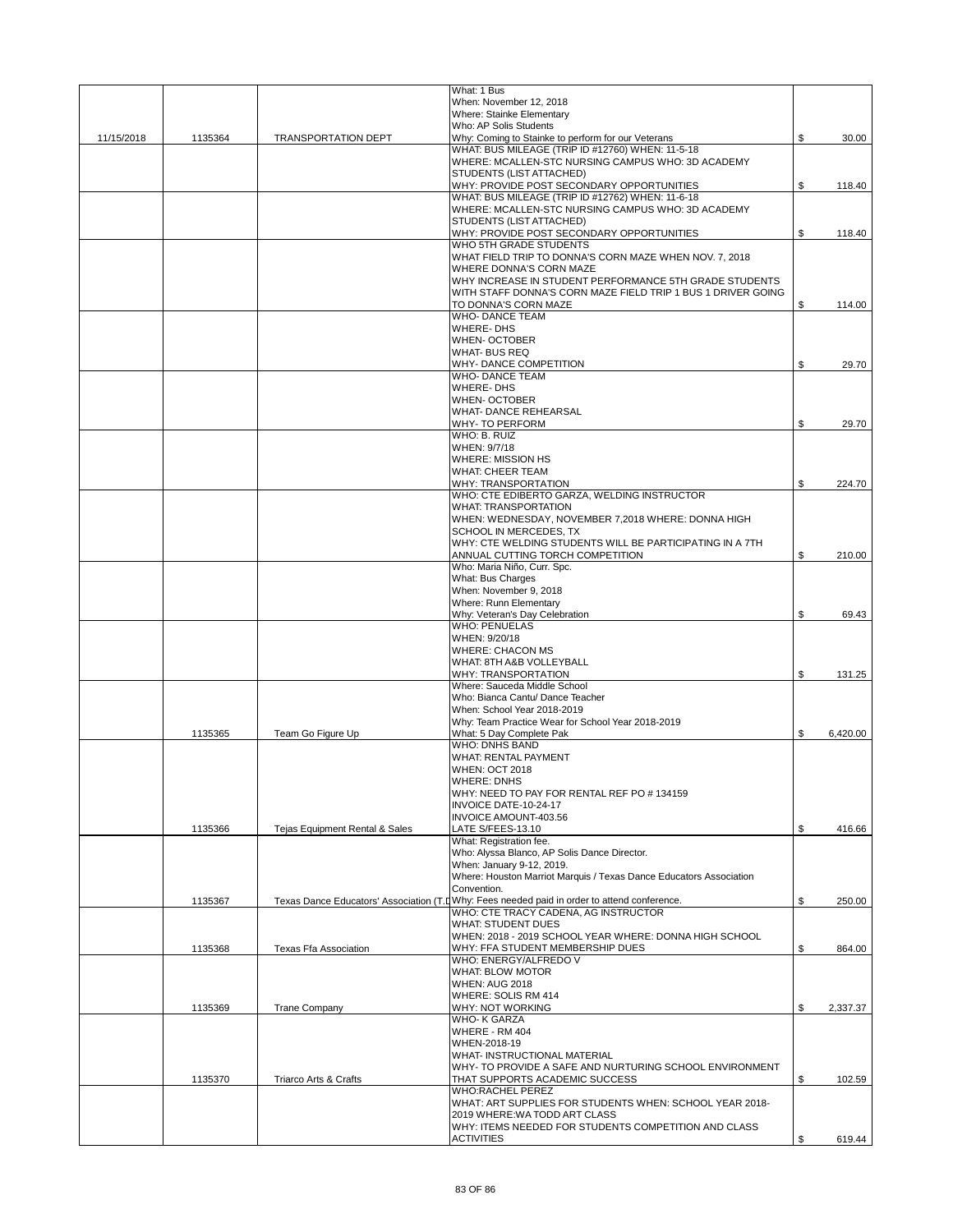| | | | | | |
|---|---|---|---|---|---|
| 11/15/2018 | 1135364 | TRANSPORTATION DEPT | What: 1 Bus<br>When: November 12, 2018<br>Where: Stainke Elementary<br>Who: AP Solis Students<br>Why: Coming to Stainke to perform for our Veterans | $ | 30.00 |
| | | | WHAT: BUS MILEAGE (TRIP ID #12760) WHEN: 11-5-18<br>WHERE: MCALLEN-STC NURSING CAMPUS WHO: 3D ACADEMY STUDENTS (LIST ATTACHED)<br>WHY: PROVIDE POST SECONDARY OPPORTUNITIES | $ | 118.40 |
| | | | WHAT: BUS MILEAGE (TRIP ID #12762) WHEN: 11-6-18<br>WHERE: MCALLEN-STC NURSING CAMPUS WHO: 3D ACADEMY STUDENTS (LIST ATTACHED)<br>WHY: PROVIDE POST SECONDARY OPPORTUNITIES | $ | 118.40 |
| | | | WHO 5TH GRADE STUDENTS<br>WHAT FIELD TRIP TO DONNA'S CORN MAZE WHEN NOV. 7, 2018<br>WHERE DONNA'S CORN MAZE<br>WHY INCREASE IN STUDENT PERFORMANCE 5TH GRADE STUDENTS WITH STAFF DONNA'S CORN MAZE FIELD TRIP 1 BUS 1 DRIVER GOING TO DONNA'S CORN MAZE | $ | 114.00 |
| | | | WHO- DANCE TEAM<br>WHERE- DHS<br>WHEN- OCTOBER<br>WHAT- BUS REQ<br>WHY- DANCE COMPETITION | $ | 29.70 |
| | | | WHO- DANCE TEAM<br>WHERE- DHS<br>WHEN- OCTOBER<br>WHAT- DANCE REHEARSAL<br>WHY- TO PERFORM | $ | 29.70 |
| | | | WHO: B. RUIZ<br>WHEN: 9/7/18<br>WHERE: MISSION HS<br>WHAT: CHEER TEAM<br>WHY: TRANSPORTATION | $ | 224.70 |
| | | | WHO: CTE EDIBERTO GARZA, WELDING INSTRUCTOR<br>WHAT: TRANSPORTATION<br>WHEN: WEDNESDAY, NOVEMBER 7,2018 WHERE: DONNA HIGH SCHOOL IN MERCEDES, TX<br>WHY: CTE WELDING STUDENTS WILL BE PARTICIPATING IN A 7TH ANNUAL CUTTING TORCH COMPETITION | $ | 210.00 |
| | | | Who: Maria Niño, Curr. Spc.<br>What: Bus Charges<br>When: November 9, 2018<br>Where: Runn Elementary<br>Why: Veteran's Day Celebration | $ | 69.43 |
| | | | WHO: PENUELAS<br>WHEN: 9/20/18<br>WHERE: CHACON MS<br>WHAT: 8TH A&B VOLLEYBALL<br>WHY: TRANSPORTATION | $ | 131.25 |
| | 1135365 | Team Go Figure Up | Where: Sauceda Middle School<br>Who: Bianca Cantu/ Dance Teacher<br>When: School Year 2018-2019<br>Why: Team Practice Wear for School Year 2018-2019<br>What: 5 Day Complete Pak | $ | 6,420.00 |
| | 1135366 | Tejas Equipment Rental & Sales | WHO: DNHS BAND<br>WHAT: RENTAL PAYMENT<br>WHEN: OCT 2018<br>WHERE: DNHS<br>WHY: NEED TO PAY FOR RENTAL REF PO # 134159<br>INVOICE DATE-10-24-17<br>INVOICE AMOUNT-403.56<br>LATE S/FEES-13.10 | $ | 416.66 |
| | 1135367 | Texas Dance Educators' Association (T.D | What: Registration fee.<br>Who: Alyssa Blanco, AP Solis Dance Director.<br>When: January 9-12, 2019.<br>Where: Houston Marriot Marquis / Texas Dance Educators Association Convention.<br>Why: Fees needed paid in order to attend conference. | $ | 250.00 |
| | 1135368 | Texas Ffa Association | WHO: CTE TRACY CADENA, AG INSTRUCTOR<br>WHAT: STUDENT DUES<br>WHEN: 2018 - 2019 SCHOOL YEAR WHERE: DONNA HIGH SCHOOL<br>WHY: FFA STUDENT MEMBERSHIP DUES | $ | 864.00 |
| | 1135369 | Trane Company | WHO: ENERGY/ALFREDO V<br>WHAT: BLOW MOTOR<br>WHEN: AUG 2018<br>WHERE: SOLIS RM 414<br>WHY: NOT WORKING | $ | 2,337.37 |
| | 1135370 | Triarco Arts & Crafts | WHO- K GARZA<br>WHERE - RM 404<br>WHEN-2018-19<br>WHAT- INSTRUCTIONAL MATERIAL<br>WHY- TO PROVIDE A SAFE AND NURTURING SCHOOL ENVIRONMENT THAT SUPPORTS ACADEMIC SUCCESS | $ | 102.59 |
| | | | WHO:RACHEL PEREZ<br>WHAT: ART SUPPLIES FOR STUDENTS WHEN: SCHOOL YEAR 2018-2019 WHERE:WA TODD ART CLASS<br>WHY: ITEMS NEEDED FOR STUDENTS COMPETITION AND CLASS ACTIVITIES | $ | 619.44 |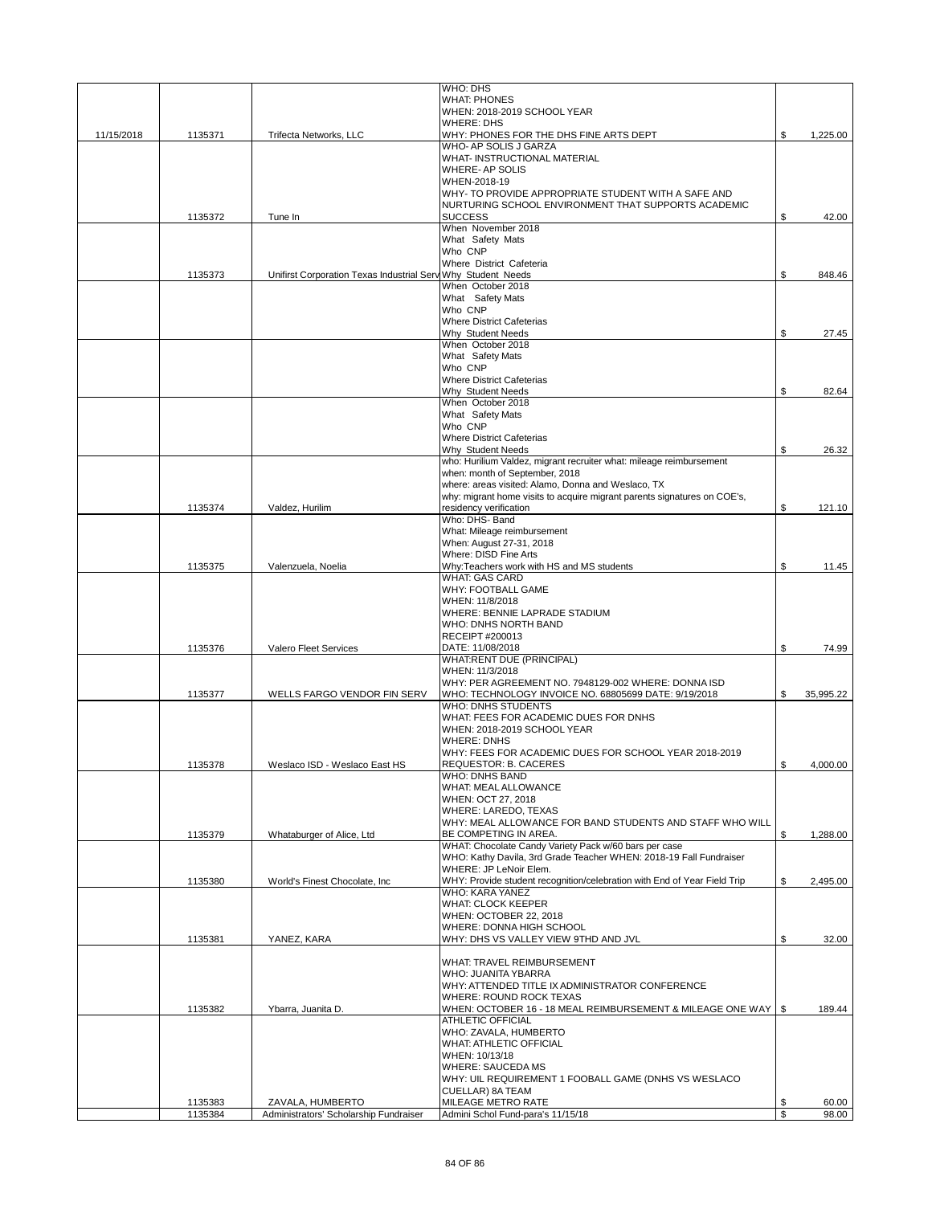| | | | | |
|---|---|---|---|---|
| 11/15/2018 | 1135371 | Trifecta Networks, LLC | WHO: DHS<br>WHAT: PHONES<br>WHEN: 2018-2019 SCHOOL YEAR<br>WHERE: DHS<br>WHY: PHONES FOR THE DHS FINE ARTS DEPT | $ 1,225.00 |
| | 1135372 | Tune In | WHO- AP SOLIS J GARZA<br>WHAT- INSTRUCTIONAL MATERIAL<br>WHERE- AP SOLIS<br>WHEN-2018-19<br>WHY- TO PROVIDE APPROPRIATE STUDENT WITH A SAFE AND NURTURING SCHOOL ENVIRONMENT THAT SUPPORTS ACADEMIC SUCCESS | $ 42.00 |
| | 1135373 | Unifirst Corporation Texas Industrial Serv | When November 2018<br>What Safety Mats<br>Who CNP<br>Where District Cafeteria<br>Why Student Needs | $ 848.46 |
| | | | When October 2018<br>What Safety Mats<br>Who CNP<br>Where District Cafeterias<br>Why Student Needs | $ 27.45 |
| | | | When October 2018<br>What Safety Mats<br>Who CNP<br>Where District Cafeterias<br>Why Student Needs | $ 82.64 |
| | | | When October 2018<br>What Safety Mats<br>Who CNP<br>Where District Cafeterias<br>Why Student Needs | $ 26.32 |
| | 1135374 | Valdez, Hurilim | who: Hurilium Valdez, migrant recruiter what: mileage reimbursement<br>when: month of September, 2018<br>where: areas visited: Alamo, Donna and Weslaco, TX<br>why: migrant home visits to acquire migrant parents signatures on COE's, residency verification | $ 121.10 |
| | 1135375 | Valenzuela, Noelia | Who: DHS- Band<br>What: Mileage reimbursement<br>When: August 27-31, 2018<br>Where: DISD Fine Arts<br>Why:Teachers work with HS and MS students | $ 11.45 |
| | 1135376 | Valero Fleet Services | WHAT: GAS CARD<br>WHY: FOOTBALL GAME<br>WHEN: 11/8/2018<br>WHERE: BENNIE LAPRADE STADIUM<br>WHO: DNHS NORTH BAND<br>RECEIPT #200013<br>DATE: 11/08/2018 | $ 74.99 |
| | 1135377 | WELLS FARGO VENDOR FIN SERV | WHAT:RENT DUE (PRINCIPAL)<br>WHEN: 11/3/2018<br>WHY: PER AGREEMENT NO. 7948129-002 WHERE: DONNA ISD<br>WHO: TECHNOLOGY INVOICE NO. 68805699 DATE: 9/19/2018 | $ 35,995.22 |
| | 1135378 | Weslaco ISD - Weslaco East HS | WHO: DNHS STUDENTS<br>WHAT: FEES FOR ACADEMIC DUES FOR DNHS<br>WHEN: 2018-2019 SCHOOL YEAR<br>WHERE: DNHS<br>WHY: FEES FOR ACADEMIC DUES FOR SCHOOL YEAR 2018-2019<br>REQUESTOR: B. CACERES | $ 4,000.00 |
| | 1135379 | Whataburger of Alice, Ltd | WHO: DNHS BAND<br>WHAT: MEAL ALLOWANCE<br>WHEN: OCT 27, 2018<br>WHERE: LAREDO, TEXAS<br>WHY: MEAL ALLOWANCE FOR BAND STUDENTS AND STAFF WHO WILL BE COMPETING IN AREA. | $ 1,288.00 |
| | 1135380 | World's Finest Chocolate, Inc | WHAT: Chocolate Candy Variety Pack w/60 bars per case<br>WHO: Kathy Davila, 3rd Grade Teacher WHEN: 2018-19 Fall Fundraiser<br>WHERE: JP LeNoir Elem.<br>WHY: Provide student recognition/celebration with End of Year Field Trip | $ 2,495.00 |
| | 1135381 | YANEZ, KARA | WHO: KARA YANEZ<br>WHAT: CLOCK KEEPER<br>WHEN: OCTOBER 22, 2018<br>WHERE: DONNA HIGH SCHOOL<br>WHY: DHS VS VALLEY VIEW 9THD AND JVL | $ 32.00 |
| | 1135382 | Ybarra, Juanita D. | WHAT: TRAVEL REIMBURSEMENT<br>WHO: JUANITA YBARRA<br>WHY: ATTENDED TITLE IX ADMINISTRATOR CONFERENCE<br>WHERE: ROUND ROCK TEXAS<br>WHEN: OCTOBER 16 - 18 MEAL REIMBURSEMENT & MILEAGE ONE WAY | $ 189.44 |
| | 1135383 | ZAVALA, HUMBERTO | ATHLETIC OFFICIAL<br>WHO: ZAVALA, HUMBERTO<br>WHAT: ATHLETIC OFFICIAL<br>WHEN: 10/13/18<br>WHERE: SAUCEDA MS<br>WHY: UIL REQUIREMENT 1 FOOBALL GAME (DNHS VS WESLACO CUELLAR) 8A TEAM<br>MILEAGE METRO RATE | $ 60.00 |
| | 1135384 | Administrators' Scholarship Fundraiser | Admini Schol Fund-para's 11/15/18 | $ 98.00 |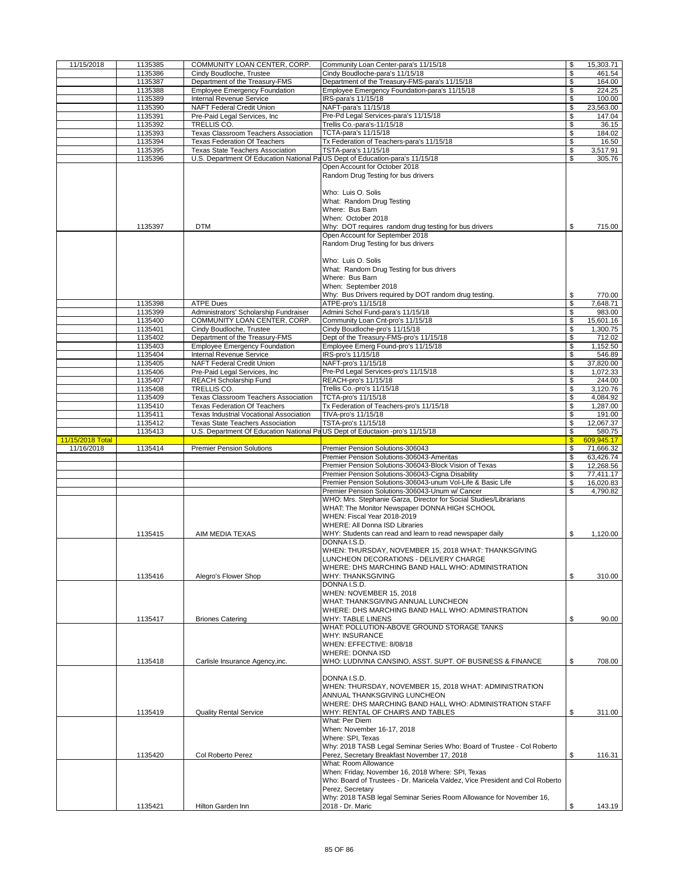| | | | | | |
|---|---|---|---|---|---|
| 11/15/2018 | 1135385 | COMMUNITY LOAN CENTER, CORP. | Community Loan Center-para's 11/15/18 | $ | 15,303.71 |
| | 1135386 | Cindy Boudloche, Trustee | Cindy Boudloche-para's 11/15/18 | $ | 461.54 |
| | 1135387 | Department of the Treasury-FMS | Department of the Treasury-FMS-para's 11/15/18 | $ | 164.00 |
| | 1135388 | Employee Emergency Foundation | Employee Emergency Foundation-para's 11/15/18 | $ | 224.25 |
| | 1135389 | Internal Revenue Service | IRS-para's 11/15/18 | $ | 100.00 |
| | 1135390 | NAFT Federal Credit Union | NAFT-para's 11/15/18 | $ | 23,563.00 |
| | 1135391 | Pre-Paid Legal Services, Inc | Pre-Pd Legal Services-para's 11/15/18 | $ | 147.04 |
| | 1135392 | TRELLIS CO. | Trellis Co.-para's-11/15/18 | $ | 36.15 |
| | 1135393 | Texas Classroom Teachers Association | TCTA-para's 11/15/18 | $ | 184.02 |
| | 1135394 | Texas Federation Of Teachers | Tx Federation of Teachers-para's 11/15/18 | $ | 16.50 |
| | 1135395 | Texas State Teachers Association | TSTA-para's 11/15/18 | $ | 3,517.91 |
| | 1135396 | U.S. Department Of Education National Pa | US Dept of Education-para's 11/15/18 | $ | 305.76 |
| | 1135397 | DTM | Open Account for October 2018<br>Random Drug Testing for bus drivers<br><br>Who: Luis O. Solis<br>What: Random Drug Testing<br>Where: Bus Barn<br>When: October 2018<br>Why: DOT requires random drug testing for bus drivers | $ | 715.00 |
| | | | Open Account for September 2018<br>Random Drug Testing for bus drivers<br><br>Who: Luis O. Solis<br>What: Random Drug Testing for bus drivers<br>Where: Bus Barn<br>When: September 2018<br>Why: Bus Drivers required by DOT random drug testing. | $ | 770.00 |
| | 1135398 | ATPE Dues | ATPE-pro's 11/15/18 | $ | 7,648.71 |
| | 1135399 | Administrators' Scholarship Fundraiser | Admini Schol Fund-para's 11/15/18 | $ | 983.00 |
| | 1135400 | COMMUNITY LOAN CENTER, CORP. | Community Loan Cnt-pro's 11/15/18 | $ | 15,601.16 |
| | 1135401 | Cindy Boudloche, Trustee | Cindy Boudloche-pro's 11/15/18 | $ | 1,300.75 |
| | 1135402 | Department of the Treasury-FMS | Dept of the Treasury-FMS-pro's 11/15/18 | $ | 712.02 |
| | 1135403 | Employee Emergency Foundation | Employee Emerg Found-pro's 11/15/18 | $ | 1,152.50 |
| | 1135404 | Internal Revenue Service | IRS-pro's 11/15/18 | $ | 546.89 |
| | 1135405 | NAFT Federal Credit Union | NAFT-pro's 11/15/18 | $ | 37,820.00 |
| | 1135406 | Pre-Paid Legal Services, Inc | Pre-Pd Legal Services-pro's 11/15/18 | $ | 1,072.33 |
| | 1135407 | REACH Scholarship Fund | REACH-pro's 11/15/18 | $ | 244.00 |
| | 1135408 | TRELLIS CO. | Trellis Co.-pro's 11/15/18 | $ | 3,120.76 |
| | 1135409 | Texas Classroom Teachers Association | TCTA-pro's 11/15/18 | $ | 4,084.92 |
| | 1135410 | Texas Federation Of Teachers | Tx Federation of Teachers-pro's 11/15/18 | $ | 1,287.00 |
| | 1135411 | Texas Industrial Vocational Association | TIVA-pro's 11/15/18 | $ | 191.00 |
| | 1135412 | Texas State Teachers Association | TSTA-pro's 11/15/18 | $ | 12,067.37 |
| | 1135413 | U.S. Department Of Education National Pa | US Dept of Eductaion -pro's 11/15/18 | $ | 580.75 |
| 11/15/2018 Total | | | | $ | 609,945.17 |
| 11/16/2018 | 1135414 | Premier Pension Solutions | Premier Pension Solutions-306043 | $ | 71,666.32 |
| | | | Premier Pension Solutions-306043-Ameritas | $ | 63,426.74 |
| | | | Premier Pension Solutions-306043-Block Vision of Texas | $ | 12,268.56 |
| | | | Premier Pension Solutions-306043-Cigna Disability | $ | 77,411.17 |
| | | | Premier Pension Solutions-306043-unum Vol-Life & Basic Life | $ | 16,020.83 |
| | | | Premier Pension Solutions-306043-Unum w/ Cancer | $ | 4,790.82 |
| | 1135415 | AIM MEDIA TEXAS | WHO: Mrs. Stephanie Garza, Director for Social Studies/Librarians<br>WHAT: The Monitor Newspaper DONNA HIGH SCHOOL<br>WHEN: Fiscal Year 2018-2019<br>WHERE: All Donna ISD Libraries<br>WHY: Students can read and learn to read newspaper daily | $ | 1,120.00 |
| | 1135416 | Alegro's Flower Shop | DONNA I.S.D.<br>WHEN: THURSDAY, NOVEMBER 15, 2018 WHAT: THANKSGIVING LUNCHEON DECORATIONS - DELIVERY CHARGE<br>WHERE: DHS MARCHING BAND HALL WHO: ADMINISTRATION<br>WHY: THANKSGIVING | $ | 310.00 |
| | 1135417 | Briones Catering | DONNA I.S.D.<br>WHEN: NOVEMBER 15, 2018<br>WHAT: THANKSGIVING ANNUAL LUNCHEON<br>WHERE: DHS MARCHING BAND HALL WHO: ADMINISTRATION<br>WHY: TABLE LINENS | $ | 90.00 |
| | 1135418 | Carlisle Insurance Agency,inc. | WHAT: POLLUTION-ABOVE GROUND STORAGE TANKS<br>WHY: INSURANCE<br>WHEN: EFFECTIVE: 8/08/18<br>WHERE: DONNA ISD<br>WHO: LUDIVINA CANSINO, ASST. SUPT. OF BUSINESS & FINANCE | $ | 708.00 |
| | 1135419 | Quality Rental Service | DONNA I.S.D.<br>WHEN: THURSDAY, NOVEMBER 15, 2018 WHAT: ADMINISTRATION ANNUAL THANKSGIVING LUNCHEON<br>WHERE: DHS MARCHING BAND HALL WHO: ADMINISTRATION STAFF<br>WHY: RENTAL OF CHAIRS AND TABLES | $ | 311.00 |
| | 1135420 | Col Roberto Perez | What: Per Diem<br>When: November 16-17, 2018<br>Where: SPI, Texas<br>Why: 2018 TASB Legal Seminar Series Who: Board of Trustee - Col Roberto Perez, Secretary Breakfast November 17, 2018 | $ | 116.31 |
| | 1135421 | Hilton Garden Inn | What: Room Allowance<br>When: Friday, November 16, 2018 Where: SPI, Texas<br>Who: Board of Trustees - Dr. Maricela Valdez, Vice President and Col Roberto Perez, Secretary<br>Why: 2018 TASB legal Seminar Series Room Allowance for November 16, 2018 - Dr. Maric | $ | 143.19 |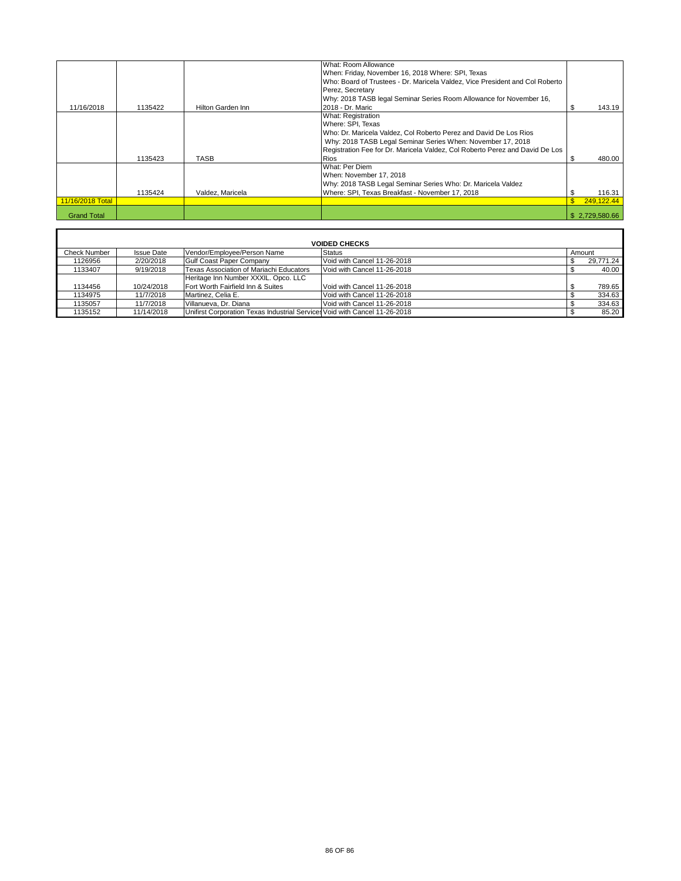| | | | | |
|---|---|---|---|---|
| 11/16/2018 | 1135422 | Hilton Garden Inn | What: Room Allowance<br>When: Friday, November 16, 2018 Where: SPI, Texas<br>Who: Board of Trustees - Dr. Maricela Valdez, Vice President and Col Roberto Perez, Secretary<br>Why: 2018 TASB legal Seminar Series Room Allowance for November 16, 2018 - Dr. Maric | $ 143.19 |
| | 1135423 | TASB | What: Registration<br>Where: SPI, Texas<br>Who: Dr. Maricela Valdez, Col Roberto Perez and David De Los Rios<br>Why: 2018 TASB Legal Seminar Series When: November 17, 2018<br>Registration Fee for Dr. Maricela Valdez, Col Roberto Perez and David De Los Rios | $ 480.00 |
| | 1135424 | Valdez, Maricela | What: Per Diem<br>When: November 17, 2018<br>Why: 2018 TASB Legal Seminar Series Who: Dr. Maricela Valdez<br>Where: SPI, Texas Breakfast - November 17, 2018 | $ 116.31 |
| 11/16/2018 Total | | | | $ 249,122.44 |
| Grand Total | | | | $ 2,729,580.66 |

**VOIDED CHECKS**

| Check Number | Issue Date | Vendor/Employee/Person Name | Status | Amount |
|---|---|---|---|---|
| 1126956 | 2/20/2018 | Gulf Coast Paper Company | Void with Cancel 11-26-2018 | $ 29,771.24 |
| 1133407 | 9/19/2018 | Texas Association of Mariachi Educators | Void with Cancel 11-26-2018 | $ 40.00 |
| 1134456 | 10/24/2018 | Heritage Inn Number XXXIL. Opco. LLC Fort Worth Fairfield Inn & Suites | Void with Cancel 11-26-2018 | $ 789.65 |
| 1134975 | 11/7/2018 | Martinez, Celia E. | Void with Cancel 11-26-2018 | $ 334.63 |
| 1135057 | 11/7/2018 | Villanueva, Dr. Diana | Void with Cancel 11-26-2018 | $ 334.63 |
| 1135152 | 11/14/2018 | Unifirst Corporation Texas Industrial Services | Void with Cancel 11-26-2018 | $ 85.20 |